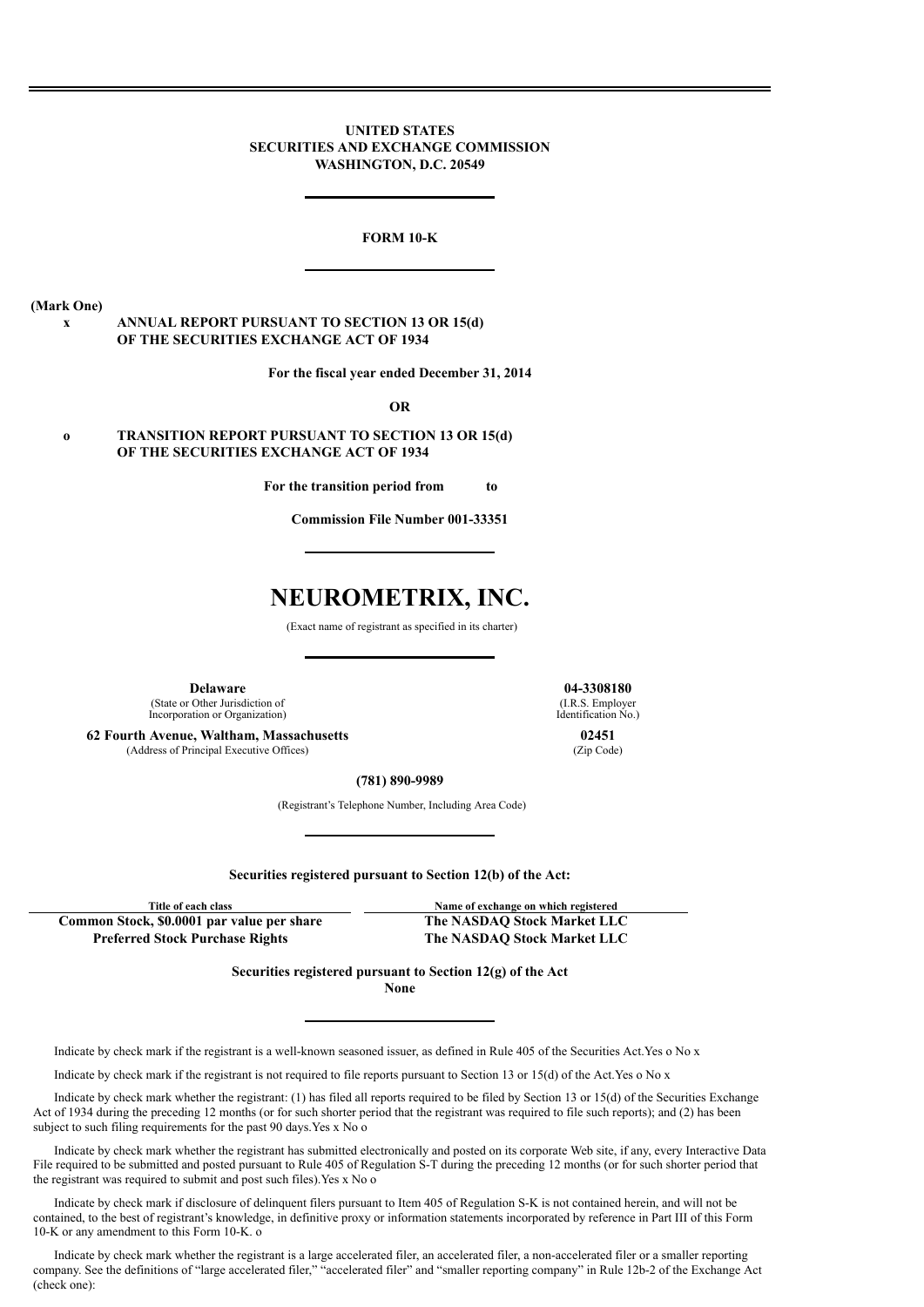**UNITED STATES**
**SECURITIES AND EXCHANGE COMMISSION**
**WASHINGTON, D.C. 20549**

---

**FORM 10-K**

---

**(Mark One)**

x **ANNUAL REPORT PURSUANT TO SECTION 13 OR 15(d) OF THE SECURITIES EXCHANGE ACT OF 1934**

**For the fiscal year ended December 31, 2014**

**OR**

o **TRANSITION REPORT PURSUANT TO SECTION 13 OR 15(d) OF THE SECURITIES EXCHANGE ACT OF 1934**

**For the transition period from to**

**Commission File Number 001-33351**

---

# NEUROMETRIX, INC.

(Exact name of registrant as specified in its charter)

---

| | |
|---|---|
| **Delaware** | **04-3308180** |
| (State or Other Jurisdiction of Incorporation or Organization) | (I.R.S. Employer Identification No.) |
| **62 Fourth Avenue, Waltham, Massachusetts** | **02451** |
| (Address of Principal Executive Offices) | (Zip Code) |

**(781) 890-9989**

(Registrant's Telephone Number, Including Area Code)

---

**Securities registered pursuant to Section 12(b) of the Act:**

| Title of each class | Name of exchange on which registered |
|---|---|
| **Common Stock, $0.0001 par value per share** | **The NASDAQ Stock Market LLC** |
| **Preferred Stock Purchase Rights** | **The NASDAQ Stock Market LLC** |

**Securities registered pursuant to Section 12(g) of the Act**
**None**

---

Indicate by check mark if the registrant is a well-known seasoned issuer, as defined in Rule 405 of the Securities Act.Yes o No x

Indicate by check mark if the registrant is not required to file reports pursuant to Section 13 or 15(d) of the Act.Yes o No x

Indicate by check mark whether the registrant: (1) has filed all reports required to be filed by Section 13 or 15(d) of the Securities Exchange Act of 1934 during the preceding 12 months (or for such shorter period that the registrant was required to file such reports); and (2) has been subject to such filing requirements for the past 90 days.Yes x No o

Indicate by check mark whether the registrant has submitted electronically and posted on its corporate Web site, if any, every Interactive Data File required to be submitted and posted pursuant to Rule 405 of Regulation S-T during the preceding 12 months (or for such shorter period that the registrant was required to submit and post such files).Yes x No o

Indicate by check mark if disclosure of delinquent filers pursuant to Item 405 of Regulation S-K is not contained herein, and will not be contained, to the best of registrant's knowledge, in definitive proxy or information statements incorporated by reference in Part III of this Form 10-K or any amendment to this Form 10-K. o

Indicate by check mark whether the registrant is a large accelerated filer, an accelerated filer, a non-accelerated filer or a smaller reporting company. See the definitions of "large accelerated filer," "accelerated filer" and "smaller reporting company" in Rule 12b-2 of the Exchange Act (check one):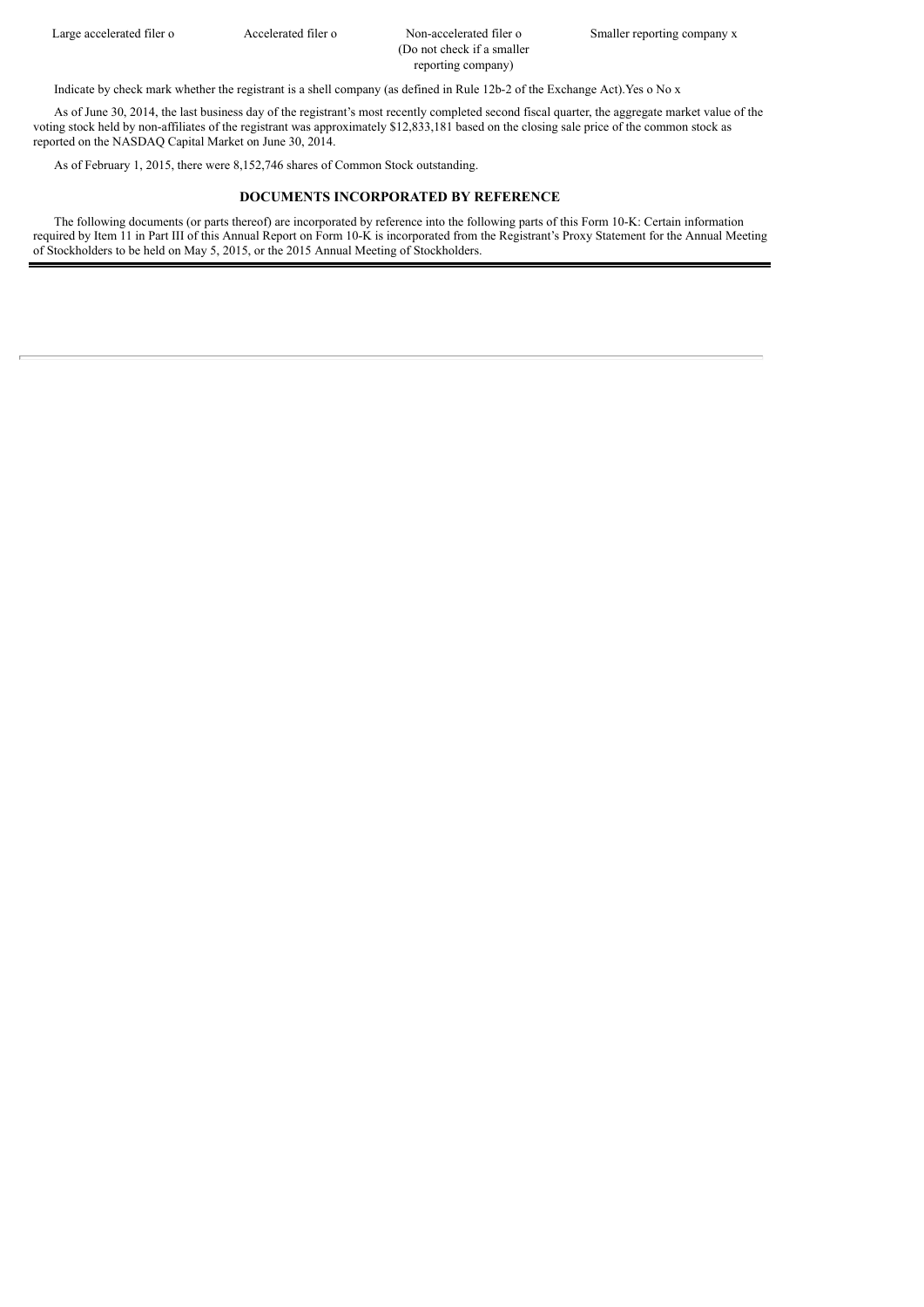| Large accelerated filer o | Accelerated filer o | Non-accelerated filer o (Do not check if a smaller reporting company) | Smaller reporting company x |
| --- | --- | --- | --- |

Indicate by check mark whether the registrant is a shell company (as defined in Rule 12b-2 of the Exchange Act).Yes o No x

As of June 30, 2014, the last business day of the registrant's most recently completed second fiscal quarter, the aggregate market value of the voting stock held by non-affiliates of the registrant was approximately $12,833,181 based on the closing sale price of the common stock as reported on the NASDAQ Capital Market on June 30, 2014.

As of February 1, 2015, there were 8,152,746 shares of Common Stock outstanding.

**DOCUMENTS INCORPORATED BY REFERENCE**

The following documents (or parts thereof) are incorporated by reference into the following parts of this Form 10-K: Certain information required by Item 11 in Part III of this Annual Report on Form 10-K is incorporated from the Registrant's Proxy Statement for the Annual Meeting of Stockholders to be held on May 5, 2015, or the 2015 Annual Meeting of Stockholders.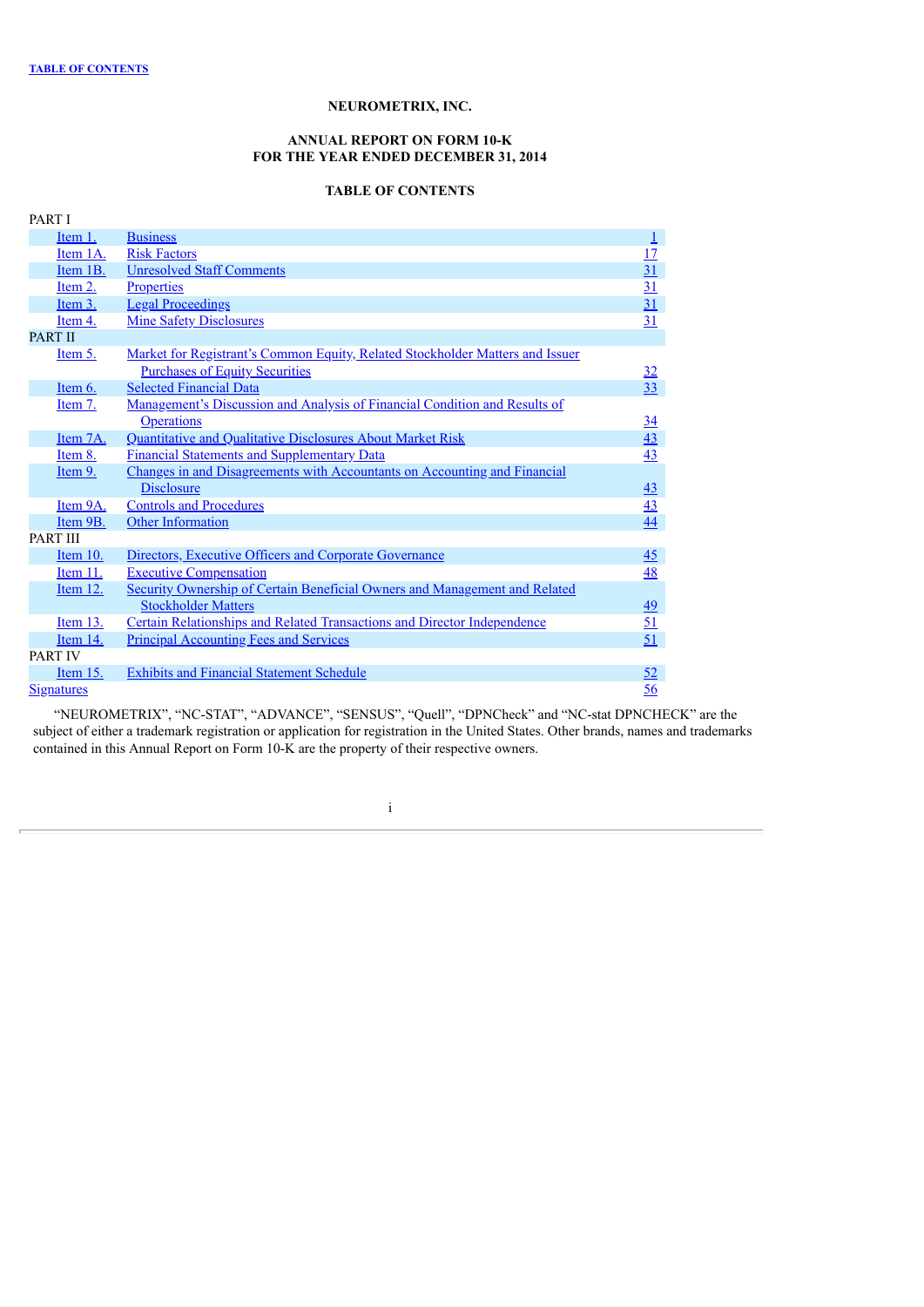**TABLE OF CONTENTS**

**NEUROMETRIX, INC.**

**ANNUAL REPORT ON FORM 10-K**
**FOR THE YEAR ENDED DECEMBER 31, 2014**

**TABLE OF CONTENTS**

| | | |
|---|---|---|
| PART I | | |
| Item 1. | Business | 1 |
| Item 1A. | Risk Factors | 17 |
| Item 1B. | Unresolved Staff Comments | 31 |
| Item 2. | Properties | 31 |
| Item 3. | Legal Proceedings | 31 |
| Item 4. | Mine Safety Disclosures | 31 |
| PART II | | |
| Item 5. | Market for Registrant's Common Equity, Related Stockholder Matters and Issuer Purchases of Equity Securities | 32 |
| Item 6. | Selected Financial Data | 33 |
| Item 7. | Management's Discussion and Analysis of Financial Condition and Results of Operations | 34 |
| Item 7A. | Quantitative and Qualitative Disclosures About Market Risk | 43 |
| Item 8. | Financial Statements and Supplementary Data | 43 |
| Item 9. | Changes in and Disagreements with Accountants on Accounting and Financial Disclosure | 43 |
| Item 9A. | Controls and Procedures | 43 |
| Item 9B. | Other Information | 44 |
| PART III | | |
| Item 10. | Directors, Executive Officers and Corporate Governance | 45 |
| Item 11. | Executive Compensation | 48 |
| Item 12. | Security Ownership of Certain Beneficial Owners and Management and Related Stockholder Matters | 49 |
| Item 13. | Certain Relationships and Related Transactions and Director Independence | 51 |
| Item 14. | Principal Accounting Fees and Services | 51 |
| PART IV | | |
| Item 15. | Exhibits and Financial Statement Schedule | 52 |
| Signatures | | 56 |

"NEUROMETRIX", "NC-STAT", "ADVANCE", "SENSUS", "Quell", "DPNCheck" and "NC-stat DPNCHECK" are the subject of either a trademark registration or application for registration in the United States. Other brands, names and trademarks contained in this Annual Report on Form 10-K are the property of their respective owners.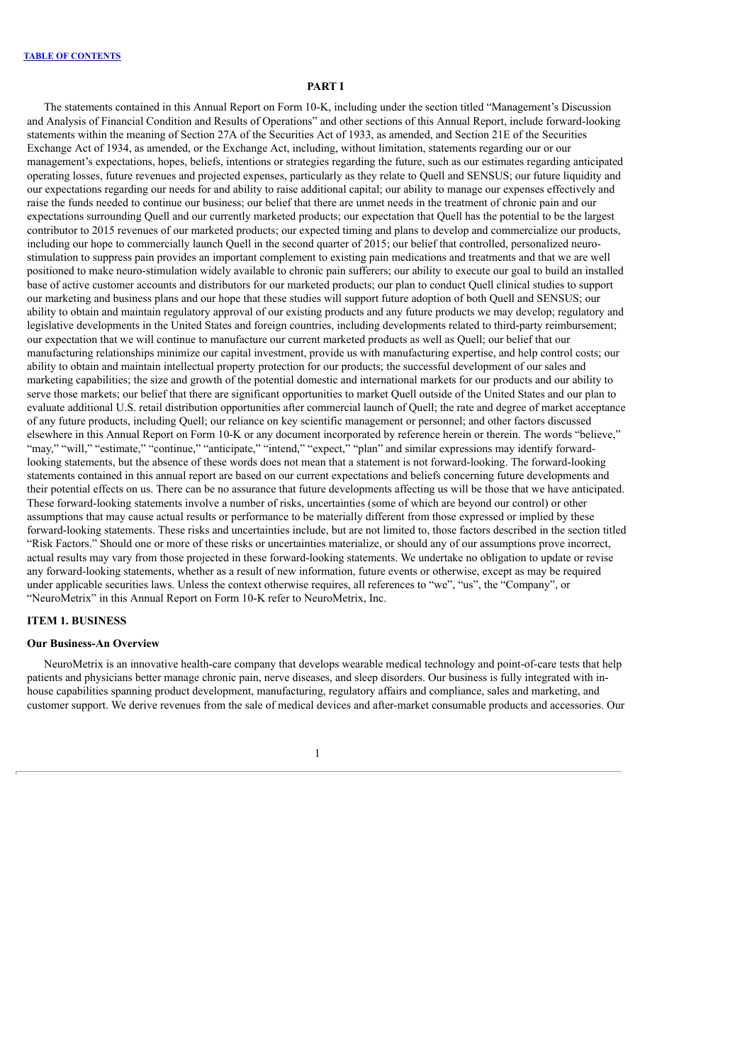**PART I**

The statements contained in this Annual Report on Form 10-K, including under the section titled "Management's Discussion and Analysis of Financial Condition and Results of Operations" and other sections of this Annual Report, include forward-looking statements within the meaning of Section 27A of the Securities Act of 1933, as amended, and Section 21E of the Securities Exchange Act of 1934, as amended, or the Exchange Act, including, without limitation, statements regarding our or our management's expectations, hopes, beliefs, intentions or strategies regarding the future, such as our estimates regarding anticipated operating losses, future revenues and projected expenses, particularly as they relate to Quell and SENSUS; our future liquidity and our expectations regarding our needs for and ability to raise additional capital; our ability to manage our expenses effectively and raise the funds needed to continue our business; our belief that there are unmet needs in the treatment of chronic pain and our expectations surrounding Quell and our currently marketed products; our expectation that Quell has the potential to be the largest contributor to 2015 revenues of our marketed products; our expected timing and plans to develop and commercialize our products, including our hope to commercially launch Quell in the second quarter of 2015; our belief that controlled, personalized neuro-stimulation to suppress pain provides an important complement to existing pain medications and treatments and that we are well positioned to make neuro-stimulation widely available to chronic pain sufferers; our ability to execute our goal to build an installed base of active customer accounts and distributors for our marketed products; our plan to conduct Quell clinical studies to support our marketing and business plans and our hope that these studies will support future adoption of both Quell and SENSUS; our ability to obtain and maintain regulatory approval of our existing products and any future products we may develop; regulatory and legislative developments in the United States and foreign countries, including developments related to third-party reimbursement; our expectation that we will continue to manufacture our current marketed products as well as Quell; our belief that our manufacturing relationships minimize our capital investment, provide us with manufacturing expertise, and help control costs; our ability to obtain and maintain intellectual property protection for our products; the successful development of our sales and marketing capabilities; the size and growth of the potential domestic and international markets for our products and our ability to serve those markets; our belief that there are significant opportunities to market Quell outside of the United States and our plan to evaluate additional U.S. retail distribution opportunities after commercial launch of Quell; the rate and degree of market acceptance of any future products, including Quell; our reliance on key scientific management or personnel; and other factors discussed elsewhere in this Annual Report on Form 10-K or any document incorporated by reference herein or therein. The words "believe," "may," "will," "estimate," "continue," "anticipate," "intend," "expect," "plan" and similar expressions may identify forward-looking statements, but the absence of these words does not mean that a statement is not forward-looking. The forward-looking statements contained in this annual report are based on our current expectations and beliefs concerning future developments and their potential effects on us. There can be no assurance that future developments affecting us will be those that we have anticipated. These forward-looking statements involve a number of risks, uncertainties (some of which are beyond our control) or other assumptions that may cause actual results or performance to be materially different from those expressed or implied by these forward-looking statements. These risks and uncertainties include, but are not limited to, those factors described in the section titled "Risk Factors." Should one or more of these risks or uncertainties materialize, or should any of our assumptions prove incorrect, actual results may vary from those projected in these forward-looking statements. We undertake no obligation to update or revise any forward-looking statements, whether as a result of new information, future events or otherwise, except as may be required under applicable securities laws. Unless the context otherwise requires, all references to "we", "us", the "Company", or "NeuroMetrix" in this Annual Report on Form 10-K refer to NeuroMetrix, Inc.

## ITEM 1. BUSINESS

### Our Business-An Overview

NeuroMetrix is an innovative health-care company that develops wearable medical technology and point-of-care tests that help patients and physicians better manage chronic pain, nerve diseases, and sleep disorders. Our business is fully integrated with in-house capabilities spanning product development, manufacturing, regulatory affairs and compliance, sales and marketing, and customer support. We derive revenues from the sale of medical devices and after-market consumable products and accessories. Our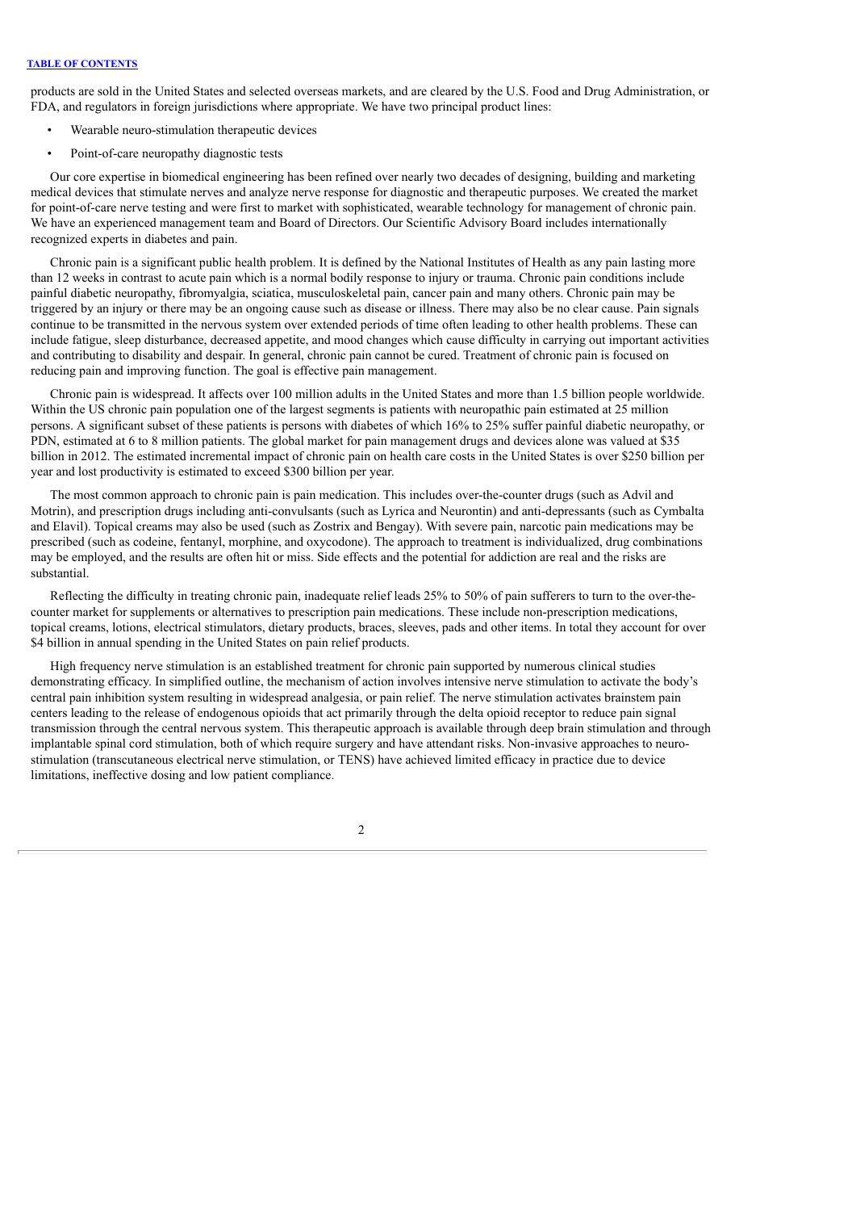products are sold in the United States and selected overseas markets, and are cleared by the U.S. Food and Drug Administration, or FDA, and regulators in foreign jurisdictions where appropriate. We have two principal product lines:

- Wearable neuro-stimulation therapeutic devices
- Point-of-care neuropathy diagnostic tests

Our core expertise in biomedical engineering has been refined over nearly two decades of designing, building and marketing medical devices that stimulate nerves and analyze nerve response for diagnostic and therapeutic purposes. We created the market for point-of-care nerve testing and were first to market with sophisticated, wearable technology for management of chronic pain. We have an experienced management team and Board of Directors. Our Scientific Advisory Board includes internationally recognized experts in diabetes and pain.

Chronic pain is a significant public health problem. It is defined by the National Institutes of Health as any pain lasting more than 12 weeks in contrast to acute pain which is a normal bodily response to injury or trauma. Chronic pain conditions include painful diabetic neuropathy, fibromyalgia, sciatica, musculoskeletal pain, cancer pain and many others. Chronic pain may be triggered by an injury or there may be an ongoing cause such as disease or illness. There may also be no clear cause. Pain signals continue to be transmitted in the nervous system over extended periods of time often leading to other health problems. These can include fatigue, sleep disturbance, decreased appetite, and mood changes which cause difficulty in carrying out important activities and contributing to disability and despair. In general, chronic pain cannot be cured. Treatment of chronic pain is focused on reducing pain and improving function. The goal is effective pain management.

Chronic pain is widespread. It affects over 100 million adults in the United States and more than 1.5 billion people worldwide. Within the US chronic pain population one of the largest segments is patients with neuropathic pain estimated at 25 million persons. A significant subset of these patients is persons with diabetes of which 16% to 25% suffer painful diabetic neuropathy, or PDN, estimated at 6 to 8 million patients. The global market for pain management drugs and devices alone was valued at $35 billion in 2012. The estimated incremental impact of chronic pain on health care costs in the United States is over $250 billion per year and lost productivity is estimated to exceed $300 billion per year.

The most common approach to chronic pain is pain medication. This includes over-the-counter drugs (such as Advil and Motrin), and prescription drugs including anti-convulsants (such as Lyrica and Neurontin) and anti-depressants (such as Cymbalta and Elavil). Topical creams may also be used (such as Zostrix and Bengay). With severe pain, narcotic pain medications may be prescribed (such as codeine, fentanyl, morphine, and oxycodone). The approach to treatment is individualized, drug combinations may be employed, and the results are often hit or miss. Side effects and the potential for addiction are real and the risks are substantial.

Reflecting the difficulty in treating chronic pain, inadequate relief leads 25% to 50% of pain sufferers to turn to the over-the-counter market for supplements or alternatives to prescription pain medications. These include non-prescription medications, topical creams, lotions, electrical stimulators, dietary products, braces, sleeves, pads and other items. In total they account for over $4 billion in annual spending in the United States on pain relief products.

High frequency nerve stimulation is an established treatment for chronic pain supported by numerous clinical studies demonstrating efficacy. In simplified outline, the mechanism of action involves intensive nerve stimulation to activate the body's central pain inhibition system resulting in widespread analgesia, or pain relief. The nerve stimulation activates brainstem pain centers leading to the release of endogenous opioids that act primarily through the delta opioid receptor to reduce pain signal transmission through the central nervous system. This therapeutic approach is available through deep brain stimulation and through implantable spinal cord stimulation, both of which require surgery and have attendant risks. Non-invasive approaches to neuro-stimulation (transcutaneous electrical nerve stimulation, or TENS) have achieved limited efficacy in practice due to device limitations, ineffective dosing and low patient compliance.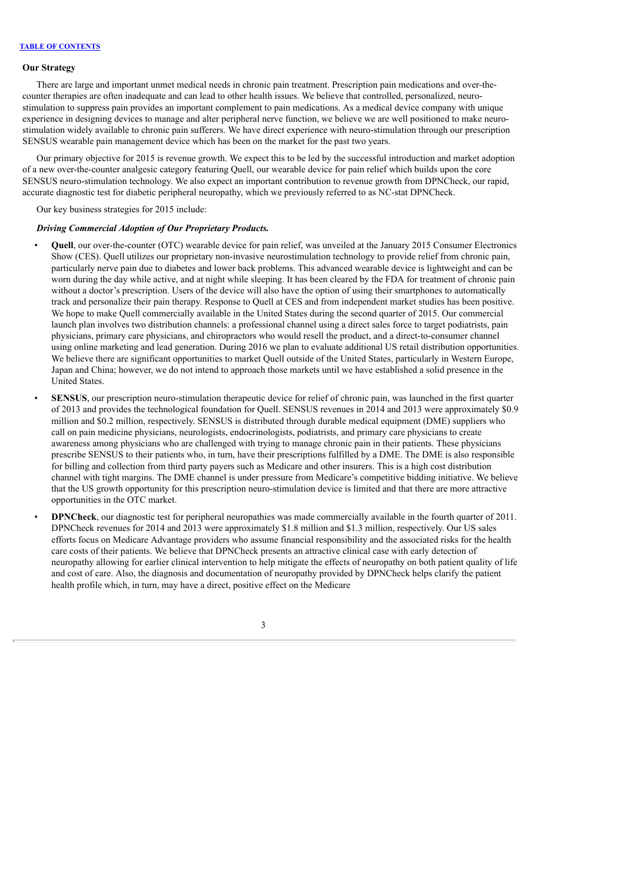### Our Strategy

There are large and important unmet medical needs in chronic pain treatment. Prescription pain medications and over-the-counter therapies are often inadequate and can lead to other health issues. We believe that controlled, personalized, neuro-stimulation to suppress pain provides an important complement to pain medications. As a medical device company with unique experience in designing devices to manage and alter peripheral nerve function, we believe we are well positioned to make neuro-stimulation widely available to chronic pain sufferers. We have direct experience with neuro-stimulation through our prescription SENSUS wearable pain management device which has been on the market for the past two years.

Our primary objective for 2015 is revenue growth. We expect this to be led by the successful introduction and market adoption of a new over-the-counter analgesic category featuring Quell, our wearable device for pain relief which builds upon the core SENSUS neuro-stimulation technology. We also expect an important contribution to revenue growth from DPNCheck, our rapid, accurate diagnostic test for diabetic peripheral neuropathy, which we previously referred to as NC-stat DPNCheck.

Our key business strategies for 2015 include:

***Driving Commercial Adoption of Our Proprietary Products.***

- **Quell**, our over-the-counter (OTC) wearable device for pain relief, was unveiled at the January 2015 Consumer Electronics Show (CES). Quell utilizes our proprietary non-invasive neurostimulation technology to provide relief from chronic pain, particularly nerve pain due to diabetes and lower back problems. This advanced wearable device is lightweight and can be worn during the day while active, and at night while sleeping. It has been cleared by the FDA for treatment of chronic pain without a doctor's prescription. Users of the device will also have the option of using their smartphones to automatically track and personalize their pain therapy. Response to Quell at CES and from independent market studies has been positive. We hope to make Quell commercially available in the United States during the second quarter of 2015. Our commercial launch plan involves two distribution channels: a professional channel using a direct sales force to target podiatrists, pain physicians, primary care physicians, and chiropractors who would resell the product, and a direct-to-consumer channel using online marketing and lead generation. During 2016 we plan to evaluate additional US retail distribution opportunities. We believe there are significant opportunities to market Quell outside of the United States, particularly in Western Europe, Japan and China; however, we do not intend to approach those markets until we have established a solid presence in the United States.
- **SENSUS**, our prescription neuro-stimulation therapeutic device for relief of chronic pain, was launched in the first quarter of 2013 and provides the technological foundation for Quell. SENSUS revenues in 2014 and 2013 were approximately $0.9 million and $0.2 million, respectively. SENSUS is distributed through durable medical equipment (DME) suppliers who call on pain medicine physicians, neurologists, endocrinologists, podiatrists, and primary care physicians to create awareness among physicians who are challenged with trying to manage chronic pain in their patients. These physicians prescribe SENSUS to their patients who, in turn, have their prescriptions fulfilled by a DME. The DME is also responsible for billing and collection from third party payers such as Medicare and other insurers. This is a high cost distribution channel with tight margins. The DME channel is under pressure from Medicare's competitive bidding initiative. We believe that the US growth opportunity for this prescription neuro-stimulation device is limited and that there are more attractive opportunities in the OTC market.
- **DPNCheck**, our diagnostic test for peripheral neuropathies was made commercially available in the fourth quarter of 2011. DPNCheck revenues for 2014 and 2013 were approximately $1.8 million and $1.3 million, respectively. Our US sales efforts focus on Medicare Advantage providers who assume financial responsibility and the associated risks for the health care costs of their patients. We believe that DPNCheck presents an attractive clinical case with early detection of neuropathy allowing for earlier clinical intervention to help mitigate the effects of neuropathy on both patient quality of life and cost of care. Also, the diagnosis and documentation of neuropathy provided by DPNCheck helps clarify the patient health profile which, in turn, may have a direct, positive effect on the Medicare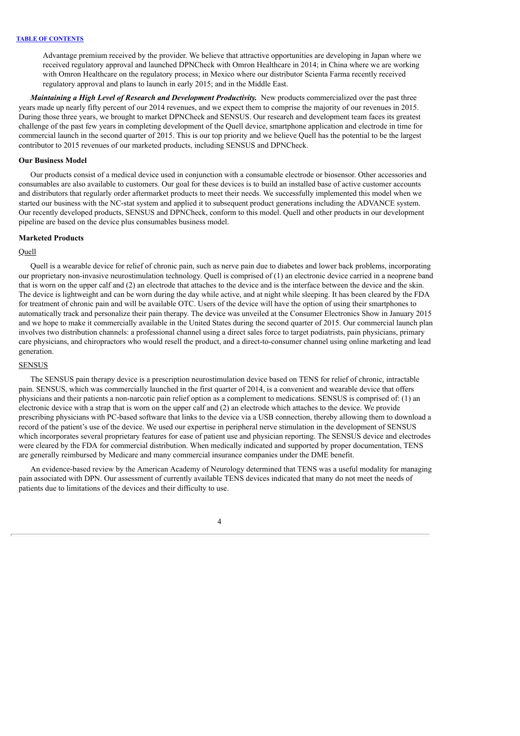Advantage premium received by the provider. We believe that attractive opportunities are developing in Japan where we received regulatory approval and launched DPNCheck with Omron Healthcare in 2014; in China where we are working with Omron Healthcare on the regulatory process; in Mexico where our distributor Scienta Farma recently received regulatory approval and plans to launch in early 2015; and in the Middle East.

***Maintaining a High Level of Research and Development Productivity.*** New products commercialized over the past three years made up nearly fifty percent of our 2014 revenues, and we expect them to comprise the majority of our revenues in 2015. During those three years, we brought to market DPNCheck and SENSUS. Our research and development team faces its greatest challenge of the past few years in completing development of the Quell device, smartphone application and electrode in time for commercial launch in the second quarter of 2015. This is our top priority and we believe Quell has the potential to be the largest contributor to 2015 revenues of our marketed products, including SENSUS and DPNCheck.

**Our Business Model**

Our products consist of a medical device used in conjunction with a consumable electrode or biosensor. Other accessories and consumables are also available to customers. Our goal for these devices is to build an installed base of active customer accounts and distributors that regularly order aftermarket products to meet their needs. We successfully implemented this model when we started our business with the NC-stat system and applied it to subsequent product generations including the ADVANCE system. Our recently developed products, SENSUS and DPNCheck, conform to this model. Quell and other products in our development pipeline are based on the device plus consumables business model.

**Marketed Products**

Quell

Quell is a wearable device for relief of chronic pain, such as nerve pain due to diabetes and lower back problems, incorporating our proprietary non-invasive neurostimulation technology. Quell is comprised of (1) an electronic device carried in a neoprene band that is worn on the upper calf and (2) an electrode that attaches to the device and is the interface between the device and the skin. The device is lightweight and can be worn during the day while active, and at night while sleeping. It has been cleared by the FDA for treatment of chronic pain and will be available OTC. Users of the device will have the option of using their smartphones to automatically track and personalize their pain therapy. The device was unveiled at the Consumer Electronics Show in January 2015 and we hope to make it commercially available in the United States during the second quarter of 2015. Our commercial launch plan involves two distribution channels: a professional channel using a direct sales force to target podiatrists, pain physicians, primary care physicians, and chiropractors who would resell the product, and a direct-to-consumer channel using online marketing and lead generation.

SENSUS

The SENSUS pain therapy device is a prescription neurostimulation device based on TENS for relief of chronic, intractable pain. SENSUS, which was commercially launched in the first quarter of 2014, is a convenient and wearable device that offers physicians and their patients a non-narcotic pain relief option as a complement to medications. SENSUS is comprised of: (1) an electronic device with a strap that is worn on the upper calf and (2) an electrode which attaches to the device. We provide prescribing physicians with PC-based software that links to the device via a USB connection, thereby allowing them to download a record of the patient's use of the device. We used our expertise in peripheral nerve stimulation in the development of SENSUS which incorporates several proprietary features for ease of patient use and physician reporting. The SENSUS device and electrodes were cleared by the FDA for commercial distribution. When medically indicated and supported by proper documentation, TENS are generally reimbursed by Medicare and many commercial insurance companies under the DME benefit.

An evidence-based review by the American Academy of Neurology determined that TENS was a useful modality for managing pain associated with DPN. Our assessment of currently available TENS devices indicated that many do not meet the needs of patients due to limitations of the devices and their difficulty to use.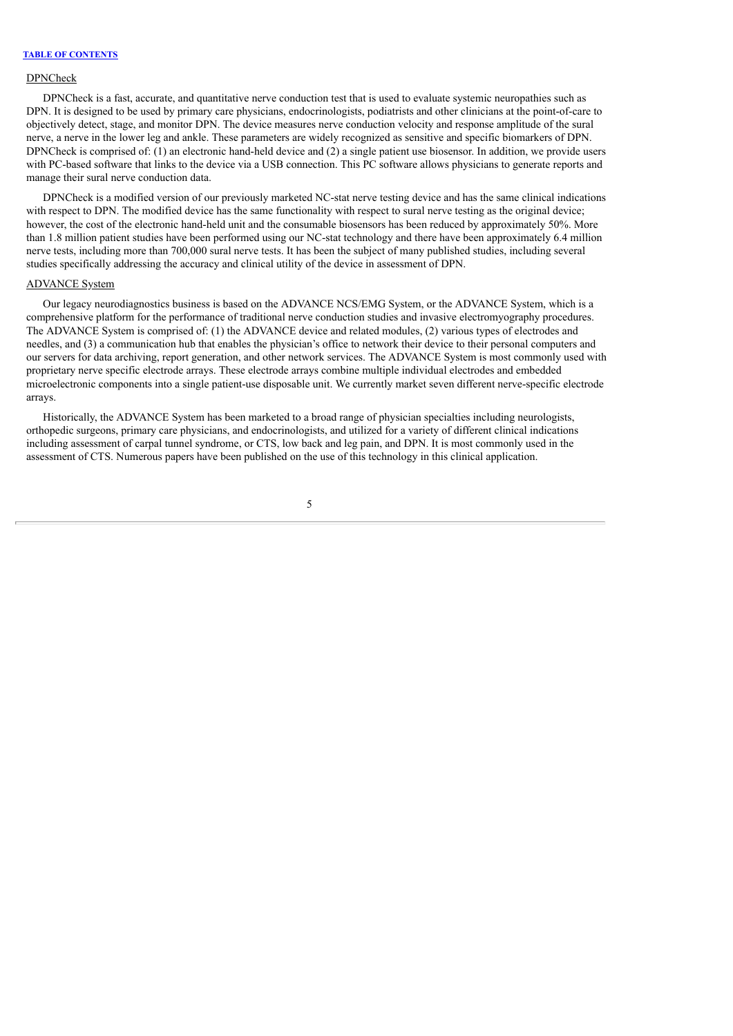## DPNCheck

DPNCheck is a fast, accurate, and quantitative nerve conduction test that is used to evaluate systemic neuropathies such as DPN. It is designed to be used by primary care physicians, endocrinologists, podiatrists and other clinicians at the point-of-care to objectively detect, stage, and monitor DPN. The device measures nerve conduction velocity and response amplitude of the sural nerve, a nerve in the lower leg and ankle. These parameters are widely recognized as sensitive and specific biomarkers of DPN. DPNCheck is comprised of: (1) an electronic hand-held device and (2) a single patient use biosensor. In addition, we provide users with PC-based software that links to the device via a USB connection. This PC software allows physicians to generate reports and manage their sural nerve conduction data.

DPNCheck is a modified version of our previously marketed NC-stat nerve testing device and has the same clinical indications with respect to DPN. The modified device has the same functionality with respect to sural nerve testing as the original device; however, the cost of the electronic hand-held unit and the consumable biosensors has been reduced by approximately 50%. More than 1.8 million patient studies have been performed using our NC-stat technology and there have been approximately 6.4 million nerve tests, including more than 700,000 sural nerve tests. It has been the subject of many published studies, including several studies specifically addressing the accuracy and clinical utility of the device in assessment of DPN.

## ADVANCE System

Our legacy neurodiagnostics business is based on the ADVANCE NCS/EMG System, or the ADVANCE System, which is a comprehensive platform for the performance of traditional nerve conduction studies and invasive electromyography procedures. The ADVANCE System is comprised of: (1) the ADVANCE device and related modules, (2) various types of electrodes and needles, and (3) a communication hub that enables the physician's office to network their device to their personal computers and our servers for data archiving, report generation, and other network services. The ADVANCE System is most commonly used with proprietary nerve specific electrode arrays. These electrode arrays combine multiple individual electrodes and embedded microelectronic components into a single patient-use disposable unit. We currently market seven different nerve-specific electrode arrays.

Historically, the ADVANCE System has been marketed to a broad range of physician specialties including neurologists, orthopedic surgeons, primary care physicians, and endocrinologists, and utilized for a variety of different clinical indications including assessment of carpal tunnel syndrome, or CTS, low back and leg pain, and DPN. It is most commonly used in the assessment of CTS. Numerous papers have been published on the use of this technology in this clinical application.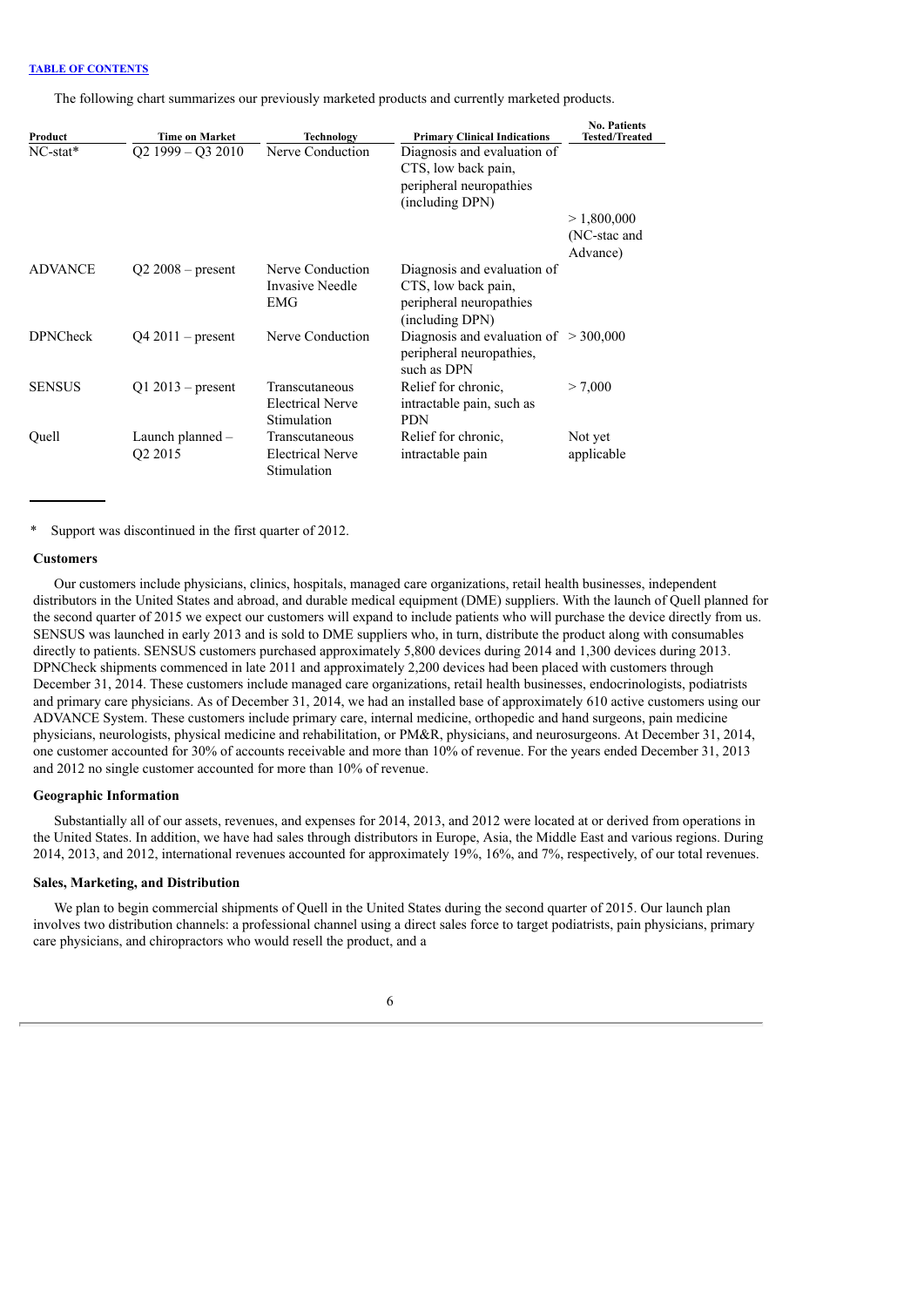The following chart summarizes our previously marketed products and currently marketed products.

| Product | Time on Market | Technology | Primary Clinical Indications | No. Patients Tested/Treated |
| --- | --- | --- | --- | --- |
| NC-stat* | Q2 1999 – Q3 2010 | Nerve Conduction | Diagnosis and evaluation of CTS, low back pain, peripheral neuropathies (including DPN) | > 1,800,000 (NC-stac and Advance) |
| ADVANCE | Q2 2008 – present | Nerve Conduction Invasive Needle EMG | Diagnosis and evaluation of CTS, low back pain, peripheral neuropathies (including DPN) | |
| DPNCheck | Q4 2011 – present | Nerve Conduction | Diagnosis and evaluation of peripheral neuropathies, such as DPN | > 300,000 |
| SENSUS | Q1 2013 – present | Transcutaneous Electrical Nerve Stimulation | Relief for chronic, intractable pain, such as PDN | > 7,000 |
| Quell | Launch planned – Q2 2015 | Transcutaneous Electrical Nerve Stimulation | Relief for chronic, intractable pain | Not yet applicable |

\* Support was discontinued in the first quarter of 2012.

**Customers**

Our customers include physicians, clinics, hospitals, managed care organizations, retail health businesses, independent distributors in the United States and abroad, and durable medical equipment (DME) suppliers. With the launch of Quell planned for the second quarter of 2015 we expect our customers will expand to include patients who will purchase the device directly from us. SENSUS was launched in early 2013 and is sold to DME suppliers who, in turn, distribute the product along with consumables directly to patients. SENSUS customers purchased approximately 5,800 devices during 2014 and 1,300 devices during 2013. DPNCheck shipments commenced in late 2011 and approximately 2,200 devices had been placed with customers through December 31, 2014. These customers include managed care organizations, retail health businesses, endocrinologists, podiatrists and primary care physicians. As of December 31, 2014, we had an installed base of approximately 610 active customers using our ADVANCE System. These customers include primary care, internal medicine, orthopedic and hand surgeons, pain medicine physicians, neurologists, physical medicine and rehabilitation, or PM&R, physicians, and neurosurgeons. At December 31, 2014, one customer accounted for 30% of accounts receivable and more than 10% of revenue. For the years ended December 31, 2013 and 2012 no single customer accounted for more than 10% of revenue.

**Geographic Information**

Substantially all of our assets, revenues, and expenses for 2014, 2013, and 2012 were located at or derived from operations in the United States. In addition, we have had sales through distributors in Europe, Asia, the Middle East and various regions. During 2014, 2013, and 2012, international revenues accounted for approximately 19%, 16%, and 7%, respectively, of our total revenues.

**Sales, Marketing, and Distribution**

We plan to begin commercial shipments of Quell in the United States during the second quarter of 2015. Our launch plan involves two distribution channels: a professional channel using a direct sales force to target podiatrists, pain physicians, primary care physicians, and chiropractors who would resell the product, and a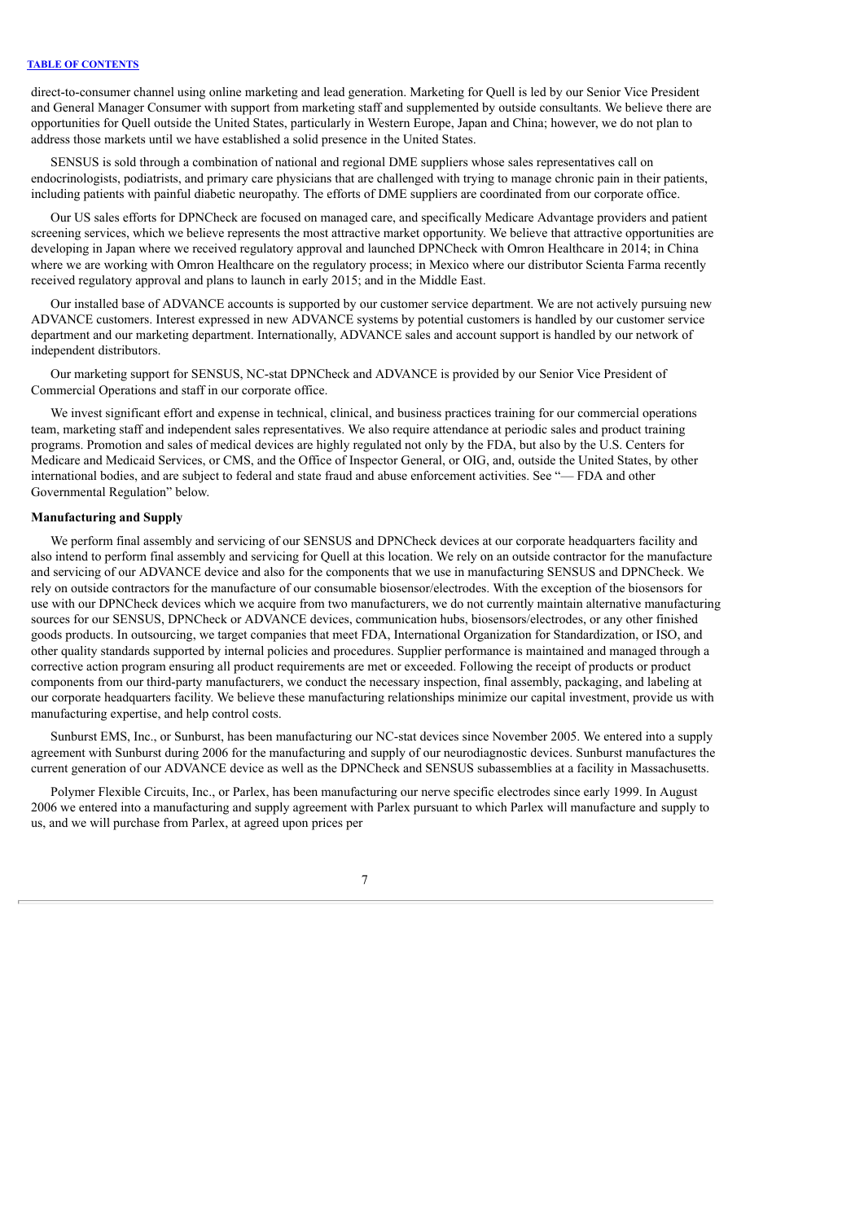direct-to-consumer channel using online marketing and lead generation. Marketing for Quell is led by our Senior Vice President and General Manager Consumer with support from marketing staff and supplemented by outside consultants. We believe there are opportunities for Quell outside the United States, particularly in Western Europe, Japan and China; however, we do not plan to address those markets until we have established a solid presence in the United States.

SENSUS is sold through a combination of national and regional DME suppliers whose sales representatives call on endocrinologists, podiatrists, and primary care physicians that are challenged with trying to manage chronic pain in their patients, including patients with painful diabetic neuropathy. The efforts of DME suppliers are coordinated from our corporate office.

Our US sales efforts for DPNCheck are focused on managed care, and specifically Medicare Advantage providers and patient screening services, which we believe represents the most attractive market opportunity. We believe that attractive opportunities are developing in Japan where we received regulatory approval and launched DPNCheck with Omron Healthcare in 2014; in China where we are working with Omron Healthcare on the regulatory process; in Mexico where our distributor Scienta Farma recently received regulatory approval and plans to launch in early 2015; and in the Middle East.

Our installed base of ADVANCE accounts is supported by our customer service department. We are not actively pursuing new ADVANCE customers. Interest expressed in new ADVANCE systems by potential customers is handled by our customer service department and our marketing department. Internationally, ADVANCE sales and account support is handled by our network of independent distributors.

Our marketing support for SENSUS, NC-stat DPNCheck and ADVANCE is provided by our Senior Vice President of Commercial Operations and staff in our corporate office.

We invest significant effort and expense in technical, clinical, and business practices training for our commercial operations team, marketing staff and independent sales representatives. We also require attendance at periodic sales and product training programs. Promotion and sales of medical devices are highly regulated not only by the FDA, but also by the U.S. Centers for Medicare and Medicaid Services, or CMS, and the Office of Inspector General, or OIG, and, outside the United States, by other international bodies, and are subject to federal and state fraud and abuse enforcement activities. See "— FDA and other Governmental Regulation" below.

**Manufacturing and Supply**

We perform final assembly and servicing of our SENSUS and DPNCheck devices at our corporate headquarters facility and also intend to perform final assembly and servicing for Quell at this location. We rely on an outside contractor for the manufacture and servicing of our ADVANCE device and also for the components that we use in manufacturing SENSUS and DPNCheck. We rely on outside contractors for the manufacture of our consumable biosensor/electrodes. With the exception of the biosensors for use with our DPNCheck devices which we acquire from two manufacturers, we do not currently maintain alternative manufacturing sources for our SENSUS, DPNCheck or ADVANCE devices, communication hubs, biosensors/electrodes, or any other finished goods products. In outsourcing, we target companies that meet FDA, International Organization for Standardization, or ISO, and other quality standards supported by internal policies and procedures. Supplier performance is maintained and managed through a corrective action program ensuring all product requirements are met or exceeded. Following the receipt of products or product components from our third-party manufacturers, we conduct the necessary inspection, final assembly, packaging, and labeling at our corporate headquarters facility. We believe these manufacturing relationships minimize our capital investment, provide us with manufacturing expertise, and help control costs.

Sunburst EMS, Inc., or Sunburst, has been manufacturing our NC-stat devices since November 2005. We entered into a supply agreement with Sunburst during 2006 for the manufacturing and supply of our neurodiagnostic devices. Sunburst manufactures the current generation of our ADVANCE device as well as the DPNCheck and SENSUS subassemblies at a facility in Massachusetts.

Polymer Flexible Circuits, Inc., or Parlex, has been manufacturing our nerve specific electrodes since early 1999. In August 2006 we entered into a manufacturing and supply agreement with Parlex pursuant to which Parlex will manufacture and supply to us, and we will purchase from Parlex, at agreed upon prices per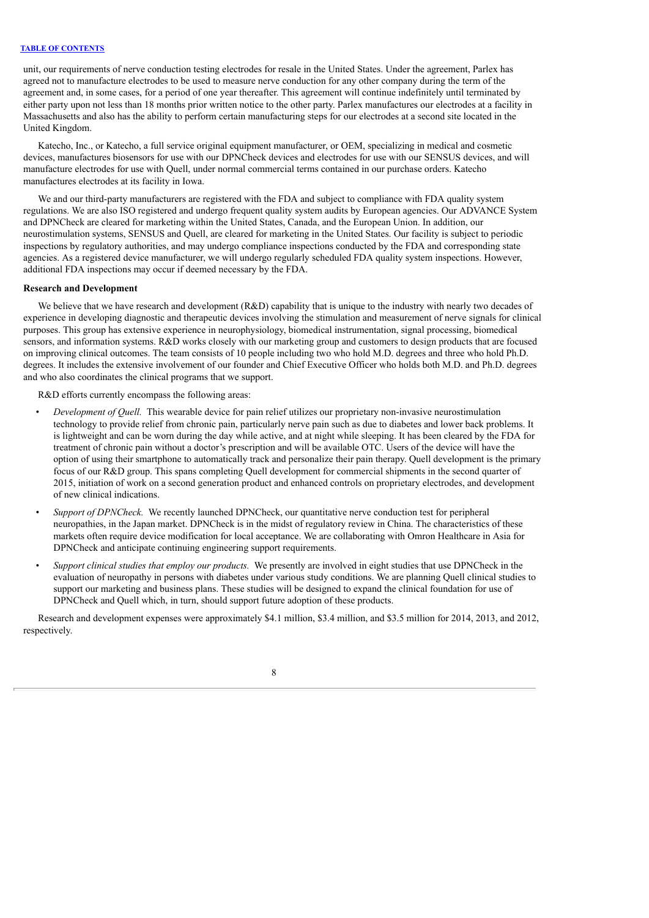unit, our requirements of nerve conduction testing electrodes for resale in the United States. Under the agreement, Parlex has agreed not to manufacture electrodes to be used to measure nerve conduction for any other company during the term of the agreement and, in some cases, for a period of one year thereafter. This agreement will continue indefinitely until terminated by either party upon not less than 18 months prior written notice to the other party. Parlex manufactures our electrodes at a facility in Massachusetts and also has the ability to perform certain manufacturing steps for our electrodes at a second site located in the United Kingdom.

Katecho, Inc., or Katecho, a full service original equipment manufacturer, or OEM, specializing in medical and cosmetic devices, manufactures biosensors for use with our DPNCheck devices and electrodes for use with our SENSUS devices, and will manufacture electrodes for use with Quell, under normal commercial terms contained in our purchase orders. Katecho manufactures electrodes at its facility in Iowa.

We and our third-party manufacturers are registered with the FDA and subject to compliance with FDA quality system regulations. We are also ISO registered and undergo frequent quality system audits by European agencies. Our ADVANCE System and DPNCheck are cleared for marketing within the United States, Canada, and the European Union. In addition, our neurostimulation systems, SENSUS and Quell, are cleared for marketing in the United States. Our facility is subject to periodic inspections by regulatory authorities, and may undergo compliance inspections conducted by the FDA and corresponding state agencies. As a registered device manufacturer, we will undergo regularly scheduled FDA quality system inspections. However, additional FDA inspections may occur if deemed necessary by the FDA.

**Research and Development**

We believe that we have research and development (R&D) capability that is unique to the industry with nearly two decades of experience in developing diagnostic and therapeutic devices involving the stimulation and measurement of nerve signals for clinical purposes. This group has extensive experience in neurophysiology, biomedical instrumentation, signal processing, biomedical sensors, and information systems. R&D works closely with our marketing group and customers to design products that are focused on improving clinical outcomes. The team consists of 10 people including two who hold M.D. degrees and three who hold Ph.D. degrees. It includes the extensive involvement of our founder and Chief Executive Officer who holds both M.D. and Ph.D. degrees and who also coordinates the clinical programs that we support.

R&D efforts currently encompass the following areas:

- *Development of Quell.* This wearable device for pain relief utilizes our proprietary non-invasive neurostimulation technology to provide relief from chronic pain, particularly nerve pain such as due to diabetes and lower back problems. It is lightweight and can be worn during the day while active, and at night while sleeping. It has been cleared by the FDA for treatment of chronic pain without a doctor's prescription and will be available OTC. Users of the device will have the option of using their smartphone to automatically track and personalize their pain therapy. Quell development is the primary focus of our R&D group. This spans completing Quell development for commercial shipments in the second quarter of 2015, initiation of work on a second generation product and enhanced controls on proprietary electrodes, and development of new clinical indications.
- *Support of DPNCheck.* We recently launched DPNCheck, our quantitative nerve conduction test for peripheral neuropathies, in the Japan market. DPNCheck is in the midst of regulatory review in China. The characteristics of these markets often require device modification for local acceptance. We are collaborating with Omron Healthcare in Asia for DPNCheck and anticipate continuing engineering support requirements.
- *Support clinical studies that employ our products.* We presently are involved in eight studies that use DPNCheck in the evaluation of neuropathy in persons with diabetes under various study conditions. We are planning Quell clinical studies to support our marketing and business plans. These studies will be designed to expand the clinical foundation for use of DPNCheck and Quell which, in turn, should support future adoption of these products.

Research and development expenses were approximately $4.1 million, $3.4 million, and $3.5 million for 2014, 2013, and 2012, respectively.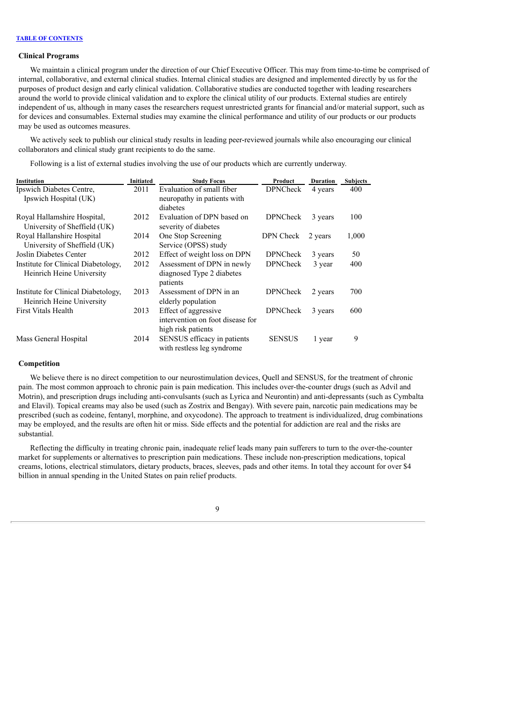### Clinical Programs

We maintain a clinical program under the direction of our Chief Executive Officer. This may from time-to-time be comprised of internal, collaborative, and external clinical studies. Internal clinical studies are designed and implemented directly by us for the purposes of product design and early clinical validation. Collaborative studies are conducted together with leading researchers around the world to provide clinical validation and to explore the clinical utility of our products. External studies are entirely independent of us, although in many cases the researchers request unrestricted grants for financial and/or material support, such as for devices and consumables. External studies may examine the clinical performance and utility of our products or our products may be used as outcomes measures.

We actively seek to publish our clinical study results in leading peer-reviewed journals while also encouraging our clinical collaborators and clinical study grant recipients to do the same.

Following is a list of external studies involving the use of our products which are currently underway.

| Institution | Initiated | Study Focus | Product | Duration | Subjects |
|---|---|---|---|---|---|
| Ipswich Diabetes Centre, Ipswich Hospital (UK) | 2011 | Evaluation of small fiber neuropathy in patients with diabetes | DPNCheck | 4 years | 400 |
| Royal Hallamshire Hospital, University of Sheffield (UK) | 2012 | Evaluation of DPN based on severity of diabetes | DPNCheck | 3 years | 100 |
| Royal Hallanshire Hospital University of Sheffield (UK) | 2014 | One Stop Screening Service (OPSS) study | DPN Check | 2 years | 1,000 |
| Joslin Diabetes Center | 2012 | Effect of weight loss on DPN | DPNCheck | 3 years | 50 |
| Institute for Clinical Diabetology, Heinrich Heine University | 2012 | Assessment of DPN in newly diagnosed Type 2 diabetes patients | DPNCheck | 3 year | 400 |
| Institute for Clinical Diabetology, Heinrich Heine University | 2013 | Assessment of DPN in an elderly population | DPNCheck | 2 years | 700 |
| First Vitals Health | 2013 | Effect of aggressive intervention on foot disease for high risk patients | DPNCheck | 3 years | 600 |
| Mass General Hospital | 2014 | SENSUS efficacy in patients with restless leg syndrome | SENSUS | 1 year | 9 |

### Competition

We believe there is no direct competition to our neurostimulation devices, Quell and SENSUS, for the treatment of chronic pain. The most common approach to chronic pain is pain medication. This includes over-the-counter drugs (such as Advil and Motrin), and prescription drugs including anti-convulsants (such as Lyrica and Neurontin) and anti-depressants (such as Cymbalta and Elavil). Topical creams may also be used (such as Zostrix and Bengay). With severe pain, narcotic pain medications may be prescribed (such as codeine, fentanyl, morphine, and oxycodone). The approach to treatment is individualized, drug combinations may be employed, and the results are often hit or miss. Side effects and the potential for addiction are real and the risks are substantial.

Reflecting the difficulty in treating chronic pain, inadequate relief leads many pain sufferers to turn to the over-the-counter market for supplements or alternatives to prescription pain medications. These include non-prescription medications, topical creams, lotions, electrical stimulators, dietary products, braces, sleeves, pads and other items. In total they account for over $4 billion in annual spending in the United States on pain relief products.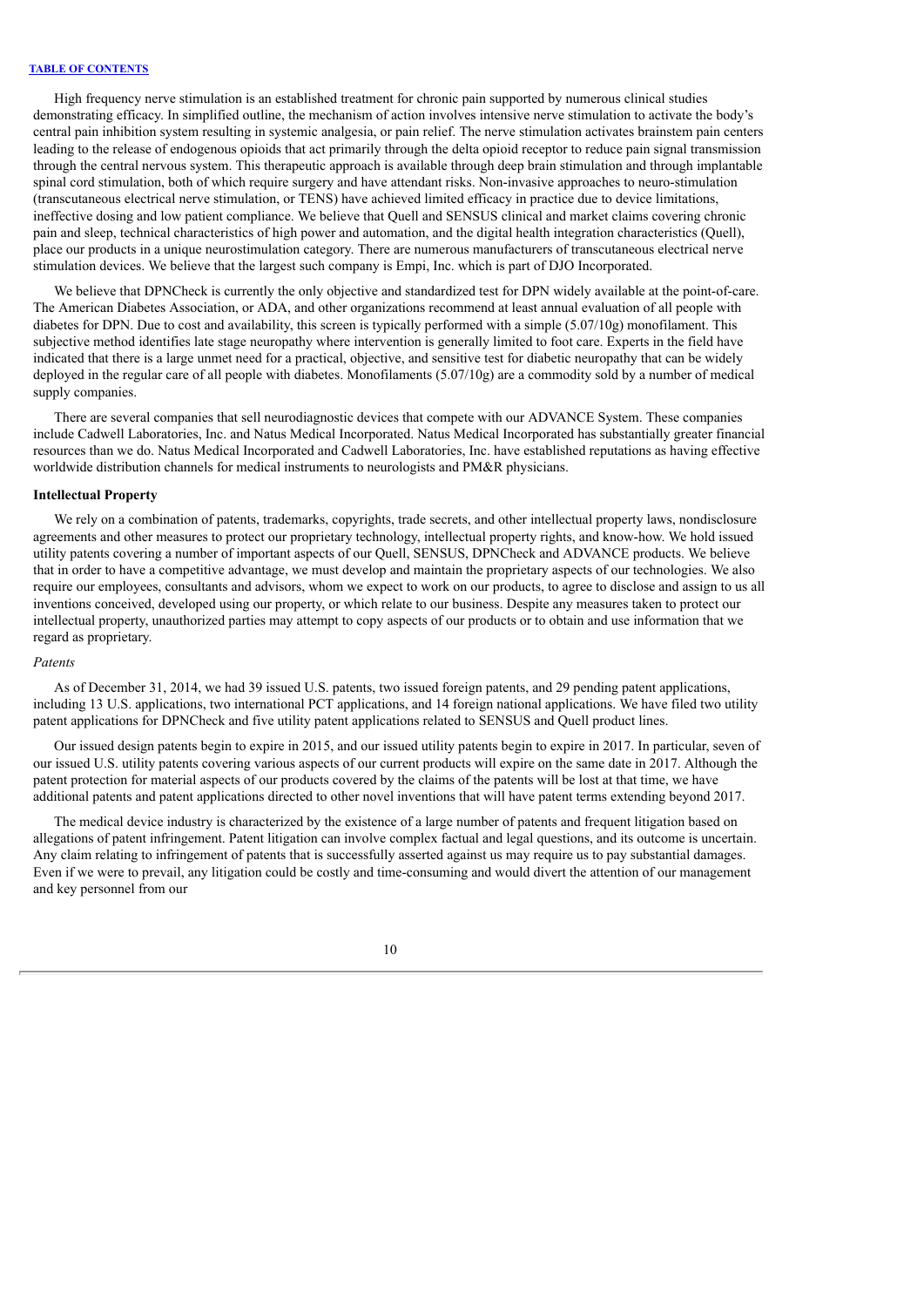High frequency nerve stimulation is an established treatment for chronic pain supported by numerous clinical studies demonstrating efficacy. In simplified outline, the mechanism of action involves intensive nerve stimulation to activate the body's central pain inhibition system resulting in systemic analgesia, or pain relief. The nerve stimulation activates brainstem pain centers leading to the release of endogenous opioids that act primarily through the delta opioid receptor to reduce pain signal transmission through the central nervous system. This therapeutic approach is available through deep brain stimulation and through implantable spinal cord stimulation, both of which require surgery and have attendant risks. Non-invasive approaches to neuro-stimulation (transcutaneous electrical nerve stimulation, or TENS) have achieved limited efficacy in practice due to device limitations, ineffective dosing and low patient compliance. We believe that Quell and SENSUS clinical and market claims covering chronic pain and sleep, technical characteristics of high power and automation, and the digital health integration characteristics (Quell), place our products in a unique neurostimulation category. There are numerous manufacturers of transcutaneous electrical nerve stimulation devices. We believe that the largest such company is Empi, Inc. which is part of DJO Incorporated.

We believe that DPNCheck is currently the only objective and standardized test for DPN widely available at the point-of-care. The American Diabetes Association, or ADA, and other organizations recommend at least annual evaluation of all people with diabetes for DPN. Due to cost and availability, this screen is typically performed with a simple (5.07/10g) monofilament. This subjective method identifies late stage neuropathy where intervention is generally limited to foot care. Experts in the field have indicated that there is a large unmet need for a practical, objective, and sensitive test for diabetic neuropathy that can be widely deployed in the regular care of all people with diabetes. Monofilaments (5.07/10g) are a commodity sold by a number of medical supply companies.

There are several companies that sell neurodiagnostic devices that compete with our ADVANCE System. These companies include Cadwell Laboratories, Inc. and Natus Medical Incorporated. Natus Medical Incorporated has substantially greater financial resources than we do. Natus Medical Incorporated and Cadwell Laboratories, Inc. have established reputations as having effective worldwide distribution channels for medical instruments to neurologists and PM&R physicians.

**Intellectual Property**

We rely on a combination of patents, trademarks, copyrights, trade secrets, and other intellectual property laws, nondisclosure agreements and other measures to protect our proprietary technology, intellectual property rights, and know-how. We hold issued utility patents covering a number of important aspects of our Quell, SENSUS, DPNCheck and ADVANCE products. We believe that in order to have a competitive advantage, we must develop and maintain the proprietary aspects of our technologies. We also require our employees, consultants and advisors, whom we expect to work on our products, to agree to disclose and assign to us all inventions conceived, developed using our property, or which relate to our business. Despite any measures taken to protect our intellectual property, unauthorized parties may attempt to copy aspects of our products or to obtain and use information that we regard as proprietary.

*Patents*

As of December 31, 2014, we had 39 issued U.S. patents, two issued foreign patents, and 29 pending patent applications, including 13 U.S. applications, two international PCT applications, and 14 foreign national applications. We have filed two utility patent applications for DPNCheck and five utility patent applications related to SENSUS and Quell product lines.

Our issued design patents begin to expire in 2015, and our issued utility patents begin to expire in 2017. In particular, seven of our issued U.S. utility patents covering various aspects of our current products will expire on the same date in 2017. Although the patent protection for material aspects of our products covered by the claims of the patents will be lost at that time, we have additional patents and patent applications directed to other novel inventions that will have patent terms extending beyond 2017.

The medical device industry is characterized by the existence of a large number of patents and frequent litigation based on allegations of patent infringement. Patent litigation can involve complex factual and legal questions, and its outcome is uncertain. Any claim relating to infringement of patents that is successfully asserted against us may require us to pay substantial damages. Even if we were to prevail, any litigation could be costly and time-consuming and would divert the attention of our management and key personnel from our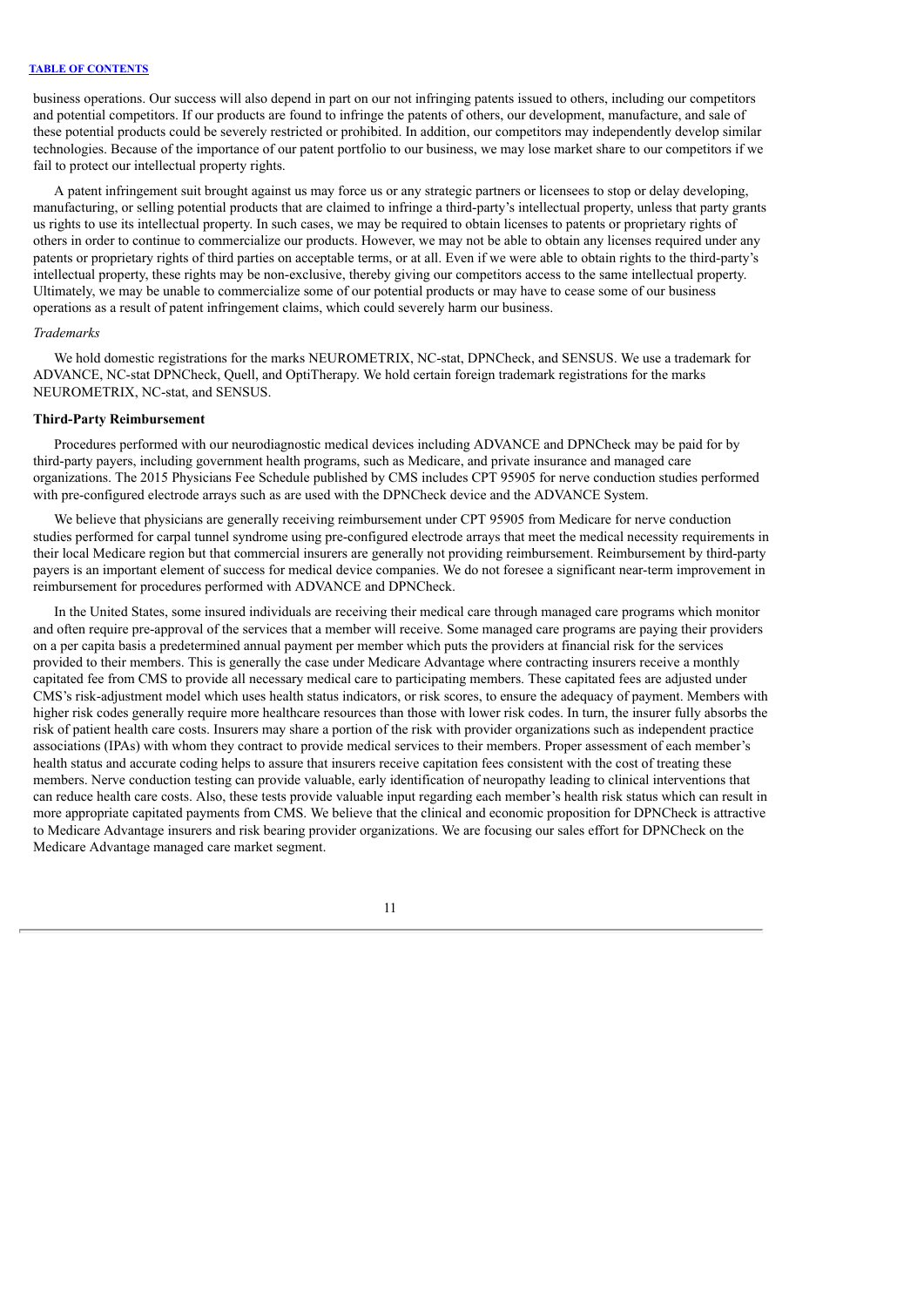business operations. Our success will also depend in part on our not infringing patents issued to others, including our competitors and potential competitors. If our products are found to infringe the patents of others, our development, manufacture, and sale of these potential products could be severely restricted or prohibited. In addition, our competitors may independently develop similar technologies. Because of the importance of our patent portfolio to our business, we may lose market share to our competitors if we fail to protect our intellectual property rights.

A patent infringement suit brought against us may force us or any strategic partners or licensees to stop or delay developing, manufacturing, or selling potential products that are claimed to infringe a third-party's intellectual property, unless that party grants us rights to use its intellectual property. In such cases, we may be required to obtain licenses to patents or proprietary rights of others in order to continue to commercialize our products. However, we may not be able to obtain any licenses required under any patents or proprietary rights of third parties on acceptable terms, or at all. Even if we were able to obtain rights to the third-party's intellectual property, these rights may be non-exclusive, thereby giving our competitors access to the same intellectual property. Ultimately, we may be unable to commercialize some of our potential products or may have to cease some of our business operations as a result of patent infringement claims, which could severely harm our business.

*Trademarks*

We hold domestic registrations for the marks NEUROMETRIX, NC-stat, DPNCheck, and SENSUS. We use a trademark for ADVANCE, NC-stat DPNCheck, Quell, and OptiTherapy. We hold certain foreign trademark registrations for the marks NEUROMETRIX, NC-stat, and SENSUS.

**Third-Party Reimbursement**

Procedures performed with our neurodiagnostic medical devices including ADVANCE and DPNCheck may be paid for by third-party payers, including government health programs, such as Medicare, and private insurance and managed care organizations. The 2015 Physicians Fee Schedule published by CMS includes CPT 95905 for nerve conduction studies performed with pre-configured electrode arrays such as are used with the DPNCheck device and the ADVANCE System.

We believe that physicians are generally receiving reimbursement under CPT 95905 from Medicare for nerve conduction studies performed for carpal tunnel syndrome using pre-configured electrode arrays that meet the medical necessity requirements in their local Medicare region but that commercial insurers are generally not providing reimbursement. Reimbursement by third-party payers is an important element of success for medical device companies. We do not foresee a significant near-term improvement in reimbursement for procedures performed with ADVANCE and DPNCheck.

In the United States, some insured individuals are receiving their medical care through managed care programs which monitor and often require pre-approval of the services that a member will receive. Some managed care programs are paying their providers on a per capita basis a predetermined annual payment per member which puts the providers at financial risk for the services provided to their members. This is generally the case under Medicare Advantage where contracting insurers receive a monthly capitated fee from CMS to provide all necessary medical care to participating members. These capitated fees are adjusted under CMS's risk-adjustment model which uses health status indicators, or risk scores, to ensure the adequacy of payment. Members with higher risk codes generally require more healthcare resources than those with lower risk codes. In turn, the insurer fully absorbs the risk of patient health care costs. Insurers may share a portion of the risk with provider organizations such as independent practice associations (IPAs) with whom they contract to provide medical services to their members. Proper assessment of each member's health status and accurate coding helps to assure that insurers receive capitation fees consistent with the cost of treating these members. Nerve conduction testing can provide valuable, early identification of neuropathy leading to clinical interventions that can reduce health care costs. Also, these tests provide valuable input regarding each member's health risk status which can result in more appropriate capitated payments from CMS. We believe that the clinical and economic proposition for DPNCheck is attractive to Medicare Advantage insurers and risk bearing provider organizations. We are focusing our sales effort for DPNCheck on the Medicare Advantage managed care market segment.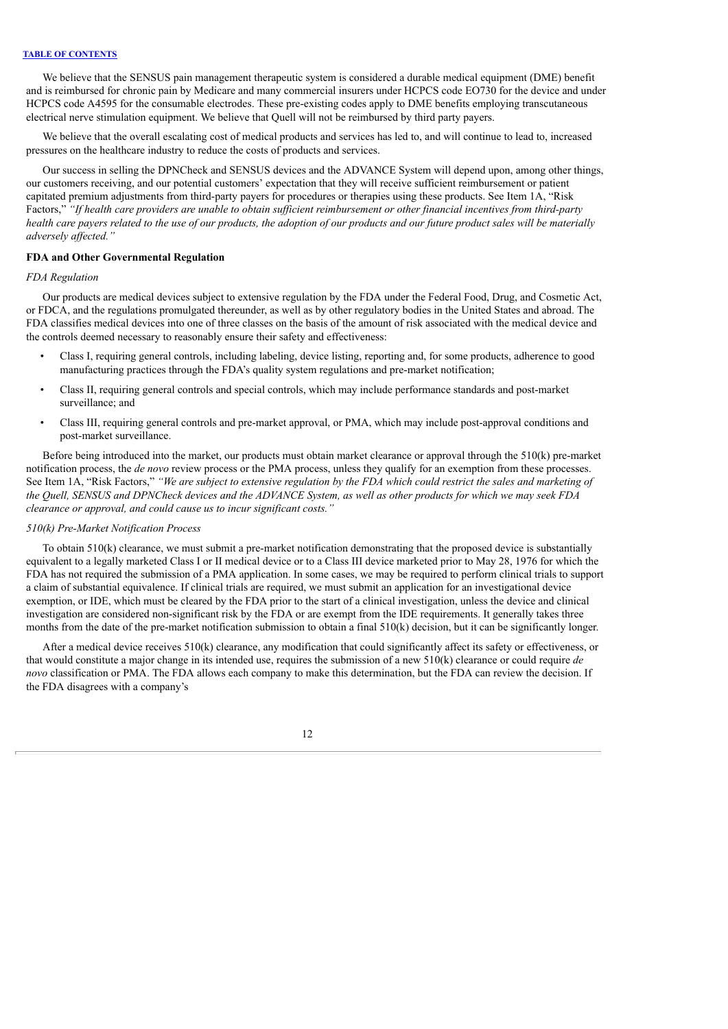We believe that the SENSUS pain management therapeutic system is considered a durable medical equipment (DME) benefit and is reimbursed for chronic pain by Medicare and many commercial insurers under HCPCS code EO730 for the device and under HCPCS code A4595 for the consumable electrodes. These pre-existing codes apply to DME benefits employing transcutaneous electrical nerve stimulation equipment. We believe that Quell will not be reimbursed by third party payers.

We believe that the overall escalating cost of medical products and services has led to, and will continue to lead to, increased pressures on the healthcare industry to reduce the costs of products and services.

Our success in selling the DPNCheck and SENSUS devices and the ADVANCE System will depend upon, among other things, our customers receiving, and our potential customers' expectation that they will receive sufficient reimbursement or patient capitated premium adjustments from third-party payers for procedures or therapies using these products. See Item 1A, "Risk Factors," *"If health care providers are unable to obtain sufficient reimbursement or other financial incentives from third-party health care payers related to the use of our products, the adoption of our products and our future product sales will be materially adversely affected."*

**FDA and Other Governmental Regulation**

*FDA Regulation*

Our products are medical devices subject to extensive regulation by the FDA under the Federal Food, Drug, and Cosmetic Act, or FDCA, and the regulations promulgated thereunder, as well as by other regulatory bodies in the United States and abroad. The FDA classifies medical devices into one of three classes on the basis of the amount of risk associated with the medical device and the controls deemed necessary to reasonably ensure their safety and effectiveness:

- Class I, requiring general controls, including labeling, device listing, reporting and, for some products, adherence to good manufacturing practices through the FDA's quality system regulations and pre-market notification;
- Class II, requiring general controls and special controls, which may include performance standards and post-market surveillance; and
- Class III, requiring general controls and pre-market approval, or PMA, which may include post-approval conditions and post-market surveillance.

Before being introduced into the market, our products must obtain market clearance or approval through the 510(k) pre-market notification process, the *de novo* review process or the PMA process, unless they qualify for an exemption from these processes. See Item 1A, "Risk Factors," *"We are subject to extensive regulation by the FDA which could restrict the sales and marketing of the Quell, SENSUS and DPNCheck devices and the ADVANCE System, as well as other products for which we may seek FDA clearance or approval, and could cause us to incur significant costs."*

*510(k) Pre-Market Notification Process*

To obtain 510(k) clearance, we must submit a pre-market notification demonstrating that the proposed device is substantially equivalent to a legally marketed Class I or II medical device or to a Class III device marketed prior to May 28, 1976 for which the FDA has not required the submission of a PMA application. In some cases, we may be required to perform clinical trials to support a claim of substantial equivalence. If clinical trials are required, we must submit an application for an investigational device exemption, or IDE, which must be cleared by the FDA prior to the start of a clinical investigation, unless the device and clinical investigation are considered non-significant risk by the FDA or are exempt from the IDE requirements. It generally takes three months from the date of the pre-market notification submission to obtain a final 510(k) decision, but it can be significantly longer.

After a medical device receives 510(k) clearance, any modification that could significantly affect its safety or effectiveness, or that would constitute a major change in its intended use, requires the submission of a new 510(k) clearance or could require *de novo* classification or PMA. The FDA allows each company to make this determination, but the FDA can review the decision. If the FDA disagrees with a company's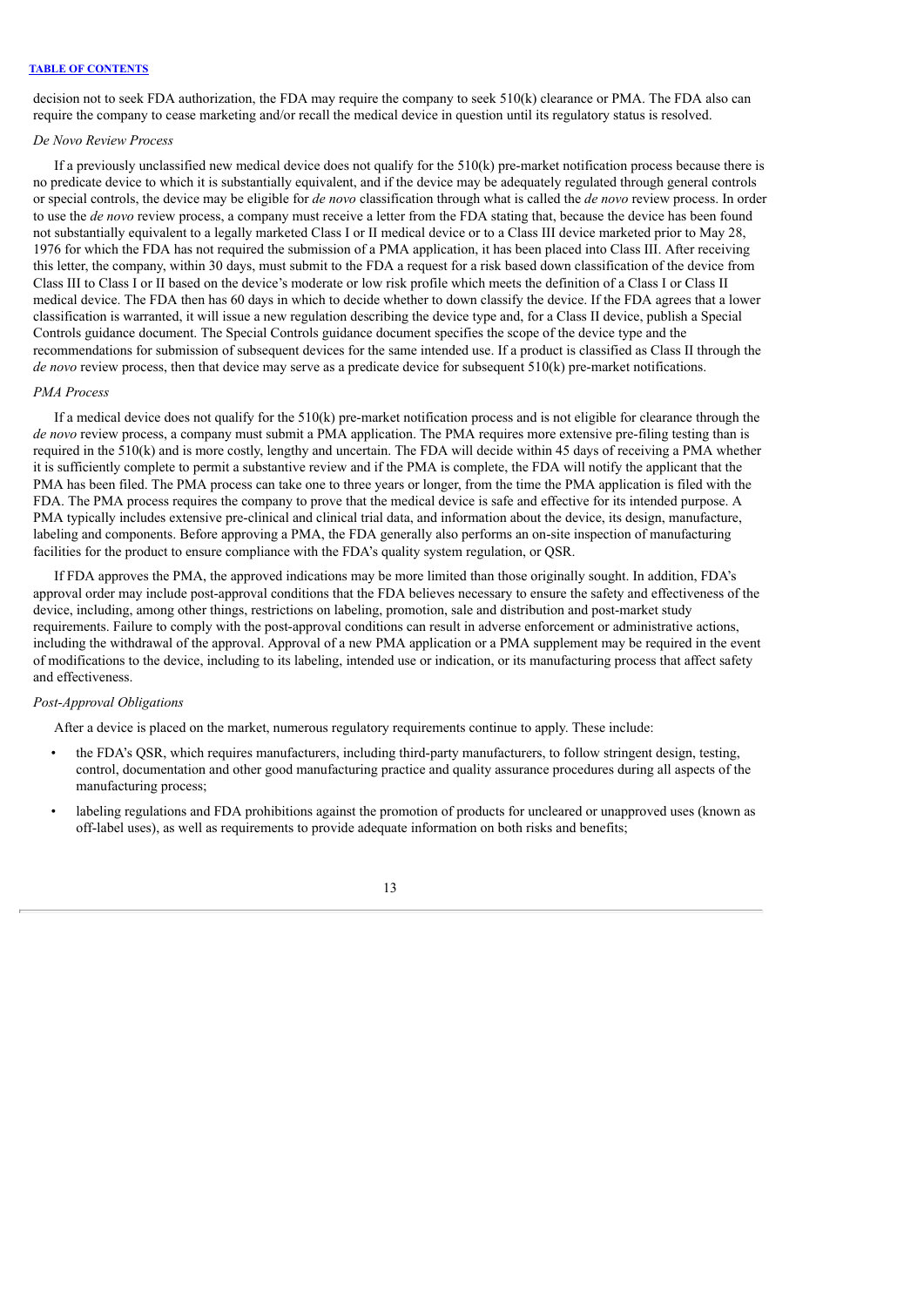decision not to seek FDA authorization, the FDA may require the company to seek 510(k) clearance or PMA. The FDA also can require the company to cease marketing and/or recall the medical device in question until its regulatory status is resolved.

*De Novo Review Process*

If a previously unclassified new medical device does not qualify for the 510(k) pre-market notification process because there is no predicate device to which it is substantially equivalent, and if the device may be adequately regulated through general controls or special controls, the device may be eligible for *de novo* classification through what is called the *de novo* review process. In order to use the *de novo* review process, a company must receive a letter from the FDA stating that, because the device has been found not substantially equivalent to a legally marketed Class I or II medical device or to a Class III device marketed prior to May 28, 1976 for which the FDA has not required the submission of a PMA application, it has been placed into Class III. After receiving this letter, the company, within 30 days, must submit to the FDA a request for a risk based down classification of the device from Class III to Class I or II based on the device's moderate or low risk profile which meets the definition of a Class I or Class II medical device. The FDA then has 60 days in which to decide whether to down classify the device. If the FDA agrees that a lower classification is warranted, it will issue a new regulation describing the device type and, for a Class II device, publish a Special Controls guidance document. The Special Controls guidance document specifies the scope of the device type and the recommendations for submission of subsequent devices for the same intended use. If a product is classified as Class II through the *de novo* review process, then that device may serve as a predicate device for subsequent 510(k) pre-market notifications.

*PMA Process*

If a medical device does not qualify for the 510(k) pre-market notification process and is not eligible for clearance through the *de novo* review process, a company must submit a PMA application. The PMA requires more extensive pre-filing testing than is required in the 510(k) and is more costly, lengthy and uncertain. The FDA will decide within 45 days of receiving a PMA whether it is sufficiently complete to permit a substantive review and if the PMA is complete, the FDA will notify the applicant that the PMA has been filed. The PMA process can take one to three years or longer, from the time the PMA application is filed with the FDA. The PMA process requires the company to prove that the medical device is safe and effective for its intended purpose. A PMA typically includes extensive pre-clinical and clinical trial data, and information about the device, its design, manufacture, labeling and components. Before approving a PMA, the FDA generally also performs an on-site inspection of manufacturing facilities for the product to ensure compliance with the FDA's quality system regulation, or QSR.

If FDA approves the PMA, the approved indications may be more limited than those originally sought. In addition, FDA's approval order may include post-approval conditions that the FDA believes necessary to ensure the safety and effectiveness of the device, including, among other things, restrictions on labeling, promotion, sale and distribution and post-market study requirements. Failure to comply with the post-approval conditions can result in adverse enforcement or administrative actions, including the withdrawal of the approval. Approval of a new PMA application or a PMA supplement may be required in the event of modifications to the device, including to its labeling, intended use or indication, or its manufacturing process that affect safety and effectiveness.

*Post-Approval Obligations*

After a device is placed on the market, numerous regulatory requirements continue to apply. These include:

- the FDA's QSR, which requires manufacturers, including third-party manufacturers, to follow stringent design, testing, control, documentation and other good manufacturing practice and quality assurance procedures during all aspects of the manufacturing process;
- labeling regulations and FDA prohibitions against the promotion of products for uncleared or unapproved uses (known as off-label uses), as well as requirements to provide adequate information on both risks and benefits;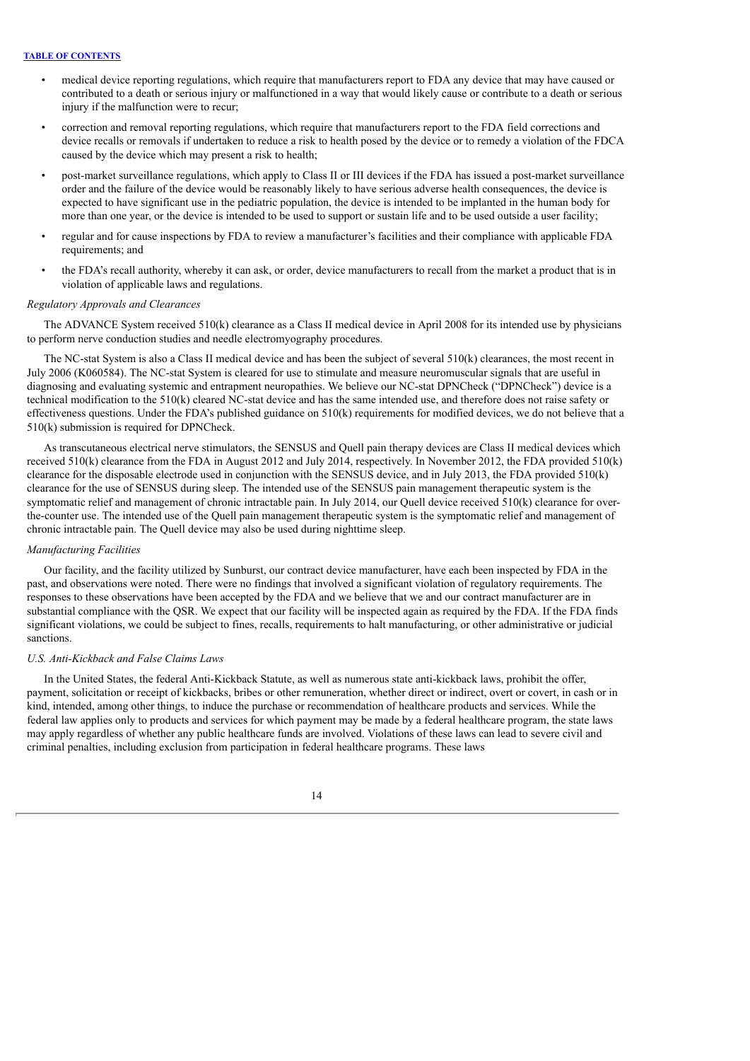- medical device reporting regulations, which require that manufacturers report to FDA any device that may have caused or contributed to a death or serious injury or malfunctioned in a way that would likely cause or contribute to a death or serious injury if the malfunction were to recur;
- correction and removal reporting regulations, which require that manufacturers report to the FDA field corrections and device recalls or removals if undertaken to reduce a risk to health posed by the device or to remedy a violation of the FDCA caused by the device which may present a risk to health;
- post-market surveillance regulations, which apply to Class II or III devices if the FDA has issued a post-market surveillance order and the failure of the device would be reasonably likely to have serious adverse health consequences, the device is expected to have significant use in the pediatric population, the device is intended to be implanted in the human body for more than one year, or the device is intended to be used to support or sustain life and to be used outside a user facility;
- regular and for cause inspections by FDA to review a manufacturer's facilities and their compliance with applicable FDA requirements; and
- the FDA's recall authority, whereby it can ask, or order, device manufacturers to recall from the market a product that is in violation of applicable laws and regulations.

*Regulatory Approvals and Clearances*

The ADVANCE System received 510(k) clearance as a Class II medical device in April 2008 for its intended use by physicians to perform nerve conduction studies and needle electromyography procedures.

The NC-stat System is also a Class II medical device and has been the subject of several 510(k) clearances, the most recent in July 2006 (K060584). The NC-stat System is cleared for use to stimulate and measure neuromuscular signals that are useful in diagnosing and evaluating systemic and entrapment neuropathies. We believe our NC-stat DPNCheck ("DPNCheck") device is a technical modification to the 510(k) cleared NC-stat device and has the same intended use, and therefore does not raise safety or effectiveness questions. Under the FDA's published guidance on 510(k) requirements for modified devices, we do not believe that a 510(k) submission is required for DPNCheck.

As transcutaneous electrical nerve stimulators, the SENSUS and Quell pain therapy devices are Class II medical devices which received 510(k) clearance from the FDA in August 2012 and July 2014, respectively. In November 2012, the FDA provided 510(k) clearance for the disposable electrode used in conjunction with the SENSUS device, and in July 2013, the FDA provided 510(k) clearance for the use of SENSUS during sleep. The intended use of the SENSUS pain management therapeutic system is the symptomatic relief and management of chronic intractable pain. In July 2014, our Quell device received 510(k) clearance for over-the-counter use. The intended use of the Quell pain management therapeutic system is the symptomatic relief and management of chronic intractable pain. The Quell device may also be used during nighttime sleep.

*Manufacturing Facilities*

Our facility, and the facility utilized by Sunburst, our contract device manufacturer, have each been inspected by FDA in the past, and observations were noted. There were no findings that involved a significant violation of regulatory requirements. The responses to these observations have been accepted by the FDA and we believe that we and our contract manufacturer are in substantial compliance with the QSR. We expect that our facility will be inspected again as required by the FDA. If the FDA finds significant violations, we could be subject to fines, recalls, requirements to halt manufacturing, or other administrative or judicial sanctions.

*U.S. Anti-Kickback and False Claims Laws*

In the United States, the federal Anti-Kickback Statute, as well as numerous state anti-kickback laws, prohibit the offer, payment, solicitation or receipt of kickbacks, bribes or other remuneration, whether direct or indirect, overt or covert, in cash or in kind, intended, among other things, to induce the purchase or recommendation of healthcare products and services. While the federal law applies only to products and services for which payment may be made by a federal healthcare program, the state laws may apply regardless of whether any public healthcare funds are involved. Violations of these laws can lead to severe civil and criminal penalties, including exclusion from participation in federal healthcare programs. These laws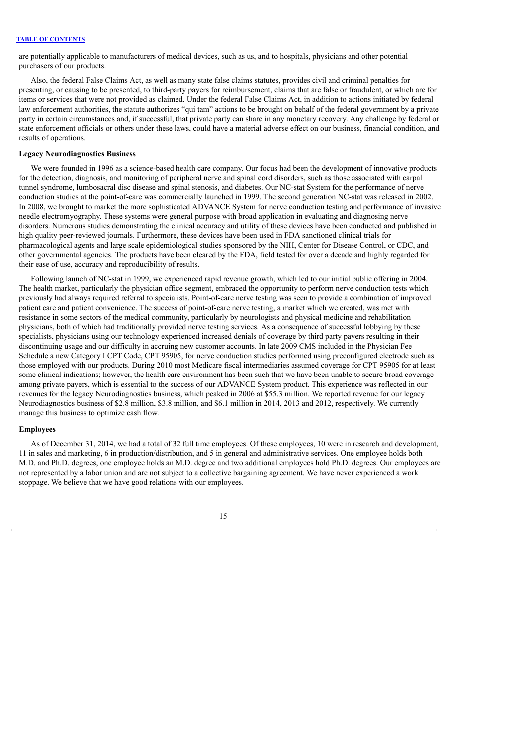are potentially applicable to manufacturers of medical devices, such as us, and to hospitals, physicians and other potential purchasers of our products.

Also, the federal False Claims Act, as well as many state false claims statutes, provides civil and criminal penalties for presenting, or causing to be presented, to third-party payers for reimbursement, claims that are false or fraudulent, or which are for items or services that were not provided as claimed. Under the federal False Claims Act, in addition to actions initiated by federal law enforcement authorities, the statute authorizes "qui tam" actions to be brought on behalf of the federal government by a private party in certain circumstances and, if successful, that private party can share in any monetary recovery. Any challenge by federal or state enforcement officials or others under these laws, could have a material adverse effect on our business, financial condition, and results of operations.

**Legacy Neurodiagnostics Business**

We were founded in 1996 as a science-based health care company. Our focus had been the development of innovative products for the detection, diagnosis, and monitoring of peripheral nerve and spinal cord disorders, such as those associated with carpal tunnel syndrome, lumbosacral disc disease and spinal stenosis, and diabetes. Our NC-stat System for the performance of nerve conduction studies at the point-of-care was commercially launched in 1999. The second generation NC-stat was released in 2002. In 2008, we brought to market the more sophisticated ADVANCE System for nerve conduction testing and performance of invasive needle electromyography. These systems were general purpose with broad application in evaluating and diagnosing nerve disorders. Numerous studies demonstrating the clinical accuracy and utility of these devices have been conducted and published in high quality peer-reviewed journals. Furthermore, these devices have been used in FDA sanctioned clinical trials for pharmacological agents and large scale epidemiological studies sponsored by the NIH, Center for Disease Control, or CDC, and other governmental agencies. The products have been cleared by the FDA, field tested for over a decade and highly regarded for their ease of use, accuracy and reproducibility of results.

Following launch of NC-stat in 1999, we experienced rapid revenue growth, which led to our initial public offering in 2004. The health market, particularly the physician office segment, embraced the opportunity to perform nerve conduction tests which previously had always required referral to specialists. Point-of-care nerve testing was seen to provide a combination of improved patient care and patient convenience. The success of point-of-care nerve testing, a market which we created, was met with resistance in some sectors of the medical community, particularly by neurologists and physical medicine and rehabilitation physicians, both of which had traditionally provided nerve testing services. As a consequence of successful lobbying by these specialists, physicians using our technology experienced increased denials of coverage by third party payers resulting in their discontinuing usage and our difficulty in accruing new customer accounts. In late 2009 CMS included in the Physician Fee Schedule a new Category I CPT Code, CPT 95905, for nerve conduction studies performed using preconfigured electrode such as those employed with our products. During 2010 most Medicare fiscal intermediaries assumed coverage for CPT 95905 for at least some clinical indications; however, the health care environment has been such that we have been unable to secure broad coverage among private payers, which is essential to the success of our ADVANCE System product. This experience was reflected in our revenues for the legacy Neurodiagnostics business, which peaked in 2006 at $55.3 million. We reported revenue for our legacy Neurodiagnostics business of $2.8 million, $3.8 million, and $6.1 million in 2014, 2013 and 2012, respectively. We currently manage this business to optimize cash flow.

**Employees**

As of December 31, 2014, we had a total of 32 full time employees. Of these employees, 10 were in research and development, 11 in sales and marketing, 6 in production/distribution, and 5 in general and administrative services. One employee holds both M.D. and Ph.D. degrees, one employee holds an M.D. degree and two additional employees hold Ph.D. degrees. Our employees are not represented by a labor union and are not subject to a collective bargaining agreement. We have never experienced a work stoppage. We believe that we have good relations with our employees.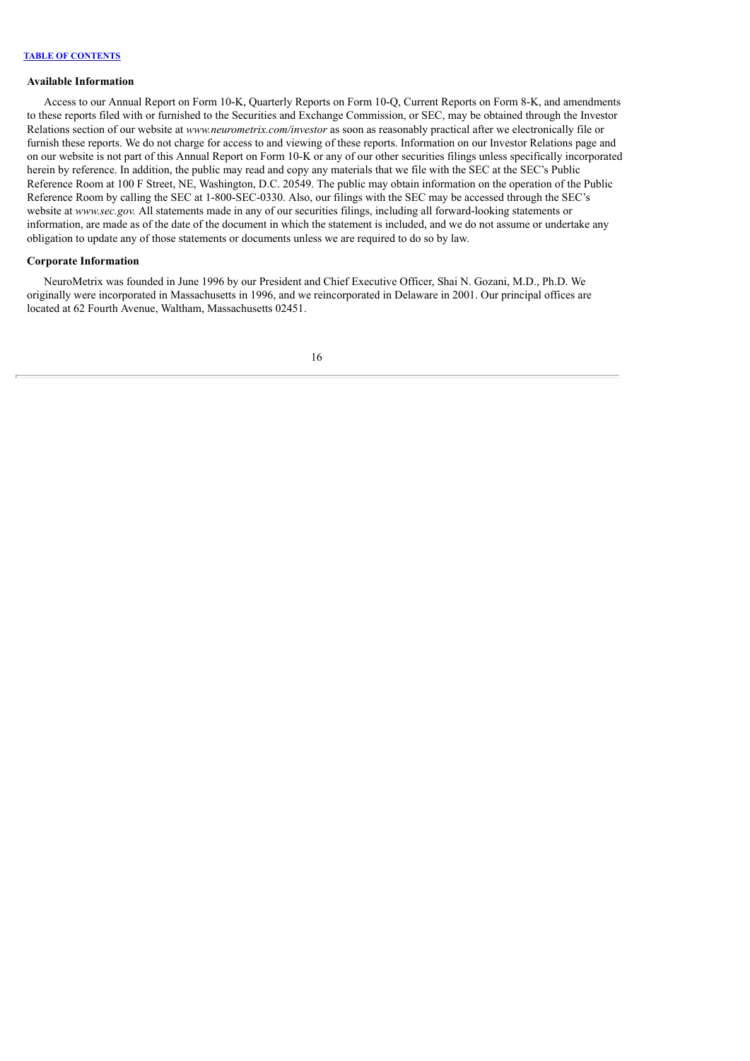### Available Information

Access to our Annual Report on Form 10-K, Quarterly Reports on Form 10-Q, Current Reports on Form 8-K, and amendments to these reports filed with or furnished to the Securities and Exchange Commission, or SEC, may be obtained through the Investor Relations section of our website at *www.neurometrix.com/investor* as soon as reasonably practical after we electronically file or furnish these reports. We do not charge for access to and viewing of these reports. Information on our Investor Relations page and on our website is not part of this Annual Report on Form 10-K or any of our other securities filings unless specifically incorporated herein by reference. In addition, the public may read and copy any materials that we file with the SEC at the SEC's Public Reference Room at 100 F Street, NE, Washington, D.C. 20549. The public may obtain information on the operation of the Public Reference Room by calling the SEC at 1-800-SEC-0330. Also, our filings with the SEC may be accessed through the SEC's website at *www.sec.gov.* All statements made in any of our securities filings, including all forward-looking statements or information, are made as of the date of the document in which the statement is included, and we do not assume or undertake any obligation to update any of those statements or documents unless we are required to do so by law.

### Corporate Information

NeuroMetrix was founded in June 1996 by our President and Chief Executive Officer, Shai N. Gozani, M.D., Ph.D. We originally were incorporated in Massachusetts in 1996, and we reincorporated in Delaware in 2001. Our principal offices are located at 62 Fourth Avenue, Waltham, Massachusetts 02451.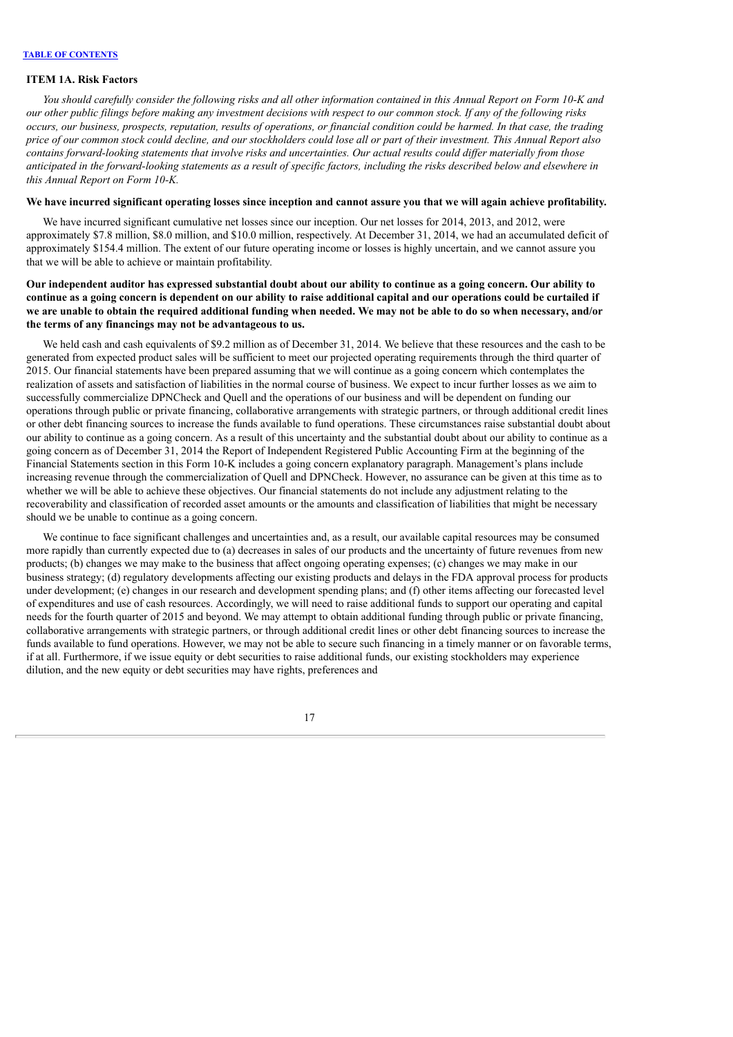## ITEM 1A. Risk Factors

*You should carefully consider the following risks and all other information contained in this Annual Report on Form 10-K and our other public filings before making any investment decisions with respect to our common stock. If any of the following risks occurs, our business, prospects, reputation, results of operations, or financial condition could be harmed. In that case, the trading price of our common stock could decline, and our stockholders could lose all or part of their investment. This Annual Report also contains forward-looking statements that involve risks and uncertainties. Our actual results could differ materially from those anticipated in the forward-looking statements as a result of specific factors, including the risks described below and elsewhere in this Annual Report on Form 10-K.*

**We have incurred significant operating losses since inception and cannot assure you that we will again achieve profitability.**

We have incurred significant cumulative net losses since our inception. Our net losses for 2014, 2013, and 2012, were approximately $7.8 million, $8.0 million, and $10.0 million, respectively. At December 31, 2014, we had an accumulated deficit of approximately $154.4 million. The extent of our future operating income or losses is highly uncertain, and we cannot assure you that we will be able to achieve or maintain profitability.

**Our independent auditor has expressed substantial doubt about our ability to continue as a going concern. Our ability to continue as a going concern is dependent on our ability to raise additional capital and our operations could be curtailed if we are unable to obtain the required additional funding when needed. We may not be able to do so when necessary, and/or the terms of any financings may not be advantageous to us.**

We held cash and cash equivalents of $9.2 million as of December 31, 2014. We believe that these resources and the cash to be generated from expected product sales will be sufficient to meet our projected operating requirements through the third quarter of 2015. Our financial statements have been prepared assuming that we will continue as a going concern which contemplates the realization of assets and satisfaction of liabilities in the normal course of business. We expect to incur further losses as we aim to successfully commercialize DPNCheck and Quell and the operations of our business and will be dependent on funding our operations through public or private financing, collaborative arrangements with strategic partners, or through additional credit lines or other debt financing sources to increase the funds available to fund operations. These circumstances raise substantial doubt about our ability to continue as a going concern. As a result of this uncertainty and the substantial doubt about our ability to continue as a going concern as of December 31, 2014 the Report of Independent Registered Public Accounting Firm at the beginning of the Financial Statements section in this Form 10-K includes a going concern explanatory paragraph. Management's plans include increasing revenue through the commercialization of Quell and DPNCheck. However, no assurance can be given at this time as to whether we will be able to achieve these objectives. Our financial statements do not include any adjustment relating to the recoverability and classification of recorded asset amounts or the amounts and classification of liabilities that might be necessary should we be unable to continue as a going concern.

We continue to face significant challenges and uncertainties and, as a result, our available capital resources may be consumed more rapidly than currently expected due to (a) decreases in sales of our products and the uncertainty of future revenues from new products; (b) changes we may make to the business that affect ongoing operating expenses; (c) changes we may make in our business strategy; (d) regulatory developments affecting our existing products and delays in the FDA approval process for products under development; (e) changes in our research and development spending plans; and (f) other items affecting our forecasted level of expenditures and use of cash resources. Accordingly, we will need to raise additional funds to support our operating and capital needs for the fourth quarter of 2015 and beyond. We may attempt to obtain additional funding through public or private financing, collaborative arrangements with strategic partners, or through additional credit lines or other debt financing sources to increase the funds available to fund operations. However, we may not be able to secure such financing in a timely manner or on favorable terms, if at all. Furthermore, if we issue equity or debt securities to raise additional funds, our existing stockholders may experience dilution, and the new equity or debt securities may have rights, preferences and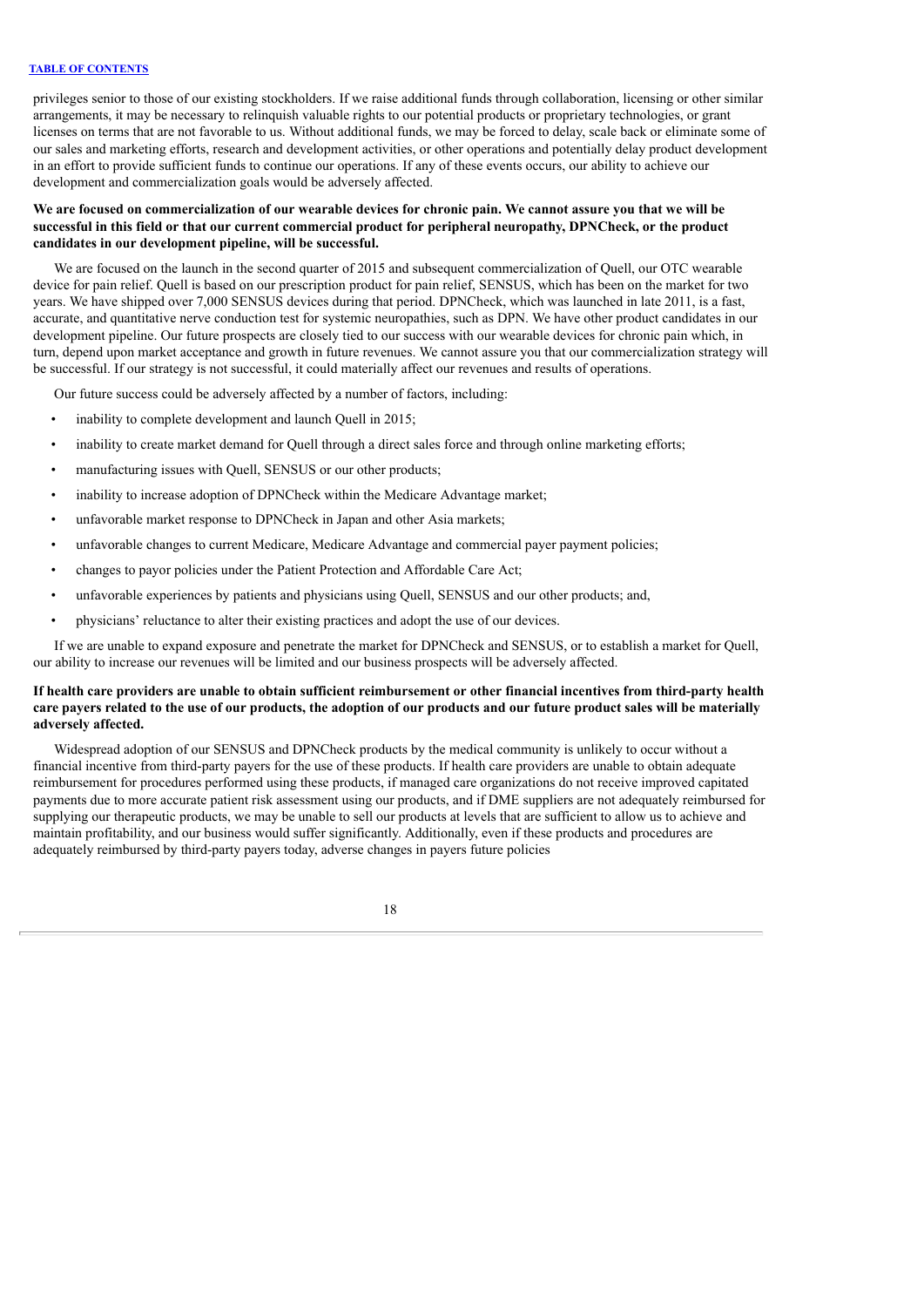privileges senior to those of our existing stockholders. If we raise additional funds through collaboration, licensing or other similar arrangements, it may be necessary to relinquish valuable rights to our potential products or proprietary technologies, or grant licenses on terms that are not favorable to us. Without additional funds, we may be forced to delay, scale back or eliminate some of our sales and marketing efforts, research and development activities, or other operations and potentially delay product development in an effort to provide sufficient funds to continue our operations. If any of these events occurs, our ability to achieve our development and commercialization goals would be adversely affected.

**We are focused on commercialization of our wearable devices for chronic pain. We cannot assure you that we will be successful in this field or that our current commercial product for peripheral neuropathy, DPNCheck, or the product candidates in our development pipeline, will be successful.**

We are focused on the launch in the second quarter of 2015 and subsequent commercialization of Quell, our OTC wearable device for pain relief. Quell is based on our prescription product for pain relief, SENSUS, which has been on the market for two years. We have shipped over 7,000 SENSUS devices during that period. DPNCheck, which was launched in late 2011, is a fast, accurate, and quantitative nerve conduction test for systemic neuropathies, such as DPN. We have other product candidates in our development pipeline. Our future prospects are closely tied to our success with our wearable devices for chronic pain which, in turn, depend upon market acceptance and growth in future revenues. We cannot assure you that our commercialization strategy will be successful. If our strategy is not successful, it could materially affect our revenues and results of operations.

Our future success could be adversely affected by a number of factors, including:

- inability to complete development and launch Quell in 2015;
- inability to create market demand for Quell through a direct sales force and through online marketing efforts;
- manufacturing issues with Quell, SENSUS or our other products;
- inability to increase adoption of DPNCheck within the Medicare Advantage market;
- unfavorable market response to DPNCheck in Japan and other Asia markets;
- unfavorable changes to current Medicare, Medicare Advantage and commercial payer payment policies;
- changes to payor policies under the Patient Protection and Affordable Care Act;
- unfavorable experiences by patients and physicians using Quell, SENSUS and our other products; and,
- physicians' reluctance to alter their existing practices and adopt the use of our devices.

If we are unable to expand exposure and penetrate the market for DPNCheck and SENSUS, or to establish a market for Quell, our ability to increase our revenues will be limited and our business prospects will be adversely affected.

**If health care providers are unable to obtain sufficient reimbursement or other financial incentives from third-party health care payers related to the use of our products, the adoption of our products and our future product sales will be materially adversely affected.**

Widespread adoption of our SENSUS and DPNCheck products by the medical community is unlikely to occur without a financial incentive from third-party payers for the use of these products. If health care providers are unable to obtain adequate reimbursement for procedures performed using these products, if managed care organizations do not receive improved capitated payments due to more accurate patient risk assessment using our products, and if DME suppliers are not adequately reimbursed for supplying our therapeutic products, we may be unable to sell our products at levels that are sufficient to allow us to achieve and maintain profitability, and our business would suffer significantly. Additionally, even if these products and procedures are adequately reimbursed by third-party payers today, adverse changes in payers future policies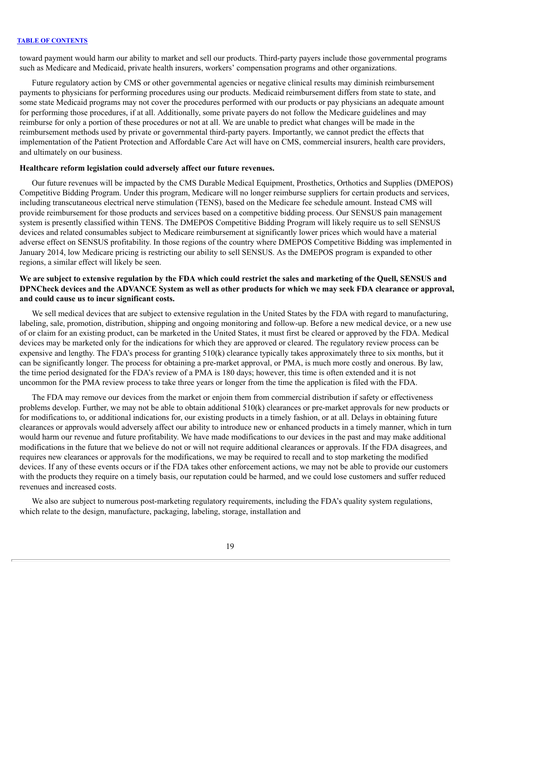toward payment would harm our ability to market and sell our products. Third-party payers include those governmental programs such as Medicare and Medicaid, private health insurers, workers' compensation programs and other organizations.

Future regulatory action by CMS or other governmental agencies or negative clinical results may diminish reimbursement payments to physicians for performing procedures using our products. Medicaid reimbursement differs from state to state, and some state Medicaid programs may not cover the procedures performed with our products or pay physicians an adequate amount for performing those procedures, if at all. Additionally, some private payers do not follow the Medicare guidelines and may reimburse for only a portion of these procedures or not at all. We are unable to predict what changes will be made in the reimbursement methods used by private or governmental third-party payers. Importantly, we cannot predict the effects that implementation of the Patient Protection and Affordable Care Act will have on CMS, commercial insurers, health care providers, and ultimately on our business.

**Healthcare reform legislation could adversely affect our future revenues.**

Our future revenues will be impacted by the CMS Durable Medical Equipment, Prosthetics, Orthotics and Supplies (DMEPOS) Competitive Bidding Program. Under this program, Medicare will no longer reimburse suppliers for certain products and services, including transcutaneous electrical nerve stimulation (TENS), based on the Medicare fee schedule amount. Instead CMS will provide reimbursement for those products and services based on a competitive bidding process. Our SENSUS pain management system is presently classified within TENS. The DMEPOS Competitive Bidding Program will likely require us to sell SENSUS devices and related consumables subject to Medicare reimbursement at significantly lower prices which would have a material adverse effect on SENSUS profitability. In those regions of the country where DMEPOS Competitive Bidding was implemented in January 2014, low Medicare pricing is restricting our ability to sell SENSUS. As the DMEPOS program is expanded to other regions, a similar effect will likely be seen.

**We are subject to extensive regulation by the FDA which could restrict the sales and marketing of the Quell, SENSUS and DPNCheck devices and the ADVANCE System as well as other products for which we may seek FDA clearance or approval, and could cause us to incur significant costs.**

We sell medical devices that are subject to extensive regulation in the United States by the FDA with regard to manufacturing, labeling, sale, promotion, distribution, shipping and ongoing monitoring and follow-up. Before a new medical device, or a new use of or claim for an existing product, can be marketed in the United States, it must first be cleared or approved by the FDA. Medical devices may be marketed only for the indications for which they are approved or cleared. The regulatory review process can be expensive and lengthy. The FDA's process for granting 510(k) clearance typically takes approximately three to six months, but it can be significantly longer. The process for obtaining a pre-market approval, or PMA, is much more costly and onerous. By law, the time period designated for the FDA's review of a PMA is 180 days; however, this time is often extended and it is not uncommon for the PMA review process to take three years or longer from the time the application is filed with the FDA.

The FDA may remove our devices from the market or enjoin them from commercial distribution if safety or effectiveness problems develop. Further, we may not be able to obtain additional 510(k) clearances or pre-market approvals for new products or for modifications to, or additional indications for, our existing products in a timely fashion, or at all. Delays in obtaining future clearances or approvals would adversely affect our ability to introduce new or enhanced products in a timely manner, which in turn would harm our revenue and future profitability. We have made modifications to our devices in the past and may make additional modifications in the future that we believe do not or will not require additional clearances or approvals. If the FDA disagrees, and requires new clearances or approvals for the modifications, we may be required to recall and to stop marketing the modified devices. If any of these events occurs or if the FDA takes other enforcement actions, we may not be able to provide our customers with the products they require on a timely basis, our reputation could be harmed, and we could lose customers and suffer reduced revenues and increased costs.

We also are subject to numerous post-marketing regulatory requirements, including the FDA's quality system regulations, which relate to the design, manufacture, packaging, labeling, storage, installation and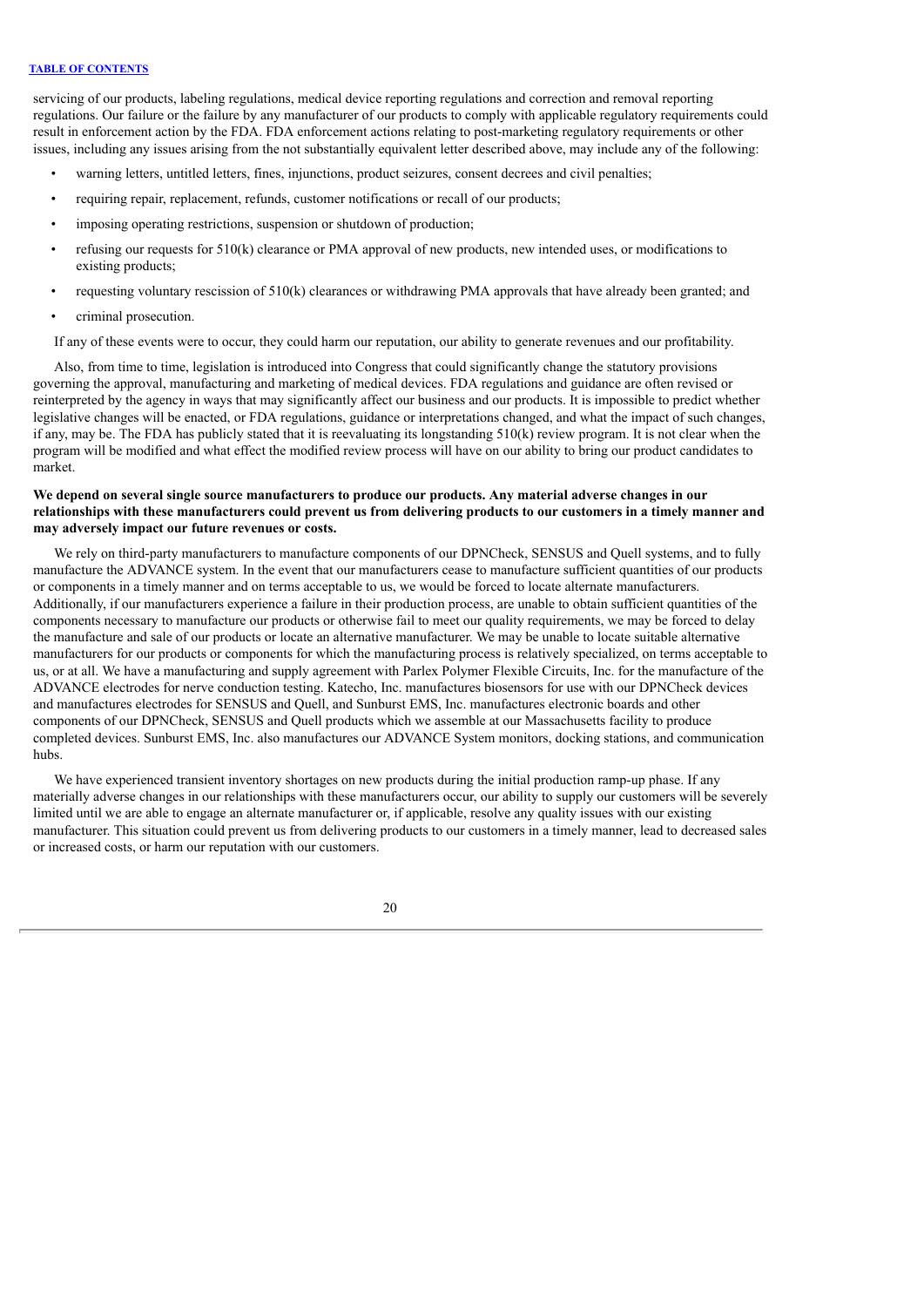servicing of our products, labeling regulations, medical device reporting regulations and correction and removal reporting regulations. Our failure or the failure by any manufacturer of our products to comply with applicable regulatory requirements could result in enforcement action by the FDA. FDA enforcement actions relating to post-marketing regulatory requirements or other issues, including any issues arising from the not substantially equivalent letter described above, may include any of the following:

- warning letters, untitled letters, fines, injunctions, product seizures, consent decrees and civil penalties;
- requiring repair, replacement, refunds, customer notifications or recall of our products;
- imposing operating restrictions, suspension or shutdown of production;
- refusing our requests for 510(k) clearance or PMA approval of new products, new intended uses, or modifications to existing products;
- requesting voluntary rescission of 510(k) clearances or withdrawing PMA approvals that have already been granted; and
- criminal prosecution.

If any of these events were to occur, they could harm our reputation, our ability to generate revenues and our profitability.

Also, from time to time, legislation is introduced into Congress that could significantly change the statutory provisions governing the approval, manufacturing and marketing of medical devices. FDA regulations and guidance are often revised or reinterpreted by the agency in ways that may significantly affect our business and our products. It is impossible to predict whether legislative changes will be enacted, or FDA regulations, guidance or interpretations changed, and what the impact of such changes, if any, may be. The FDA has publicly stated that it is reevaluating its longstanding 510(k) review program. It is not clear when the program will be modified and what effect the modified review process will have on our ability to bring our product candidates to market.

**We depend on several single source manufacturers to produce our products. Any material adverse changes in our relationships with these manufacturers could prevent us from delivering products to our customers in a timely manner and may adversely impact our future revenues or costs.**

We rely on third-party manufacturers to manufacture components of our DPNCheck, SENSUS and Quell systems, and to fully manufacture the ADVANCE system. In the event that our manufacturers cease to manufacture sufficient quantities of our products or components in a timely manner and on terms acceptable to us, we would be forced to locate alternate manufacturers. Additionally, if our manufacturers experience a failure in their production process, are unable to obtain sufficient quantities of the components necessary to manufacture our products or otherwise fail to meet our quality requirements, we may be forced to delay the manufacture and sale of our products or locate an alternative manufacturer. We may be unable to locate suitable alternative manufacturers for our products or components for which the manufacturing process is relatively specialized, on terms acceptable to us, or at all. We have a manufacturing and supply agreement with Parlex Polymer Flexible Circuits, Inc. for the manufacture of the ADVANCE electrodes for nerve conduction testing. Katecho, Inc. manufactures biosensors for use with our DPNCheck devices and manufactures electrodes for SENSUS and Quell, and Sunburst EMS, Inc. manufactures electronic boards and other components of our DPNCheck, SENSUS and Quell products which we assemble at our Massachusetts facility to produce completed devices. Sunburst EMS, Inc. also manufactures our ADVANCE System monitors, docking stations, and communication hubs.

We have experienced transient inventory shortages on new products during the initial production ramp-up phase. If any materially adverse changes in our relationships with these manufacturers occur, our ability to supply our customers will be severely limited until we are able to engage an alternate manufacturer or, if applicable, resolve any quality issues with our existing manufacturer. This situation could prevent us from delivering products to our customers in a timely manner, lead to decreased sales or increased costs, or harm our reputation with our customers.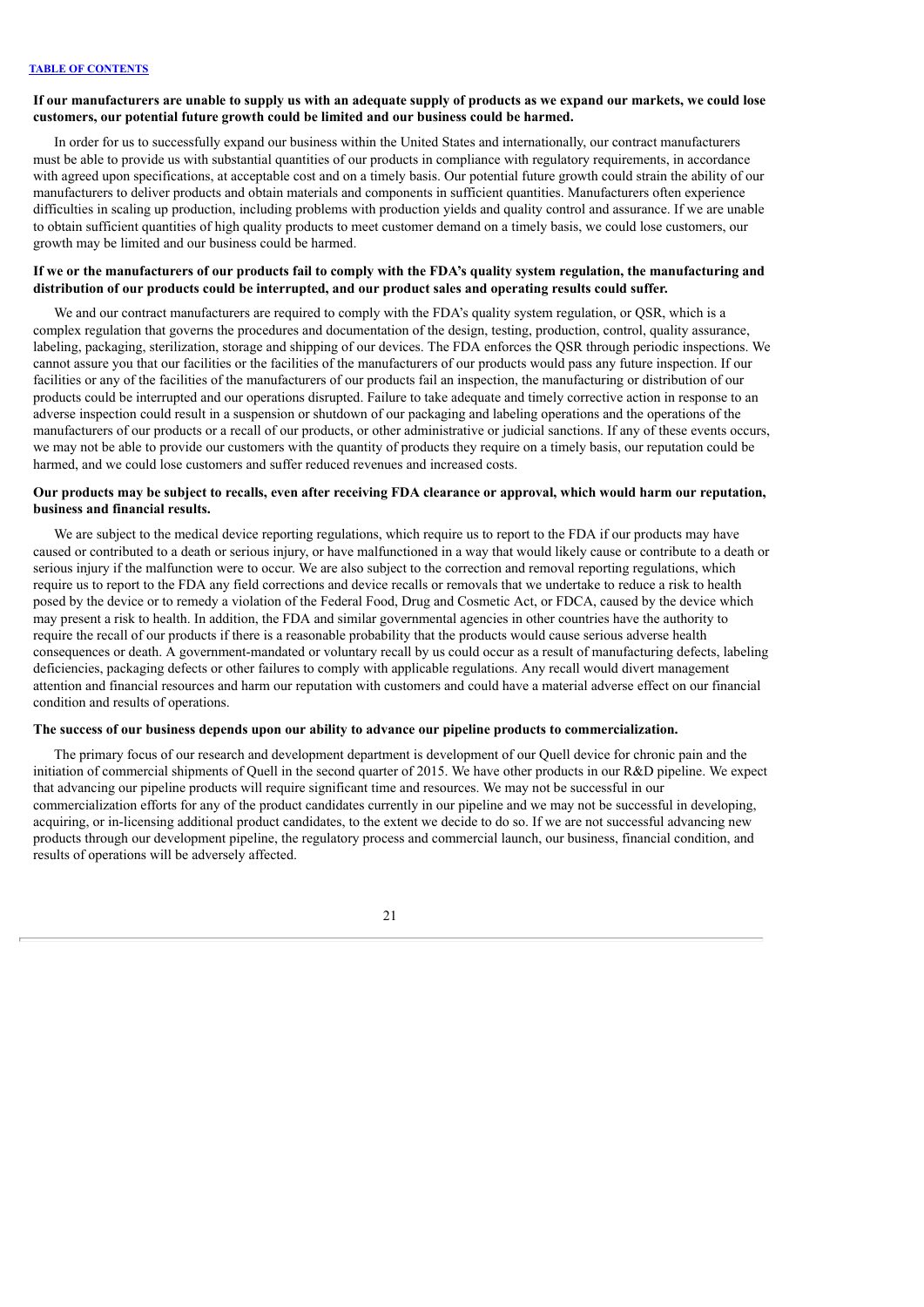**If our manufacturers are unable to supply us with an adequate supply of products as we expand our markets, we could lose customers, our potential future growth could be limited and our business could be harmed.**

In order for us to successfully expand our business within the United States and internationally, our contract manufacturers must be able to provide us with substantial quantities of our products in compliance with regulatory requirements, in accordance with agreed upon specifications, at acceptable cost and on a timely basis. Our potential future growth could strain the ability of our manufacturers to deliver products and obtain materials and components in sufficient quantities. Manufacturers often experience difficulties in scaling up production, including problems with production yields and quality control and assurance. If we are unable to obtain sufficient quantities of high quality products to meet customer demand on a timely basis, we could lose customers, our growth may be limited and our business could be harmed.

**If we or the manufacturers of our products fail to comply with the FDA's quality system regulation, the manufacturing and distribution of our products could be interrupted, and our product sales and operating results could suffer.**

We and our contract manufacturers are required to comply with the FDA's quality system regulation, or QSR, which is a complex regulation that governs the procedures and documentation of the design, testing, production, control, quality assurance, labeling, packaging, sterilization, storage and shipping of our devices. The FDA enforces the QSR through periodic inspections. We cannot assure you that our facilities or the facilities of the manufacturers of our products would pass any future inspection. If our facilities or any of the facilities of the manufacturers of our products fail an inspection, the manufacturing or distribution of our products could be interrupted and our operations disrupted. Failure to take adequate and timely corrective action in response to an adverse inspection could result in a suspension or shutdown of our packaging and labeling operations and the operations of the manufacturers of our products or a recall of our products, or other administrative or judicial sanctions. If any of these events occurs, we may not be able to provide our customers with the quantity of products they require on a timely basis, our reputation could be harmed, and we could lose customers and suffer reduced revenues and increased costs.

**Our products may be subject to recalls, even after receiving FDA clearance or approval, which would harm our reputation, business and financial results.**

We are subject to the medical device reporting regulations, which require us to report to the FDA if our products may have caused or contributed to a death or serious injury, or have malfunctioned in a way that would likely cause or contribute to a death or serious injury if the malfunction were to occur. We are also subject to the correction and removal reporting regulations, which require us to report to the FDA any field corrections and device recalls or removals that we undertake to reduce a risk to health posed by the device or to remedy a violation of the Federal Food, Drug and Cosmetic Act, or FDCA, caused by the device which may present a risk to health. In addition, the FDA and similar governmental agencies in other countries have the authority to require the recall of our products if there is a reasonable probability that the products would cause serious adverse health consequences or death. A government-mandated or voluntary recall by us could occur as a result of manufacturing defects, labeling deficiencies, packaging defects or other failures to comply with applicable regulations. Any recall would divert management attention and financial resources and harm our reputation with customers and could have a material adverse effect on our financial condition and results of operations.

**The success of our business depends upon our ability to advance our pipeline products to commercialization.**

The primary focus of our research and development department is development of our Quell device for chronic pain and the initiation of commercial shipments of Quell in the second quarter of 2015. We have other products in our R&D pipeline. We expect that advancing our pipeline products will require significant time and resources. We may not be successful in our commercialization efforts for any of the product candidates currently in our pipeline and we may not be successful in developing, acquiring, or in-licensing additional product candidates, to the extent we decide to do so. If we are not successful advancing new products through our development pipeline, the regulatory process and commercial launch, our business, financial condition, and results of operations will be adversely affected.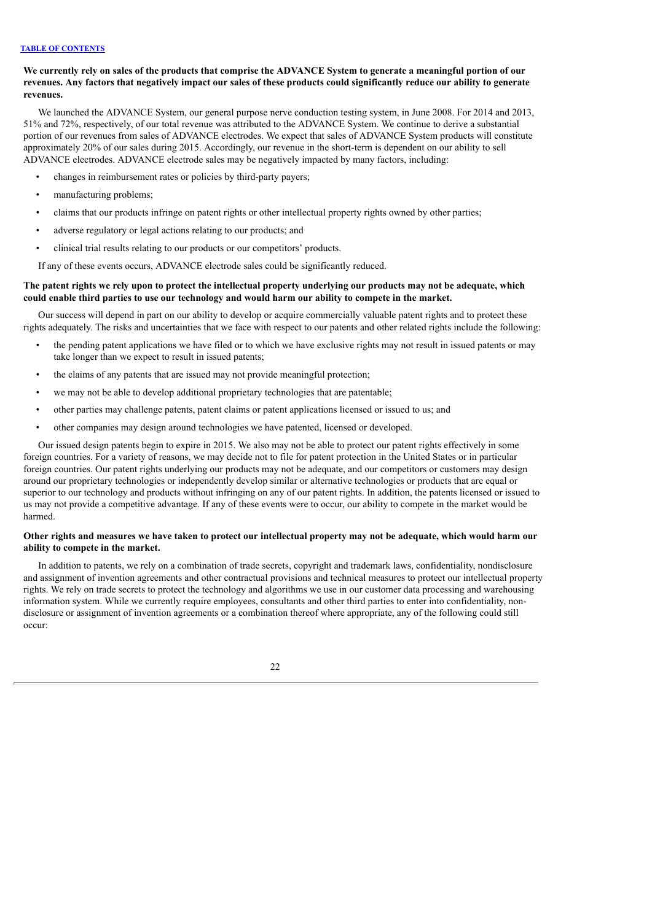**We currently rely on sales of the products that comprise the ADVANCE System to generate a meaningful portion of our revenues. Any factors that negatively impact our sales of these products could significantly reduce our ability to generate revenues.**

We launched the ADVANCE System, our general purpose nerve conduction testing system, in June 2008. For 2014 and 2013, 51% and 72%, respectively, of our total revenue was attributed to the ADVANCE System. We continue to derive a substantial portion of our revenues from sales of ADVANCE electrodes. We expect that sales of ADVANCE System products will constitute approximately 20% of our sales during 2015. Accordingly, our revenue in the short-term is dependent on our ability to sell ADVANCE electrodes. ADVANCE electrode sales may be negatively impacted by many factors, including:

- changes in reimbursement rates or policies by third-party payers;
- manufacturing problems;
- claims that our products infringe on patent rights or other intellectual property rights owned by other parties;
- adverse regulatory or legal actions relating to our products; and
- clinical trial results relating to our products or our competitors' products.

If any of these events occurs, ADVANCE electrode sales could be significantly reduced.

**The patent rights we rely upon to protect the intellectual property underlying our products may not be adequate, which could enable third parties to use our technology and would harm our ability to compete in the market.**

Our success will depend in part on our ability to develop or acquire commercially valuable patent rights and to protect these rights adequately. The risks and uncertainties that we face with respect to our patents and other related rights include the following:

- the pending patent applications we have filed or to which we have exclusive rights may not result in issued patents or may take longer than we expect to result in issued patents;
- the claims of any patents that are issued may not provide meaningful protection;
- we may not be able to develop additional proprietary technologies that are patentable;
- other parties may challenge patents, patent claims or patent applications licensed or issued to us; and
- other companies may design around technologies we have patented, licensed or developed.

Our issued design patents begin to expire in 2015. We also may not be able to protect our patent rights effectively in some foreign countries. For a variety of reasons, we may decide not to file for patent protection in the United States or in particular foreign countries. Our patent rights underlying our products may not be adequate, and our competitors or customers may design around our proprietary technologies or independently develop similar or alternative technologies or products that are equal or superior to our technology and products without infringing on any of our patent rights. In addition, the patents licensed or issued to us may not provide a competitive advantage. If any of these events were to occur, our ability to compete in the market would be harmed.

**Other rights and measures we have taken to protect our intellectual property may not be adequate, which would harm our ability to compete in the market.**

In addition to patents, we rely on a combination of trade secrets, copyright and trademark laws, confidentiality, nondisclosure and assignment of invention agreements and other contractual provisions and technical measures to protect our intellectual property rights. We rely on trade secrets to protect the technology and algorithms we use in our customer data processing and warehousing information system. While we currently require employees, consultants and other third parties to enter into confidentiality, non-disclosure or assignment of invention agreements or a combination thereof where appropriate, any of the following could still occur: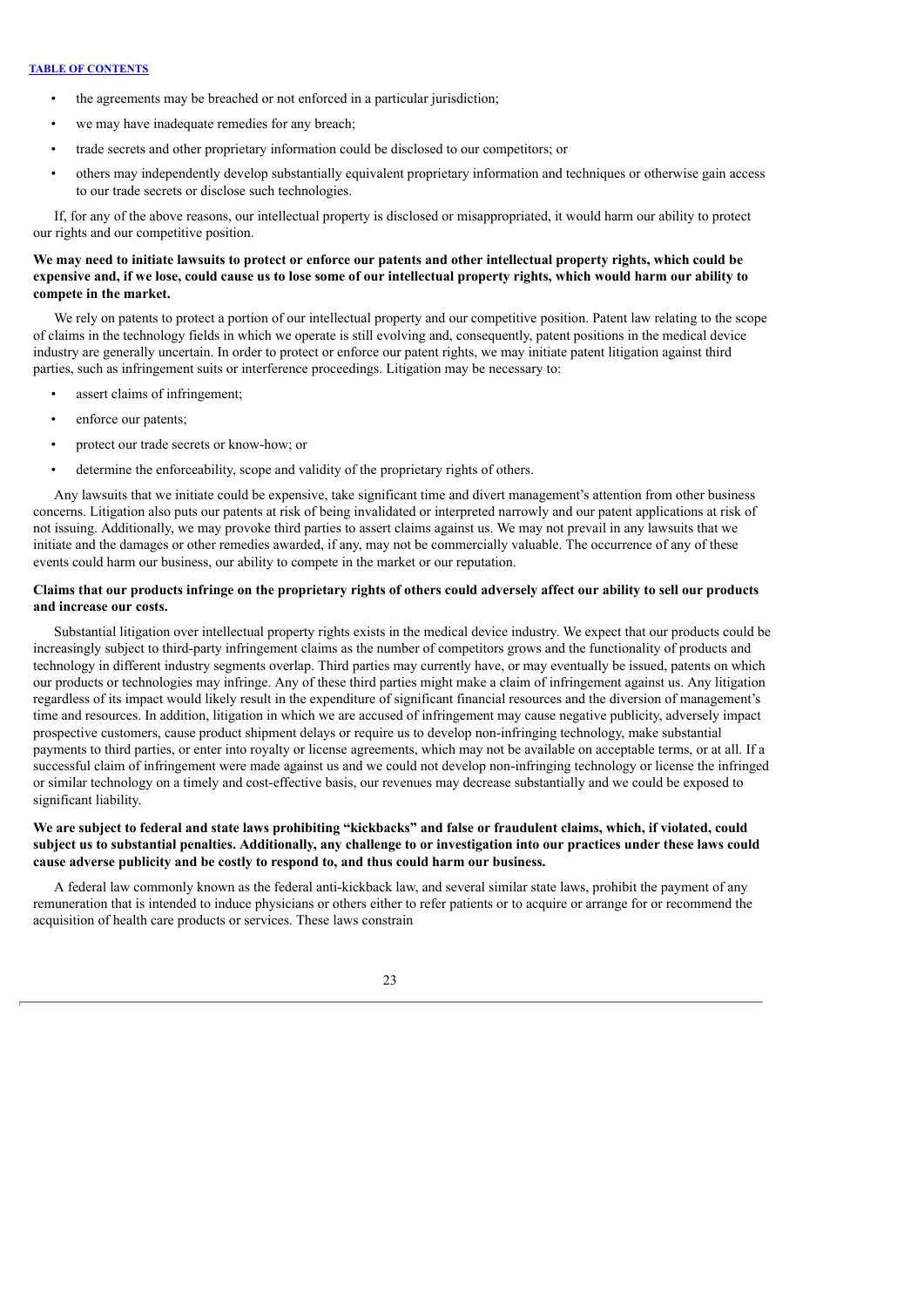- the agreements may be breached or not enforced in a particular jurisdiction;
- we may have inadequate remedies for any breach;
- trade secrets and other proprietary information could be disclosed to our competitors; or
- others may independently develop substantially equivalent proprietary information and techniques or otherwise gain access to our trade secrets or disclose such technologies.

If, for any of the above reasons, our intellectual property is disclosed or misappropriated, it would harm our ability to protect our rights and our competitive position.

**We may need to initiate lawsuits to protect or enforce our patents and other intellectual property rights, which could be expensive and, if we lose, could cause us to lose some of our intellectual property rights, which would harm our ability to compete in the market.**

We rely on patents to protect a portion of our intellectual property and our competitive position. Patent law relating to the scope of claims in the technology fields in which we operate is still evolving and, consequently, patent positions in the medical device industry are generally uncertain. In order to protect or enforce our patent rights, we may initiate patent litigation against third parties, such as infringement suits or interference proceedings. Litigation may be necessary to:

- assert claims of infringement;
- enforce our patents;
- protect our trade secrets or know-how; or
- determine the enforceability, scope and validity of the proprietary rights of others.

Any lawsuits that we initiate could be expensive, take significant time and divert management's attention from other business concerns. Litigation also puts our patents at risk of being invalidated or interpreted narrowly and our patent applications at risk of not issuing. Additionally, we may provoke third parties to assert claims against us. We may not prevail in any lawsuits that we initiate and the damages or other remedies awarded, if any, may not be commercially valuable. The occurrence of any of these events could harm our business, our ability to compete in the market or our reputation.

**Claims that our products infringe on the proprietary rights of others could adversely affect our ability to sell our products and increase our costs.**

Substantial litigation over intellectual property rights exists in the medical device industry. We expect that our products could be increasingly subject to third-party infringement claims as the number of competitors grows and the functionality of products and technology in different industry segments overlap. Third parties may currently have, or may eventually be issued, patents on which our products or technologies may infringe. Any of these third parties might make a claim of infringement against us. Any litigation regardless of its impact would likely result in the expenditure of significant financial resources and the diversion of management's time and resources. In addition, litigation in which we are accused of infringement may cause negative publicity, adversely impact prospective customers, cause product shipment delays or require us to develop non-infringing technology, make substantial payments to third parties, or enter into royalty or license agreements, which may not be available on acceptable terms, or at all. If a successful claim of infringement were made against us and we could not develop non-infringing technology or license the infringed or similar technology on a timely and cost-effective basis, our revenues may decrease substantially and we could be exposed to significant liability.

**We are subject to federal and state laws prohibiting "kickbacks" and false or fraudulent claims, which, if violated, could subject us to substantial penalties. Additionally, any challenge to or investigation into our practices under these laws could cause adverse publicity and be costly to respond to, and thus could harm our business.**

A federal law commonly known as the federal anti-kickback law, and several similar state laws, prohibit the payment of any remuneration that is intended to induce physicians or others either to refer patients or to acquire or arrange for or recommend the acquisition of health care products or services. These laws constrain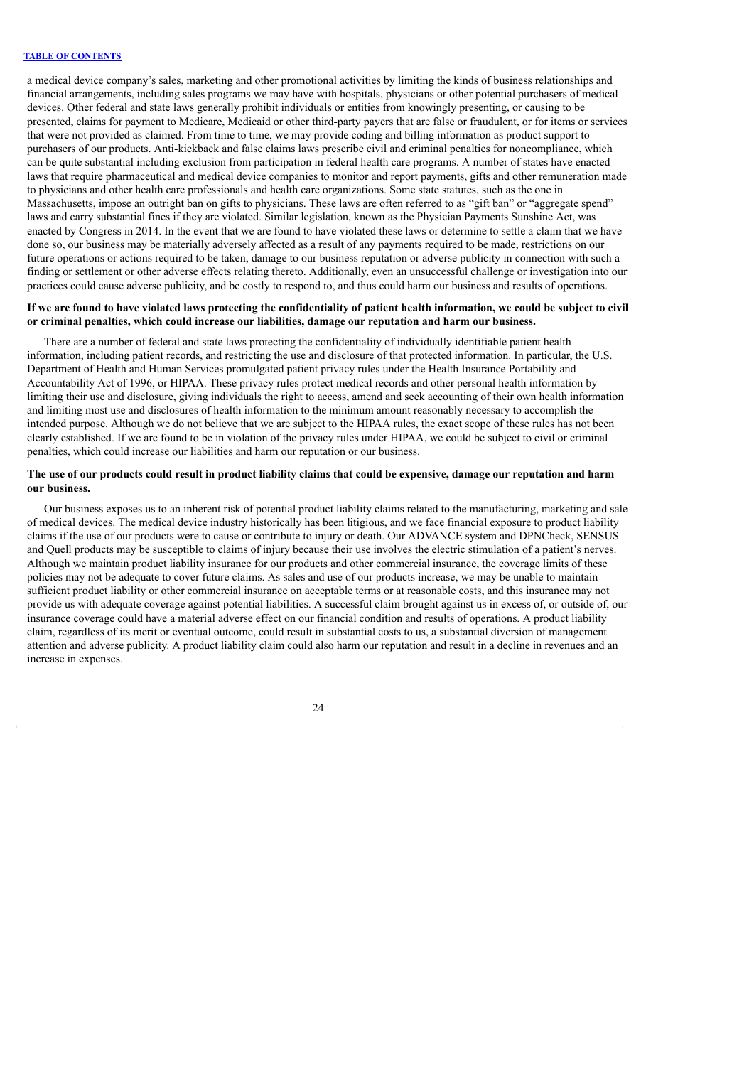a medical device company's sales, marketing and other promotional activities by limiting the kinds of business relationships and financial arrangements, including sales programs we may have with hospitals, physicians or other potential purchasers of medical devices. Other federal and state laws generally prohibit individuals or entities from knowingly presenting, or causing to be presented, claims for payment to Medicare, Medicaid or other third-party payers that are false or fraudulent, or for items or services that were not provided as claimed. From time to time, we may provide coding and billing information as product support to purchasers of our products. Anti-kickback and false claims laws prescribe civil and criminal penalties for noncompliance, which can be quite substantial including exclusion from participation in federal health care programs. A number of states have enacted laws that require pharmaceutical and medical device companies to monitor and report payments, gifts and other remuneration made to physicians and other health care professionals and health care organizations. Some state statutes, such as the one in Massachusetts, impose an outright ban on gifts to physicians. These laws are often referred to as "gift ban" or "aggregate spend" laws and carry substantial fines if they are violated. Similar legislation, known as the Physician Payments Sunshine Act, was enacted by Congress in 2014. In the event that we are found to have violated these laws or determine to settle a claim that we have done so, our business may be materially adversely affected as a result of any payments required to be made, restrictions on our future operations or actions required to be taken, damage to our business reputation or adverse publicity in connection with such a finding or settlement or other adverse effects relating thereto. Additionally, even an unsuccessful challenge or investigation into our practices could cause adverse publicity, and be costly to respond to, and thus could harm our business and results of operations.

**If we are found to have violated laws protecting the confidentiality of patient health information, we could be subject to civil or criminal penalties, which could increase our liabilities, damage our reputation and harm our business.**

There are a number of federal and state laws protecting the confidentiality of individually identifiable patient health information, including patient records, and restricting the use and disclosure of that protected information. In particular, the U.S. Department of Health and Human Services promulgated patient privacy rules under the Health Insurance Portability and Accountability Act of 1996, or HIPAA. These privacy rules protect medical records and other personal health information by limiting their use and disclosure, giving individuals the right to access, amend and seek accounting of their own health information and limiting most use and disclosures of health information to the minimum amount reasonably necessary to accomplish the intended purpose. Although we do not believe that we are subject to the HIPAA rules, the exact scope of these rules has not been clearly established. If we are found to be in violation of the privacy rules under HIPAA, we could be subject to civil or criminal penalties, which could increase our liabilities and harm our reputation or our business.

**The use of our products could result in product liability claims that could be expensive, damage our reputation and harm our business.**

Our business exposes us to an inherent risk of potential product liability claims related to the manufacturing, marketing and sale of medical devices. The medical device industry historically has been litigious, and we face financial exposure to product liability claims if the use of our products were to cause or contribute to injury or death. Our ADVANCE system and DPNCheck, SENSUS and Quell products may be susceptible to claims of injury because their use involves the electric stimulation of a patient's nerves. Although we maintain product liability insurance for our products and other commercial insurance, the coverage limits of these policies may not be adequate to cover future claims. As sales and use of our products increase, we may be unable to maintain sufficient product liability or other commercial insurance on acceptable terms or at reasonable costs, and this insurance may not provide us with adequate coverage against potential liabilities. A successful claim brought against us in excess of, or outside of, our insurance coverage could have a material adverse effect on our financial condition and results of operations. A product liability claim, regardless of its merit or eventual outcome, could result in substantial costs to us, a substantial diversion of management attention and adverse publicity. A product liability claim could also harm our reputation and result in a decline in revenues and an increase in expenses.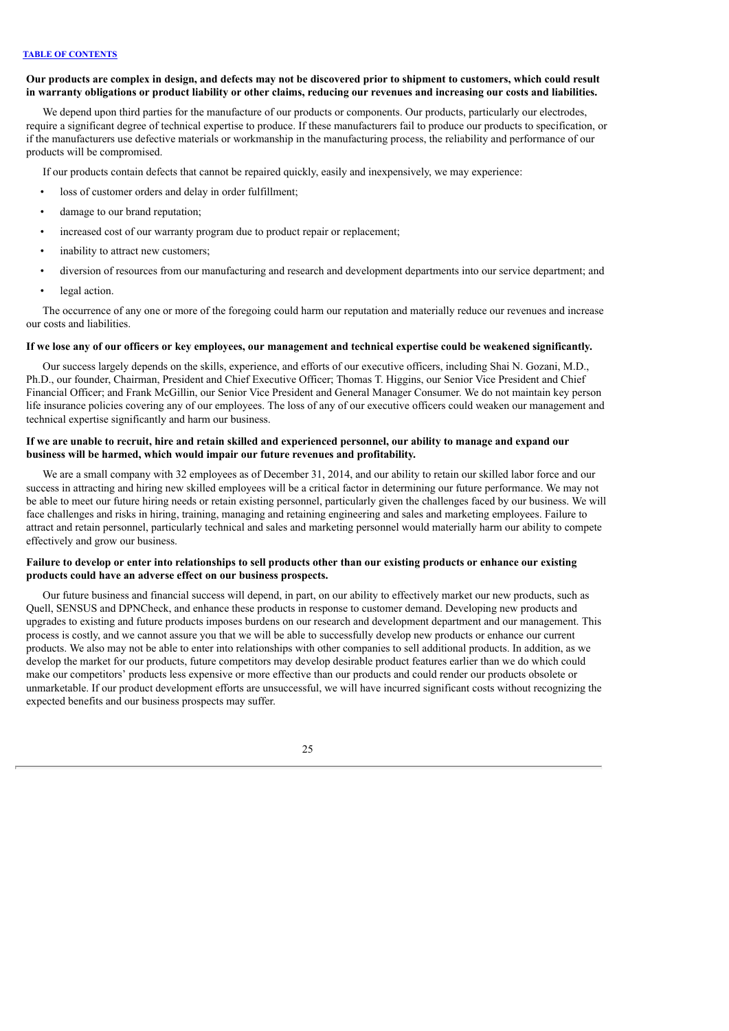**Our products are complex in design, and defects may not be discovered prior to shipment to customers, which could result in warranty obligations or product liability or other claims, reducing our revenues and increasing our costs and liabilities.**

We depend upon third parties for the manufacture of our products or components. Our products, particularly our electrodes, require a significant degree of technical expertise to produce. If these manufacturers fail to produce our products to specification, or if the manufacturers use defective materials or workmanship in the manufacturing process, the reliability and performance of our products will be compromised.

If our products contain defects that cannot be repaired quickly, easily and inexpensively, we may experience:

- loss of customer orders and delay in order fulfillment;
- damage to our brand reputation;
- increased cost of our warranty program due to product repair or replacement;
- inability to attract new customers;
- diversion of resources from our manufacturing and research and development departments into our service department; and
- legal action.

The occurrence of any one or more of the foregoing could harm our reputation and materially reduce our revenues and increase our costs and liabilities.

**If we lose any of our officers or key employees, our management and technical expertise could be weakened significantly.**

Our success largely depends on the skills, experience, and efforts of our executive officers, including Shai N. Gozani, M.D., Ph.D., our founder, Chairman, President and Chief Executive Officer; Thomas T. Higgins, our Senior Vice President and Chief Financial Officer; and Frank McGillin, our Senior Vice President and General Manager Consumer. We do not maintain key person life insurance policies covering any of our employees. The loss of any of our executive officers could weaken our management and technical expertise significantly and harm our business.

**If we are unable to recruit, hire and retain skilled and experienced personnel, our ability to manage and expand our business will be harmed, which would impair our future revenues and profitability.**

We are a small company with 32 employees as of December 31, 2014, and our ability to retain our skilled labor force and our success in attracting and hiring new skilled employees will be a critical factor in determining our future performance. We may not be able to meet our future hiring needs or retain existing personnel, particularly given the challenges faced by our business. We will face challenges and risks in hiring, training, managing and retaining engineering and sales and marketing employees. Failure to attract and retain personnel, particularly technical and sales and marketing personnel would materially harm our ability to compete effectively and grow our business.

**Failure to develop or enter into relationships to sell products other than our existing products or enhance our existing products could have an adverse effect on our business prospects.**

Our future business and financial success will depend, in part, on our ability to effectively market our new products, such as Quell, SENSUS and DPNCheck, and enhance these products in response to customer demand. Developing new products and upgrades to existing and future products imposes burdens on our research and development department and our management. This process is costly, and we cannot assure you that we will be able to successfully develop new products or enhance our current products. We also may not be able to enter into relationships with other companies to sell additional products. In addition, as we develop the market for our products, future competitors may develop desirable product features earlier than we do which could make our competitors' products less expensive or more effective than our products and could render our products obsolete or unmarketable. If our product development efforts are unsuccessful, we will have incurred significant costs without recognizing the expected benefits and our business prospects may suffer.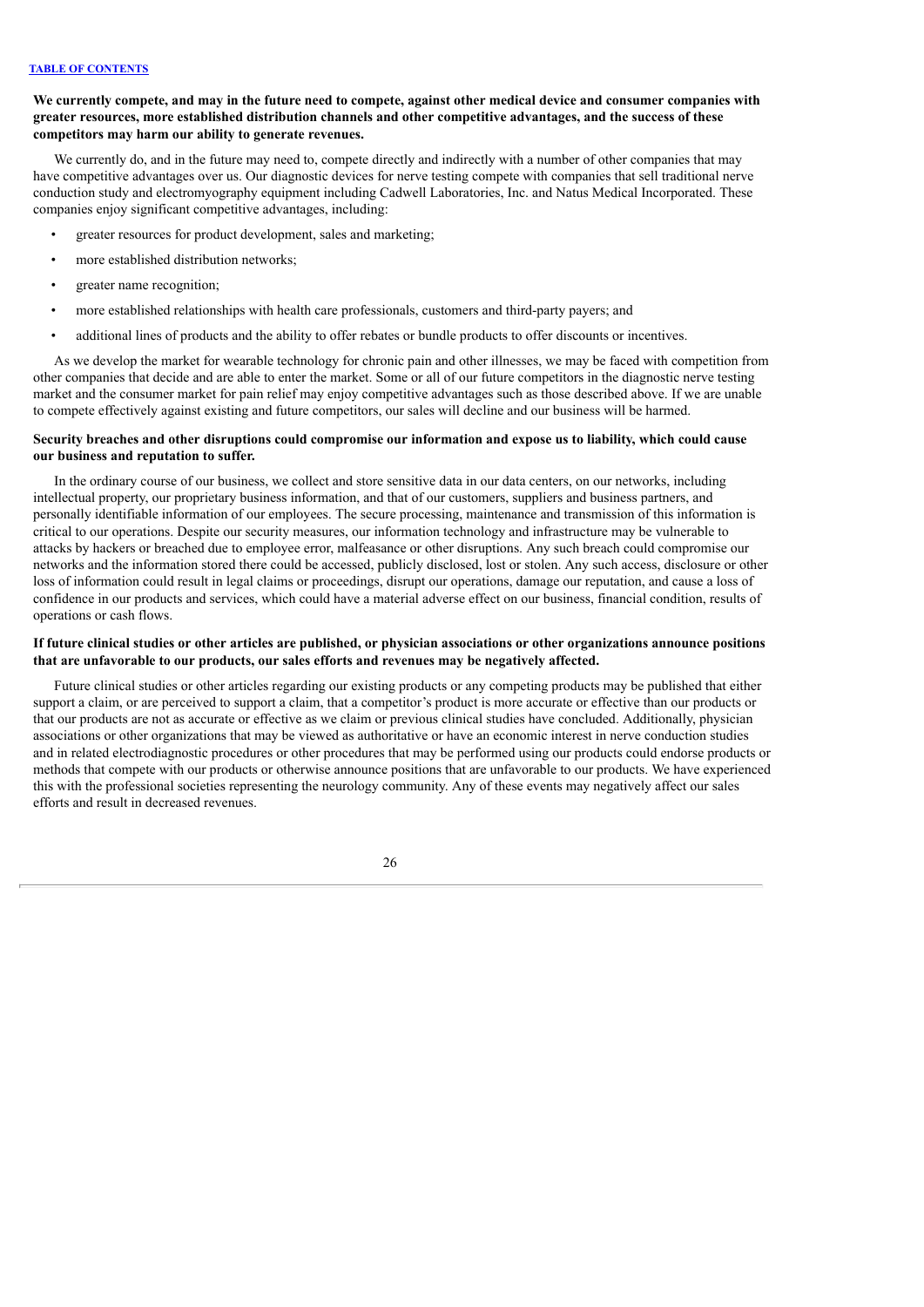**We currently compete, and may in the future need to compete, against other medical device and consumer companies with greater resources, more established distribution channels and other competitive advantages, and the success of these competitors may harm our ability to generate revenues.**

We currently do, and in the future may need to, compete directly and indirectly with a number of other companies that may have competitive advantages over us. Our diagnostic devices for nerve testing compete with companies that sell traditional nerve conduction study and electromyography equipment including Cadwell Laboratories, Inc. and Natus Medical Incorporated. These companies enjoy significant competitive advantages, including:

- greater resources for product development, sales and marketing;
- more established distribution networks;
- greater name recognition;
- more established relationships with health care professionals, customers and third-party payers; and
- additional lines of products and the ability to offer rebates or bundle products to offer discounts or incentives.

As we develop the market for wearable technology for chronic pain and other illnesses, we may be faced with competition from other companies that decide and are able to enter the market. Some or all of our future competitors in the diagnostic nerve testing market and the consumer market for pain relief may enjoy competitive advantages such as those described above. If we are unable to compete effectively against existing and future competitors, our sales will decline and our business will be harmed.

**Security breaches and other disruptions could compromise our information and expose us to liability, which could cause our business and reputation to suffer.**

In the ordinary course of our business, we collect and store sensitive data in our data centers, on our networks, including intellectual property, our proprietary business information, and that of our customers, suppliers and business partners, and personally identifiable information of our employees. The secure processing, maintenance and transmission of this information is critical to our operations. Despite our security measures, our information technology and infrastructure may be vulnerable to attacks by hackers or breached due to employee error, malfeasance or other disruptions. Any such breach could compromise our networks and the information stored there could be accessed, publicly disclosed, lost or stolen. Any such access, disclosure or other loss of information could result in legal claims or proceedings, disrupt our operations, damage our reputation, and cause a loss of confidence in our products and services, which could have a material adverse effect on our business, financial condition, results of operations or cash flows.

**If future clinical studies or other articles are published, or physician associations or other organizations announce positions that are unfavorable to our products, our sales efforts and revenues may be negatively affected.**

Future clinical studies or other articles regarding our existing products or any competing products may be published that either support a claim, or are perceived to support a claim, that a competitor's product is more accurate or effective than our products or that our products are not as accurate or effective as we claim or previous clinical studies have concluded. Additionally, physician associations or other organizations that may be viewed as authoritative or have an economic interest in nerve conduction studies and in related electrodiagnostic procedures or other procedures that may be performed using our products could endorse products or methods that compete with our products or otherwise announce positions that are unfavorable to our products. We have experienced this with the professional societies representing the neurology community. Any of these events may negatively affect our sales efforts and result in decreased revenues.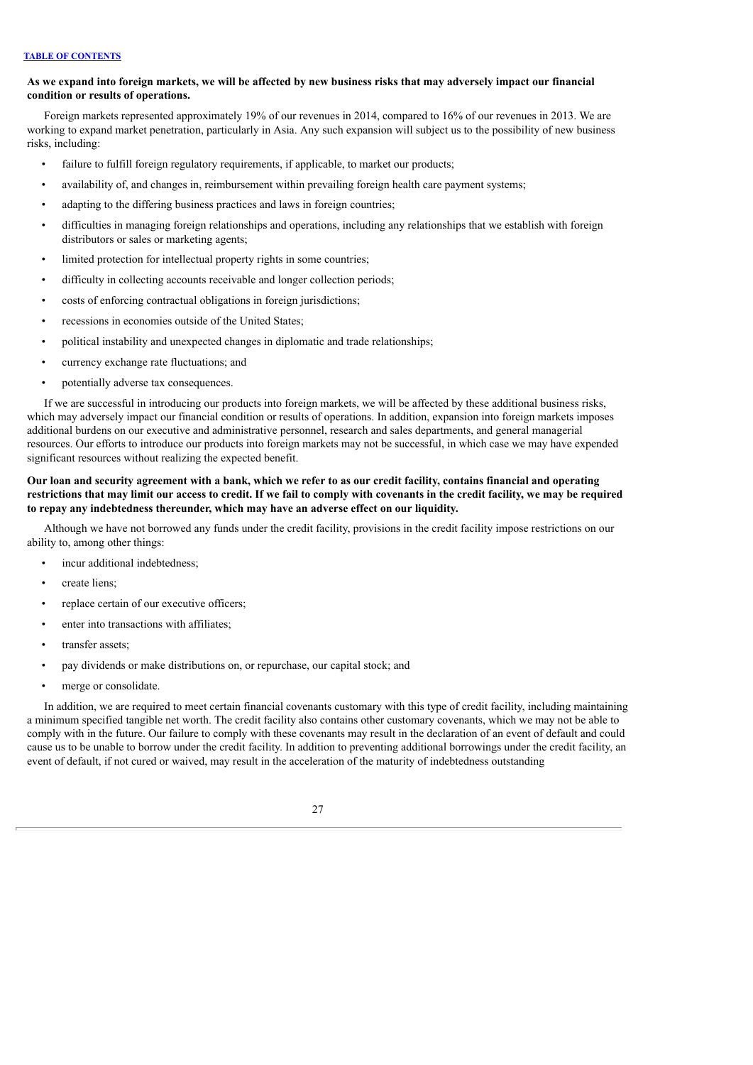**As we expand into foreign markets, we will be affected by new business risks that may adversely impact our financial condition or results of operations.**

Foreign markets represented approximately 19% of our revenues in 2014, compared to 16% of our revenues in 2013. We are working to expand market penetration, particularly in Asia. Any such expansion will subject us to the possibility of new business risks, including:

- failure to fulfill foreign regulatory requirements, if applicable, to market our products;
- availability of, and changes in, reimbursement within prevailing foreign health care payment systems;
- adapting to the differing business practices and laws in foreign countries;
- difficulties in managing foreign relationships and operations, including any relationships that we establish with foreign distributors or sales or marketing agents;
- limited protection for intellectual property rights in some countries;
- difficulty in collecting accounts receivable and longer collection periods;
- costs of enforcing contractual obligations in foreign jurisdictions;
- recessions in economies outside of the United States;
- political instability and unexpected changes in diplomatic and trade relationships;
- currency exchange rate fluctuations; and
- potentially adverse tax consequences.

If we are successful in introducing our products into foreign markets, we will be affected by these additional business risks, which may adversely impact our financial condition or results of operations. In addition, expansion into foreign markets imposes additional burdens on our executive and administrative personnel, research and sales departments, and general managerial resources. Our efforts to introduce our products into foreign markets may not be successful, in which case we may have expended significant resources without realizing the expected benefit.

**Our loan and security agreement with a bank, which we refer to as our credit facility, contains financial and operating restrictions that may limit our access to credit. If we fail to comply with covenants in the credit facility, we may be required to repay any indebtedness thereunder, which may have an adverse effect on our liquidity.**

Although we have not borrowed any funds under the credit facility, provisions in the credit facility impose restrictions on our ability to, among other things:

- incur additional indebtedness;
- create liens;
- replace certain of our executive officers;
- enter into transactions with affiliates;
- transfer assets;
- pay dividends or make distributions on, or repurchase, our capital stock; and
- merge or consolidate.

In addition, we are required to meet certain financial covenants customary with this type of credit facility, including maintaining a minimum specified tangible net worth. The credit facility also contains other customary covenants, which we may not be able to comply with in the future. Our failure to comply with these covenants may result in the declaration of an event of default and could cause us to be unable to borrow under the credit facility. In addition to preventing additional borrowings under the credit facility, an event of default, if not cured or waived, may result in the acceleration of the maturity of indebtedness outstanding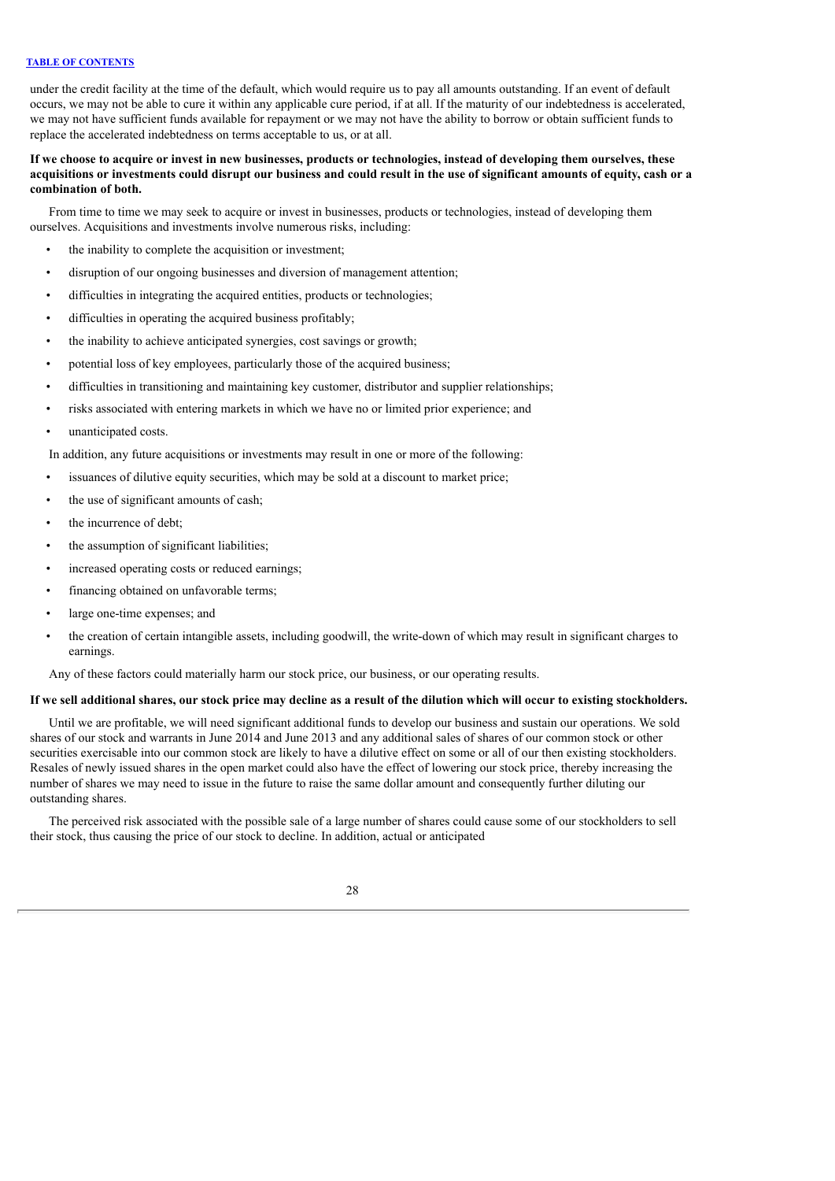under the credit facility at the time of the default, which would require us to pay all amounts outstanding. If an event of default occurs, we may not be able to cure it within any applicable cure period, if at all. If the maturity of our indebtedness is accelerated, we may not have sufficient funds available for repayment or we may not have the ability to borrow or obtain sufficient funds to replace the accelerated indebtedness on terms acceptable to us, or at all.

**If we choose to acquire or invest in new businesses, products or technologies, instead of developing them ourselves, these acquisitions or investments could disrupt our business and could result in the use of significant amounts of equity, cash or a combination of both.**

From time to time we may seek to acquire or invest in businesses, products or technologies, instead of developing them ourselves. Acquisitions and investments involve numerous risks, including:

- the inability to complete the acquisition or investment;
- disruption of our ongoing businesses and diversion of management attention;
- difficulties in integrating the acquired entities, products or technologies;
- difficulties in operating the acquired business profitably;
- the inability to achieve anticipated synergies, cost savings or growth;
- potential loss of key employees, particularly those of the acquired business;
- difficulties in transitioning and maintaining key customer, distributor and supplier relationships;
- risks associated with entering markets in which we have no or limited prior experience; and
- unanticipated costs.

In addition, any future acquisitions or investments may result in one or more of the following:

- issuances of dilutive equity securities, which may be sold at a discount to market price;
- the use of significant amounts of cash;
- the incurrence of debt;
- the assumption of significant liabilities;
- increased operating costs or reduced earnings;
- financing obtained on unfavorable terms;
- large one-time expenses; and
- the creation of certain intangible assets, including goodwill, the write-down of which may result in significant charges to earnings.

Any of these factors could materially harm our stock price, our business, or our operating results.

**If we sell additional shares, our stock price may decline as a result of the dilution which will occur to existing stockholders.**

Until we are profitable, we will need significant additional funds to develop our business and sustain our operations. We sold shares of our stock and warrants in June 2014 and June 2013 and any additional sales of shares of our common stock or other securities exercisable into our common stock are likely to have a dilutive effect on some or all of our then existing stockholders. Resales of newly issued shares in the open market could also have the effect of lowering our stock price, thereby increasing the number of shares we may need to issue in the future to raise the same dollar amount and consequently further diluting our outstanding shares.

The perceived risk associated with the possible sale of a large number of shares could cause some of our stockholders to sell their stock, thus causing the price of our stock to decline. In addition, actual or anticipated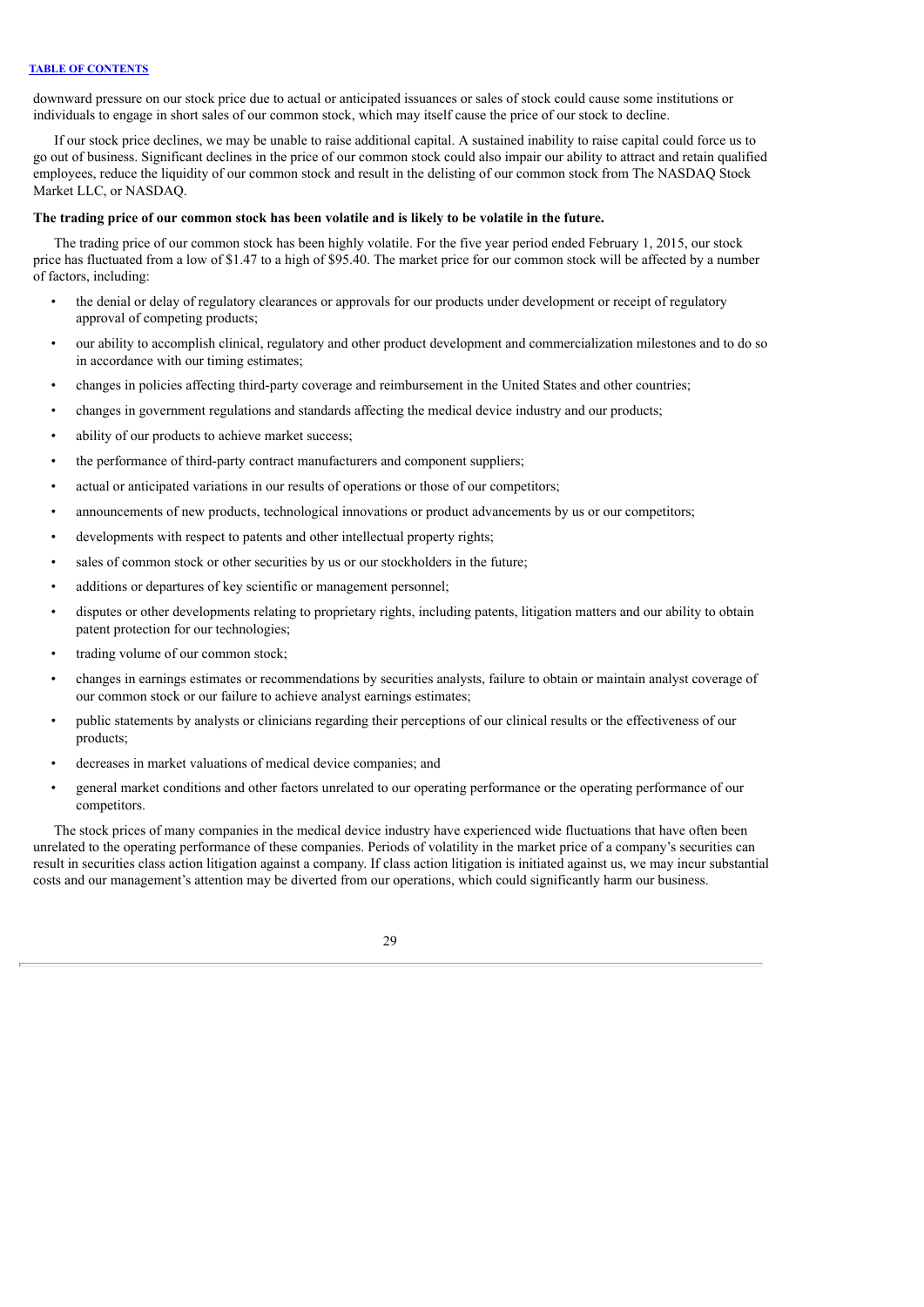downward pressure on our stock price due to actual or anticipated issuances or sales of stock could cause some institutions or individuals to engage in short sales of our common stock, which may itself cause the price of our stock to decline.

If our stock price declines, we may be unable to raise additional capital. A sustained inability to raise capital could force us to go out of business. Significant declines in the price of our common stock could also impair our ability to attract and retain qualified employees, reduce the liquidity of our common stock and result in the delisting of our common stock from The NASDAQ Stock Market LLC, or NASDAQ.

**The trading price of our common stock has been volatile and is likely to be volatile in the future.**

The trading price of our common stock has been highly volatile. For the five year period ended February 1, 2015, our stock price has fluctuated from a low of $1.47 to a high of $95.40. The market price for our common stock will be affected by a number of factors, including:

- the denial or delay of regulatory clearances or approvals for our products under development or receipt of regulatory approval of competing products;
- our ability to accomplish clinical, regulatory and other product development and commercialization milestones and to do so in accordance with our timing estimates;
- changes in policies affecting third-party coverage and reimbursement in the United States and other countries;
- changes in government regulations and standards affecting the medical device industry and our products;
- ability of our products to achieve market success;
- the performance of third-party contract manufacturers and component suppliers;
- actual or anticipated variations in our results of operations or those of our competitors;
- announcements of new products, technological innovations or product advancements by us or our competitors;
- developments with respect to patents and other intellectual property rights;
- sales of common stock or other securities by us or our stockholders in the future;
- additions or departures of key scientific or management personnel;
- disputes or other developments relating to proprietary rights, including patents, litigation matters and our ability to obtain patent protection for our technologies;
- trading volume of our common stock;
- changes in earnings estimates or recommendations by securities analysts, failure to obtain or maintain analyst coverage of our common stock or our failure to achieve analyst earnings estimates;
- public statements by analysts or clinicians regarding their perceptions of our clinical results or the effectiveness of our products;
- decreases in market valuations of medical device companies; and
- general market conditions and other factors unrelated to our operating performance or the operating performance of our competitors.

The stock prices of many companies in the medical device industry have experienced wide fluctuations that have often been unrelated to the operating performance of these companies. Periods of volatility in the market price of a company's securities can result in securities class action litigation against a company. If class action litigation is initiated against us, we may incur substantial costs and our management's attention may be diverted from our operations, which could significantly harm our business.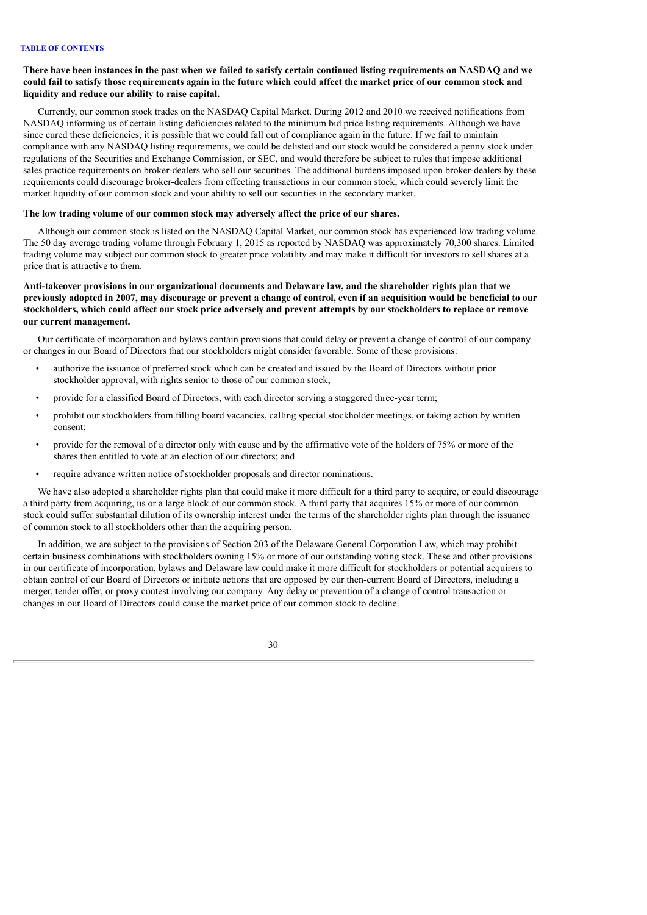**There have been instances in the past when we failed to satisfy certain continued listing requirements on NASDAQ and we could fail to satisfy those requirements again in the future which could affect the market price of our common stock and liquidity and reduce our ability to raise capital.**

Currently, our common stock trades on the NASDAQ Capital Market. During 2012 and 2010 we received notifications from NASDAQ informing us of certain listing deficiencies related to the minimum bid price listing requirements. Although we have since cured these deficiencies, it is possible that we could fall out of compliance again in the future. If we fail to maintain compliance with any NASDAQ listing requirements, we could be delisted and our stock would be considered a penny stock under regulations of the Securities and Exchange Commission, or SEC, and would therefore be subject to rules that impose additional sales practice requirements on broker-dealers who sell our securities. The additional burdens imposed upon broker-dealers by these requirements could discourage broker-dealers from effecting transactions in our common stock, which could severely limit the market liquidity of our common stock and your ability to sell our securities in the secondary market.

**The low trading volume of our common stock may adversely affect the price of our shares.**

Although our common stock is listed on the NASDAQ Capital Market, our common stock has experienced low trading volume. The 50 day average trading volume through February 1, 2015 as reported by NASDAQ was approximately 70,300 shares. Limited trading volume may subject our common stock to greater price volatility and may make it difficult for investors to sell shares at a price that is attractive to them.

**Anti-takeover provisions in our organizational documents and Delaware law, and the shareholder rights plan that we previously adopted in 2007, may discourage or prevent a change of control, even if an acquisition would be beneficial to our stockholders, which could affect our stock price adversely and prevent attempts by our stockholders to replace or remove our current management.**

Our certificate of incorporation and bylaws contain provisions that could delay or prevent a change of control of our company or changes in our Board of Directors that our stockholders might consider favorable. Some of these provisions:

- authorize the issuance of preferred stock which can be created and issued by the Board of Directors without prior stockholder approval, with rights senior to those of our common stock;
- provide for a classified Board of Directors, with each director serving a staggered three-year term;
- prohibit our stockholders from filling board vacancies, calling special stockholder meetings, or taking action by written consent;
- provide for the removal of a director only with cause and by the affirmative vote of the holders of 75% or more of the shares then entitled to vote at an election of our directors; and
- require advance written notice of stockholder proposals and director nominations.

We have also adopted a shareholder rights plan that could make it more difficult for a third party to acquire, or could discourage a third party from acquiring, us or a large block of our common stock. A third party that acquires 15% or more of our common stock could suffer substantial dilution of its ownership interest under the terms of the shareholder rights plan through the issuance of common stock to all stockholders other than the acquiring person.

In addition, we are subject to the provisions of Section 203 of the Delaware General Corporation Law, which may prohibit certain business combinations with stockholders owning 15% or more of our outstanding voting stock. These and other provisions in our certificate of incorporation, bylaws and Delaware law could make it more difficult for stockholders or potential acquirers to obtain control of our Board of Directors or initiate actions that are opposed by our then-current Board of Directors, including a merger, tender offer, or proxy contest involving our company. Any delay or prevention of a change of control transaction or changes in our Board of Directors could cause the market price of our common stock to decline.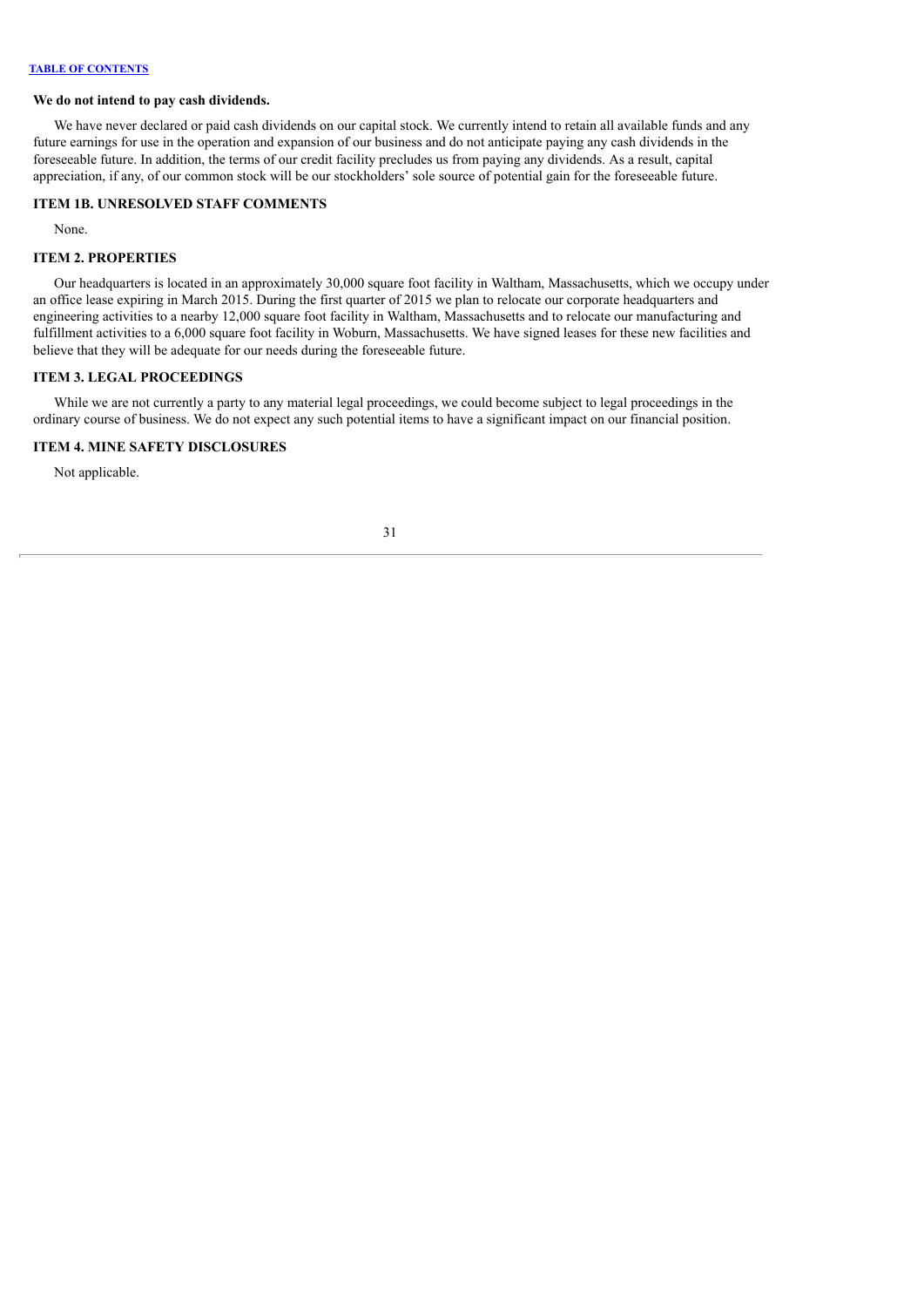**We do not intend to pay cash dividends.**

We have never declared or paid cash dividends on our capital stock. We currently intend to retain all available funds and any future earnings for use in the operation and expansion of our business and do not anticipate paying any cash dividends in the foreseeable future. In addition, the terms of our credit facility precludes us from paying any dividends. As a result, capital appreciation, if any, of our common stock will be our stockholders' sole source of potential gain for the foreseeable future.

## ITEM 1B. UNRESOLVED STAFF COMMENTS

None.

## ITEM 2. PROPERTIES

Our headquarters is located in an approximately 30,000 square foot facility in Waltham, Massachusetts, which we occupy under an office lease expiring in March 2015. During the first quarter of 2015 we plan to relocate our corporate headquarters and engineering activities to a nearby 12,000 square foot facility in Waltham, Massachusetts and to relocate our manufacturing and fulfillment activities to a 6,000 square foot facility in Woburn, Massachusetts. We have signed leases for these new facilities and believe that they will be adequate for our needs during the foreseeable future.

## ITEM 3. LEGAL PROCEEDINGS

While we are not currently a party to any material legal proceedings, we could become subject to legal proceedings in the ordinary course of business. We do not expect any such potential items to have a significant impact on our financial position.

## ITEM 4. MINE SAFETY DISCLOSURES

Not applicable.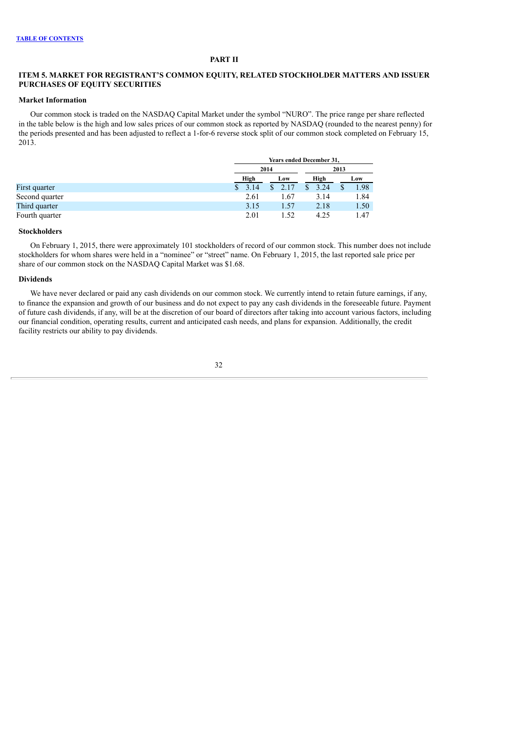## PART II

### ITEM 5. MARKET FOR REGISTRANT'S COMMON EQUITY, RELATED STOCKHOLDER MATTERS AND ISSUER PURCHASES OF EQUITY SECURITIES

#### Market Information

Our common stock is traded on the NASDAQ Capital Market under the symbol "NURO". The price range per share reflected in the table below is the high and low sales prices of our common stock as reported by NASDAQ (rounded to the nearest penny) for the periods presented and has been adjusted to reflect a 1-for-6 reverse stock split of our common stock completed on February 15, 2013.

| | Years ended December 31, | | | |
|---|---|---|---|---|
| | 2014 | | 2013 | |
| | High | Low | High | Low |
| First quarter | $ 3.14 | $ 2.17 | $ 3.24 | $ 1.98 |
| Second quarter | 2.61 | 1.67 | 3.14 | 1.84 |
| Third quarter | 3.15 | 1.57 | 2.18 | 1.50 |
| Fourth quarter | 2.01 | 1.52 | 4.25 | 1.47 |

#### Stockholders

On February 1, 2015, there were approximately 101 stockholders of record of our common stock. This number does not include stockholders for whom shares were held in a "nominee" or "street" name. On February 1, 2015, the last reported sale price per share of our common stock on the NASDAQ Capital Market was $1.68.

#### Dividends

We have never declared or paid any cash dividends on our common stock. We currently intend to retain future earnings, if any, to finance the expansion and growth of our business and do not expect to pay any cash dividends in the foreseeable future. Payment of future cash dividends, if any, will be at the discretion of our board of directors after taking into account various factors, including our financial condition, operating results, current and anticipated cash needs, and plans for expansion. Additionally, the credit facility restricts our ability to pay dividends.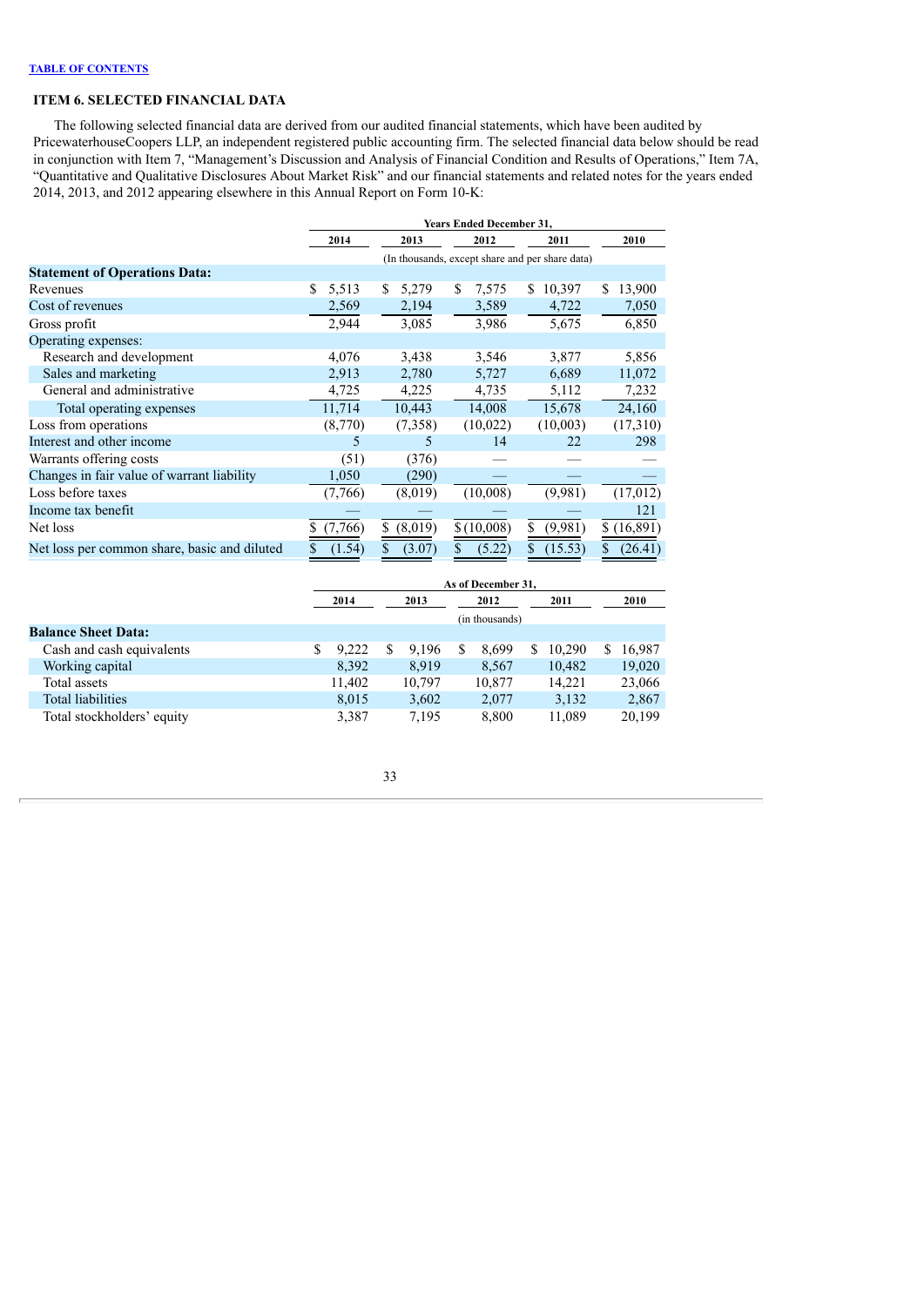[TABLE OF CONTENTS](#)

### ITEM 6. SELECTED FINANCIAL DATA

The following selected financial data are derived from our audited financial statements, which have been audited by PricewaterhouseCoopers LLP, an independent registered public accounting firm. The selected financial data below should be read in conjunction with Item 7, "Management's Discussion and Analysis of Financial Condition and Results of Operations," Item 7A, "Quantitative and Qualitative Disclosures About Market Risk" and our financial statements and related notes for the years ended 2014, 2013, and 2012 appearing elsewhere in this Annual Report on Form 10-K:

| | Years Ended December 31, | | | | |
|---|---|---|---|---|---|
| | 2014 | 2013 | 2012 | 2011 | 2010 |
| | (In thousands, except share and per share data) | | | | |
| **Statement of Operations Data:** | | | | | |
| Revenues | $ 5,513 | $ 5,279 | $ 7,575 | $ 10,397 | $ 13,900 |
| Cost of revenues | 2,569 | 2,194 | 3,589 | 4,722 | 7,050 |
| Gross profit | 2,944 | 3,085 | 3,986 | 5,675 | 6,850 |
| Operating expenses: | | | | | |
| Research and development | 4,076 | 3,438 | 3,546 | 3,877 | 5,856 |
| Sales and marketing | 2,913 | 2,780 | 5,727 | 6,689 | 11,072 |
| General and administrative | 4,725 | 4,225 | 4,735 | 5,112 | 7,232 |
| Total operating expenses | 11,714 | 10,443 | 14,008 | 15,678 | 24,160 |
| Loss from operations | (8,770) | (7,358) | (10,022) | (10,003) | (17,310) |
| Interest and other income | 5 | 5 | 14 | 22 | 298 |
| Warrants offering costs | (51) | (376) | — | — | — |
| Changes in fair value of warrant liability | 1,050 | (290) | — | — | — |
| Loss before taxes | (7,766) | (8,019) | (10,008) | (9,981) | (17,012) |
| Income tax benefit | — | — | — | — | 121 |
| Net loss | $ (7,766) | $ (8,019) | $ (10,008) | $ (9,981) | $ (16,891) |
| Net loss per common share, basic and diluted | $ (1.54) | $ (3.07) | $ (5.22) | $ (15.53) | $ (26.41) |

| | As of December 31, | | | | |
|---|---|---|---|---|---|
| | 2014 | 2013 | 2012 | 2011 | 2010 |
| | (in thousands) | | | | |
| **Balance Sheet Data:** | | | | | |
| Cash and cash equivalents | $ 9,222 | $ 9,196 | $ 8,699 | $ 10,290 | $ 16,987 |
| Working capital | 8,392 | 8,919 | 8,567 | 10,482 | 19,020 |
| Total assets | 11,402 | 10,797 | 10,877 | 14,221 | 23,066 |
| Total liabilities | 8,015 | 3,602 | 2,077 | 3,132 | 2,867 |
| Total stockholders' equity | 3,387 | 7,195 | 8,800 | 11,089 | 20,199 |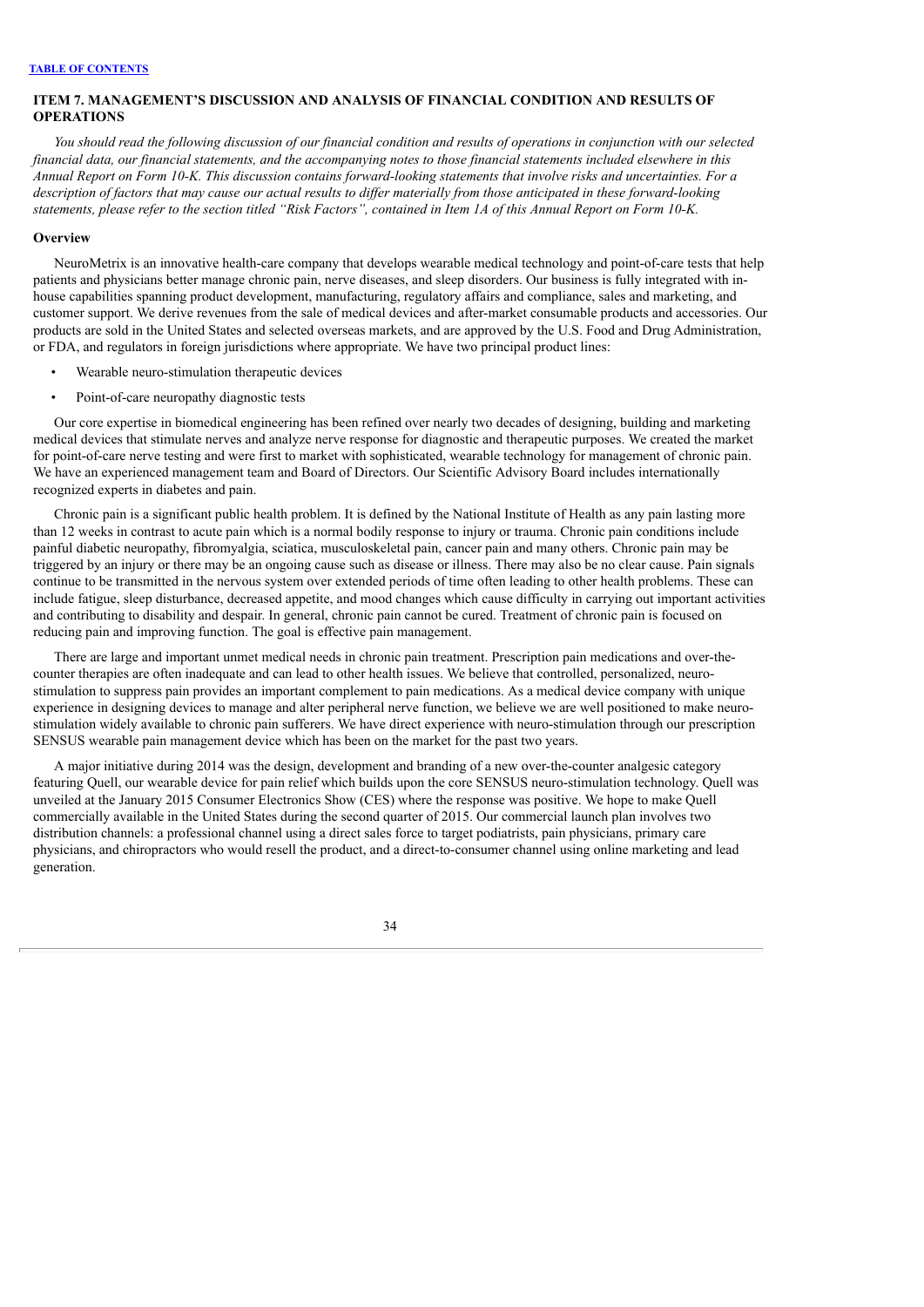## ITEM 7. MANAGEMENT'S DISCUSSION AND ANALYSIS OF FINANCIAL CONDITION AND RESULTS OF OPERATIONS

*You should read the following discussion of our financial condition and results of operations in conjunction with our selected financial data, our financial statements, and the accompanying notes to those financial statements included elsewhere in this Annual Report on Form 10-K. This discussion contains forward-looking statements that involve risks and uncertainties. For a description of factors that may cause our actual results to differ materially from those anticipated in these forward-looking statements, please refer to the section titled "Risk Factors", contained in Item 1A of this Annual Report on Form 10-K.*

### Overview

NeuroMetrix is an innovative health-care company that develops wearable medical technology and point-of-care tests that help patients and physicians better manage chronic pain, nerve diseases, and sleep disorders. Our business is fully integrated with in-house capabilities spanning product development, manufacturing, regulatory affairs and compliance, sales and marketing, and customer support. We derive revenues from the sale of medical devices and after-market consumable products and accessories. Our products are sold in the United States and selected overseas markets, and are approved by the U.S. Food and Drug Administration, or FDA, and regulators in foreign jurisdictions where appropriate. We have two principal product lines:

- Wearable neuro-stimulation therapeutic devices
- Point-of-care neuropathy diagnostic tests

Our core expertise in biomedical engineering has been refined over nearly two decades of designing, building and marketing medical devices that stimulate nerves and analyze nerve response for diagnostic and therapeutic purposes. We created the market for point-of-care nerve testing and were first to market with sophisticated, wearable technology for management of chronic pain. We have an experienced management team and Board of Directors. Our Scientific Advisory Board includes internationally recognized experts in diabetes and pain.

Chronic pain is a significant public health problem. It is defined by the National Institute of Health as any pain lasting more than 12 weeks in contrast to acute pain which is a normal bodily response to injury or trauma. Chronic pain conditions include painful diabetic neuropathy, fibromyalgia, sciatica, musculoskeletal pain, cancer pain and many others. Chronic pain may be triggered by an injury or there may be an ongoing cause such as disease or illness. There may also be no clear cause. Pain signals continue to be transmitted in the nervous system over extended periods of time often leading to other health problems. These can include fatigue, sleep disturbance, decreased appetite, and mood changes which cause difficulty in carrying out important activities and contributing to disability and despair. In general, chronic pain cannot be cured. Treatment of chronic pain is focused on reducing pain and improving function. The goal is effective pain management.

There are large and important unmet medical needs in chronic pain treatment. Prescription pain medications and over-the-counter therapies are often inadequate and can lead to other health issues. We believe that controlled, personalized, neuro-stimulation to suppress pain provides an important complement to pain medications. As a medical device company with unique experience in designing devices to manage and alter peripheral nerve function, we believe we are well positioned to make neuro-stimulation widely available to chronic pain sufferers. We have direct experience with neuro-stimulation through our prescription SENSUS wearable pain management device which has been on the market for the past two years.

A major initiative during 2014 was the design, development and branding of a new over-the-counter analgesic category featuring Quell, our wearable device for pain relief which builds upon the core SENSUS neuro-stimulation technology. Quell was unveiled at the January 2015 Consumer Electronics Show (CES) where the response was positive. We hope to make Quell commercially available in the United States during the second quarter of 2015. Our commercial launch plan involves two distribution channels: a professional channel using a direct sales force to target podiatrists, pain physicians, primary care physicians, and chiropractors who would resell the product, and a direct-to-consumer channel using online marketing and lead generation.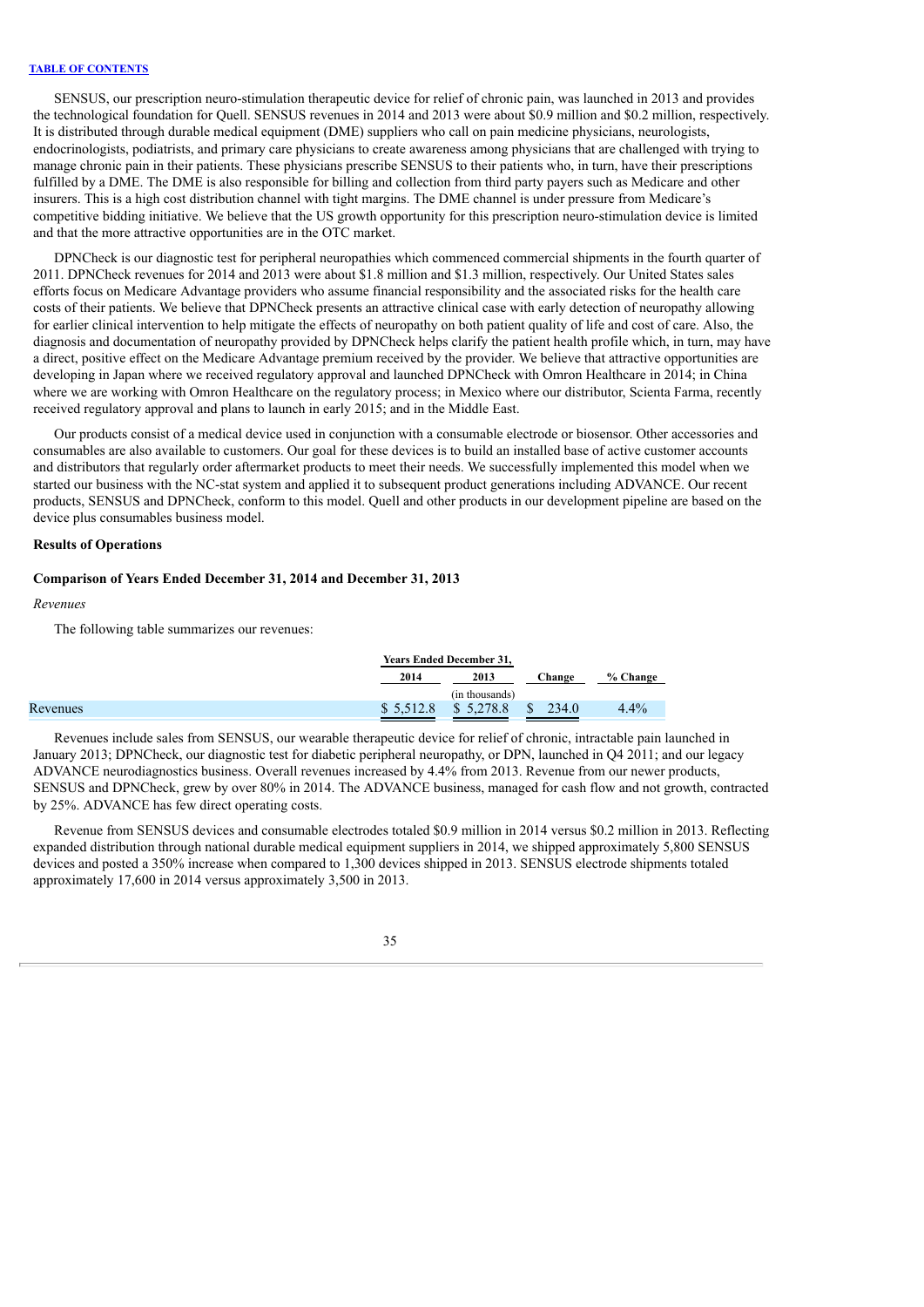SENSUS, our prescription neuro-stimulation therapeutic device for relief of chronic pain, was launched in 2013 and provides the technological foundation for Quell. SENSUS revenues in 2014 and 2013 were about $0.9 million and $0.2 million, respectively. It is distributed through durable medical equipment (DME) suppliers who call on pain medicine physicians, neurologists, endocrinologists, podiatrists, and primary care physicians to create awareness among physicians that are challenged with trying to manage chronic pain in their patients. These physicians prescribe SENSUS to their patients who, in turn, have their prescriptions fulfilled by a DME. The DME is also responsible for billing and collection from third party payers such as Medicare and other insurers. This is a high cost distribution channel with tight margins. The DME channel is under pressure from Medicare's competitive bidding initiative. We believe that the US growth opportunity for this prescription neuro-stimulation device is limited and that the more attractive opportunities are in the OTC market.

DPNCheck is our diagnostic test for peripheral neuropathies which commenced commercial shipments in the fourth quarter of 2011. DPNCheck revenues for 2014 and 2013 were about $1.8 million and $1.3 million, respectively. Our United States sales efforts focus on Medicare Advantage providers who assume financial responsibility and the associated risks for the health care costs of their patients. We believe that DPNCheck presents an attractive clinical case with early detection of neuropathy allowing for earlier clinical intervention to help mitigate the effects of neuropathy on both patient quality of life and cost of care. Also, the diagnosis and documentation of neuropathy provided by DPNCheck helps clarify the patient health profile which, in turn, may have a direct, positive effect on the Medicare Advantage premium received by the provider. We believe that attractive opportunities are developing in Japan where we received regulatory approval and launched DPNCheck with Omron Healthcare in 2014; in China where we are working with Omron Healthcare on the regulatory process; in Mexico where our distributor, Scienta Farma, recently received regulatory approval and plans to launch in early 2015; and in the Middle East.

Our products consist of a medical device used in conjunction with a consumable electrode or biosensor. Other accessories and consumables are also available to customers. Our goal for these devices is to build an installed base of active customer accounts and distributors that regularly order aftermarket products to meet their needs. We successfully implemented this model when we started our business with the NC-stat system and applied it to subsequent product generations including ADVANCE. Our recent products, SENSUS and DPNCheck, conform to this model. Quell and other products in our development pipeline are based on the device plus consumables business model.

**Results of Operations**

**Comparison of Years Ended December 31, 2014 and December 31, 2013**

*Revenues*

The following table summarizes our revenues:

| | Years Ended December 31, | | | |
|---|---|---|---|---|
| | 2014 | 2013 | Change | % Change |
| | | (in thousands) | | |
| Revenues | $ 5,512.8 | $ 5,278.8 | $ 234.0 | 4.4% |

Revenues include sales from SENSUS, our wearable therapeutic device for relief of chronic, intractable pain launched in January 2013; DPNCheck, our diagnostic test for diabetic peripheral neuropathy, or DPN, launched in Q4 2011; and our legacy ADVANCE neurodiagnostics business. Overall revenues increased by 4.4% from 2013. Revenue from our newer products, SENSUS and DPNCheck, grew by over 80% in 2014. The ADVANCE business, managed for cash flow and not growth, contracted by 25%. ADVANCE has few direct operating costs.

Revenue from SENSUS devices and consumable electrodes totaled $0.9 million in 2014 versus $0.2 million in 2013. Reflecting expanded distribution through national durable medical equipment suppliers in 2014, we shipped approximately 5,800 SENSUS devices and posted a 350% increase when compared to 1,300 devices shipped in 2013. SENSUS electrode shipments totaled approximately 17,600 in 2014 versus approximately 3,500 in 2013.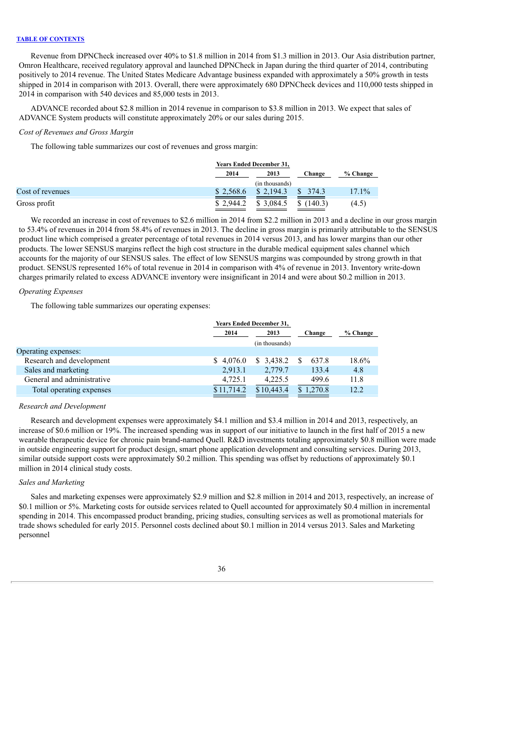Revenue from DPNCheck increased over 40% to \$1.8 million in 2014 from \$1.3 million in 2013. Our Asia distribution partner, Omron Healthcare, received regulatory approval and launched DPNCheck in Japan during the third quarter of 2014, contributing positively to 2014 revenue. The United States Medicare Advantage business expanded with approximately a 50% growth in tests shipped in 2014 in comparison with 2013. Overall, there were approximately 680 DPNCheck devices and 110,000 tests shipped in 2014 in comparison with 540 devices and 85,000 tests in 2013.

ADVANCE recorded about \$2.8 million in 2014 revenue in comparison to \$3.8 million in 2013. We expect that sales of ADVANCE System products will constitute approximately 20% or our sales during 2015.

*Cost of Revenues and Gross Margin*

The following table summarizes our cost of revenues and gross margin:

| | Years Ended December 31, | | | |
|---|---|---|---|---|
| | 2014 | 2013 | Change | % Change |
| | (in thousands) | | | |
| Cost of revenues | \$ 2,568.6 | \$ 2,194.3 | \$ 374.3 | 17.1% |
| Gross profit | \$ 2,944.2 | \$ 3,084.5 | \$ (140.3) | (4.5) |

We recorded an increase in cost of revenues to \$2.6 million in 2014 from \$2.2 million in 2013 and a decline in our gross margin to 53.4% of revenues in 2014 from 58.4% of revenues in 2013. The decline in gross margin is primarily attributable to the SENSUS product line which comprised a greater percentage of total revenues in 2014 versus 2013, and has lower margins than our other products. The lower SENSUS margins reflect the high cost structure in the durable medical equipment sales channel which accounts for the majority of our SENSUS sales. The effect of low SENSUS margins was compounded by strong growth in that product. SENSUS represented 16% of total revenue in 2014 in comparison with 4% of revenue in 2013. Inventory write-down charges primarily related to excess ADVANCE inventory were insignificant in 2014 and were about \$0.2 million in 2013.

*Operating Expenses*

The following table summarizes our operating expenses:

| | Years Ended December 31, | | | |
|---|---|---|---|---|
| | 2014 | 2013 | Change | % Change |
| | (in thousands) | | | |
| Operating expenses: | | | | |
| Research and development | \$ 4,076.0 | \$ 3,438.2 | \$ 637.8 | 18.6% |
| Sales and marketing | 2,913.1 | 2,779.7 | 133.4 | 4.8 |
| General and administrative | 4,725.1 | 4,225.5 | 499.6 | 11.8 |
| Total operating expenses | \$ 11,714.2 | \$ 10,443.4 | \$ 1,270.8 | 12.2 |

*Research and Development*

Research and development expenses were approximately \$4.1 million and \$3.4 million in 2014 and 2013, respectively, an increase of \$0.6 million or 19%. The increased spending was in support of our initiative to launch in the first half of 2015 a new wearable therapeutic device for chronic pain brand-named Quell. R&D investments totaling approximately \$0.8 million were made in outside engineering support for product design, smart phone application development and consulting services. During 2013, similar outside support costs were approximately \$0.2 million. This spending was offset by reductions of approximately \$0.1 million in 2014 clinical study costs.

*Sales and Marketing*

Sales and marketing expenses were approximately \$2.9 million and \$2.8 million in 2014 and 2013, respectively, an increase of \$0.1 million or 5%. Marketing costs for outside services related to Quell accounted for approximately \$0.4 million in incremental spending in 2014. This encompassed product branding, pricing studies, consulting services as well as promotional materials for trade shows scheduled for early 2015. Personnel costs declined about \$0.1 million in 2014 versus 2013. Sales and Marketing personnel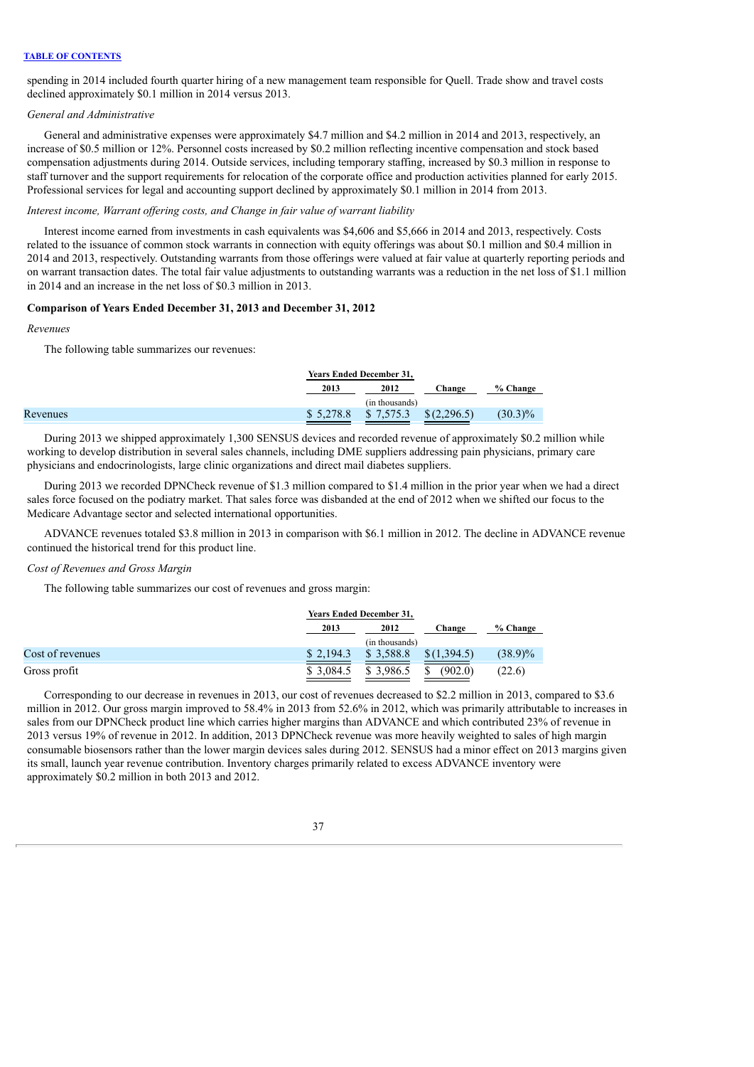spending in 2014 included fourth quarter hiring of a new management team responsible for Quell. Trade show and travel costs declined approximately $0.1 million in 2014 versus 2013.

*General and Administrative*

General and administrative expenses were approximately $4.7 million and $4.2 million in 2014 and 2013, respectively, an increase of $0.5 million or 12%. Personnel costs increased by $0.2 million reflecting incentive compensation and stock based compensation adjustments during 2014. Outside services, including temporary staffing, increased by $0.3 million in response to staff turnover and the support requirements for relocation of the corporate office and production activities planned for early 2015. Professional services for legal and accounting support declined by approximately $0.1 million in 2014 from 2013.

*Interest income, Warrant offering costs, and Change in fair value of warrant liability*

Interest income earned from investments in cash equivalents was $4,606 and $5,666 in 2014 and 2013, respectively. Costs related to the issuance of common stock warrants in connection with equity offerings was about $0.1 million and $0.4 million in 2014 and 2013, respectively. Outstanding warrants from those offerings were valued at fair value at quarterly reporting periods and on warrant transaction dates. The total fair value adjustments to outstanding warrants was a reduction in the net loss of $1.1 million in 2014 and an increase in the net loss of $0.3 million in 2013.

**Comparison of Years Ended December 31, 2013 and December 31, 2012**

*Revenues*

The following table summarizes our revenues:

| | Years Ended December 31, | | | |
|---|---|---|---|---|
| | 2013 | 2012 | Change | % Change |
| | (in thousands) | | | |
| Revenues | $ 5,278.8 | $ 7,575.3 | $ (2,296.5) | (30.3)% |

During 2013 we shipped approximately 1,300 SENSUS devices and recorded revenue of approximately $0.2 million while working to develop distribution in several sales channels, including DME suppliers addressing pain physicians, primary care physicians and endocrinologists, large clinic organizations and direct mail diabetes suppliers.

During 2013 we recorded DPNCheck revenue of $1.3 million compared to $1.4 million in the prior year when we had a direct sales force focused on the podiatry market. That sales force was disbanded at the end of 2012 when we shifted our focus to the Medicare Advantage sector and selected international opportunities.

ADVANCE revenues totaled $3.8 million in 2013 in comparison with $6.1 million in 2012. The decline in ADVANCE revenue continued the historical trend for this product line.

*Cost of Revenues and Gross Margin*

The following table summarizes our cost of revenues and gross margin:

| | Years Ended December 31, | | | |
|---|---|---|---|---|
| | 2013 | 2012 | Change | % Change |
| | (in thousands) | | | |
| Cost of revenues | $ 2,194.3 | $ 3,588.8 | $ (1,394.5) | (38.9)% |
| Gross profit | $ 3,084.5 | $ 3,986.5 | $ (902.0) | (22.6) |

Corresponding to our decrease in revenues in 2013, our cost of revenues decreased to $2.2 million in 2013, compared to $3.6 million in 2012. Our gross margin improved to 58.4% in 2013 from 52.6% in 2012, which was primarily attributable to increases in sales from our DPNCheck product line which carries higher margins than ADVANCE and which contributed 23% of revenue in 2013 versus 19% of revenue in 2012. In addition, 2013 DPNCheck revenue was more heavily weighted to sales of high margin consumable biosensors rather than the lower margin devices sales during 2012. SENSUS had a minor effect on 2013 margins given its small, launch year revenue contribution. Inventory charges primarily related to excess ADVANCE inventory were approximately $0.2 million in both 2013 and 2012.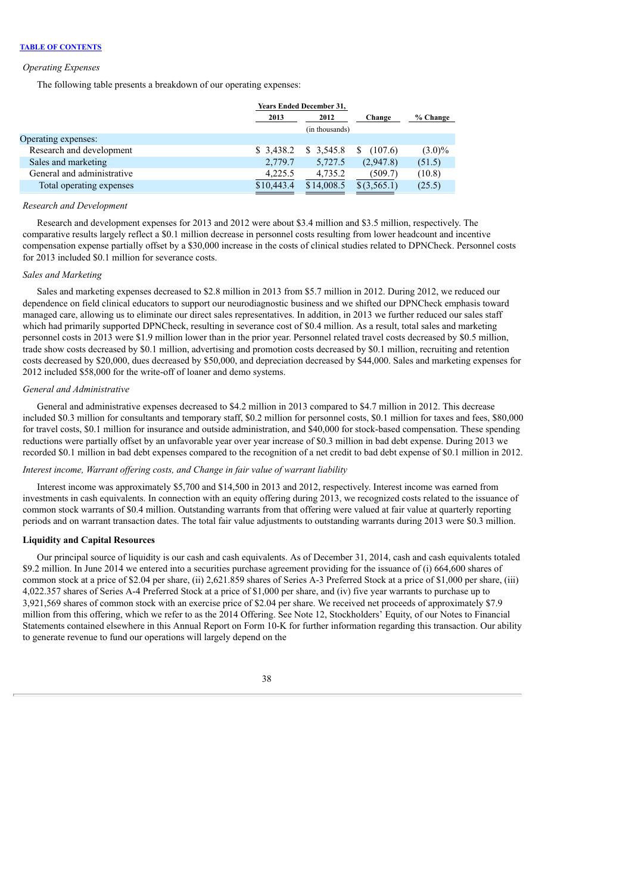*Operating Expenses*

The following table presents a breakdown of our operating expenses:

| | Years Ended December 31, | | | |
|---|---|---|---|---|
| | 2013 | 2012 | Change | % Change |
| | (in thousands) | | | |
| Operating expenses: | | | | |
| Research and development | $ 3,438.2 | $ 3,545.8 | $ (107.6) | (3.0)% |
| Sales and marketing | 2,779.7 | 5,727.5 | (2,947.8) | (51.5) |
| General and administrative | 4,225.5 | 4,735.2 | (509.7) | (10.8) |
| Total operating expenses | $10,443.4 | $14,008.5 | $(3,565.1) | (25.5) |

*Research and Development*

Research and development expenses for 2013 and 2012 were about $3.4 million and $3.5 million, respectively. The comparative results largely reflect a $0.1 million decrease in personnel costs resulting from lower headcount and incentive compensation expense partially offset by a $30,000 increase in the costs of clinical studies related to DPNCheck. Personnel costs for 2013 included $0.1 million for severance costs.

*Sales and Marketing*

Sales and marketing expenses decreased to $2.8 million in 2013 from $5.7 million in 2012. During 2012, we reduced our dependence on field clinical educators to support our neurodiagnostic business and we shifted our DPNCheck emphasis toward managed care, allowing us to eliminate our direct sales representatives. In addition, in 2013 we further reduced our sales staff which had primarily supported DPNCheck, resulting in severance cost of $0.4 million. As a result, total sales and marketing personnel costs in 2013 were $1.9 million lower than in the prior year. Personnel related travel costs decreased by $0.5 million, trade show costs decreased by $0.1 million, advertising and promotion costs decreased by $0.1 million, recruiting and retention costs decreased by $20,000, dues decreased by $50,000, and depreciation decreased by $44,000. Sales and marketing expenses for 2012 included $58,000 for the write-off of loaner and demo systems.

*General and Administrative*

General and administrative expenses decreased to $4.2 million in 2013 compared to $4.7 million in 2012. This decrease included $0.3 million for consultants and temporary staff, $0.2 million for personnel costs, $0.1 million for taxes and fees, $80,000 for travel costs, $0.1 million for insurance and outside administration, and $40,000 for stock-based compensation. These spending reductions were partially offset by an unfavorable year over year increase of $0.3 million in bad debt expense. During 2013 we recorded $0.1 million in bad debt expenses compared to the recognition of a net credit to bad debt expense of $0.1 million in 2012.

*Interest income, Warrant offering costs, and Change in fair value of warrant liability*

Interest income was approximately $5,700 and $14,500 in 2013 and 2012, respectively. Interest income was earned from investments in cash equivalents. In connection with an equity offering during 2013, we recognized costs related to the issuance of common stock warrants of $0.4 million. Outstanding warrants from that offering were valued at fair value at quarterly reporting periods and on warrant transaction dates. The total fair value adjustments to outstanding warrants during 2013 were $0.3 million.

**Liquidity and Capital Resources**

Our principal source of liquidity is our cash and cash equivalents. As of December 31, 2014, cash and cash equivalents totaled $9.2 million. In June 2014 we entered into a securities purchase agreement providing for the issuance of (i) 664,600 shares of common stock at a price of $2.04 per share, (ii) 2,621.859 shares of Series A-3 Preferred Stock at a price of $1,000 per share, (iii) 4,022.357 shares of Series A-4 Preferred Stock at a price of $1,000 per share, and (iv) five year warrants to purchase up to 3,921,569 shares of common stock with an exercise price of $2.04 per share. We received net proceeds of approximately $7.9 million from this offering, which we refer to as the 2014 Offering. See Note 12, Stockholders' Equity, of our Notes to Financial Statements contained elsewhere in this Annual Report on Form 10-K for further information regarding this transaction. Our ability to generate revenue to fund our operations will largely depend on the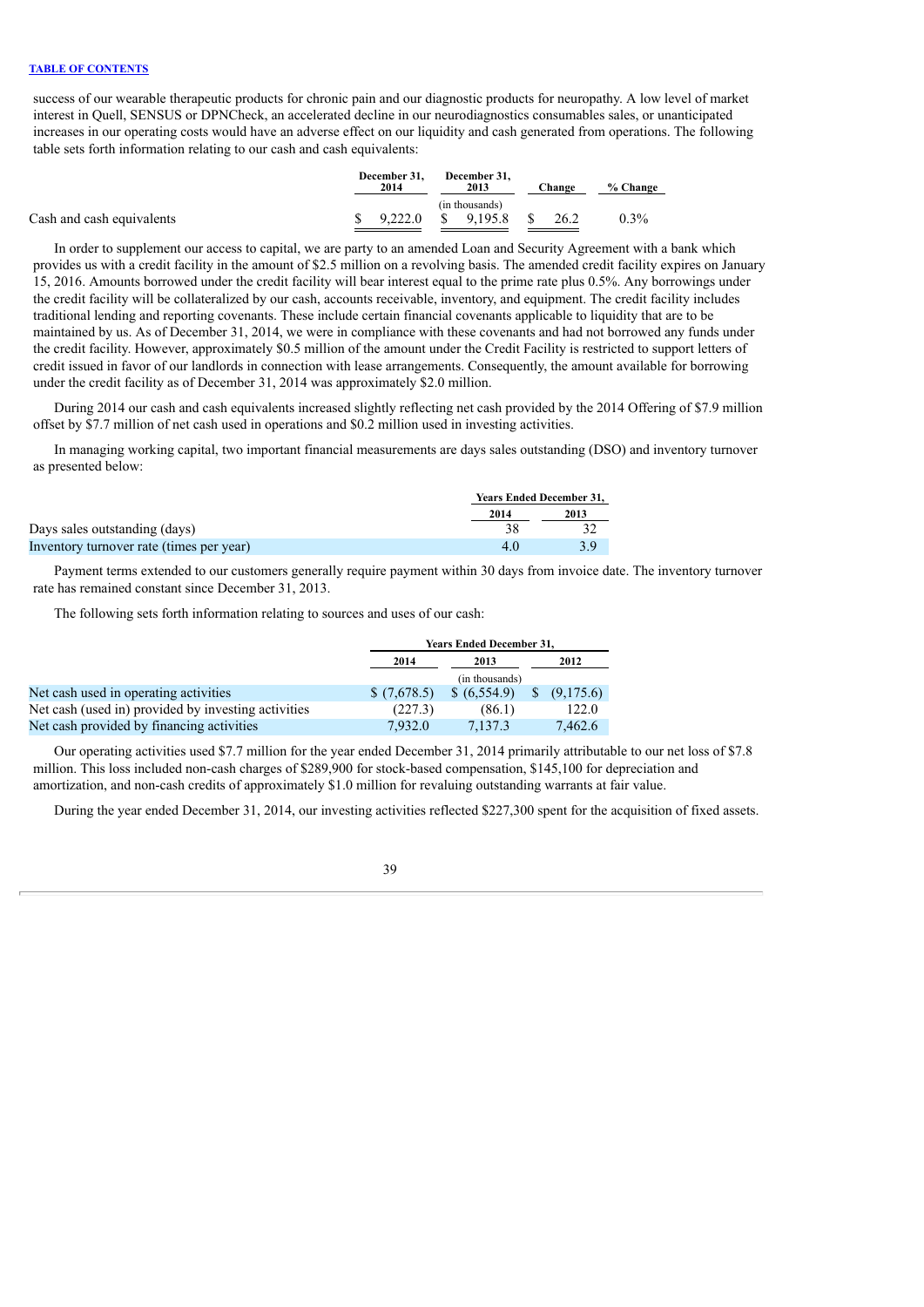success of our wearable therapeutic products for chronic pain and our diagnostic products for neuropathy. A low level of market interest in Quell, SENSUS or DPNCheck, an accelerated decline in our neurodiagnostics consumables sales, or unanticipated increases in our operating costs would have an adverse effect on our liquidity and cash generated from operations. The following table sets forth information relating to our cash and cash equivalents:

| | December 31, 2014 | December 31, 2013 | Change | % Change |
|---|---|---|---|---|
| | | (in thousands) | | |
| Cash and cash equivalents | $ 9,222.0 | $ 9,195.8 | $ 26.2 | 0.3% |

In order to supplement our access to capital, we are party to an amended Loan and Security Agreement with a bank which provides us with a credit facility in the amount of $2.5 million on a revolving basis. The amended credit facility expires on January 15, 2016. Amounts borrowed under the credit facility will bear interest equal to the prime rate plus 0.5%. Any borrowings under the credit facility will be collateralized by our cash, accounts receivable, inventory, and equipment. The credit facility includes traditional lending and reporting covenants. These include certain financial covenants applicable to liquidity that are to be maintained by us. As of December 31, 2014, we were in compliance with these covenants and had not borrowed any funds under the credit facility. However, approximately $0.5 million of the amount under the Credit Facility is restricted to support letters of credit issued in favor of our landlords in connection with lease arrangements. Consequently, the amount available for borrowing under the credit facility as of December 31, 2014 was approximately $2.0 million.

During 2014 our cash and cash equivalents increased slightly reflecting net cash provided by the 2014 Offering of $7.9 million offset by $7.7 million of net cash used in operations and $0.2 million used in investing activities.

In managing working capital, two important financial measurements are days sales outstanding (DSO) and inventory turnover as presented below:

| | Years Ended December 31, | |
|---|---|---|
| | 2014 | 2013 |
| Days sales outstanding (days) | 38 | 32 |
| Inventory turnover rate (times per year) | 4.0 | 3.9 |

Payment terms extended to our customers generally require payment within 30 days from invoice date. The inventory turnover rate has remained constant since December 31, 2013.

The following sets forth information relating to sources and uses of our cash:

| | Years Ended December 31, | | |
|---|---|---|---|
| | 2014 | 2013 | 2012 |
| | | (in thousands) | |
| Net cash used in operating activities | $ (7,678.5) | $ (6,554.9) | $ (9,175.6) |
| Net cash (used in) provided by investing activities | (227.3) | (86.1) | 122.0 |
| Net cash provided by financing activities | 7,932.0 | 7,137.3 | 7,462.6 |

Our operating activities used $7.7 million for the year ended December 31, 2014 primarily attributable to our net loss of $7.8 million. This loss included non-cash charges of $289,900 for stock-based compensation, $145,100 for depreciation and amortization, and non-cash credits of approximately $1.0 million for revaluing outstanding warrants at fair value.

During the year ended December 31, 2014, our investing activities reflected $227,300 spent for the acquisition of fixed assets.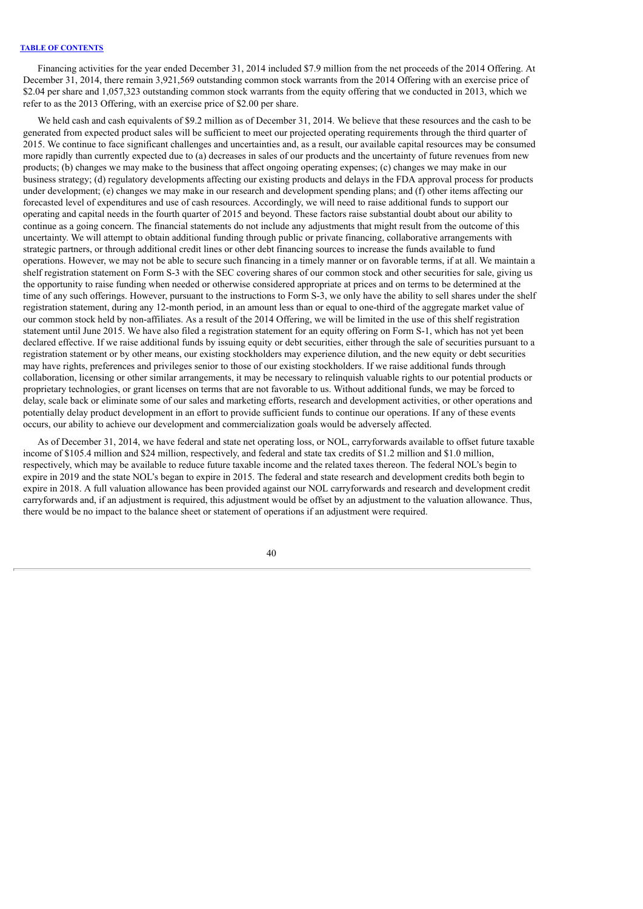Financing activities for the year ended December 31, 2014 included $7.9 million from the net proceeds of the 2014 Offering. At December 31, 2014, there remain 3,921,569 outstanding common stock warrants from the 2014 Offering with an exercise price of $2.04 per share and 1,057,323 outstanding common stock warrants from the equity offering that we conducted in 2013, which we refer to as the 2013 Offering, with an exercise price of $2.00 per share.

We held cash and cash equivalents of $9.2 million as of December 31, 2014. We believe that these resources and the cash to be generated from expected product sales will be sufficient to meet our projected operating requirements through the third quarter of 2015. We continue to face significant challenges and uncertainties and, as a result, our available capital resources may be consumed more rapidly than currently expected due to (a) decreases in sales of our products and the uncertainty of future revenues from new products; (b) changes we may make to the business that affect ongoing operating expenses; (c) changes we may make in our business strategy; (d) regulatory developments affecting our existing products and delays in the FDA approval process for products under development; (e) changes we may make in our research and development spending plans; and (f) other items affecting our forecasted level of expenditures and use of cash resources. Accordingly, we will need to raise additional funds to support our operating and capital needs in the fourth quarter of 2015 and beyond. These factors raise substantial doubt about our ability to continue as a going concern. The financial statements do not include any adjustments that might result from the outcome of this uncertainty. We will attempt to obtain additional funding through public or private financing, collaborative arrangements with strategic partners, or through additional credit lines or other debt financing sources to increase the funds available to fund operations. However, we may not be able to secure such financing in a timely manner or on favorable terms, if at all. We maintain a shelf registration statement on Form S-3 with the SEC covering shares of our common stock and other securities for sale, giving us the opportunity to raise funding when needed or otherwise considered appropriate at prices and on terms to be determined at the time of any such offerings. However, pursuant to the instructions to Form S-3, we only have the ability to sell shares under the shelf registration statement, during any 12-month period, in an amount less than or equal to one-third of the aggregate market value of our common stock held by non-affiliates. As a result of the 2014 Offering, we will be limited in the use of this shelf registration statement until June 2015. We have also filed a registration statement for an equity offering on Form S-1, which has not yet been declared effective. If we raise additional funds by issuing equity or debt securities, either through the sale of securities pursuant to a registration statement or by other means, our existing stockholders may experience dilution, and the new equity or debt securities may have rights, preferences and privileges senior to those of our existing stockholders. If we raise additional funds through collaboration, licensing or other similar arrangements, it may be necessary to relinquish valuable rights to our potential products or proprietary technologies, or grant licenses on terms that are not favorable to us. Without additional funds, we may be forced to delay, scale back or eliminate some of our sales and marketing efforts, research and development activities, or other operations and potentially delay product development in an effort to provide sufficient funds to continue our operations. If any of these events occurs, our ability to achieve our development and commercialization goals would be adversely affected.

As of December 31, 2014, we have federal and state net operating loss, or NOL, carryforwards available to offset future taxable income of $105.4 million and $24 million, respectively, and federal and state tax credits of $1.2 million and $1.0 million, respectively, which may be available to reduce future taxable income and the related taxes thereon. The federal NOL's begin to expire in 2019 and the state NOL's began to expire in 2015. The federal and state research and development credits both begin to expire in 2018. A full valuation allowance has been provided against our NOL carryforwards and research and development credit carryforwards and, if an adjustment is required, this adjustment would be offset by an adjustment to the valuation allowance. Thus, there would be no impact to the balance sheet or statement of operations if an adjustment were required.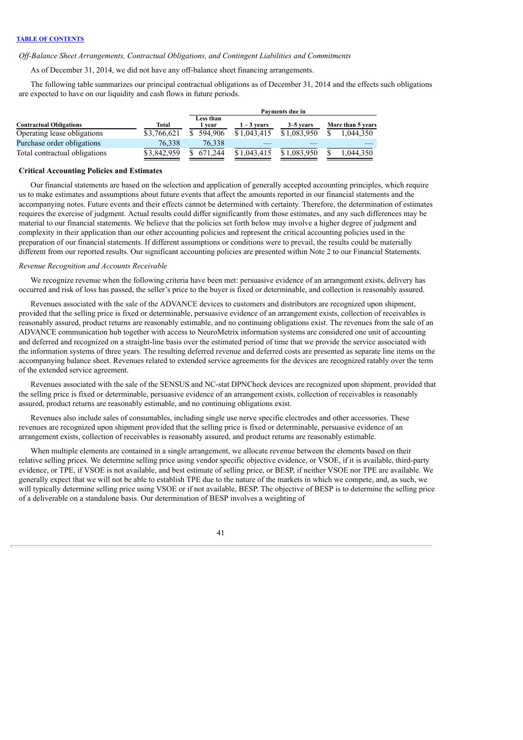*Off-Balance Sheet Arrangements, Contractual Obligations, and Contingent Liabilities and Commitments*

As of December 31, 2014, we did not have any off-balance sheet financing arrangements.

The following table summarizes our principal contractual obligations as of December 31, 2014 and the effects such obligations are expected to have on our liquidity and cash flows in future periods.

| | | Payments due in | | | |
|---|---|---|---|---|---|
| **Contractual Obligations** | **Total** | **Less than 1 year** | **1 – 3 years** | **3–5 years** | **More than 5 years** |
| Operating lease obligations | $3,766,621 | $ 594,906 | $1,043,415 | $1,083,950 | $ 1,044,350 |
| Purchase order obligations | 76,338 | 76,338 | — | — | — |
| Total contractual obligations | $3,842,959 | $ 671,244 | $1,043,415 | $1,083,950 | $ 1,044,350 |

**Critical Accounting Policies and Estimates**

Our financial statements are based on the selection and application of generally accepted accounting principles, which require us to make estimates and assumptions about future events that affect the amounts reported in our financial statements and the accompanying notes. Future events and their effects cannot be determined with certainty. Therefore, the determination of estimates requires the exercise of judgment. Actual results could differ significantly from those estimates, and any such differences may be material to our financial statements. We believe that the policies set forth below may involve a higher degree of judgment and complexity in their application than our other accounting policies and represent the critical accounting policies used in the preparation of our financial statements. If different assumptions or conditions were to prevail, the results could be materially different from our reported results. Our significant accounting policies are presented within Note 2 to our Financial Statements.

*Revenue Recognition and Accounts Receivable*

We recognize revenue when the following criteria have been met: persuasive evidence of an arrangement exists, delivery has occurred and risk of loss has passed, the seller's price to the buyer is fixed or determinable, and collection is reasonably assured.

Revenues associated with the sale of the ADVANCE devices to customers and distributors are recognized upon shipment, provided that the selling price is fixed or determinable, persuasive evidence of an arrangement exists, collection of receivables is reasonably assured, product returns are reasonably estimable, and no continuing obligations exist. The revenues from the sale of an ADVANCE communication hub together with access to NeuroMetrix information systems are considered one unit of accounting and deferred and recognized on a straight-line basis over the estimated period of time that we provide the service associated with the information systems of three years. The resulting deferred revenue and deferred costs are presented as separate line items on the accompanying balance sheet. Revenues related to extended service agreements for the devices are recognized ratably over the term of the extended service agreement.

Revenues associated with the sale of the SENSUS and NC-stat DPNCheck devices are recognized upon shipment, provided that the selling price is fixed or determinable, persuasive evidence of an arrangement exists, collection of receivables is reasonably assured, product returns are reasonably estimable, and no continuing obligations exist.

Revenues also include sales of consumables, including single use nerve specific electrodes and other accessories. These revenues are recognized upon shipment provided that the selling price is fixed or determinable, persuasive evidence of an arrangement exists, collection of receivables is reasonably assured, and product returns are reasonably estimable.

When multiple elements are contained in a single arrangement, we allocate revenue between the elements based on their relative selling prices. We determine selling price using vendor specific objective evidence, or VSOE, if it is available, third-party evidence, or TPE, if VSOE is not available, and best estimate of selling price, or BESP, if neither VSOE nor TPE are available. We generally expect that we will not be able to establish TPE due to the nature of the markets in which we compete, and, as such, we will typically determine selling price using VSOE or if not available, BESP. The objective of BESP is to determine the selling price of a deliverable on a standalone basis. Our determination of BESP involves a weighting of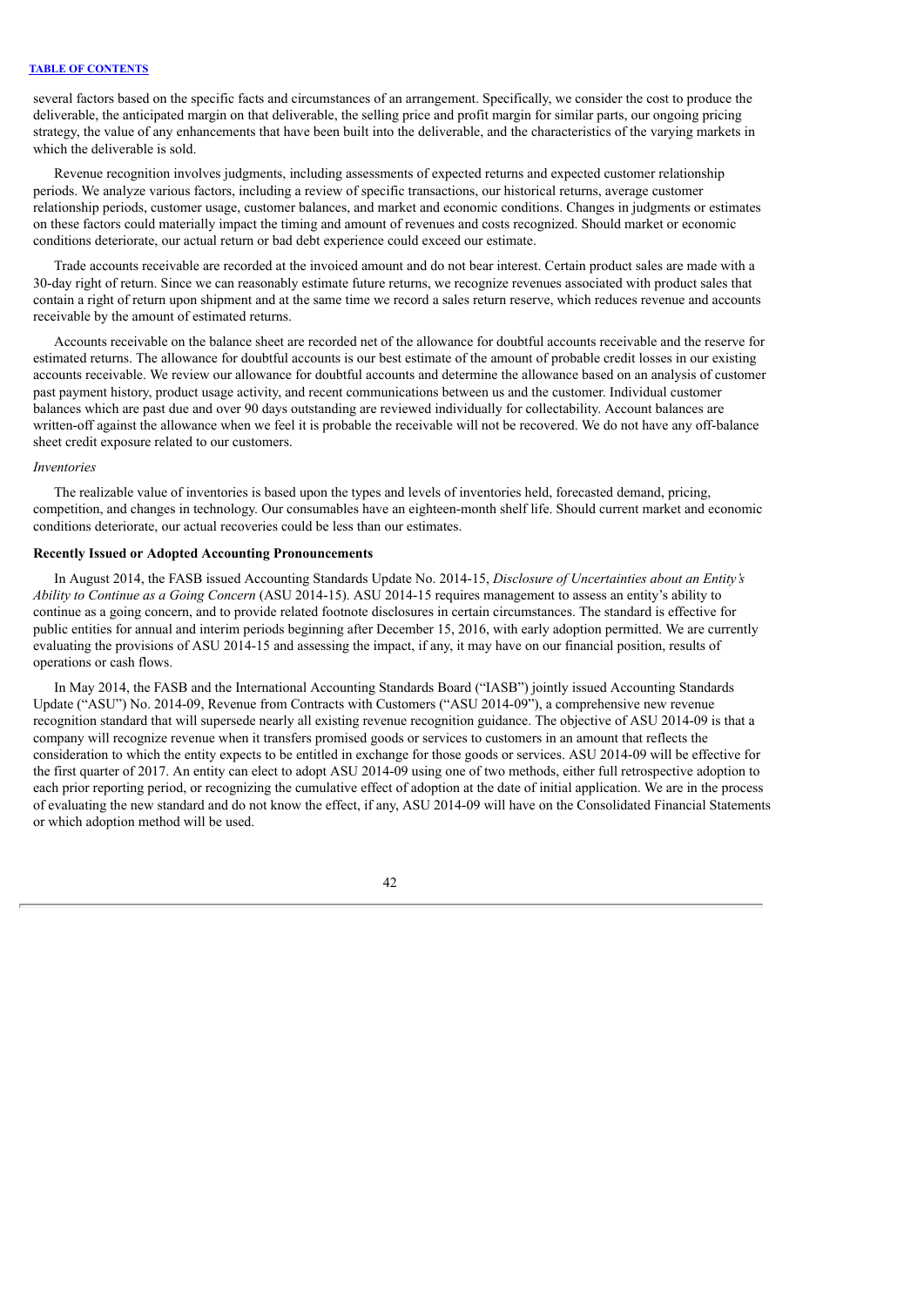several factors based on the specific facts and circumstances of an arrangement. Specifically, we consider the cost to produce the deliverable, the anticipated margin on that deliverable, the selling price and profit margin for similar parts, our ongoing pricing strategy, the value of any enhancements that have been built into the deliverable, and the characteristics of the varying markets in which the deliverable is sold.

Revenue recognition involves judgments, including assessments of expected returns and expected customer relationship periods. We analyze various factors, including a review of specific transactions, our historical returns, average customer relationship periods, customer usage, customer balances, and market and economic conditions. Changes in judgments or estimates on these factors could materially impact the timing and amount of revenues and costs recognized. Should market or economic conditions deteriorate, our actual return or bad debt experience could exceed our estimate.

Trade accounts receivable are recorded at the invoiced amount and do not bear interest. Certain product sales are made with a 30-day right of return. Since we can reasonably estimate future returns, we recognize revenues associated with product sales that contain a right of return upon shipment and at the same time we record a sales return reserve, which reduces revenue and accounts receivable by the amount of estimated returns.

Accounts receivable on the balance sheet are recorded net of the allowance for doubtful accounts receivable and the reserve for estimated returns. The allowance for doubtful accounts is our best estimate of the amount of probable credit losses in our existing accounts receivable. We review our allowance for doubtful accounts and determine the allowance based on an analysis of customer past payment history, product usage activity, and recent communications between us and the customer. Individual customer balances which are past due and over 90 days outstanding are reviewed individually for collectability. Account balances are written-off against the allowance when we feel it is probable the receivable will not be recovered. We do not have any off-balance sheet credit exposure related to our customers.

*Inventories*

The realizable value of inventories is based upon the types and levels of inventories held, forecasted demand, pricing, competition, and changes in technology. Our consumables have an eighteen-month shelf life. Should current market and economic conditions deteriorate, our actual recoveries could be less than our estimates.

**Recently Issued or Adopted Accounting Pronouncements**

In August 2014, the FASB issued Accounting Standards Update No. 2014-15, *Disclosure of Uncertainties about an Entity's Ability to Continue as a Going Concern* (ASU 2014-15). ASU 2014-15 requires management to assess an entity's ability to continue as a going concern, and to provide related footnote disclosures in certain circumstances. The standard is effective for public entities for annual and interim periods beginning after December 15, 2016, with early adoption permitted. We are currently evaluating the provisions of ASU 2014-15 and assessing the impact, if any, it may have on our financial position, results of operations or cash flows.

In May 2014, the FASB and the International Accounting Standards Board ("IASB") jointly issued Accounting Standards Update ("ASU") No. 2014-09, Revenue from Contracts with Customers ("ASU 2014-09"), a comprehensive new revenue recognition standard that will supersede nearly all existing revenue recognition guidance. The objective of ASU 2014-09 is that a company will recognize revenue when it transfers promised goods or services to customers in an amount that reflects the consideration to which the entity expects to be entitled in exchange for those goods or services. ASU 2014-09 will be effective for the first quarter of 2017. An entity can elect to adopt ASU 2014-09 using one of two methods, either full retrospective adoption to each prior reporting period, or recognizing the cumulative effect of adoption at the date of initial application. We are in the process of evaluating the new standard and do not know the effect, if any, ASU 2014-09 will have on the Consolidated Financial Statements or which adoption method will be used.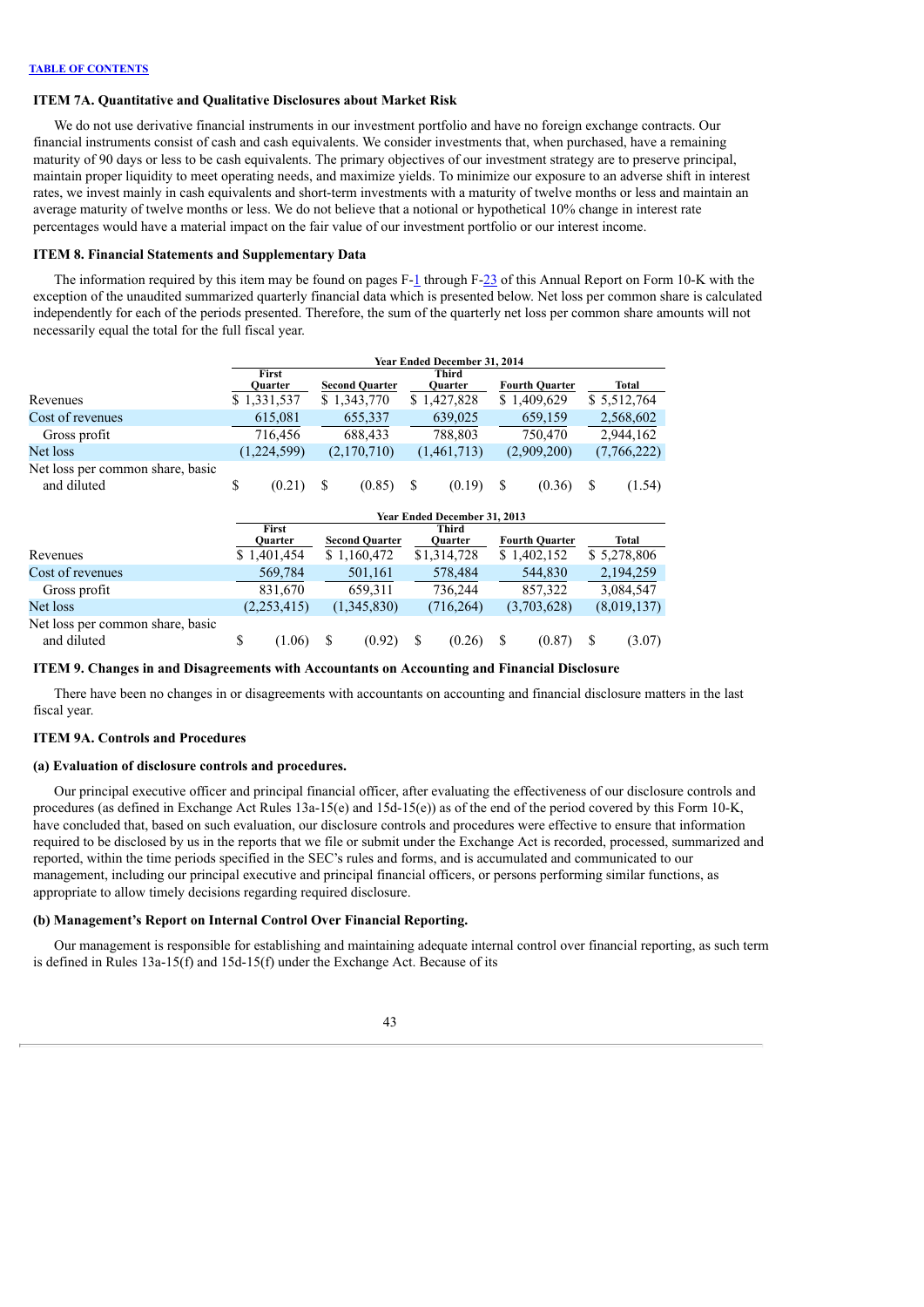[TABLE OF CONTENTS](#)

### ITEM 7A. Quantitative and Qualitative Disclosures about Market Risk

We do not use derivative financial instruments in our investment portfolio and have no foreign exchange contracts. Our financial instruments consist of cash and cash equivalents. We consider investments that, when purchased, have a remaining maturity of 90 days or less to be cash equivalents. The primary objectives of our investment strategy are to preserve principal, maintain proper liquidity to meet operating needs, and maximize yields. To minimize our exposure to an adverse shift in interest rates, we invest mainly in cash equivalents and short-term investments with a maturity of twelve months or less and maintain an average maturity of twelve months or less. We do not believe that a notional or hypothetical 10% change in interest rate percentages would have a material impact on the fair value of our investment portfolio or our interest income.

### ITEM 8. Financial Statements and Supplementary Data

The information required by this item may be found on pages F-1 through F-23 of this Annual Report on Form 10-K with the exception of the unaudited summarized quarterly financial data which is presented below. Net loss per common share is calculated independently for each of the periods presented. Therefore, the sum of the quarterly net loss per common share amounts will not necessarily equal the total for the full fiscal year.

| | Year Ended December 31, 2014 | | | | |
|---|---|---|---|---|---|
| | First Quarter | Second Quarter | Third Quarter | Fourth Quarter | Total |
| Revenues | $ 1,331,537 | $ 1,343,770 | $ 1,427,828 | $ 1,409,629 | $ 5,512,764 |
| Cost of revenues | 615,081 | 655,337 | 639,025 | 659,159 | 2,568,602 |
| Gross profit | 716,456 | 688,433 | 788,803 | 750,470 | 2,944,162 |
| Net loss | (1,224,599) | (2,170,710) | (1,461,713) | (2,909,200) | (7,766,222) |
| Net loss per common share, basic and diluted | $ (0.21) | $ (0.85) | $ (0.19) | $ (0.36) | $ (1.54) |

| | Year Ended December 31, 2013 | | | | |
|---|---|---|---|---|---|
| | First Quarter | Second Quarter | Third Quarter | Fourth Quarter | Total |
| Revenues | $ 1,401,454 | $ 1,160,472 | $1,314,728 | $ 1,402,152 | $ 5,278,806 |
| Cost of revenues | 569,784 | 501,161 | 578,484 | 544,830 | 2,194,259 |
| Gross profit | 831,670 | 659,311 | 736,244 | 857,322 | 3,084,547 |
| Net loss | (2,253,415) | (1,345,830) | (716,264) | (3,703,628) | (8,019,137) |
| Net loss per common share, basic and diluted | $ (1.06) | $ (0.92) | $ (0.26) | $ (0.87) | $ (3.07) |

### ITEM 9. Changes in and Disagreements with Accountants on Accounting and Financial Disclosure

There have been no changes in or disagreements with accountants on accounting and financial disclosure matters in the last fiscal year.

### ITEM 9A. Controls and Procedures

#### (a) Evaluation of disclosure controls and procedures.

Our principal executive officer and principal financial officer, after evaluating the effectiveness of our disclosure controls and procedures (as defined in Exchange Act Rules 13a-15(e) and 15d-15(e)) as of the end of the period covered by this Form 10-K, have concluded that, based on such evaluation, our disclosure controls and procedures were effective to ensure that information required to be disclosed by us in the reports that we file or submit under the Exchange Act is recorded, processed, summarized and reported, within the time periods specified in the SEC's rules and forms, and is accumulated and communicated to our management, including our principal executive and principal financial officers, or persons performing similar functions, as appropriate to allow timely decisions regarding required disclosure.

#### (b) Management's Report on Internal Control Over Financial Reporting.

Our management is responsible for establishing and maintaining adequate internal control over financial reporting, as such term is defined in Rules 13a-15(f) and 15d-15(f) under the Exchange Act. Because of its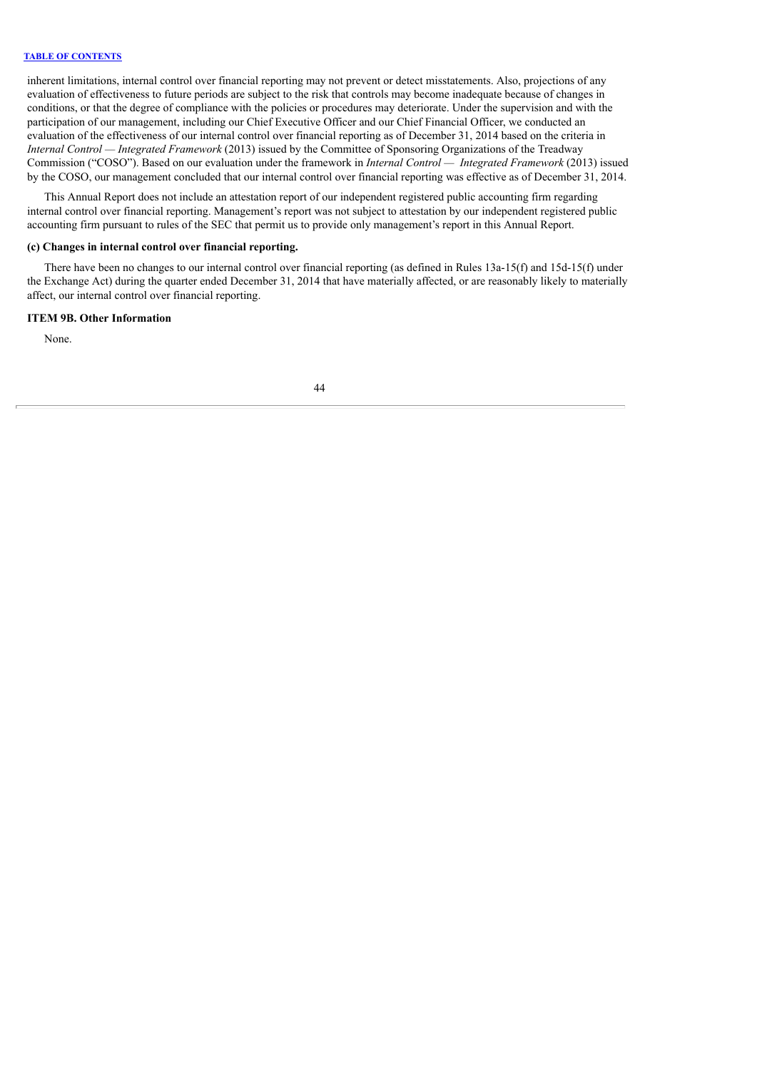inherent limitations, internal control over financial reporting may not prevent or detect misstatements. Also, projections of any evaluation of effectiveness to future periods are subject to the risk that controls may become inadequate because of changes in conditions, or that the degree of compliance with the policies or procedures may deteriorate. Under the supervision and with the participation of our management, including our Chief Executive Officer and our Chief Financial Officer, we conducted an evaluation of the effectiveness of our internal control over financial reporting as of December 31, 2014 based on the criteria in *Internal Control — Integrated Framework* (2013) issued by the Committee of Sponsoring Organizations of the Treadway Commission ("COSO"). Based on our evaluation under the framework in *Internal Control — Integrated Framework* (2013) issued by the COSO, our management concluded that our internal control over financial reporting was effective as of December 31, 2014.

This Annual Report does not include an attestation report of our independent registered public accounting firm regarding internal control over financial reporting. Management's report was not subject to attestation by our independent registered public accounting firm pursuant to rules of the SEC that permit us to provide only management's report in this Annual Report.

**(c) Changes in internal control over financial reporting.**

There have been no changes to our internal control over financial reporting (as defined in Rules 13a-15(f) and 15d-15(f) under the Exchange Act) during the quarter ended December 31, 2014 that have materially affected, or are reasonably likely to materially affect, our internal control over financial reporting.

## ITEM 9B. Other Information

None.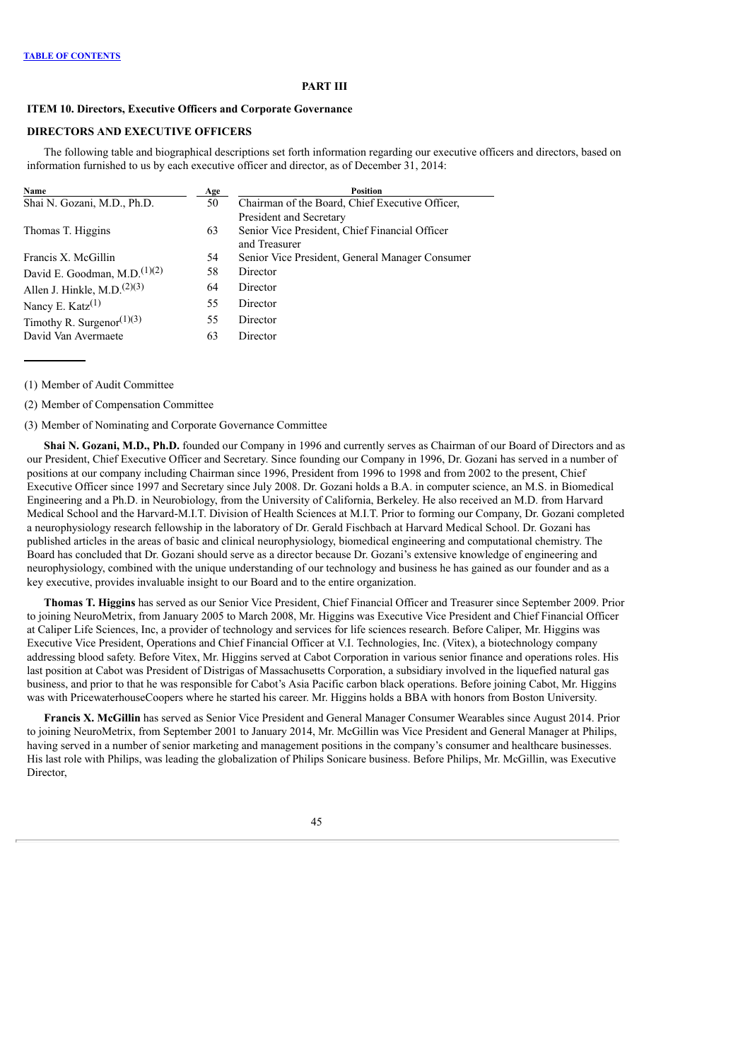**TABLE OF CONTENTS**

# PART III

## ITEM 10. Directors, Executive Officers and Corporate Governance

## DIRECTORS AND EXECUTIVE OFFICERS

The following table and biographical descriptions set forth information regarding our executive officers and directors, based on information furnished to us by each executive officer and director, as of December 31, 2014:

| Name | Age | Position |
|---|---|---|
| Shai N. Gozani, M.D., Ph.D. | 50 | Chairman of the Board, Chief Executive Officer, President and Secretary |
| Thomas T. Higgins | 63 | Senior Vice President, Chief Financial Officer and Treasurer |
| Francis X. McGillin | 54 | Senior Vice President, General Manager Consumer |
| David E. Goodman, M.D.(1)(2) | 58 | Director |
| Allen J. Hinkle, M.D.(2)(3) | 64 | Director |
| Nancy E. Katz(1) | 55 | Director |
| Timothy R. Surgenor(1)(3) | 55 | Director |
| David Van Avermaete | 63 | Director |

(1) Member of Audit Committee

(2) Member of Compensation Committee

(3) Member of Nominating and Corporate Governance Committee

**Shai N. Gozani, M.D., Ph.D.** founded our Company in 1996 and currently serves as Chairman of our Board of Directors and as our President, Chief Executive Officer and Secretary. Since founding our Company in 1996, Dr. Gozani has served in a number of positions at our company including Chairman since 1996, President from 1996 to 1998 and from 2002 to the present, Chief Executive Officer since 1997 and Secretary since July 2008. Dr. Gozani holds a B.A. in computer science, an M.S. in Biomedical Engineering and a Ph.D. in Neurobiology, from the University of California, Berkeley. He also received an M.D. from Harvard Medical School and the Harvard-M.I.T. Division of Health Sciences at M.I.T. Prior to forming our Company, Dr. Gozani completed a neurophysiology research fellowship in the laboratory of Dr. Gerald Fischbach at Harvard Medical School. Dr. Gozani has published articles in the areas of basic and clinical neurophysiology, biomedical engineering and computational chemistry. The Board has concluded that Dr. Gozani should serve as a director because Dr. Gozani's extensive knowledge of engineering and neurophysiology, combined with the unique understanding of our technology and business he has gained as our founder and as a key executive, provides invaluable insight to our Board and to the entire organization.

**Thomas T. Higgins** has served as our Senior Vice President, Chief Financial Officer and Treasurer since September 2009. Prior to joining NeuroMetrix, from January 2005 to March 2008, Mr. Higgins was Executive Vice President and Chief Financial Officer at Caliper Life Sciences, Inc, a provider of technology and services for life sciences research. Before Caliper, Mr. Higgins was Executive Vice President, Operations and Chief Financial Officer at V.I. Technologies, Inc. (Vitex), a biotechnology company addressing blood safety. Before Vitex, Mr. Higgins served at Cabot Corporation in various senior finance and operations roles. His last position at Cabot was President of Distrigas of Massachusetts Corporation, a subsidiary involved in the liquefied natural gas business, and prior to that he was responsible for Cabot's Asia Pacific carbon black operations. Before joining Cabot, Mr. Higgins was with PricewaterhouseCoopers where he started his career. Mr. Higgins holds a BBA with honors from Boston University.

**Francis X. McGillin** has served as Senior Vice President and General Manager Consumer Wearables since August 2014. Prior to joining NeuroMetrix, from September 2001 to January 2014, Mr. McGillin was Vice President and General Manager at Philips, having served in a number of senior marketing and management positions in the company's consumer and healthcare businesses. His last role with Philips, was leading the globalization of Philips Sonicare business. Before Philips, Mr. McGillin, was Executive Director,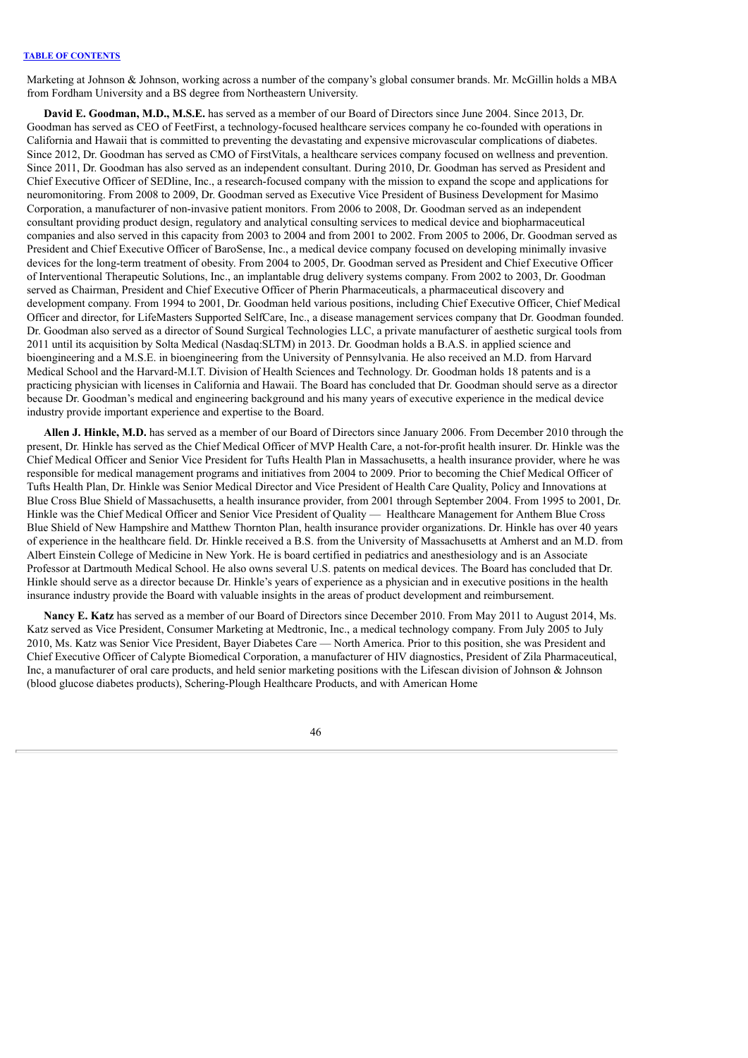Marketing at Johnson & Johnson, working across a number of the company's global consumer brands. Mr. McGillin holds a MBA from Fordham University and a BS degree from Northeastern University.

**David E. Goodman, M.D., M.S.E.** has served as a member of our Board of Directors since June 2004. Since 2013, Dr. Goodman has served as CEO of FeetFirst, a technology-focused healthcare services company he co-founded with operations in California and Hawaii that is committed to preventing the devastating and expensive microvascular complications of diabetes. Since 2012, Dr. Goodman has served as CMO of FirstVitals, a healthcare services company focused on wellness and prevention. Since 2011, Dr. Goodman has also served as an independent consultant. During 2010, Dr. Goodman has served as President and Chief Executive Officer of SEDline, Inc., a research-focused company with the mission to expand the scope and applications for neuromonitoring. From 2008 to 2009, Dr. Goodman served as Executive Vice President of Business Development for Masimo Corporation, a manufacturer of non-invasive patient monitors. From 2006 to 2008, Dr. Goodman served as an independent consultant providing product design, regulatory and analytical consulting services to medical device and biopharmaceutical companies and also served in this capacity from 2003 to 2004 and from 2001 to 2002. From 2005 to 2006, Dr. Goodman served as President and Chief Executive Officer of BaroSense, Inc., a medical device company focused on developing minimally invasive devices for the long-term treatment of obesity. From 2004 to 2005, Dr. Goodman served as President and Chief Executive Officer of Interventional Therapeutic Solutions, Inc., an implantable drug delivery systems company. From 2002 to 2003, Dr. Goodman served as Chairman, President and Chief Executive Officer of Pherin Pharmaceuticals, a pharmaceutical discovery and development company. From 1994 to 2001, Dr. Goodman held various positions, including Chief Executive Officer, Chief Medical Officer and director, for LifeMasters Supported SelfCare, Inc., a disease management services company that Dr. Goodman founded. Dr. Goodman also served as a director of Sound Surgical Technologies LLC, a private manufacturer of aesthetic surgical tools from 2011 until its acquisition by Solta Medical (Nasdaq:SLTM) in 2013. Dr. Goodman holds a B.A.S. in applied science and bioengineering and a M.S.E. in bioengineering from the University of Pennsylvania. He also received an M.D. from Harvard Medical School and the Harvard-M.I.T. Division of Health Sciences and Technology. Dr. Goodman holds 18 patents and is a practicing physician with licenses in California and Hawaii. The Board has concluded that Dr. Goodman should serve as a director because Dr. Goodman's medical and engineering background and his many years of executive experience in the medical device industry provide important experience and expertise to the Board.

**Allen J. Hinkle, M.D.** has served as a member of our Board of Directors since January 2006. From December 2010 through the present, Dr. Hinkle has served as the Chief Medical Officer of MVP Health Care, a not-for-profit health insurer. Dr. Hinkle was the Chief Medical Officer and Senior Vice President for Tufts Health Plan in Massachusetts, a health insurance provider, where he was responsible for medical management programs and initiatives from 2004 to 2009. Prior to becoming the Chief Medical Officer of Tufts Health Plan, Dr. Hinkle was Senior Medical Director and Vice President of Health Care Quality, Policy and Innovations at Blue Cross Blue Shield of Massachusetts, a health insurance provider, from 2001 through September 2004. From 1995 to 2001, Dr. Hinkle was the Chief Medical Officer and Senior Vice President of Quality — Healthcare Management for Anthem Blue Cross Blue Shield of New Hampshire and Matthew Thornton Plan, health insurance provider organizations. Dr. Hinkle has over 40 years of experience in the healthcare field. Dr. Hinkle received a B.S. from the University of Massachusetts at Amherst and an M.D. from Albert Einstein College of Medicine in New York. He is board certified in pediatrics and anesthesiology and is an Associate Professor at Dartmouth Medical School. He also owns several U.S. patents on medical devices. The Board has concluded that Dr. Hinkle should serve as a director because Dr. Hinkle's years of experience as a physician and in executive positions in the health insurance industry provide the Board with valuable insights in the areas of product development and reimbursement.

**Nancy E. Katz** has served as a member of our Board of Directors since December 2010. From May 2011 to August 2014, Ms. Katz served as Vice President, Consumer Marketing at Medtronic, Inc., a medical technology company. From July 2005 to July 2010, Ms. Katz was Senior Vice President, Bayer Diabetes Care — North America. Prior to this position, she was President and Chief Executive Officer of Calypte Biomedical Corporation, a manufacturer of HIV diagnostics, President of Zila Pharmaceutical, Inc, a manufacturer of oral care products, and held senior marketing positions with the Lifescan division of Johnson & Johnson (blood glucose diabetes products), Schering-Plough Healthcare Products, and with American Home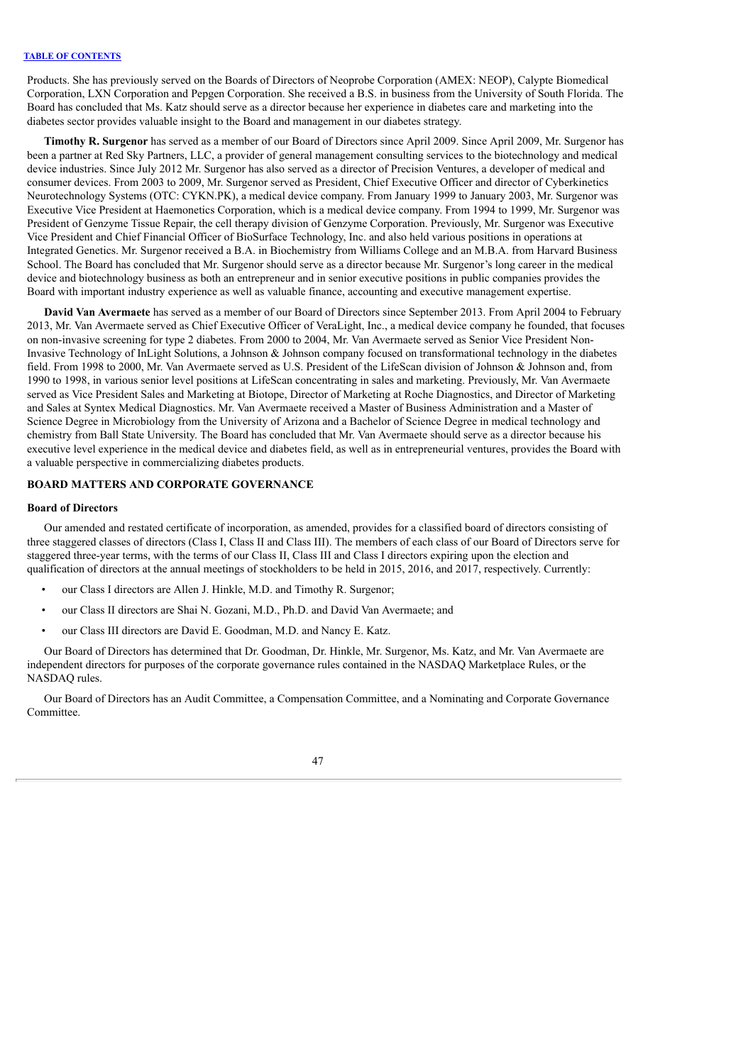Products. She has previously served on the Boards of Directors of Neoprobe Corporation (AMEX: NEOP), Calypte Biomedical Corporation, LXN Corporation and Pepgen Corporation. She received a B.S. in business from the University of South Florida. The Board has concluded that Ms. Katz should serve as a director because her experience in diabetes care and marketing into the diabetes sector provides valuable insight to the Board and management in our diabetes strategy.

**Timothy R. Surgenor** has served as a member of our Board of Directors since April 2009. Since April 2009, Mr. Surgenor has been a partner at Red Sky Partners, LLC, a provider of general management consulting services to the biotechnology and medical device industries. Since July 2012 Mr. Surgenor has also served as a director of Precision Ventures, a developer of medical and consumer devices. From 2003 to 2009, Mr. Surgenor served as President, Chief Executive Officer and director of Cyberkinetics Neurotechnology Systems (OTC: CYKN.PK), a medical device company. From January 1999 to January 2003, Mr. Surgenor was Executive Vice President at Haemonetics Corporation, which is a medical device company. From 1994 to 1999, Mr. Surgenor was President of Genzyme Tissue Repair, the cell therapy division of Genzyme Corporation. Previously, Mr. Surgenor was Executive Vice President and Chief Financial Officer of BioSurface Technology, Inc. and also held various positions in operations at Integrated Genetics. Mr. Surgenor received a B.A. in Biochemistry from Williams College and an M.B.A. from Harvard Business School. The Board has concluded that Mr. Surgenor should serve as a director because Mr. Surgenor's long career in the medical device and biotechnology business as both an entrepreneur and in senior executive positions in public companies provides the Board with important industry experience as well as valuable finance, accounting and executive management expertise.

**David Van Avermaete** has served as a member of our Board of Directors since September 2013. From April 2004 to February 2013, Mr. Van Avermaete served as Chief Executive Officer of VeraLight, Inc., a medical device company he founded, that focuses on non-invasive screening for type 2 diabetes. From 2000 to 2004, Mr. Van Avermaete served as Senior Vice President Non-Invasive Technology of InLight Solutions, a Johnson & Johnson company focused on transformational technology in the diabetes field. From 1998 to 2000, Mr. Van Avermaete served as U.S. President of the LifeScan division of Johnson & Johnson and, from 1990 to 1998, in various senior level positions at LifeScan concentrating in sales and marketing. Previously, Mr. Van Avermaete served as Vice President Sales and Marketing at Biotope, Director of Marketing at Roche Diagnostics, and Director of Marketing and Sales at Syntex Medical Diagnostics. Mr. Van Avermaete received a Master of Business Administration and a Master of Science Degree in Microbiology from the University of Arizona and a Bachelor of Science Degree in medical technology and chemistry from Ball State University. The Board has concluded that Mr. Van Avermaete should serve as a director because his executive level experience in the medical device and diabetes field, as well as in entrepreneurial ventures, provides the Board with a valuable perspective in commercializing diabetes products.

## BOARD MATTERS AND CORPORATE GOVERNANCE

### Board of Directors

Our amended and restated certificate of incorporation, as amended, provides for a classified board of directors consisting of three staggered classes of directors (Class I, Class II and Class III). The members of each class of our Board of Directors serve for staggered three-year terms, with the terms of our Class II, Class III and Class I directors expiring upon the election and qualification of directors at the annual meetings of stockholders to be held in 2015, 2016, and 2017, respectively. Currently:

- our Class I directors are Allen J. Hinkle, M.D. and Timothy R. Surgenor;
- our Class II directors are Shai N. Gozani, M.D., Ph.D. and David Van Avermaete; and
- our Class III directors are David E. Goodman, M.D. and Nancy E. Katz.

Our Board of Directors has determined that Dr. Goodman, Dr. Hinkle, Mr. Surgenor, Ms. Katz, and Mr. Van Avermaete are independent directors for purposes of the corporate governance rules contained in the NASDAQ Marketplace Rules, or the NASDAQ rules.

Our Board of Directors has an Audit Committee, a Compensation Committee, and a Nominating and Corporate Governance Committee.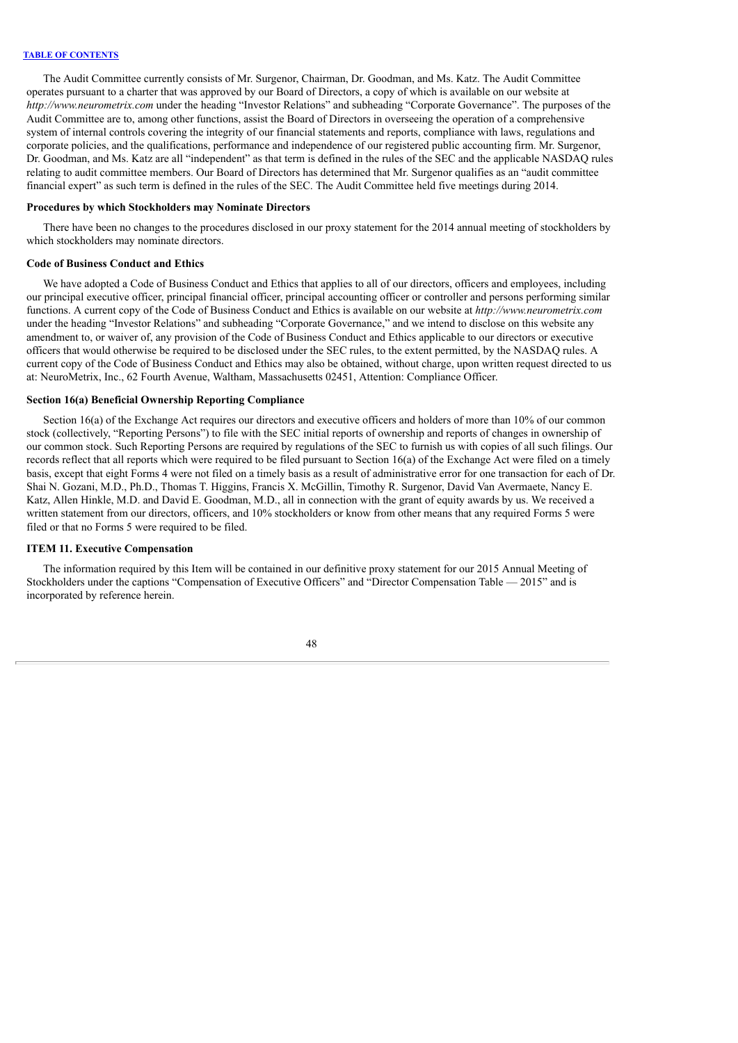The Audit Committee currently consists of Mr. Surgenor, Chairman, Dr. Goodman, and Ms. Katz. The Audit Committee operates pursuant to a charter that was approved by our Board of Directors, a copy of which is available on our website at *http://www.neurometrix.com* under the heading "Investor Relations" and subheading "Corporate Governance". The purposes of the Audit Committee are to, among other functions, assist the Board of Directors in overseeing the operation of a comprehensive system of internal controls covering the integrity of our financial statements and reports, compliance with laws, regulations and corporate policies, and the qualifications, performance and independence of our registered public accounting firm. Mr. Surgenor, Dr. Goodman, and Ms. Katz are all "independent" as that term is defined in the rules of the SEC and the applicable NASDAQ rules relating to audit committee members. Our Board of Directors has determined that Mr. Surgenor qualifies as an "audit committee financial expert" as such term is defined in the rules of the SEC. The Audit Committee held five meetings during 2014.

**Procedures by which Stockholders may Nominate Directors**

There have been no changes to the procedures disclosed in our proxy statement for the 2014 annual meeting of stockholders by which stockholders may nominate directors.

**Code of Business Conduct and Ethics**

We have adopted a Code of Business Conduct and Ethics that applies to all of our directors, officers and employees, including our principal executive officer, principal financial officer, principal accounting officer or controller and persons performing similar functions. A current copy of the Code of Business Conduct and Ethics is available on our website at *http://www.neurometrix.com* under the heading "Investor Relations" and subheading "Corporate Governance," and we intend to disclose on this website any amendment to, or waiver of, any provision of the Code of Business Conduct and Ethics applicable to our directors or executive officers that would otherwise be required to be disclosed under the SEC rules, to the extent permitted, by the NASDAQ rules. A current copy of the Code of Business Conduct and Ethics may also be obtained, without charge, upon written request directed to us at: NeuroMetrix, Inc., 62 Fourth Avenue, Waltham, Massachusetts 02451, Attention: Compliance Officer.

**Section 16(a) Beneficial Ownership Reporting Compliance**

Section 16(a) of the Exchange Act requires our directors and executive officers and holders of more than 10% of our common stock (collectively, "Reporting Persons") to file with the SEC initial reports of ownership and reports of changes in ownership of our common stock. Such Reporting Persons are required by regulations of the SEC to furnish us with copies of all such filings. Our records reflect that all reports which were required to be filed pursuant to Section 16(a) of the Exchange Act were filed on a timely basis, except that eight Forms 4 were not filed on a timely basis as a result of administrative error for one transaction for each of Dr. Shai N. Gozani, M.D., Ph.D., Thomas T. Higgins, Francis X. McGillin, Timothy R. Surgenor, David Van Avermaete, Nancy E. Katz, Allen Hinkle, M.D. and David E. Goodman, M.D., all in connection with the grant of equity awards by us. We received a written statement from our directors, officers, and 10% stockholders or know from other means that any required Forms 5 were filed or that no Forms 5 were required to be filed.

**ITEM 11. Executive Compensation**

The information required by this Item will be contained in our definitive proxy statement for our 2015 Annual Meeting of Stockholders under the captions "Compensation of Executive Officers" and "Director Compensation Table — 2015" and is incorporated by reference herein.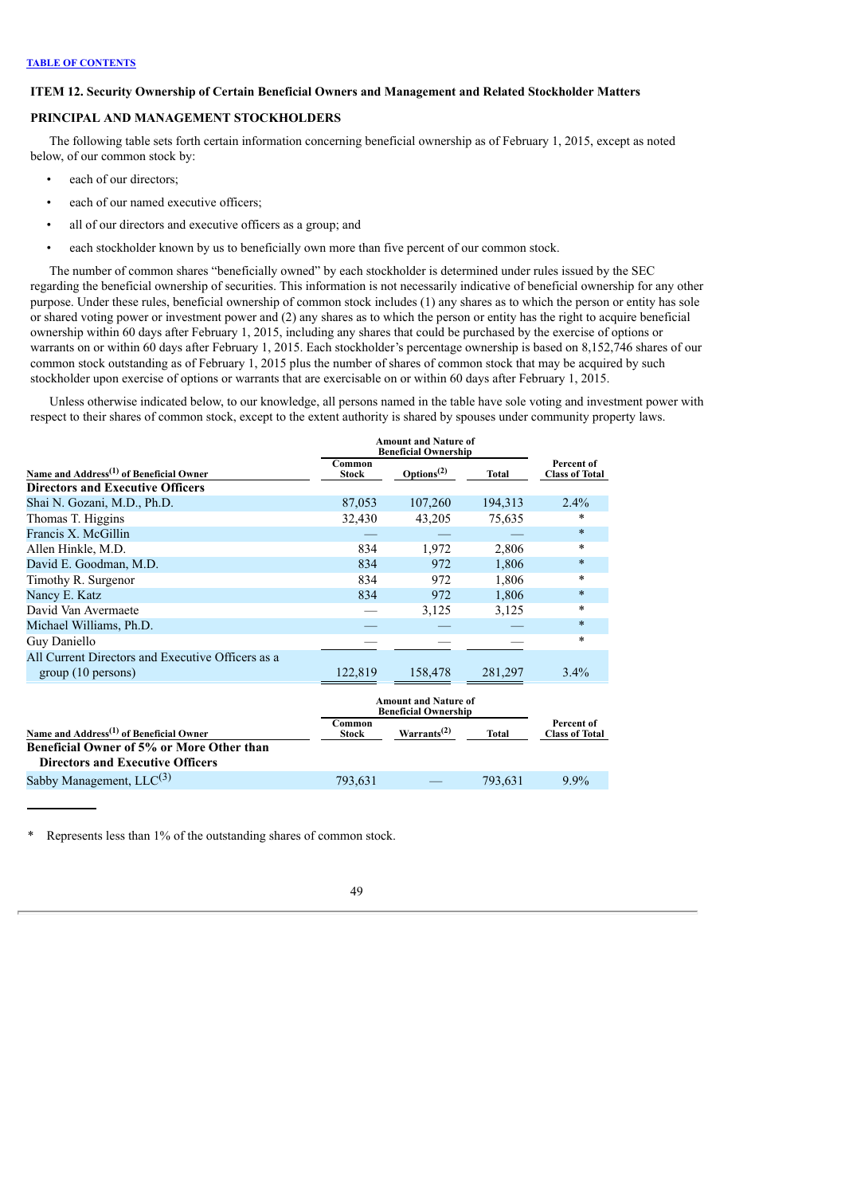[TABLE OF CONTENTS](#)

### ITEM 12. Security Ownership of Certain Beneficial Owners and Management and Related Stockholder Matters

### PRINCIPAL AND MANAGEMENT STOCKHOLDERS

The following table sets forth certain information concerning beneficial ownership as of February 1, 2015, except as noted below, of our common stock by:

- each of our directors;
- each of our named executive officers;
- all of our directors and executive officers as a group; and
- each stockholder known by us to beneficially own more than five percent of our common stock.

The number of common shares "beneficially owned" by each stockholder is determined under rules issued by the SEC regarding the beneficial ownership of securities. This information is not necessarily indicative of beneficial ownership for any other purpose. Under these rules, beneficial ownership of common stock includes (1) any shares as to which the person or entity has sole or shared voting power or investment power and (2) any shares as to which the person or entity has the right to acquire beneficial ownership within 60 days after February 1, 2015, including any shares that could be purchased by the exercise of options or warrants on or within 60 days after February 1, 2015. Each stockholder's percentage ownership is based on 8,152,746 shares of our common stock outstanding as of February 1, 2015 plus the number of shares of common stock that may be acquired by such stockholder upon exercise of options or warrants that are exercisable on or within 60 days after February 1, 2015.

Unless otherwise indicated below, to our knowledge, all persons named in the table have sole voting and investment power with respect to their shares of common stock, except to the extent authority is shared by spouses under community property laws.

| | Amount and Nature of Beneficial Ownership | | | |
|---|---|---|---|---|
| Name and Address[1] of Beneficial Owner | Common Stock | Options[2] | Total | Percent of Class of Total |
| **Directors and Executive Officers** | | | | |
| Shai N. Gozani, M.D., Ph.D. | 87,053 | 107,260 | 194,313 | 2.4% |
| Thomas T. Higgins | 32,430 | 43,205 | 75,635 | * |
| Francis X. McGillin | — | — | — | * |
| Allen Hinkle, M.D. | 834 | 1,972 | 2,806 | * |
| David E. Goodman, M.D. | 834 | 972 | 1,806 | * |
| Timothy R. Surgenor | 834 | 972 | 1,806 | * |
| Nancy E. Katz | 834 | 972 | 1,806 | * |
| David Van Avermaete | — | 3,125 | 3,125 | * |
| Michael Williams, Ph.D. | — | — | — | * |
| Guy Daniello | — | — | — | * |
| All Current Directors and Executive Officers as a group (10 persons) | 122,819 | 158,478 | 281,297 | 3.4% |

| | Amount and Nature of Beneficial Ownership | | | |
|---|---|---|---|---|
| Name and Address[1] of Beneficial Owner | Common Stock | Warrants[2] | Total | Percent of Class of Total |
| **Beneficial Owner of 5% or More Other than Directors and Executive Officers** | | | | |
| Sabby Management, LLC[3] | 793,631 | — | 793,631 | 9.9% |

\* Represents less than 1% of the outstanding shares of common stock.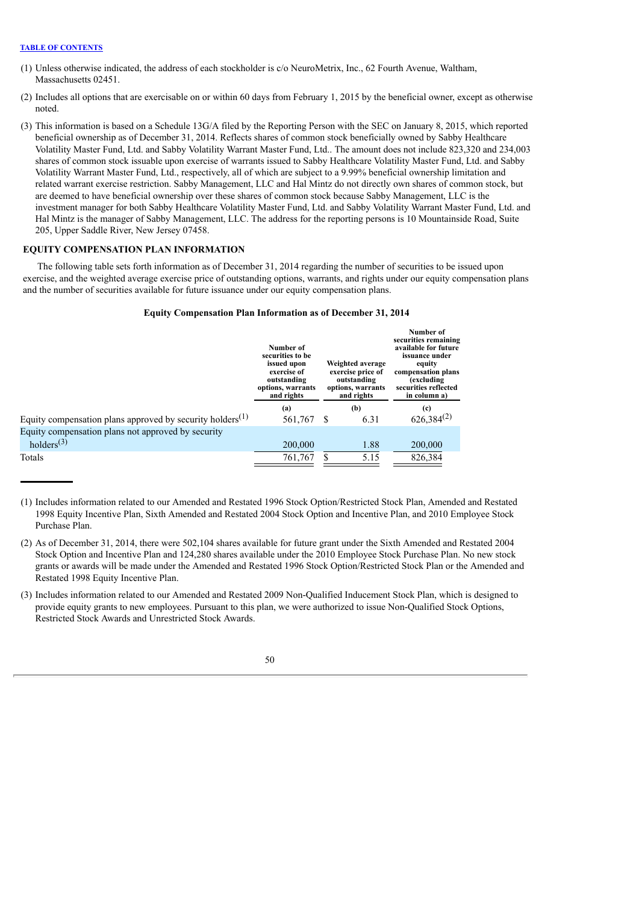[TABLE OF CONTENTS](#)

(1) Unless otherwise indicated, the address of each stockholder is c/o NeuroMetrix, Inc., 62 Fourth Avenue, Waltham, Massachusetts 02451.

(2) Includes all options that are exercisable on or within 60 days from February 1, 2015 by the beneficial owner, except as otherwise noted.

(3) This information is based on a Schedule 13G/A filed by the Reporting Person with the SEC on January 8, 2015, which reported beneficial ownership as of December 31, 2014. Reflects shares of common stock beneficially owned by Sabby Healthcare Volatility Master Fund, Ltd. and Sabby Volatility Warrant Master Fund, Ltd.. The amount does not include 823,320 and 234,003 shares of common stock issuable upon exercise of warrants issued to Sabby Healthcare Volatility Master Fund, Ltd. and Sabby Volatility Warrant Master Fund, Ltd., respectively, all of which are subject to a 9.99% beneficial ownership limitation and related warrant exercise restriction. Sabby Management, LLC and Hal Mintz do not directly own shares of common stock, but are deemed to have beneficial ownership over these shares of common stock because Sabby Management, LLC is the investment manager for both Sabby Healthcare Volatility Master Fund, Ltd. and Sabby Volatility Warrant Master Fund, Ltd. and Hal Mintz is the manager of Sabby Management, LLC. The address for the reporting persons is 10 Mountainside Road, Suite 205, Upper Saddle River, New Jersey 07458.

## EQUITY COMPENSATION PLAN INFORMATION

The following table sets forth information as of December 31, 2014 regarding the number of securities to be issued upon exercise, and the weighted average exercise price of outstanding options, warrants, and rights under our equity compensation plans and the number of securities available for future issuance under our equity compensation plans.

**Equity Compensation Plan Information as of December 31, 2014**

| | Number of securities to be issued upon exercise of outstanding options, warrants and rights | Weighted average exercise price of outstanding options, warrants and rights | Number of securities remaining available for future issuance under equity compensation plans (excluding securities reflected in column a) |
|---|---|---|---|
| | (a) | (b) | (c) |
| Equity compensation plans approved by security holders[1] | 561,767 | $ 6.31 | 626,384[2] |
| Equity compensation plans not approved by security holders[3] | 200,000 | 1.88 | 200,000 |
| Totals | 761,767 | $ 5.15 | 826,384 |

(1) Includes information related to our Amended and Restated 1996 Stock Option/Restricted Stock Plan, Amended and Restated 1998 Equity Incentive Plan, Sixth Amended and Restated 2004 Stock Option and Incentive Plan, and 2010 Employee Stock Purchase Plan.

(2) As of December 31, 2014, there were 502,104 shares available for future grant under the Sixth Amended and Restated 2004 Stock Option and Incentive Plan and 124,280 shares available under the 2010 Employee Stock Purchase Plan. No new stock grants or awards will be made under the Amended and Restated 1996 Stock Option/Restricted Stock Plan or the Amended and Restated 1998 Equity Incentive Plan.

(3) Includes information related to our Amended and Restated 2009 Non-Qualified Inducement Stock Plan, which is designed to provide equity grants to new employees. Pursuant to this plan, we were authorized to issue Non-Qualified Stock Options, Restricted Stock Awards and Unrestricted Stock Awards.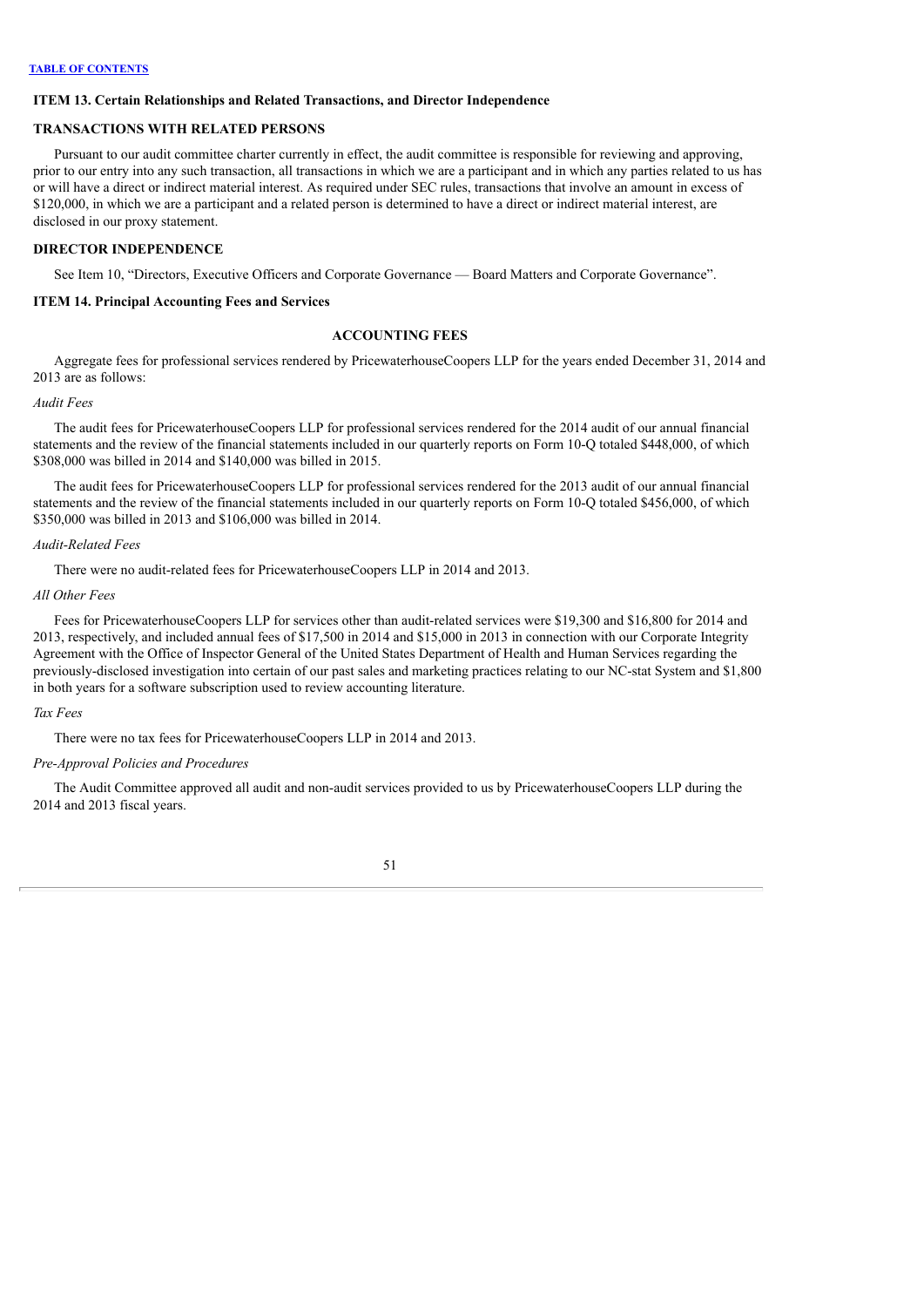## ITEM 13. Certain Relationships and Related Transactions, and Director Independence

### TRANSACTIONS WITH RELATED PERSONS

Pursuant to our audit committee charter currently in effect, the audit committee is responsible for reviewing and approving, prior to our entry into any such transaction, all transactions in which we are a participant and in which any parties related to us has or will have a direct or indirect material interest. As required under SEC rules, transactions that involve an amount in excess of $120,000, in which we are a participant and a related person is determined to have a direct or indirect material interest, are disclosed in our proxy statement.

### DIRECTOR INDEPENDENCE

See Item 10, "Directors, Executive Officers and Corporate Governance — Board Matters and Corporate Governance".

## ITEM 14. Principal Accounting Fees and Services

### ACCOUNTING FEES

Aggregate fees for professional services rendered by PricewaterhouseCoopers LLP for the years ended December 31, 2014 and 2013 are as follows:

*Audit Fees*

The audit fees for PricewaterhouseCoopers LLP for professional services rendered for the 2014 audit of our annual financial statements and the review of the financial statements included in our quarterly reports on Form 10-Q totaled $448,000, of which $308,000 was billed in 2014 and $140,000 was billed in 2015.

The audit fees for PricewaterhouseCoopers LLP for professional services rendered for the 2013 audit of our annual financial statements and the review of the financial statements included in our quarterly reports on Form 10-Q totaled $456,000, of which $350,000 was billed in 2013 and $106,000 was billed in 2014.

*Audit-Related Fees*

There were no audit-related fees for PricewaterhouseCoopers LLP in 2014 and 2013.

*All Other Fees*

Fees for PricewaterhouseCoopers LLP for services other than audit-related services were $19,300 and $16,800 for 2014 and 2013, respectively, and included annual fees of $17,500 in 2014 and $15,000 in 2013 in connection with our Corporate Integrity Agreement with the Office of Inspector General of the United States Department of Health and Human Services regarding the previously-disclosed investigation into certain of our past sales and marketing practices relating to our NC-stat System and $1,800 in both years for a software subscription used to review accounting literature.

*Tax Fees*

There were no tax fees for PricewaterhouseCoopers LLP in 2014 and 2013.

*Pre-Approval Policies and Procedures*

The Audit Committee approved all audit and non-audit services provided to us by PricewaterhouseCoopers LLP during the 2014 and 2013 fiscal years.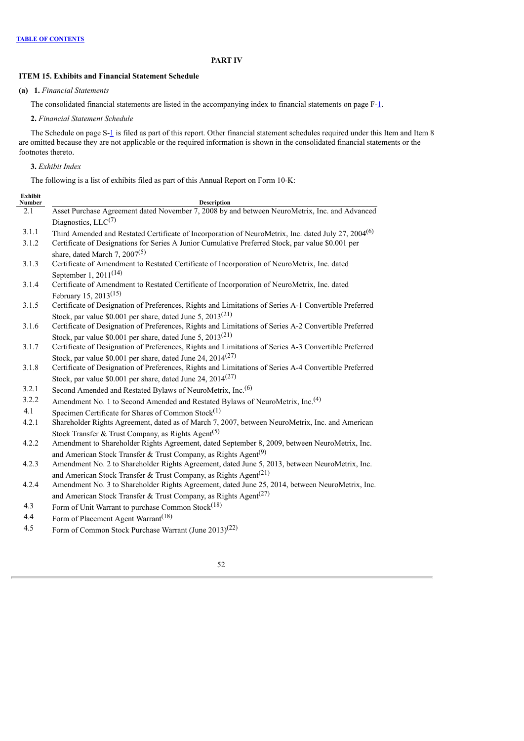**TABLE OF CONTENTS**

## PART IV

### ITEM 15. Exhibits and Financial Statement Schedule

**(a) 1.** *Financial Statements*

The consolidated financial statements are listed in the accompanying index to financial statements on page F-1.

**2.** *Financial Statement Schedule*

The Schedule on page S-1 is filed as part of this report. Other financial statement schedules required under this Item and Item 8 are omitted because they are not applicable or the required information is shown in the consolidated financial statements or the footnotes thereto.

**3.** *Exhibit Index*

The following is a list of exhibits filed as part of this Annual Report on Form 10-K:

| Exhibit Number | Description |
|---|---|
| 2.1 | Asset Purchase Agreement dated November 7, 2008 by and between NeuroMetrix, Inc. and Advanced Diagnostics, LLC(7) |
| 3.1.1 | Third Amended and Restated Certificate of Incorporation of NeuroMetrix, Inc. dated July 27, 2004(6) |
| 3.1.2 | Certificate of Designations for Series A Junior Cumulative Preferred Stock, par value $0.001 per share, dated March 7, 2007(5) |
| 3.1.3 | Certificate of Amendment to Restated Certificate of Incorporation of NeuroMetrix, Inc. dated September 1, 2011(14) |
| 3.1.4 | Certificate of Amendment to Restated Certificate of Incorporation of NeuroMetrix, Inc. dated February 15, 2013(15) |
| 3.1.5 | Certificate of Designation of Preferences, Rights and Limitations of Series A-1 Convertible Preferred Stock, par value $0.001 per share, dated June 5, 2013(21) |
| 3.1.6 | Certificate of Designation of Preferences, Rights and Limitations of Series A-2 Convertible Preferred Stock, par value $0.001 per share, dated June 5, 2013(21) |
| 3.1.7 | Certificate of Designation of Preferences, Rights and Limitations of Series A-3 Convertible Preferred Stock, par value $0.001 per share, dated June 24, 2014(27) |
| 3.1.8 | Certificate of Designation of Preferences, Rights and Limitations of Series A-4 Convertible Preferred Stock, par value $0.001 per share, dated June 24, 2014(27) |
| 3.2.1 | Second Amended and Restated Bylaws of NeuroMetrix, Inc.(6) |
| 3.2.2 | Amendment No. 1 to Second Amended and Restated Bylaws of NeuroMetrix, Inc.(4) |
| 4.1 | Specimen Certificate for Shares of Common Stock(1) |
| 4.2.1 | Shareholder Rights Agreement, dated as of March 7, 2007, between NeuroMetrix, Inc. and American Stock Transfer & Trust Company, as Rights Agent(5) |
| 4.2.2 | Amendment to Shareholder Rights Agreement, dated September 8, 2009, between NeuroMetrix, Inc. and American Stock Transfer & Trust Company, as Rights Agent(9) |
| 4.2.3 | Amendment No. 2 to Shareholder Rights Agreement, dated June 5, 2013, between NeuroMetrix, Inc. and American Stock Transfer & Trust Company, as Rights Agent(21) |
| 4.2.4 | Amendment No. 3 to Shareholder Rights Agreement, dated June 25, 2014, between NeuroMetrix, Inc. and American Stock Transfer & Trust Company, as Rights Agent(27) |
| 4.3 | Form of Unit Warrant to purchase Common Stock(18) |
| 4.4 | Form of Placement Agent Warrant(18) |
| 4.5 | Form of Common Stock Purchase Warrant (June 2013)(22) |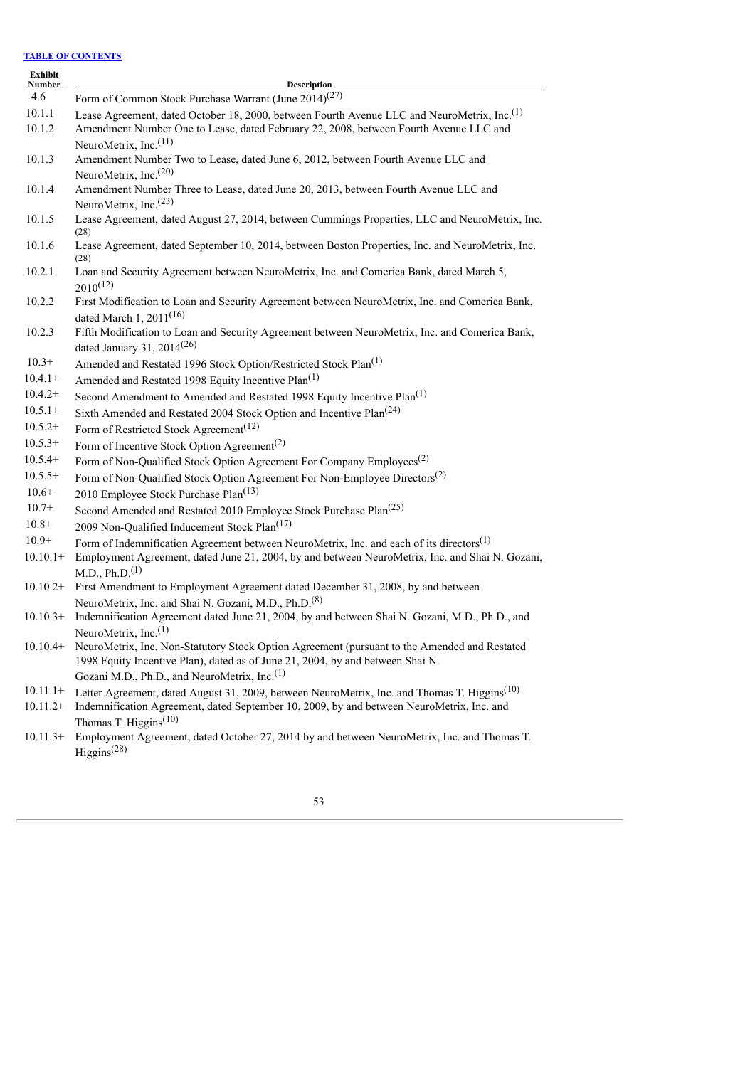[TABLE OF CONTENTS](#)

| Exhibit Number | Description |
|---|---|
| 4.6 | Form of Common Stock Purchase Warrant (June 2014)[27] |
| 10.1.1 | Lease Agreement, dated October 18, 2000, between Fourth Avenue LLC and NeuroMetrix, Inc.[1] |
| 10.1.2 | Amendment Number One to Lease, dated February 22, 2008, between Fourth Avenue LLC and NeuroMetrix, Inc.[11] |
| 10.1.3 | Amendment Number Two to Lease, dated June 6, 2012, between Fourth Avenue LLC and NeuroMetrix, Inc.[20] |
| 10.1.4 | Amendment Number Three to Lease, dated June 20, 2013, between Fourth Avenue LLC and NeuroMetrix, Inc.[23] |
| 10.1.5 | Lease Agreement, dated August 27, 2014, between Cummings Properties, LLC and NeuroMetrix, Inc.[28] |
| 10.1.6 | Lease Agreement, dated September 10, 2014, between Boston Properties, Inc. and NeuroMetrix, Inc.[28] |
| 10.2.1 | Loan and Security Agreement between NeuroMetrix, Inc. and Comerica Bank, dated March 5, 2010[12] |
| 10.2.2 | First Modification to Loan and Security Agreement between NeuroMetrix, Inc. and Comerica Bank, dated March 1, 2011[16] |
| 10.2.3 | Fifth Modification to Loan and Security Agreement between NeuroMetrix, Inc. and Comerica Bank, dated January 31, 2014[26] |
| 10.3+ | Amended and Restated 1996 Stock Option/Restricted Stock Plan[1] |
| 10.4.1+ | Amended and Restated 1998 Equity Incentive Plan[1] |
| 10.4.2+ | Second Amendment to Amended and Restated 1998 Equity Incentive Plan[1] |
| 10.5.1+ | Sixth Amended and Restated 2004 Stock Option and Incentive Plan[24] |
| 10.5.2+ | Form of Restricted Stock Agreement[12] |
| 10.5.3+ | Form of Incentive Stock Option Agreement[2] |
| 10.5.4+ | Form of Non-Qualified Stock Option Agreement For Company Employees[2] |
| 10.5.5+ | Form of Non-Qualified Stock Option Agreement For Non-Employee Directors[2] |
| 10.6+ | 2010 Employee Stock Purchase Plan[13] |
| 10.7+ | Second Amended and Restated 2010 Employee Stock Purchase Plan[25] |
| 10.8+ | 2009 Non-Qualified Inducement Stock Plan[17] |
| 10.9+ | Form of Indemnification Agreement between NeuroMetrix, Inc. and each of its directors[1] |
| 10.10.1+ | Employment Agreement, dated June 21, 2004, by and between NeuroMetrix, Inc. and Shai N. Gozani, M.D., Ph.D.[1] |
| 10.10.2+ | First Amendment to Employment Agreement dated December 31, 2008, by and between NeuroMetrix, Inc. and Shai N. Gozani, M.D., Ph.D.[8] |
| 10.10.3+ | Indemnification Agreement dated June 21, 2004, by and between Shai N. Gozani, M.D., Ph.D., and NeuroMetrix, Inc.[1] |
| 10.10.4+ | NeuroMetrix, Inc. Non-Statutory Stock Option Agreement (pursuant to the Amended and Restated 1998 Equity Incentive Plan), dated as of June 21, 2004, by and between Shai N. Gozani M.D., Ph.D., and NeuroMetrix, Inc.[1] |
| 10.11.1+ | Letter Agreement, dated August 31, 2009, between NeuroMetrix, Inc. and Thomas T. Higgins[10] |
| 10.11.2+ | Indemnification Agreement, dated September 10, 2009, by and between NeuroMetrix, Inc. and Thomas T. Higgins[10] |
| 10.11.3+ | Employment Agreement, dated October 27, 2014 by and between NeuroMetrix, Inc. and Thomas T. Higgins[28] |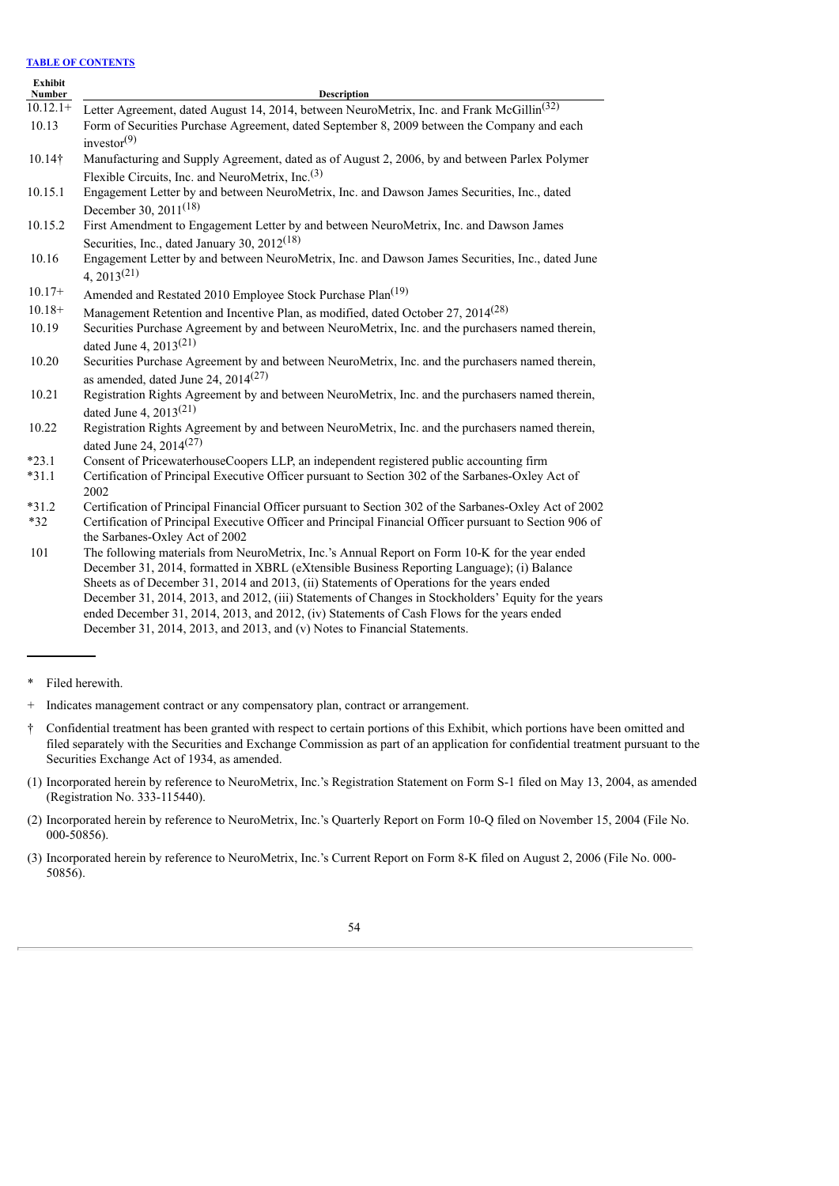[TABLE OF CONTENTS](#)

| Exhibit Number | Description |
|---|---|
| 10.12.1+ | Letter Agreement, dated August 14, 2014, between NeuroMetrix, Inc. and Frank McGillin[32] |
| 10.13 | Form of Securities Purchase Agreement, dated September 8, 2009 between the Company and each investor[9] |
| 10.14† | Manufacturing and Supply Agreement, dated as of August 2, 2006, by and between Parlex Polymer Flexible Circuits, Inc. and NeuroMetrix, Inc.[3] |
| 10.15.1 | Engagement Letter by and between NeuroMetrix, Inc. and Dawson James Securities, Inc., dated December 30, 2011[18] |
| 10.15.2 | First Amendment to Engagement Letter by and between NeuroMetrix, Inc. and Dawson James Securities, Inc., dated January 30, 2012[18] |
| 10.16 | Engagement Letter by and between NeuroMetrix, Inc. and Dawson James Securities, Inc., dated June 4, 2013[21] |
| 10.17+ | Amended and Restated 2010 Employee Stock Purchase Plan[19] |
| 10.18+ | Management Retention and Incentive Plan, as modified, dated October 27, 2014[28] |
| 10.19 | Securities Purchase Agreement by and between NeuroMetrix, Inc. and the purchasers named therein, dated June 4, 2013[21] |
| 10.20 | Securities Purchase Agreement by and between NeuroMetrix, Inc. and the purchasers named therein, as amended, dated June 24, 2014[27] |
| 10.21 | Registration Rights Agreement by and between NeuroMetrix, Inc. and the purchasers named therein, dated June 4, 2013[21] |
| 10.22 | Registration Rights Agreement by and between NeuroMetrix, Inc. and the purchasers named therein, dated June 24, 2014[27] |
| *23.1 | Consent of PricewaterhouseCoopers LLP, an independent registered public accounting firm |
| *31.1 | Certification of Principal Executive Officer pursuant to Section 302 of the Sarbanes-Oxley Act of 2002 |
| *31.2 | Certification of Principal Financial Officer pursuant to Section 302 of the Sarbanes-Oxley Act of 2002 |
| *32 | Certification of Principal Executive Officer and Principal Financial Officer pursuant to Section 906 of the Sarbanes-Oxley Act of 2002 |
| 101 | The following materials from NeuroMetrix, Inc.'s Annual Report on Form 10-K for the year ended December 31, 2014, formatted in XBRL (eXtensible Business Reporting Language); (i) Balance Sheets as of December 31, 2014 and 2013, (ii) Statements of Operations for the years ended December 31, 2014, 2013, and 2012, (iii) Statements of Changes in Stockholders' Equity for the years ended December 31, 2014, 2013, and 2012, (iv) Statements of Cash Flows for the years ended December 31, 2014, 2013, and 2013, and (v) Notes to Financial Statements. |

\* Filed herewith.

\+ Indicates management contract or any compensatory plan, contract or arrangement.

† Confidential treatment has been granted with respect to certain portions of this Exhibit, which portions have been omitted and filed separately with the Securities and Exchange Commission as part of an application for confidential treatment pursuant to the Securities Exchange Act of 1934, as amended.

(1) Incorporated herein by reference to NeuroMetrix, Inc.'s Registration Statement on Form S-1 filed on May 13, 2004, as amended (Registration No. 333-115440).

(2) Incorporated herein by reference to NeuroMetrix, Inc.'s Quarterly Report on Form 10-Q filed on November 15, 2004 (File No. 000-50856).

(3) Incorporated herein by reference to NeuroMetrix, Inc.'s Current Report on Form 8-K filed on August 2, 2006 (File No. 000-50856).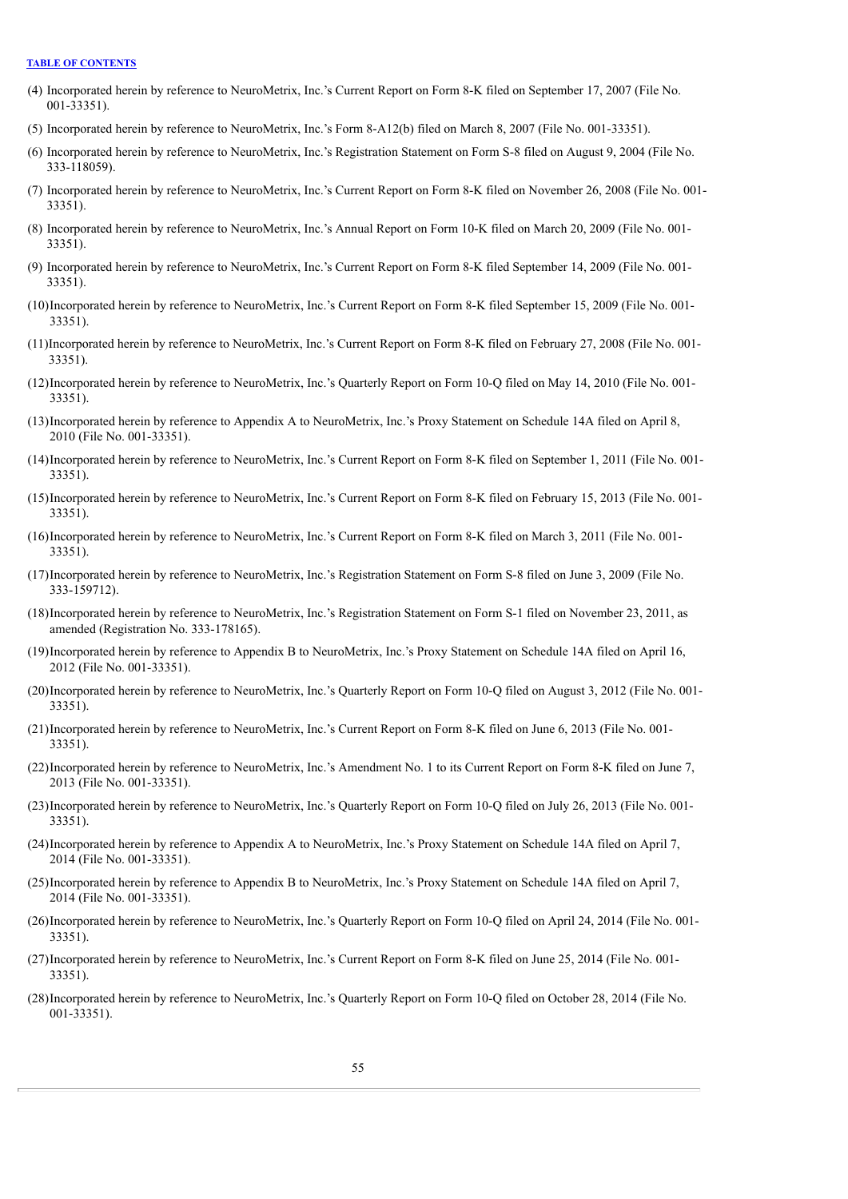(4) Incorporated herein by reference to NeuroMetrix, Inc.'s Current Report on Form 8-K filed on September 17, 2007 (File No. 001-33351).

(5) Incorporated herein by reference to NeuroMetrix, Inc.'s Form 8-A12(b) filed on March 8, 2007 (File No. 001-33351).

(6) Incorporated herein by reference to NeuroMetrix, Inc.'s Registration Statement on Form S-8 filed on August 9, 2004 (File No. 333-118059).

(7) Incorporated herein by reference to NeuroMetrix, Inc.'s Current Report on Form 8-K filed on November 26, 2008 (File No. 001-33351).

(8) Incorporated herein by reference to NeuroMetrix, Inc.'s Annual Report on Form 10-K filed on March 20, 2009 (File No. 001-33351).

(9) Incorporated herein by reference to NeuroMetrix, Inc.'s Current Report on Form 8-K filed September 14, 2009 (File No. 001-33351).

(10) Incorporated herein by reference to NeuroMetrix, Inc.'s Current Report on Form 8-K filed September 15, 2009 (File No. 001-33351).

(11) Incorporated herein by reference to NeuroMetrix, Inc.'s Current Report on Form 8-K filed on February 27, 2008 (File No. 001-33351).

(12) Incorporated herein by reference to NeuroMetrix, Inc.'s Quarterly Report on Form 10-Q filed on May 14, 2010 (File No. 001-33351).

(13) Incorporated herein by reference to Appendix A to NeuroMetrix, Inc.'s Proxy Statement on Schedule 14A filed on April 8, 2010 (File No. 001-33351).

(14) Incorporated herein by reference to NeuroMetrix, Inc.'s Current Report on Form 8-K filed on September 1, 2011 (File No. 001-33351).

(15) Incorporated herein by reference to NeuroMetrix, Inc.'s Current Report on Form 8-K filed on February 15, 2013 (File No. 001-33351).

(16) Incorporated herein by reference to NeuroMetrix, Inc.'s Current Report on Form 8-K filed on March 3, 2011 (File No. 001-33351).

(17) Incorporated herein by reference to NeuroMetrix, Inc.'s Registration Statement on Form S-8 filed on June 3, 2009 (File No. 333-159712).

(18) Incorporated herein by reference to NeuroMetrix, Inc.'s Registration Statement on Form S-1 filed on November 23, 2011, as amended (Registration No. 333-178165).

(19) Incorporated herein by reference to Appendix B to NeuroMetrix, Inc.'s Proxy Statement on Schedule 14A filed on April 16, 2012 (File No. 001-33351).

(20) Incorporated herein by reference to NeuroMetrix, Inc.'s Quarterly Report on Form 10-Q filed on August 3, 2012 (File No. 001-33351).

(21) Incorporated herein by reference to NeuroMetrix, Inc.'s Current Report on Form 8-K filed on June 6, 2013 (File No. 001-33351).

(22) Incorporated herein by reference to NeuroMetrix, Inc.'s Amendment No. 1 to its Current Report on Form 8-K filed on June 7, 2013 (File No. 001-33351).

(23) Incorporated herein by reference to NeuroMetrix, Inc.'s Quarterly Report on Form 10-Q filed on July 26, 2013 (File No. 001-33351).

(24) Incorporated herein by reference to Appendix A to NeuroMetrix, Inc.'s Proxy Statement on Schedule 14A filed on April 7, 2014 (File No. 001-33351).

(25) Incorporated herein by reference to Appendix B to NeuroMetrix, Inc.'s Proxy Statement on Schedule 14A filed on April 7, 2014 (File No. 001-33351).

(26) Incorporated herein by reference to NeuroMetrix, Inc.'s Quarterly Report on Form 10-Q filed on April 24, 2014 (File No. 001-33351).

(27) Incorporated herein by reference to NeuroMetrix, Inc.'s Current Report on Form 8-K filed on June 25, 2014 (File No. 001-33351).

(28) Incorporated herein by reference to NeuroMetrix, Inc.'s Quarterly Report on Form 10-Q filed on October 28, 2014 (File No. 001-33351).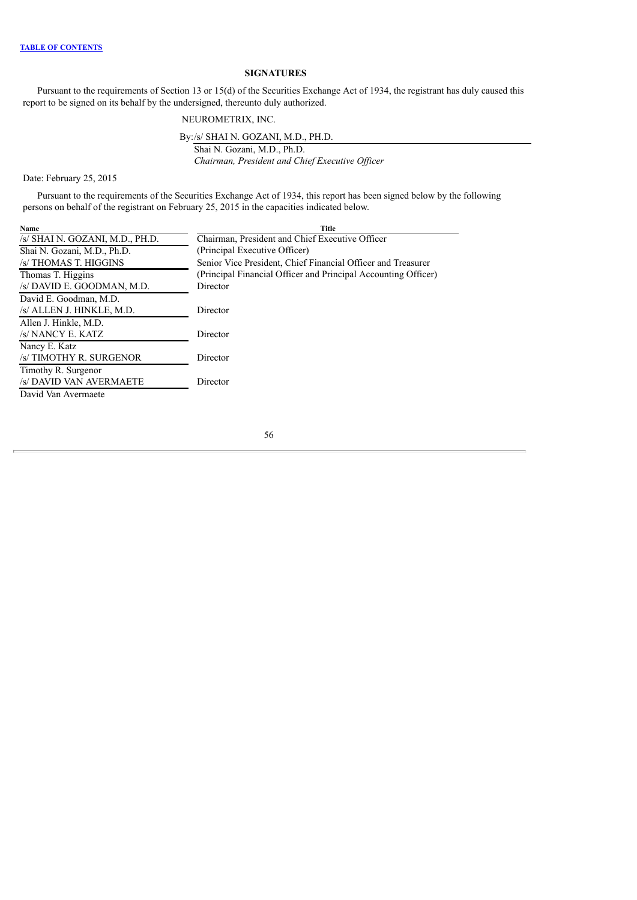## SIGNATURES

Pursuant to the requirements of Section 13 or 15(d) of the Securities Exchange Act of 1934, the registrant has duly caused this report to be signed on its behalf by the undersigned, thereunto duly authorized.

NEUROMETRIX, INC.

By: /s/ SHAI N. GOZANI, M.D., PH.D.
Shai N. Gozani, M.D., Ph.D.
*Chairman, President and Chief Executive Officer*

Date: February 25, 2015

Pursuant to the requirements of the Securities Exchange Act of 1934, this report has been signed below by the following persons on behalf of the registrant on February 25, 2015 in the capacities indicated below.

| Name | Title |
|---|---|
| /s/ SHAI N. GOZANI, M.D., PH.D.<br>Shai N. Gozani, M.D., Ph.D. | Chairman, President and Chief Executive Officer<br>(Principal Executive Officer) |
| /s/ THOMAS T. HIGGINS<br>Thomas T. Higgins | Senior Vice President, Chief Financial Officer and Treasurer<br>(Principal Financial Officer and Principal Accounting Officer) |
| /s/ DAVID E. GOODMAN, M.D.<br>David E. Goodman, M.D. | Director |
| /s/ ALLEN J. HINKLE, M.D.<br>Allen J. Hinkle, M.D. | Director |
| /s/ NANCY E. KATZ<br>Nancy E. Katz | Director |
| /s/ TIMOTHY R. SURGENOR<br>Timothy R. Surgenor | Director |
| /s/ DAVID VAN AVERMAETE<br>David Van Avermaete | Director |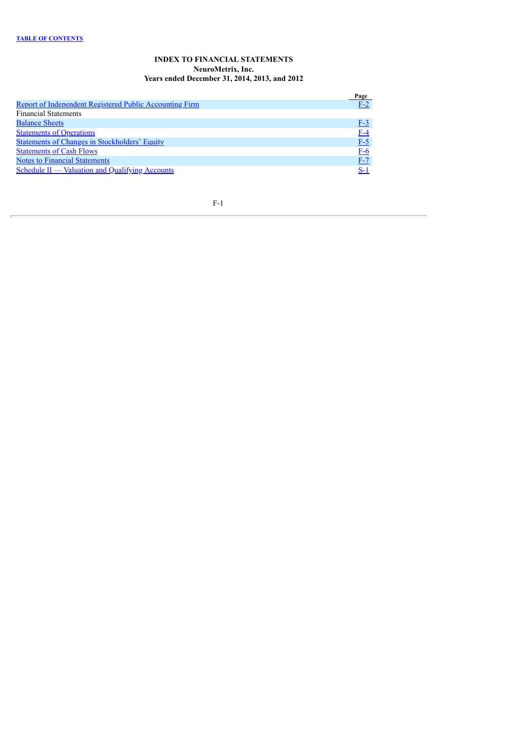**INDEX TO FINANCIAL STATEMENTS**
**NeuroMetrix, Inc.**
**Years ended December 31, 2014, 2013, and 2012**

| | Page |
|---|---|
| Report of Independent Registered Public Accounting Firm | F-2 |
| Financial Statements | |
| Balance Sheets | F-3 |
| Statements of Operations | F-4 |
| Statements of Changes in Stockholders' Equity | F-5 |
| Statements of Cash Flows | F-6 |
| Notes to Financial Statements | F-7 |
| Schedule II — Valuation and Qualifying Accounts | S-1 |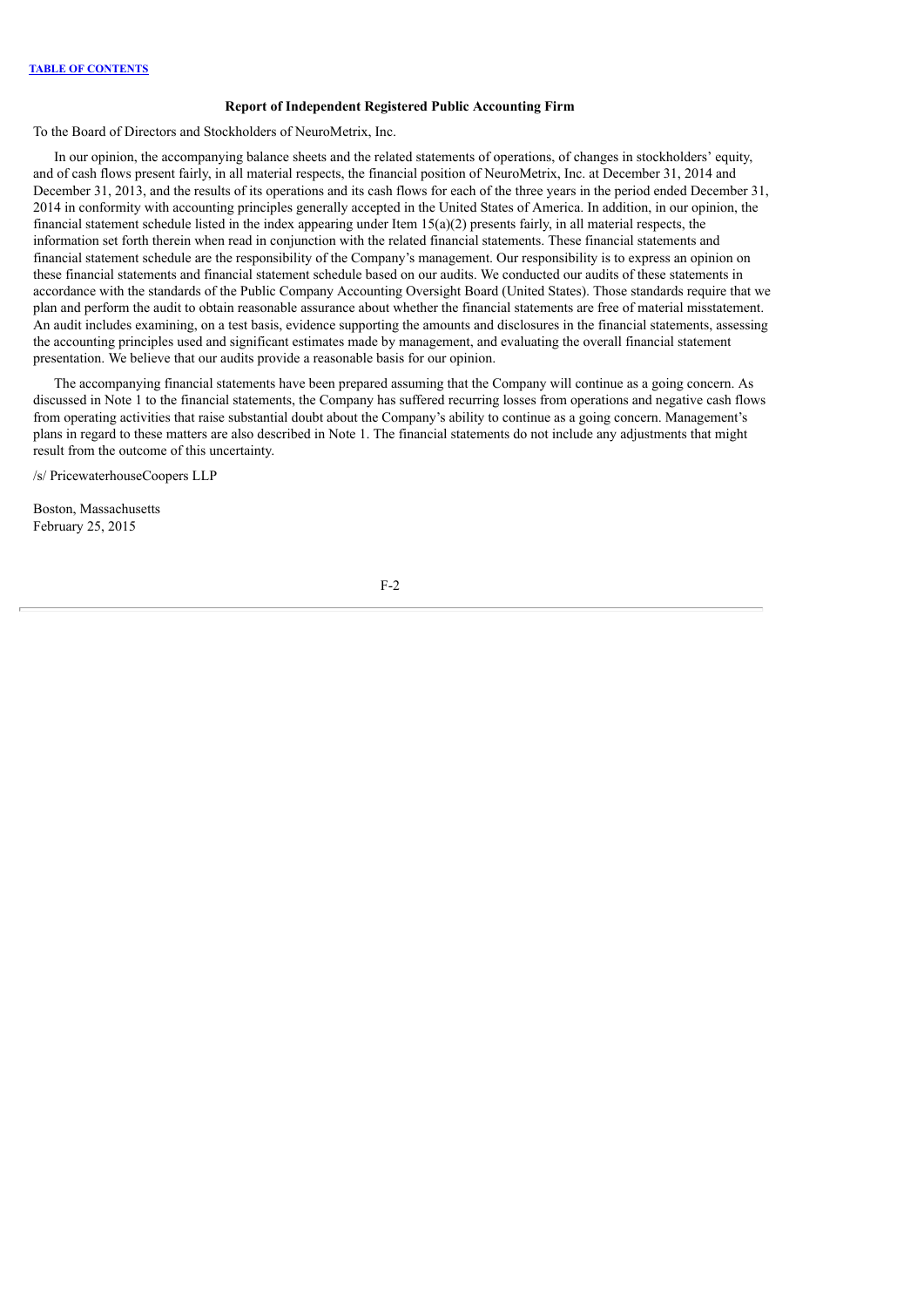## Report of Independent Registered Public Accounting Firm

To the Board of Directors and Stockholders of NeuroMetrix, Inc.

In our opinion, the accompanying balance sheets and the related statements of operations, of changes in stockholders' equity, and of cash flows present fairly, in all material respects, the financial position of NeuroMetrix, Inc. at December 31, 2014 and December 31, 2013, and the results of its operations and its cash flows for each of the three years in the period ended December 31, 2014 in conformity with accounting principles generally accepted in the United States of America. In addition, in our opinion, the financial statement schedule listed in the index appearing under Item 15(a)(2) presents fairly, in all material respects, the information set forth therein when read in conjunction with the related financial statements. These financial statements and financial statement schedule are the responsibility of the Company's management. Our responsibility is to express an opinion on these financial statements and financial statement schedule based on our audits. We conducted our audits of these statements in accordance with the standards of the Public Company Accounting Oversight Board (United States). Those standards require that we plan and perform the audit to obtain reasonable assurance about whether the financial statements are free of material misstatement. An audit includes examining, on a test basis, evidence supporting the amounts and disclosures in the financial statements, assessing the accounting principles used and significant estimates made by management, and evaluating the overall financial statement presentation. We believe that our audits provide a reasonable basis for our opinion.

The accompanying financial statements have been prepared assuming that the Company will continue as a going concern. As discussed in Note 1 to the financial statements, the Company has suffered recurring losses from operations and negative cash flows from operating activities that raise substantial doubt about the Company's ability to continue as a going concern. Management's plans in regard to these matters are also described in Note 1. The financial statements do not include any adjustments that might result from the outcome of this uncertainty.

/s/ PricewaterhouseCoopers LLP

Boston, Massachusetts
February 25, 2015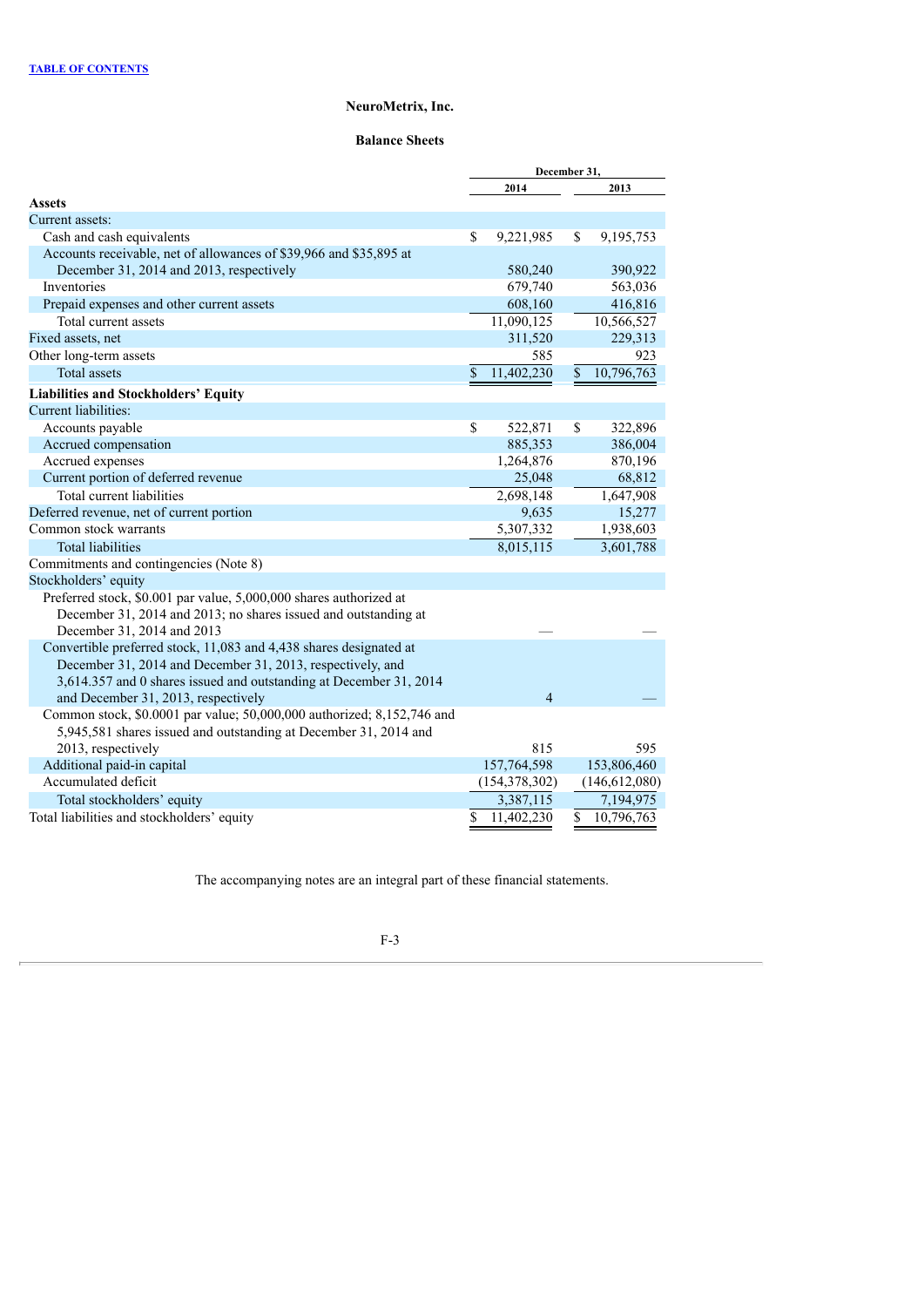[TABLE OF CONTENTS](#)

# NeuroMetrix, Inc.

## Balance Sheets

| | December 31, | |
|---|---|---|
| | 2014 | 2013 |
| **Assets** | | |
| Current assets: | | |
| Cash and cash equivalents | $ 9,221,985 | $ 9,195,753 |
| Accounts receivable, net of allowances of $39,966 and $35,895 at December 31, 2014 and 2013, respectively | 580,240 | 390,922 |
| Inventories | 679,740 | 563,036 |
| Prepaid expenses and other current assets | 608,160 | 416,816 |
| Total current assets | 11,090,125 | 10,566,527 |
| Fixed assets, net | 311,520 | 229,313 |
| Other long-term assets | 585 | 923 |
| Total assets | $ 11,402,230 | $ 10,796,763 |
| **Liabilities and Stockholders' Equity** | | |
| Current liabilities: | | |
| Accounts payable | $ 522,871 | $ 322,896 |
| Accrued compensation | 885,353 | 386,004 |
| Accrued expenses | 1,264,876 | 870,196 |
| Current portion of deferred revenue | 25,048 | 68,812 |
| Total current liabilities | 2,698,148 | 1,647,908 |
| Deferred revenue, net of current portion | 9,635 | 15,277 |
| Common stock warrants | 5,307,332 | 1,938,603 |
| Total liabilities | 8,015,115 | 3,601,788 |
| Commitments and contingencies (Note 8) | | |
| Stockholders' equity | | |
| Preferred stock, $0.001 par value, 5,000,000 shares authorized at December 31, 2014 and 2013; no shares issued and outstanding at December 31, 2014 and 2013 | — | — |
| Convertible preferred stock, 11,083 and 4,438 shares designated at December 31, 2014 and December 31, 2013, respectively, and 3,614.357 and 0 shares issued and outstanding at December 31, 2014 and December 31, 2013, respectively | 4 | — |
| Common stock, $0.0001 par value; 50,000,000 authorized; 8,152,746 and 5,945,581 shares issued and outstanding at December 31, 2014 and 2013, respectively | 815 | 595 |
| Additional paid-in capital | 157,764,598 | 153,806,460 |
| Accumulated deficit | (154,378,302) | (146,612,080) |
| Total stockholders' equity | 3,387,115 | 7,194,975 |
| Total liabilities and stockholders' equity | $ 11,402,230 | $ 10,796,763 |

The accompanying notes are an integral part of these financial statements.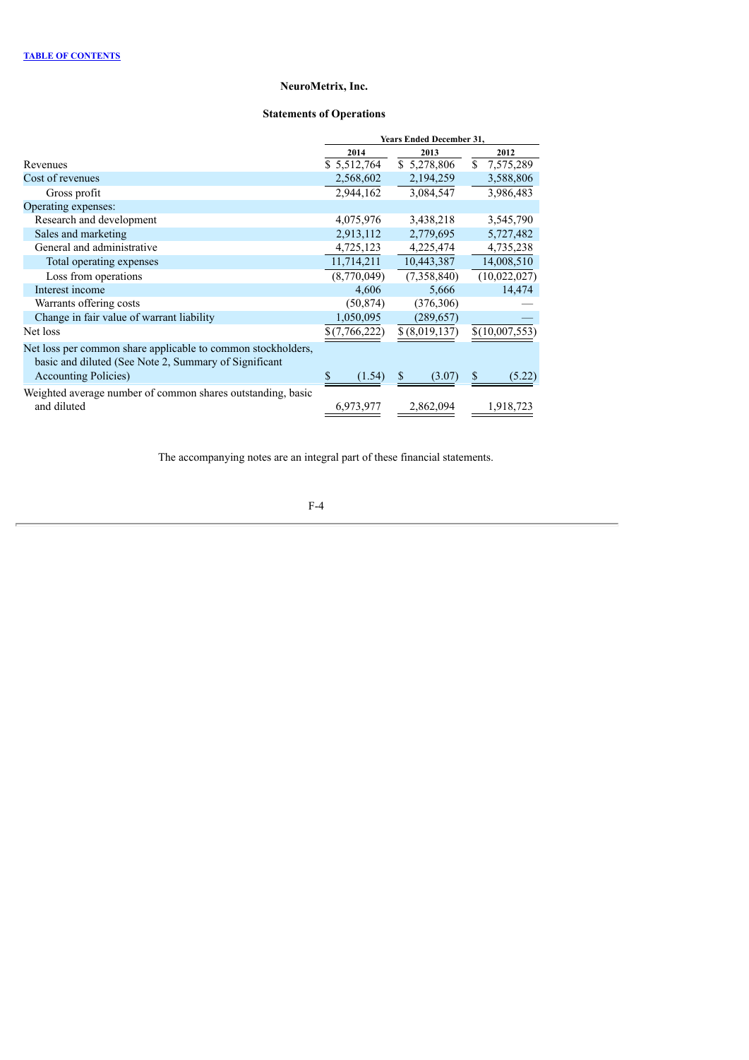# NeuroMetrix, Inc.

## Statements of Operations

| | Years Ended December 31, | | |
|---|---|---|---|
| | 2014 | 2013 | 2012 |
| Revenues | $ 5,512,764 | $ 5,278,806 | $ 7,575,289 |
| Cost of revenues | 2,568,602 | 2,194,259 | 3,588,806 |
| Gross profit | 2,944,162 | 3,084,547 | 3,986,483 |
| Operating expenses: | | | |
| Research and development | 4,075,976 | 3,438,218 | 3,545,790 |
| Sales and marketing | 2,913,112 | 2,779,695 | 5,727,482 |
| General and administrative | 4,725,123 | 4,225,474 | 4,735,238 |
| Total operating expenses | 11,714,211 | 10,443,387 | 14,008,510 |
| Loss from operations | (8,770,049) | (7,358,840) | (10,022,027) |
| Interest income | 4,606 | 5,666 | 14,474 |
| Warrants offering costs | (50,874) | (376,306) | — |
| Change in fair value of warrant liability | 1,050,095 | (289,657) | — |
| Net loss | $(7,766,222) | $(8,019,137) | $(10,007,553) |
| Net loss per common share applicable to common stockholders, basic and diluted (See Note 2, Summary of Significant Accounting Policies) | $ (1.54) | $ (3.07) | $ (5.22) |
| Weighted average number of common shares outstanding, basic and diluted | 6,973,977 | 2,862,094 | 1,918,723 |

The accompanying notes are an integral part of these financial statements.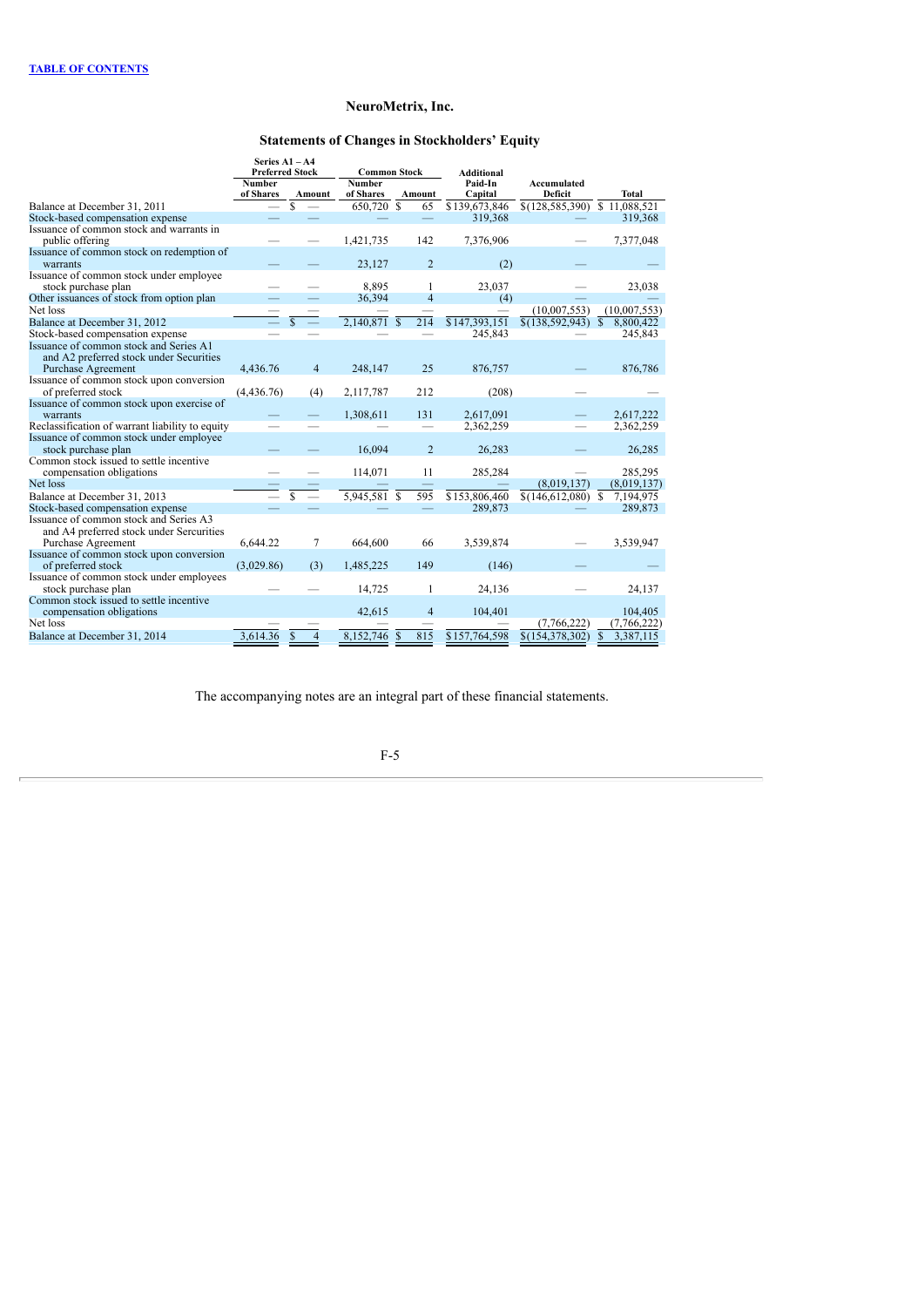# NeuroMetrix, Inc.

## Statements of Changes in Stockholders' Equity

| | Series A1 – A4 Preferred Stock | | Common Stock | | Additional Paid-In Capital | Accumulated Deficit | Total |
|---|---|---|---|---|---|---|---|
| | Number of Shares | Amount | Number of Shares | Amount | | | |
| Balance at December 31, 2011 | — | $ — | 650,720 | $ 65 | $139,673,846 | $(128,585,390) | $ 11,088,521 |
| Stock-based compensation expense | — | — | — | — | 319,368 | — | 319,368 |
| Issuance of common stock and warrants in public offering | — | — | 1,421,735 | 142 | 7,376,906 | — | 7,377,048 |
| Issuance of common stock on redemption of warrants | — | — | 23,127 | 2 | (2) | — | — |
| Issuance of common stock under employee stock purchase plan | — | — | 8,895 | 1 | 23,037 | — | 23,038 |
| Other issuances of stock from option plan | — | — | 36,394 | 4 | (4) | — | — |
| Net loss | — | — | — | — | — | (10,007,553) | (10,007,553) |
| Balance at December 31, 2012 | — | $ — | 2,140,871 | $ 214 | $147,393,151 | $(138,592,943) | $ 8,800,422 |
| Stock-based compensation expense | — | — | — | — | 245,843 | — | 245,843 |
| Issuance of common stock and Series A1 and A2 preferred stock under Securities Purchase Agreement | 4,436.76 | 4 | 248,147 | 25 | 876,757 | — | 876,786 |
| Issuance of common stock upon conversion of preferred stock | (4,436.76) | (4) | 2,117,787 | 212 | (208) | — | — |
| Issuance of common stock upon exercise of warrants | — | — | 1,308,611 | 131 | 2,617,091 | — | 2,617,222 |
| Reclassification of warrant liability to equity | — | — | — | — | 2,362,259 | — | 2,362,259 |
| Issuance of common stock under employee stock purchase plan | — | — | 16,094 | 2 | 26,283 | — | 26,285 |
| Common stock issued to settle incentive compensation obligations | — | — | 114,071 | 11 | 285,284 | — | 285,295 |
| Net loss | — | — | — | — | — | (8,019,137) | (8,019,137) |
| Balance at December 31, 2013 | — | $ — | 5,945,581 | $ 595 | $153,806,460 | $(146,612,080) | $ 7,194,975 |
| Stock-based compensation expense | — | — | — | — | 289,873 | — | 289,873 |
| Issuance of common stock and Series A3 and A4 preferred stock under Sercurities Purchase Agreement | 6,644.22 | 7 | 664,600 | 66 | 3,539,874 | — | 3,539,947 |
| Issuance of common stock upon conversion of preferred stock | (3,029.86) | (3) | 1,485,225 | 149 | (146) | — | — |
| Issuance of common stock under employees stock purchase plan | — | — | 14,725 | 1 | 24,136 | — | 24,137 |
| Common stock issued to settle incentive compensation obligations | | | 42,615 | 4 | 104,401 | | 104,405 |
| Net loss | — | — | — | — | — | (7,766,222) | (7,766,222) |
| Balance at December 31, 2014 | 3,614.36 | $ 4 | 8,152,746 | $ 815 | $157,764,598 | $(154,378,302) | $ 3,387,115 |

The accompanying notes are an integral part of these financial statements.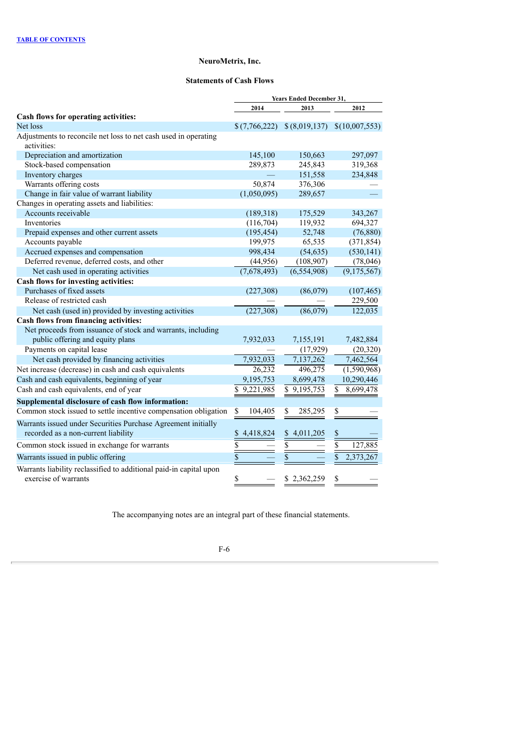TABLE OF CONTENTS

# NeuroMetrix, Inc.

## Statements of Cash Flows

| | Years Ended December 31, | | |
|---|---|---|---|
| | 2014 | 2013 | 2012 |
| **Cash flows for operating activities:** | | | |
| Net loss | $ (7,766,222) | $ (8,019,137) | $(10,007,553) |
| Adjustments to reconcile net loss to net cash used in operating activities: | | | |
| Depreciation and amortization | 145,100 | 150,663 | 297,097 |
| Stock-based compensation | 289,873 | 245,843 | 319,368 |
| Inventory charges | — | 151,558 | 234,848 |
| Warrants offering costs | 50,874 | 376,306 | — |
| Change in fair value of warrant liability | (1,050,095) | 289,657 | — |
| Changes in operating assets and liabilities: | | | |
| Accounts receivable | (189,318) | 175,529 | 343,267 |
| Inventories | (116,704) | 119,932 | 694,327 |
| Prepaid expenses and other current assets | (195,454) | 52,748 | (76,880) |
| Accounts payable | 199,975 | 65,535 | (371,854) |
| Accrued expenses and compensation | 998,434 | (54,635) | (530,141) |
| Deferred revenue, deferred costs, and other | (44,956) | (108,907) | (78,046) |
| Net cash used in operating activities | (7,678,493) | (6,554,908) | (9,175,567) |
| **Cash flows for investing activities:** | | | |
| Purchases of fixed assets | (227,308) | (86,079) | (107,465) |
| Release of restricted cash | — | — | 229,500 |
| Net cash (used in) provided by investing activities | (227,308) | (86,079) | 122,035 |
| **Cash flows from financing activities:** | | | |
| Net proceeds from issuance of stock and warrants, including public offering and equity plans | 7,932,033 | 7,155,191 | 7,482,884 |
| Payments on capital lease | — | (17,929) | (20,320) |
| Net cash provided by financing activities | 7,932,033 | 7,137,262 | 7,462,564 |
| Net increase (decrease) in cash and cash equivalents | 26,232 | 496,275 | (1,590,968) |
| Cash and cash equivalents, beginning of year | 9,195,753 | 8,699,478 | 10,290,446 |
| Cash and cash equivalents, end of year | $ 9,221,985 | $ 9,195,753 | $ 8,699,478 |
| **Supplemental disclosure of cash flow information:** | | | |
| Common stock issued to settle incentive compensation obligation | $ 104,405 | $ 285,295 | $ — |
| Warrants issued under Securities Purchase Agreement initially recorded as a non-current liability | $ 4,418,824 | $ 4,011,205 | $ — |
| Common stock issued in exchange for warrants | $ — | $ — | $ 127,885 |
| Warrants issued in public offering | $ — | $ — | $ 2,373,267 |
| Warrants liability reclassified to additional paid-in capital upon exercise of warrants | $ — | $ 2,362,259 | $ — |

The accompanying notes are an integral part of these financial statements.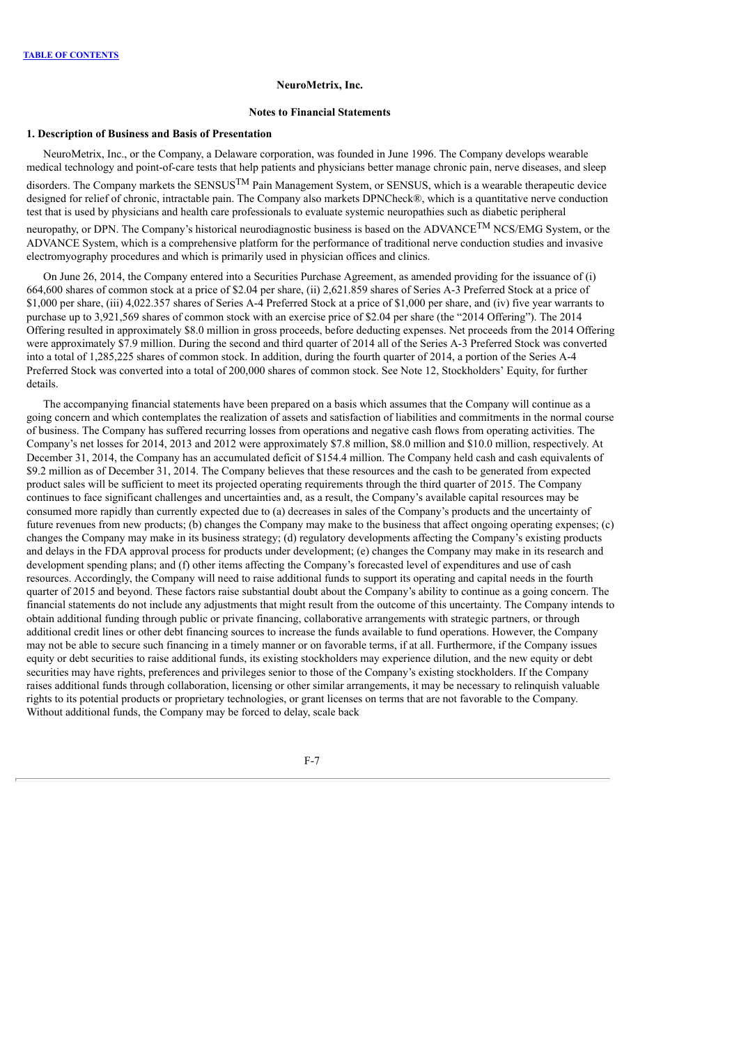**NeuroMetrix, Inc.**

**Notes to Financial Statements**

### 1. Description of Business and Basis of Presentation

NeuroMetrix, Inc., or the Company, a Delaware corporation, was founded in June 1996. The Company develops wearable medical technology and point-of-care tests that help patients and physicians better manage chronic pain, nerve diseases, and sleep disorders. The Company markets the SENSUS™ Pain Management System, or SENSUS, which is a wearable therapeutic device designed for relief of chronic, intractable pain. The Company also markets DPNCheck®, which is a quantitative nerve conduction test that is used by physicians and health care professionals to evaluate systemic neuropathies such as diabetic peripheral neuropathy, or DPN. The Company's historical neurodiagnostic business is based on the ADVANCE™ NCS/EMG System, or the ADVANCE System, which is a comprehensive platform for the performance of traditional nerve conduction studies and invasive electromyography procedures and which is primarily used in physician offices and clinics.

On June 26, 2014, the Company entered into a Securities Purchase Agreement, as amended providing for the issuance of (i) 664,600 shares of common stock at a price of $2.04 per share, (ii) 2,621.859 shares of Series A-3 Preferred Stock at a price of $1,000 per share, (iii) 4,022.357 shares of Series A-4 Preferred Stock at a price of $1,000 per share, and (iv) five year warrants to purchase up to 3,921,569 shares of common stock with an exercise price of $2.04 per share (the "2014 Offering"). The 2014 Offering resulted in approximately $8.0 million in gross proceeds, before deducting expenses. Net proceeds from the 2014 Offering were approximately $7.9 million. During the second and third quarter of 2014 all of the Series A-3 Preferred Stock was converted into a total of 1,285,225 shares of common stock. In addition, during the fourth quarter of 2014, a portion of the Series A-4 Preferred Stock was converted into a total of 200,000 shares of common stock. See Note 12, Stockholders' Equity, for further details.

The accompanying financial statements have been prepared on a basis which assumes that the Company will continue as a going concern and which contemplates the realization of assets and satisfaction of liabilities and commitments in the normal course of business. The Company has suffered recurring losses from operations and negative cash flows from operating activities. The Company's net losses for 2014, 2013 and 2012 were approximately $7.8 million, $8.0 million and $10.0 million, respectively. At December 31, 2014, the Company has an accumulated deficit of $154.4 million. The Company held cash and cash equivalents of $9.2 million as of December 31, 2014. The Company believes that these resources and the cash to be generated from expected product sales will be sufficient to meet its projected operating requirements through the third quarter of 2015. The Company continues to face significant challenges and uncertainties and, as a result, the Company's available capital resources may be consumed more rapidly than currently expected due to (a) decreases in sales of the Company's products and the uncertainty of future revenues from new products; (b) changes the Company may make to the business that affect ongoing operating expenses; (c) changes the Company may make in its business strategy; (d) regulatory developments affecting the Company's existing products and delays in the FDA approval process for products under development; (e) changes the Company may make in its research and development spending plans; and (f) other items affecting the Company's forecasted level of expenditures and use of cash resources. Accordingly, the Company will need to raise additional funds to support its operating and capital needs in the fourth quarter of 2015 and beyond. These factors raise substantial doubt about the Company's ability to continue as a going concern. The financial statements do not include any adjustments that might result from the outcome of this uncertainty. The Company intends to obtain additional funding through public or private financing, collaborative arrangements with strategic partners, or through additional credit lines or other debt financing sources to increase the funds available to fund operations. However, the Company may not be able to secure such financing in a timely manner or on favorable terms, if at all. Furthermore, if the Company issues equity or debt securities to raise additional funds, its existing stockholders may experience dilution, and the new equity or debt securities may have rights, preferences and privileges senior to those of the Company's existing stockholders. If the Company raises additional funds through collaboration, licensing or other similar arrangements, it may be necessary to relinquish valuable rights to its potential products or proprietary technologies, or grant licenses on terms that are not favorable to the Company. Without additional funds, the Company may be forced to delay, scale back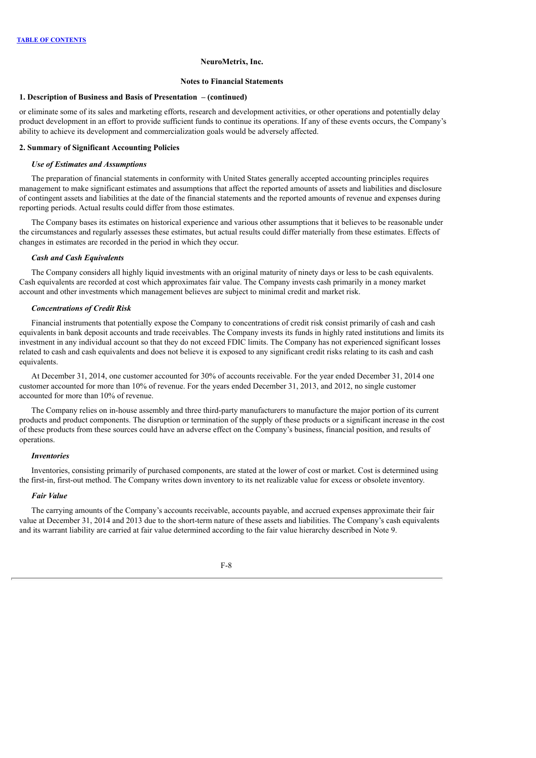**NeuroMetrix, Inc.**

**Notes to Financial Statements**

**1. Description of Business and Basis of Presentation – (continued)**

or eliminate some of its sales and marketing efforts, research and development activities, or other operations and potentially delay product development in an effort to provide sufficient funds to continue its operations. If any of these events occurs, the Company's ability to achieve its development and commercialization goals would be adversely affected.

## 2. Summary of Significant Accounting Policies

### *Use of Estimates and Assumptions*

The preparation of financial statements in conformity with United States generally accepted accounting principles requires management to make significant estimates and assumptions that affect the reported amounts of assets and liabilities and disclosure of contingent assets and liabilities at the date of the financial statements and the reported amounts of revenue and expenses during reporting periods. Actual results could differ from those estimates.

The Company bases its estimates on historical experience and various other assumptions that it believes to be reasonable under the circumstances and regularly assesses these estimates, but actual results could differ materially from these estimates. Effects of changes in estimates are recorded in the period in which they occur.

### *Cash and Cash Equivalents*

The Company considers all highly liquid investments with an original maturity of ninety days or less to be cash equivalents. Cash equivalents are recorded at cost which approximates fair value. The Company invests cash primarily in a money market account and other investments which management believes are subject to minimal credit and market risk.

### *Concentrations of Credit Risk*

Financial instruments that potentially expose the Company to concentrations of credit risk consist primarily of cash and cash equivalents in bank deposit accounts and trade receivables. The Company invests its funds in highly rated institutions and limits its investment in any individual account so that they do not exceed FDIC limits. The Company has not experienced significant losses related to cash and cash equivalents and does not believe it is exposed to any significant credit risks relating to its cash and cash equivalents.

At December 31, 2014, one customer accounted for 30% of accounts receivable. For the year ended December 31, 2014 one customer accounted for more than 10% of revenue. For the years ended December 31, 2013, and 2012, no single customer accounted for more than 10% of revenue.

The Company relies on in-house assembly and three third-party manufacturers to manufacture the major portion of its current products and product components. The disruption or termination of the supply of these products or a significant increase in the cost of these products from these sources could have an adverse effect on the Company's business, financial position, and results of operations.

### *Inventories*

Inventories, consisting primarily of purchased components, are stated at the lower of cost or market. Cost is determined using the first-in, first-out method. The Company writes down inventory to its net realizable value for excess or obsolete inventory.

### *Fair Value*

The carrying amounts of the Company's accounts receivable, accounts payable, and accrued expenses approximate their fair value at December 31, 2014 and 2013 due to the short-term nature of these assets and liabilities. The Company's cash equivalents and its warrant liability are carried at fair value determined according to the fair value hierarchy described in Note 9.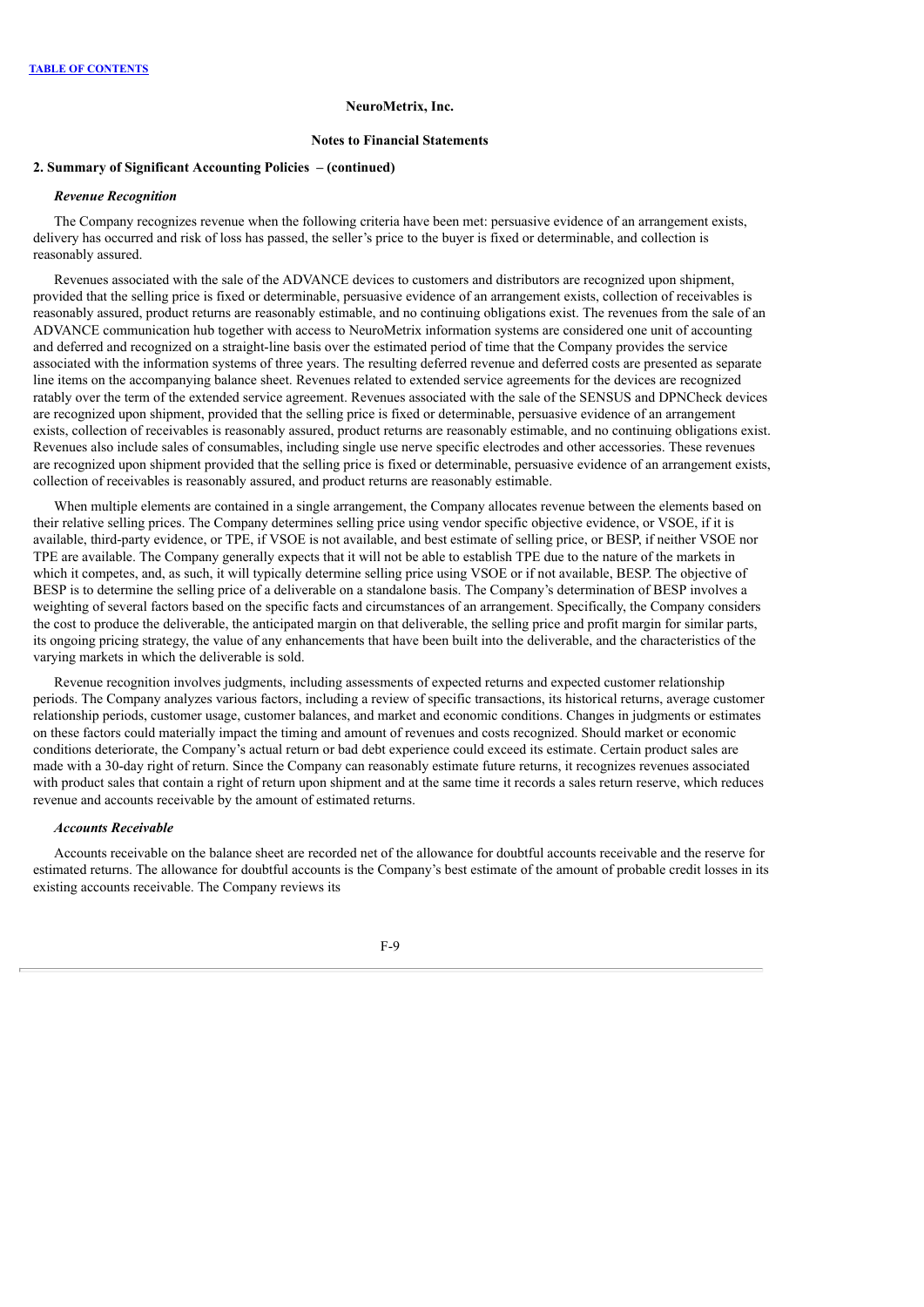**NeuroMetrix, Inc.**

**Notes to Financial Statements**

**2. Summary of Significant Accounting Policies – (continued)**

***Revenue Recognition***

The Company recognizes revenue when the following criteria have been met: persuasive evidence of an arrangement exists, delivery has occurred and risk of loss has passed, the seller's price to the buyer is fixed or determinable, and collection is reasonably assured.

Revenues associated with the sale of the ADVANCE devices to customers and distributors are recognized upon shipment, provided that the selling price is fixed or determinable, persuasive evidence of an arrangement exists, collection of receivables is reasonably assured, product returns are reasonably estimable, and no continuing obligations exist. The revenues from the sale of an ADVANCE communication hub together with access to NeuroMetrix information systems are considered one unit of accounting and deferred and recognized on a straight-line basis over the estimated period of time that the Company provides the service associated with the information systems of three years. The resulting deferred revenue and deferred costs are presented as separate line items on the accompanying balance sheet. Revenues related to extended service agreements for the devices are recognized ratably over the term of the extended service agreement. Revenues associated with the sale of the SENSUS and DPNCheck devices are recognized upon shipment, provided that the selling price is fixed or determinable, persuasive evidence of an arrangement exists, collection of receivables is reasonably assured, product returns are reasonably estimable, and no continuing obligations exist. Revenues also include sales of consumables, including single use nerve specific electrodes and other accessories. These revenues are recognized upon shipment provided that the selling price is fixed or determinable, persuasive evidence of an arrangement exists, collection of receivables is reasonably assured, and product returns are reasonably estimable.

When multiple elements are contained in a single arrangement, the Company allocates revenue between the elements based on their relative selling prices. The Company determines selling price using vendor specific objective evidence, or VSOE, if it is available, third-party evidence, or TPE, if VSOE is not available, and best estimate of selling price, or BESP, if neither VSOE nor TPE are available. The Company generally expects that it will not be able to establish TPE due to the nature of the markets in which it competes, and, as such, it will typically determine selling price using VSOE or if not available, BESP. The objective of BESP is to determine the selling price of a deliverable on a standalone basis. The Company's determination of BESP involves a weighting of several factors based on the specific facts and circumstances of an arrangement. Specifically, the Company considers the cost to produce the deliverable, the anticipated margin on that deliverable, the selling price and profit margin for similar parts, its ongoing pricing strategy, the value of any enhancements that have been built into the deliverable, and the characteristics of the varying markets in which the deliverable is sold.

Revenue recognition involves judgments, including assessments of expected returns and expected customer relationship periods. The Company analyzes various factors, including a review of specific transactions, its historical returns, average customer relationship periods, customer usage, customer balances, and market and economic conditions. Changes in judgments or estimates on these factors could materially impact the timing and amount of revenues and costs recognized. Should market or economic conditions deteriorate, the Company's actual return or bad debt experience could exceed its estimate. Certain product sales are made with a 30-day right of return. Since the Company can reasonably estimate future returns, it recognizes revenues associated with product sales that contain a right of return upon shipment and at the same time it records a sales return reserve, which reduces revenue and accounts receivable by the amount of estimated returns.

***Accounts Receivable***

Accounts receivable on the balance sheet are recorded net of the allowance for doubtful accounts receivable and the reserve for estimated returns. The allowance for doubtful accounts is the Company's best estimate of the amount of probable credit losses in its existing accounts receivable. The Company reviews its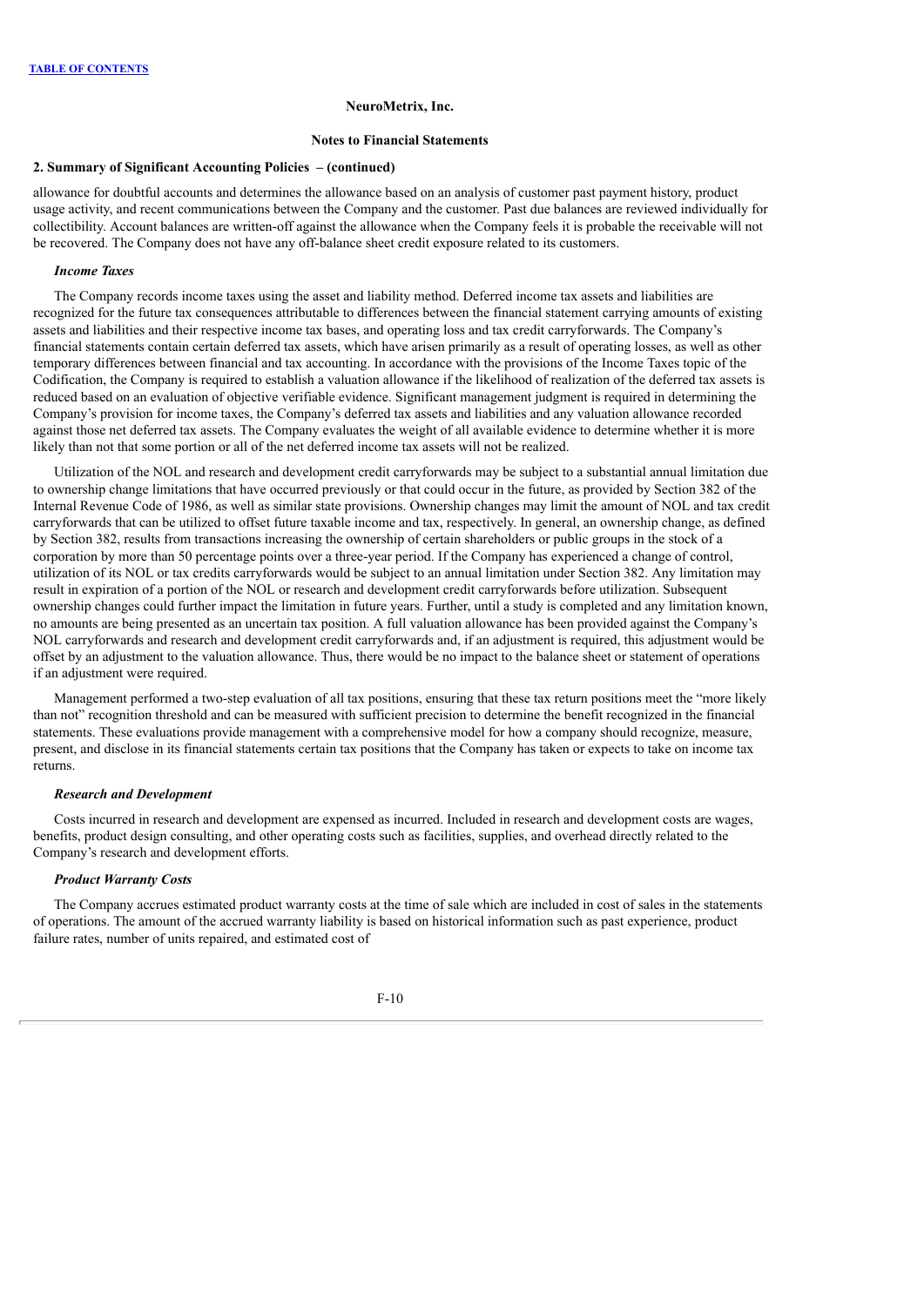**NeuroMetrix, Inc.**

**Notes to Financial Statements**

**2. Summary of Significant Accounting Policies – (continued)**

allowance for doubtful accounts and determines the allowance based on an analysis of customer past payment history, product usage activity, and recent communications between the Company and the customer. Past due balances are reviewed individually for collectibility. Account balances are written-off against the allowance when the Company feels it is probable the receivable will not be recovered. The Company does not have any off-balance sheet credit exposure related to its customers.

***Income Taxes***

The Company records income taxes using the asset and liability method. Deferred income tax assets and liabilities are recognized for the future tax consequences attributable to differences between the financial statement carrying amounts of existing assets and liabilities and their respective income tax bases, and operating loss and tax credit carryforwards. The Company's financial statements contain certain deferred tax assets, which have arisen primarily as a result of operating losses, as well as other temporary differences between financial and tax accounting. In accordance with the provisions of the Income Taxes topic of the Codification, the Company is required to establish a valuation allowance if the likelihood of realization of the deferred tax assets is reduced based on an evaluation of objective verifiable evidence. Significant management judgment is required in determining the Company's provision for income taxes, the Company's deferred tax assets and liabilities and any valuation allowance recorded against those net deferred tax assets. The Company evaluates the weight of all available evidence to determine whether it is more likely than not that some portion or all of the net deferred income tax assets will not be realized.

Utilization of the NOL and research and development credit carryforwards may be subject to a substantial annual limitation due to ownership change limitations that have occurred previously or that could occur in the future, as provided by Section 382 of the Internal Revenue Code of 1986, as well as similar state provisions. Ownership changes may limit the amount of NOL and tax credit carryforwards that can be utilized to offset future taxable income and tax, respectively. In general, an ownership change, as defined by Section 382, results from transactions increasing the ownership of certain shareholders or public groups in the stock of a corporation by more than 50 percentage points over a three-year period. If the Company has experienced a change of control, utilization of its NOL or tax credits carryforwards would be subject to an annual limitation under Section 382. Any limitation may result in expiration of a portion of the NOL or research and development credit carryforwards before utilization. Subsequent ownership changes could further impact the limitation in future years. Further, until a study is completed and any limitation known, no amounts are being presented as an uncertain tax position. A full valuation allowance has been provided against the Company's NOL carryforwards and research and development credit carryforwards and, if an adjustment is required, this adjustment would be offset by an adjustment to the valuation allowance. Thus, there would be no impact to the balance sheet or statement of operations if an adjustment were required.

Management performed a two-step evaluation of all tax positions, ensuring that these tax return positions meet the "more likely than not" recognition threshold and can be measured with sufficient precision to determine the benefit recognized in the financial statements. These evaluations provide management with a comprehensive model for how a company should recognize, measure, present, and disclose in its financial statements certain tax positions that the Company has taken or expects to take on income tax returns.

***Research and Development***

Costs incurred in research and development are expensed as incurred. Included in research and development costs are wages, benefits, product design consulting, and other operating costs such as facilities, supplies, and overhead directly related to the Company's research and development efforts.

***Product Warranty Costs***

The Company accrues estimated product warranty costs at the time of sale which are included in cost of sales in the statements of operations. The amount of the accrued warranty liability is based on historical information such as past experience, product failure rates, number of units repaired, and estimated cost of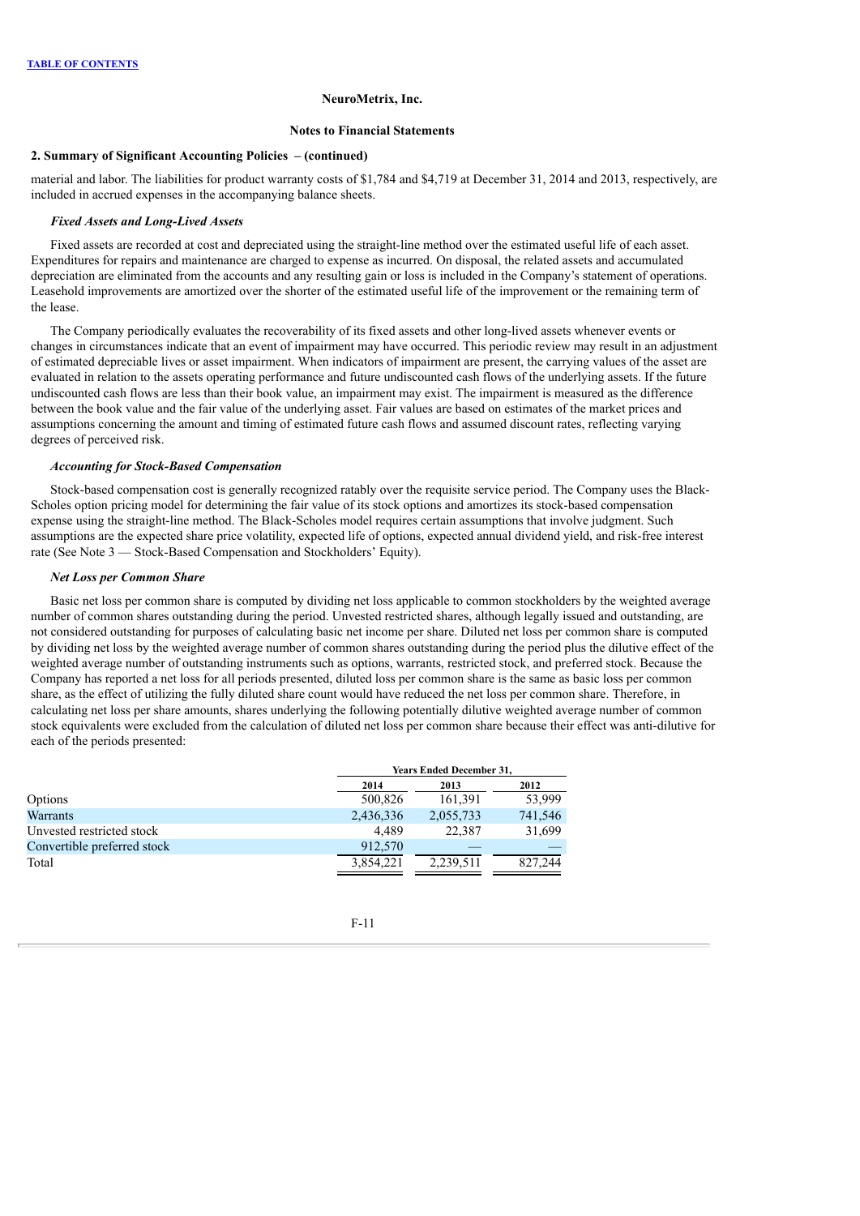NeuroMetrix, Inc.

Notes to Financial Statements

**2. Summary of Significant Accounting Policies – (continued)**

material and labor. The liabilities for product warranty costs of $1,784 and $4,719 at December 31, 2014 and 2013, respectively, are included in accrued expenses in the accompanying balance sheets.

***Fixed Assets and Long-Lived Assets***

Fixed assets are recorded at cost and depreciated using the straight-line method over the estimated useful life of each asset. Expenditures for repairs and maintenance are charged to expense as incurred. On disposal, the related assets and accumulated depreciation are eliminated from the accounts and any resulting gain or loss is included in the Company's statement of operations. Leasehold improvements are amortized over the shorter of the estimated useful life of the improvement or the remaining term of the lease.

The Company periodically evaluates the recoverability of its fixed assets and other long-lived assets whenever events or changes in circumstances indicate that an event of impairment may have occurred. This periodic review may result in an adjustment of estimated depreciable lives or asset impairment. When indicators of impairment are present, the carrying values of the asset are evaluated in relation to the assets operating performance and future undiscounted cash flows of the underlying assets. If the future undiscounted cash flows are less than their book value, an impairment may exist. The impairment is measured as the difference between the book value and the fair value of the underlying asset. Fair values are based on estimates of the market prices and assumptions concerning the amount and timing of estimated future cash flows and assumed discount rates, reflecting varying degrees of perceived risk.

***Accounting for Stock-Based Compensation***

Stock-based compensation cost is generally recognized ratably over the requisite service period. The Company uses the Black-Scholes option pricing model for determining the fair value of its stock options and amortizes its stock-based compensation expense using the straight-line method. The Black-Scholes model requires certain assumptions that involve judgment. Such assumptions are the expected share price volatility, expected life of options, expected annual dividend yield, and risk-free interest rate (See Note 3 — Stock-Based Compensation and Stockholders' Equity).

***Net Loss per Common Share***

Basic net loss per common share is computed by dividing net loss applicable to common stockholders by the weighted average number of common shares outstanding during the period. Unvested restricted shares, although legally issued and outstanding, are not considered outstanding for purposes of calculating basic net income per share. Diluted net loss per common share is computed by dividing net loss by the weighted average number of common shares outstanding during the period plus the dilutive effect of the weighted average number of outstanding instruments such as options, warrants, restricted stock, and preferred stock. Because the Company has reported a net loss for all periods presented, diluted loss per common share is the same as basic loss per common share, as the effect of utilizing the fully diluted share count would have reduced the net loss per common share. Therefore, in calculating net loss per share amounts, shares underlying the following potentially dilutive weighted average number of common stock equivalents were excluded from the calculation of diluted net loss per common share because their effect was anti-dilutive for each of the periods presented:

| | Years Ended December 31, | | |
|---|---|---|---|
| | 2014 | 2013 | 2012 |
| Options | 500,826 | 161,391 | 53,999 |
| Warrants | 2,436,336 | 2,055,733 | 741,546 |
| Unvested restricted stock | 4,489 | 22,387 | 31,699 |
| Convertible preferred stock | 912,570 | — | — |
| Total | 3,854,221 | 2,239,511 | 827,244 |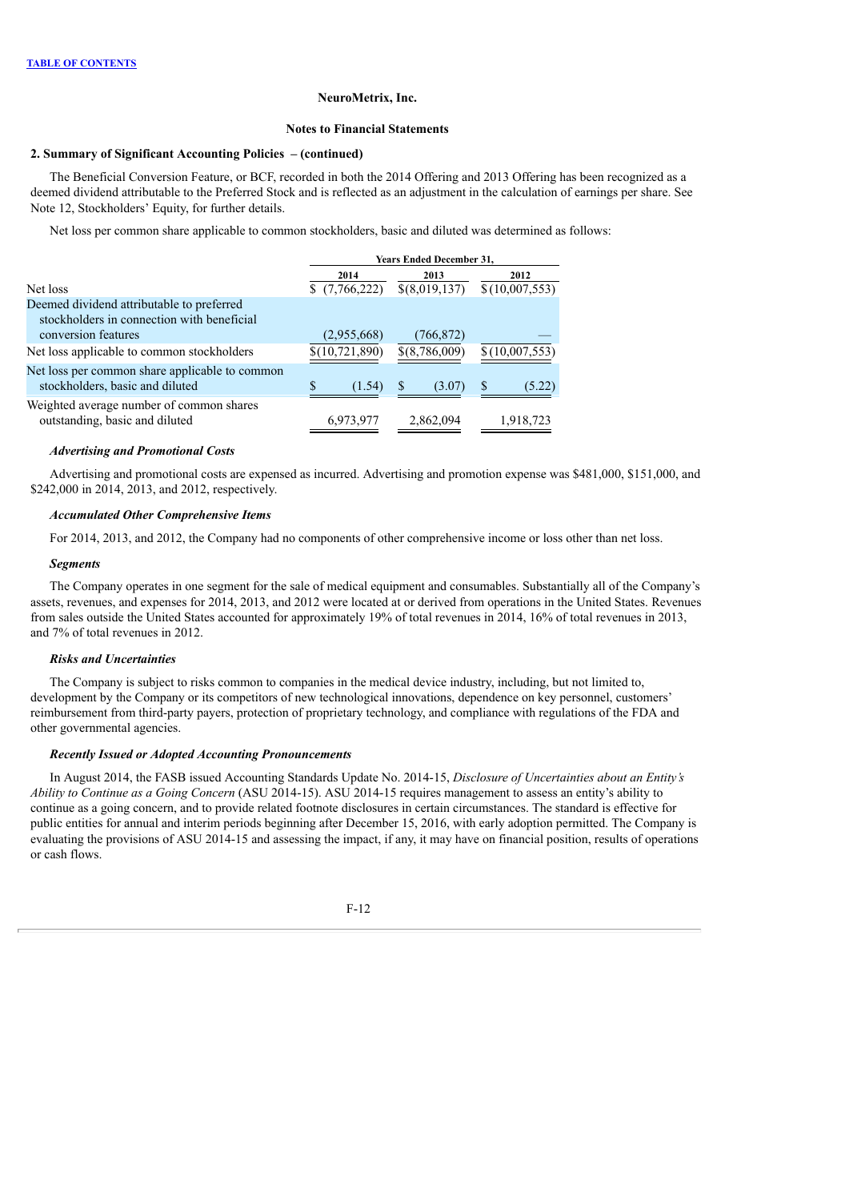**TABLE OF CONTENTS**

**NeuroMetrix, Inc.**

**Notes to Financial Statements**

**2. Summary of Significant Accounting Policies – (continued)**

The Beneficial Conversion Feature, or BCF, recorded in both the 2014 Offering and 2013 Offering has been recognized as a deemed dividend attributable to the Preferred Stock and is reflected as an adjustment in the calculation of earnings per share. See Note 12, Stockholders' Equity, for further details.

Net loss per common share applicable to common stockholders, basic and diluted was determined as follows:

| | Years Ended December 31, | | |
|---|---|---|---|
| | 2014 | 2013 | 2012 |
| Net loss | $ (7,766,222) | $(8,019,137) | $ (10,007,553) |
| Deemed dividend attributable to preferred stockholders in connection with beneficial conversion features | (2,955,668) | (766,872) | — |
| Net loss applicable to common stockholders | $(10,721,890) | $(8,786,009) | $ (10,007,553) |
| Net loss per common share applicable to common stockholders, basic and diluted | $ (1.54) | $ (3.07) | $ (5.22) |
| Weighted average number of common shares outstanding, basic and diluted | 6,973,977 | 2,862,094 | 1,918,723 |

***Advertising and Promotional Costs***

Advertising and promotional costs are expensed as incurred. Advertising and promotion expense was $481,000, $151,000, and $242,000 in 2014, 2013, and 2012, respectively.

***Accumulated Other Comprehensive Items***

For 2014, 2013, and 2012, the Company had no components of other comprehensive income or loss other than net loss.

***Segments***

The Company operates in one segment for the sale of medical equipment and consumables. Substantially all of the Company's assets, revenues, and expenses for 2014, 2013, and 2012 were located at or derived from operations in the United States. Revenues from sales outside the United States accounted for approximately 19% of total revenues in 2014, 16% of total revenues in 2013, and 7% of total revenues in 2012.

***Risks and Uncertainties***

The Company is subject to risks common to companies in the medical device industry, including, but not limited to, development by the Company or its competitors of new technological innovations, dependence on key personnel, customers' reimbursement from third-party payers, protection of proprietary technology, and compliance with regulations of the FDA and other governmental agencies.

***Recently Issued or Adopted Accounting Pronouncements***

In August 2014, the FASB issued Accounting Standards Update No. 2014-15, *Disclosure of Uncertainties about an Entity's Ability to Continue as a Going Concern* (ASU 2014-15). ASU 2014-15 requires management to assess an entity's ability to continue as a going concern, and to provide related footnote disclosures in certain circumstances. The standard is effective for public entities for annual and interim periods beginning after December 15, 2016, with early adoption permitted. The Company is evaluating the provisions of ASU 2014-15 and assessing the impact, if any, it may have on financial position, results of operations or cash flows.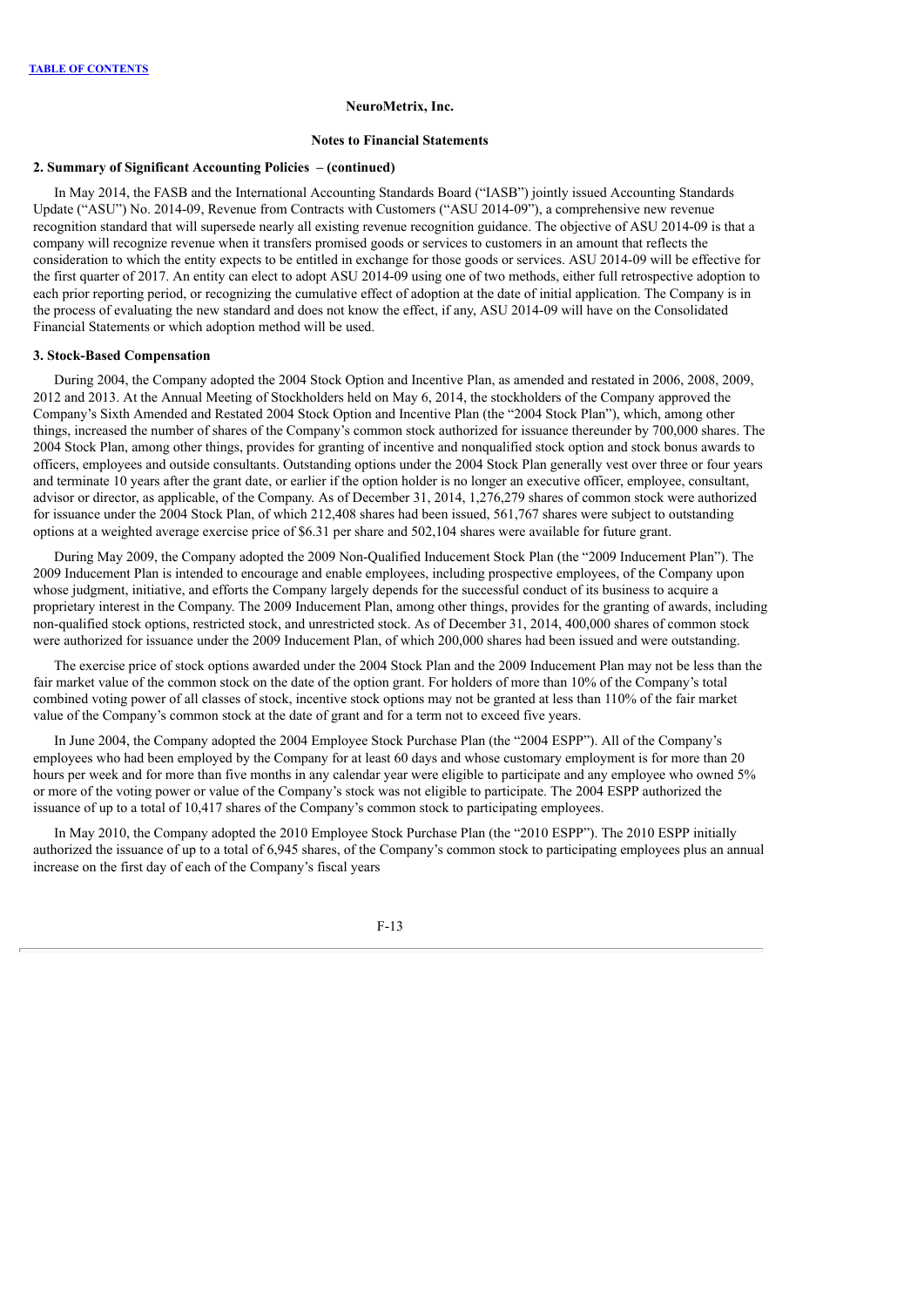**NeuroMetrix, Inc.**

**Notes to Financial Statements**

**2. Summary of Significant Accounting Policies – (continued)**

In May 2014, the FASB and the International Accounting Standards Board ("IASB") jointly issued Accounting Standards Update ("ASU") No. 2014-09, Revenue from Contracts with Customers ("ASU 2014-09"), a comprehensive new revenue recognition standard that will supersede nearly all existing revenue recognition guidance. The objective of ASU 2014-09 is that a company will recognize revenue when it transfers promised goods or services to customers in an amount that reflects the consideration to which the entity expects to be entitled in exchange for those goods or services. ASU 2014-09 will be effective for the first quarter of 2017. An entity can elect to adopt ASU 2014-09 using one of two methods, either full retrospective adoption to each prior reporting period, or recognizing the cumulative effect of adoption at the date of initial application. The Company is in the process of evaluating the new standard and does not know the effect, if any, ASU 2014-09 will have on the Consolidated Financial Statements or which adoption method will be used.

**3. Stock-Based Compensation**

During 2004, the Company adopted the 2004 Stock Option and Incentive Plan, as amended and restated in 2006, 2008, 2009, 2012 and 2013. At the Annual Meeting of Stockholders held on May 6, 2014, the stockholders of the Company approved the Company's Sixth Amended and Restated 2004 Stock Option and Incentive Plan (the "2004 Stock Plan"), which, among other things, increased the number of shares of the Company's common stock authorized for issuance thereunder by 700,000 shares. The 2004 Stock Plan, among other things, provides for granting of incentive and nonqualified stock option and stock bonus awards to officers, employees and outside consultants. Outstanding options under the 2004 Stock Plan generally vest over three or four years and terminate 10 years after the grant date, or earlier if the option holder is no longer an executive officer, employee, consultant, advisor or director, as applicable, of the Company. As of December 31, 2014, 1,276,279 shares of common stock were authorized for issuance under the 2004 Stock Plan, of which 212,408 shares had been issued, 561,767 shares were subject to outstanding options at a weighted average exercise price of $6.31 per share and 502,104 shares were available for future grant.

During May 2009, the Company adopted the 2009 Non-Qualified Inducement Stock Plan (the "2009 Inducement Plan"). The 2009 Inducement Plan is intended to encourage and enable employees, including prospective employees, of the Company upon whose judgment, initiative, and efforts the Company largely depends for the successful conduct of its business to acquire a proprietary interest in the Company. The 2009 Inducement Plan, among other things, provides for the granting of awards, including non-qualified stock options, restricted stock, and unrestricted stock. As of December 31, 2014, 400,000 shares of common stock were authorized for issuance under the 2009 Inducement Plan, of which 200,000 shares had been issued and were outstanding.

The exercise price of stock options awarded under the 2004 Stock Plan and the 2009 Inducement Plan may not be less than the fair market value of the common stock on the date of the option grant. For holders of more than 10% of the Company's total combined voting power of all classes of stock, incentive stock options may not be granted at less than 110% of the fair market value of the Company's common stock at the date of grant and for a term not to exceed five years.

In June 2004, the Company adopted the 2004 Employee Stock Purchase Plan (the "2004 ESPP"). All of the Company's employees who had been employed by the Company for at least 60 days and whose customary employment is for more than 20 hours per week and for more than five months in any calendar year were eligible to participate and any employee who owned 5% or more of the voting power or value of the Company's stock was not eligible to participate. The 2004 ESPP authorized the issuance of up to a total of 10,417 shares of the Company's common stock to participating employees.

In May 2010, the Company adopted the 2010 Employee Stock Purchase Plan (the "2010 ESPP"). The 2010 ESPP initially authorized the issuance of up to a total of 6,945 shares, of the Company's common stock to participating employees plus an annual increase on the first day of each of the Company's fiscal years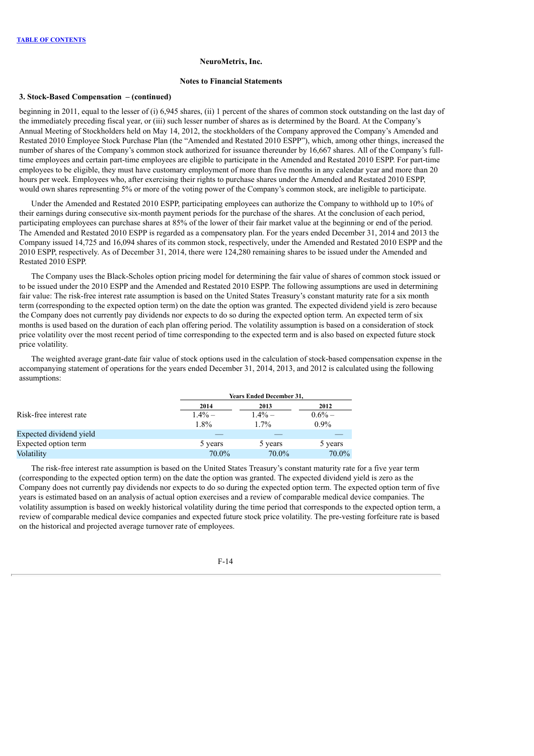**NeuroMetrix, Inc.**

**Notes to Financial Statements**

**3. Stock-Based Compensation – (continued)**

beginning in 2011, equal to the lesser of (i) 6,945 shares, (ii) 1 percent of the shares of common stock outstanding on the last day of the immediately preceding fiscal year, or (iii) such lesser number of shares as is determined by the Board. At the Company's Annual Meeting of Stockholders held on May 14, 2012, the stockholders of the Company approved the Company's Amended and Restated 2010 Employee Stock Purchase Plan (the "Amended and Restated 2010 ESPP"), which, among other things, increased the number of shares of the Company's common stock authorized for issuance thereunder by 16,667 shares. All of the Company's full-time employees and certain part-time employees are eligible to participate in the Amended and Restated 2010 ESPP. For part-time employees to be eligible, they must have customary employment of more than five months in any calendar year and more than 20 hours per week. Employees who, after exercising their rights to purchase shares under the Amended and Restated 2010 ESPP, would own shares representing 5% or more of the voting power of the Company's common stock, are ineligible to participate.

Under the Amended and Restated 2010 ESPP, participating employees can authorize the Company to withhold up to 10% of their earnings during consecutive six-month payment periods for the purchase of the shares. At the conclusion of each period, participating employees can purchase shares at 85% of the lower of their fair market value at the beginning or end of the period. The Amended and Restated 2010 ESPP is regarded as a compensatory plan. For the years ended December 31, 2014 and 2013 the Company issued 14,725 and 16,094 shares of its common stock, respectively, under the Amended and Restated 2010 ESPP and the 2010 ESPP, respectively. As of December 31, 2014, there were 124,280 remaining shares to be issued under the Amended and Restated 2010 ESPP.

The Company uses the Black-Scholes option pricing model for determining the fair value of shares of common stock issued or to be issued under the 2010 ESPP and the Amended and Restated 2010 ESPP. The following assumptions are used in determining fair value: The risk-free interest rate assumption is based on the United States Treasury's constant maturity rate for a six month term (corresponding to the expected option term) on the date the option was granted. The expected dividend yield is zero because the Company does not currently pay dividends nor expects to do so during the expected option term. An expected term of six months is used based on the duration of each plan offering period. The volatility assumption is based on a consideration of stock price volatility over the most recent period of time corresponding to the expected term and is also based on expected future stock price volatility.

The weighted average grant-date fair value of stock options used in the calculation of stock-based compensation expense in the accompanying statement of operations for the years ended December 31, 2014, 2013, and 2012 is calculated using the following assumptions:

| | Years Ended December 31, | | |
|---|---|---|---|
| | 2014 | 2013 | 2012 |
| Risk-free interest rate | 1.4% – 1.8% | 1.4% – 1.7% | 0.6% – 0.9% |
| Expected dividend yield | — | — | — |
| Expected option term | 5 years | 5 years | 5 years |
| Volatility | 70.0% | 70.0% | 70.0% |

The risk-free interest rate assumption is based on the United States Treasury's constant maturity rate for a five year term (corresponding to the expected option term) on the date the option was granted. The expected dividend yield is zero as the Company does not currently pay dividends nor expects to do so during the expected option term. The expected option term of five years is estimated based on an analysis of actual option exercises and a review of comparable medical device companies. The volatility assumption is based on weekly historical volatility during the time period that corresponds to the expected option term, a review of comparable medical device companies and expected future stock price volatility. The pre-vesting forfeiture rate is based on the historical and projected average turnover rate of employees.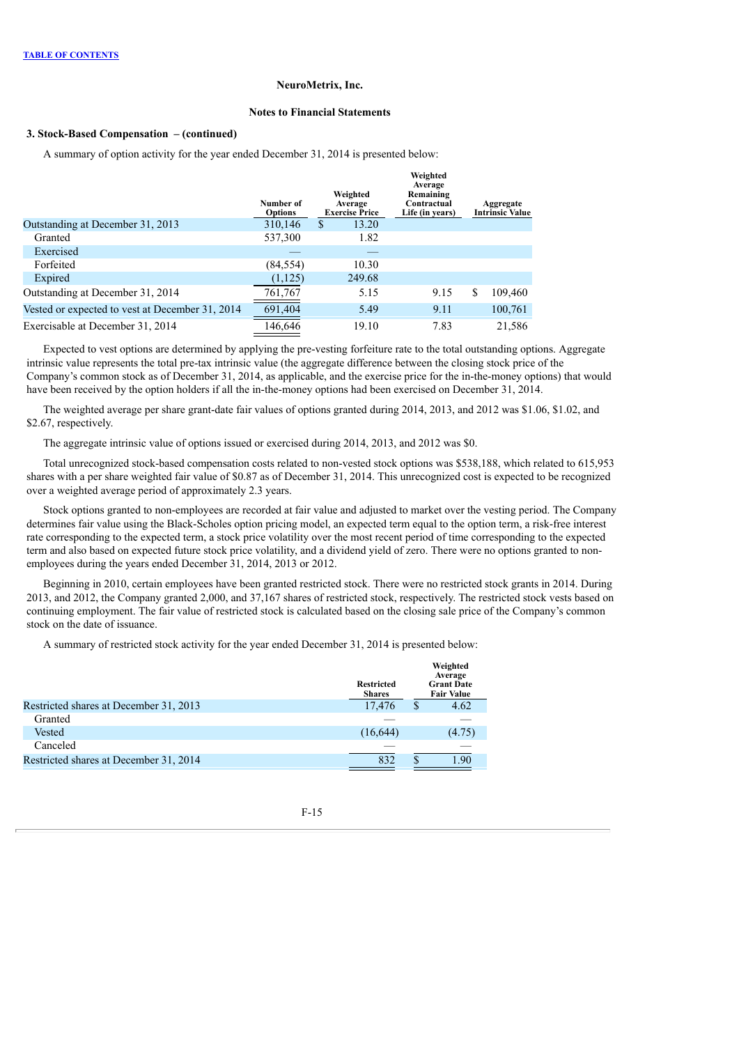**TABLE OF CONTENTS**

**NeuroMetrix, Inc.**

**Notes to Financial Statements**

**3. Stock-Based Compensation – (continued)**

A summary of option activity for the year ended December 31, 2014 is presented below:

| | Number of Options | Weighted Average Exercise Price | Weighted Average Remaining Contractual Life (in years) | Aggregate Intrinsic Value |
|---|---|---|---|---|
| Outstanding at December 31, 2013 | 310,146 | $ 13.20 | | |
| Granted | 537,300 | 1.82 | | |
| Exercised | — | — | | |
| Forfeited | (84,554) | 10.30 | | |
| Expired | (1,125) | 249.68 | | |
| Outstanding at December 31, 2014 | 761,767 | 5.15 | 9.15 | $ 109,460 |
| Vested or expected to vest at December 31, 2014 | 691,404 | 5.49 | 9.11 | 100,761 |
| Exercisable at December 31, 2014 | 146,646 | 19.10 | 7.83 | 21,586 |

Expected to vest options are determined by applying the pre-vesting forfeiture rate to the total outstanding options. Aggregate intrinsic value represents the total pre-tax intrinsic value (the aggregate difference between the closing stock price of the Company's common stock as of December 31, 2014, as applicable, and the exercise price for the in-the-money options) that would have been received by the option holders if all the in-the-money options had been exercised on December 31, 2014.

The weighted average per share grant-date fair values of options granted during 2014, 2013, and 2012 was $1.06, $1.02, and $2.67, respectively.

The aggregate intrinsic value of options issued or exercised during 2014, 2013, and 2012 was $0.

Total unrecognized stock-based compensation costs related to non-vested stock options was $538,188, which related to 615,953 shares with a per share weighted fair value of $0.87 as of December 31, 2014. This unrecognized cost is expected to be recognized over a weighted average period of approximately 2.3 years.

Stock options granted to non-employees are recorded at fair value and adjusted to market over the vesting period. The Company determines fair value using the Black-Scholes option pricing model, an expected term equal to the option term, a risk-free interest rate corresponding to the expected term, a stock price volatility over the most recent period of time corresponding to the expected term and also based on expected future stock price volatility, and a dividend yield of zero. There were no options granted to non-employees during the years ended December 31, 2014, 2013 or 2012.

Beginning in 2010, certain employees have been granted restricted stock. There were no restricted stock grants in 2014. During 2013, and 2012, the Company granted 2,000, and 37,167 shares of restricted stock, respectively. The restricted stock vests based on continuing employment. The fair value of restricted stock is calculated based on the closing sale price of the Company's common stock on the date of issuance.

A summary of restricted stock activity for the year ended December 31, 2014 is presented below:

| | Restricted Shares | Weighted Average Grant Date Fair Value |
|---|---|---|
| Restricted shares at December 31, 2013 | 17,476 | $ 4.62 |
| Granted | — | — |
| Vested | (16,644) | (4.75) |
| Canceled | — | — |
| Restricted shares at December 31, 2014 | 832 | $ 1.90 |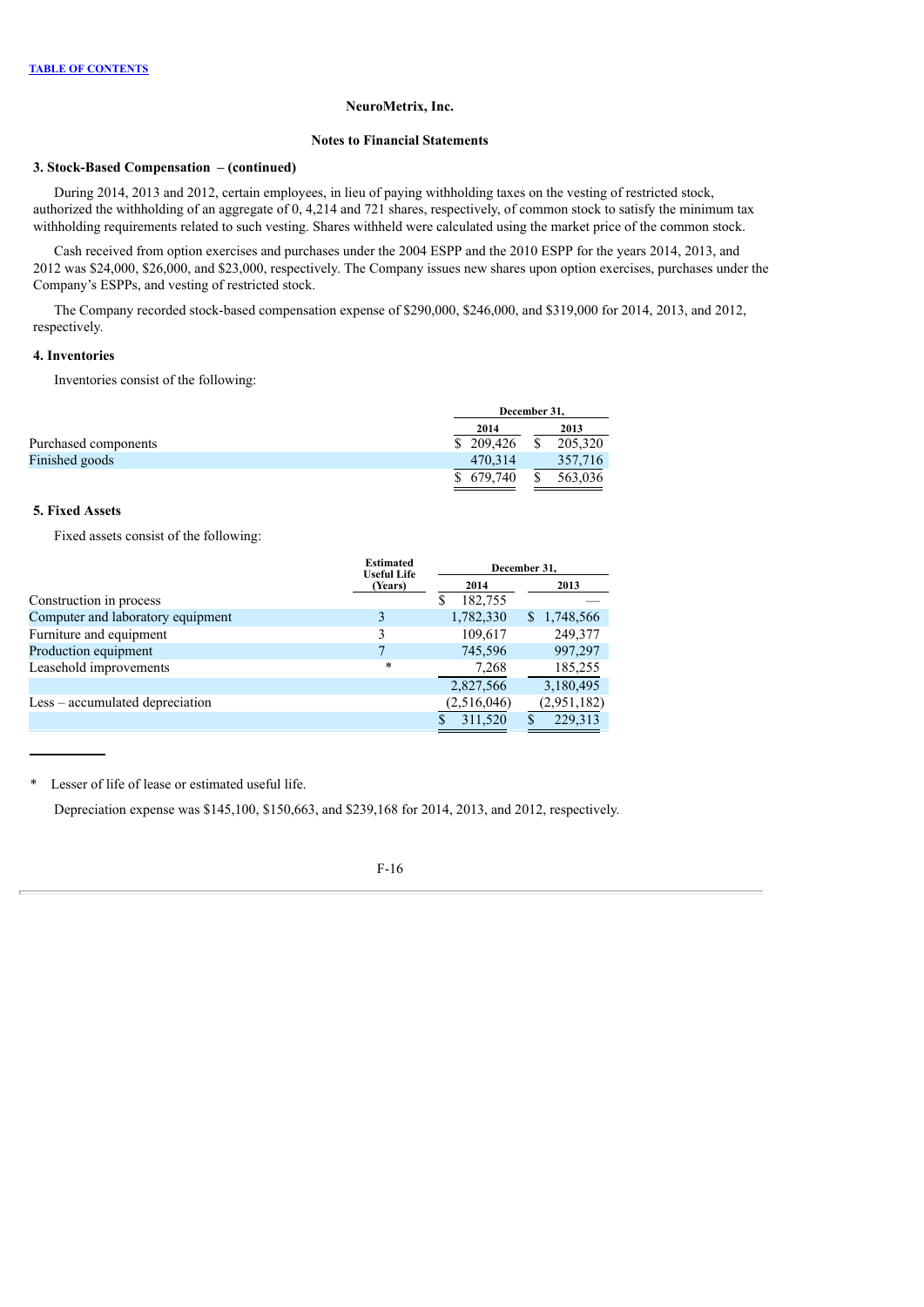NeuroMetrix, Inc.

Notes to Financial Statements

**3. Stock-Based Compensation – (continued)**

During 2014, 2013 and 2012, certain employees, in lieu of paying withholding taxes on the vesting of restricted stock, authorized the withholding of an aggregate of 0, 4,214 and 721 shares, respectively, of common stock to satisfy the minimum tax withholding requirements related to such vesting. Shares withheld were calculated using the market price of the common stock.

Cash received from option exercises and purchases under the 2004 ESPP and the 2010 ESPP for the years 2014, 2013, and 2012 was $24,000, $26,000, and $23,000, respectively. The Company issues new shares upon option exercises, purchases under the Company's ESPPs, and vesting of restricted stock.

The Company recorded stock-based compensation expense of $290,000, $246,000, and $319,000 for 2014, 2013, and 2012, respectively.

**4. Inventories**

Inventories consist of the following:

| | December 31, | |
|---|---|---|
| | 2014 | 2013 |
| Purchased components | $ 209,426 | $ 205,320 |
| Finished goods | 470,314 | 357,716 |
| | $ 679,740 | $ 563,036 |

**5. Fixed Assets**

Fixed assets consist of the following:

| | Estimated Useful Life (Years) | December 31, | |
|---|---|---|---|
| | | 2014 | 2013 |
| Construction in process | | $ 182,755 | — |
| Computer and laboratory equipment | 3 | 1,782,330 | $ 1,748,566 |
| Furniture and equipment | 3 | 109,617 | 249,377 |
| Production equipment | 7 | 745,596 | 997,297 |
| Leasehold improvements | * | 7,268 | 185,255 |
| | | 2,827,566 | 3,180,495 |
| Less – accumulated depreciation | | (2,516,046) | (2,951,182) |
| | | $ 311,520 | $ 229,313 |

---

\* Lesser of life of lease or estimated useful life.

Depreciation expense was $145,100, $150,663, and $239,168 for 2014, 2013, and 2012, respectively.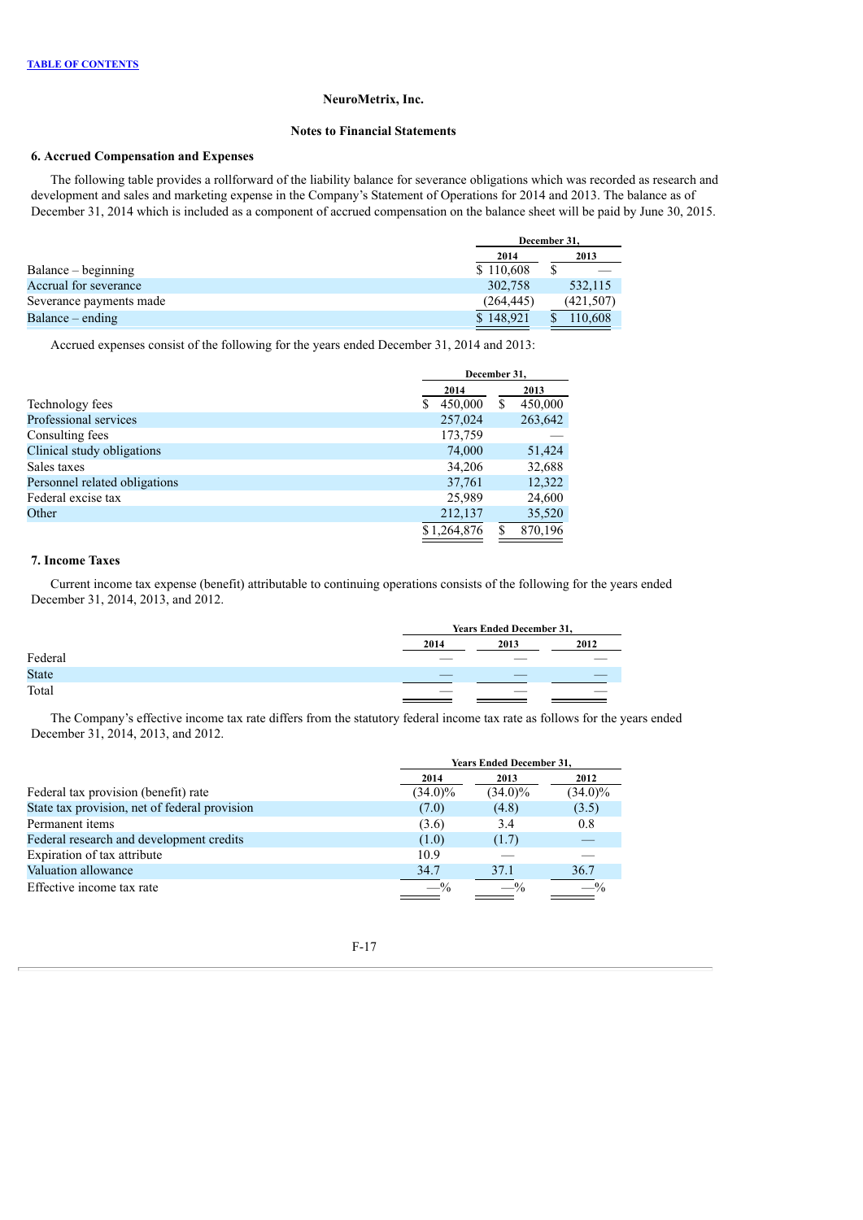NeuroMetrix, Inc.

Notes to Financial Statements

### 6. Accrued Compensation and Expenses

The following table provides a rollforward of the liability balance for severance obligations which was recorded as research and development and sales and marketing expense in the Company's Statement of Operations for 2014 and 2013. The balance as of December 31, 2014 which is included as a component of accrued compensation on the balance sheet will be paid by June 30, 2015.

| | December 31, | |
|---|---|---|
| | 2014 | 2013 |
| Balance – beginning | $ 110,608 | $ — |
| Accrual for severance | 302,758 | 532,115 |
| Severance payments made | (264,445) | (421,507) |
| Balance – ending | $ 148,921 | $ 110,608 |

Accrued expenses consist of the following for the years ended December 31, 2014 and 2013:

| | December 31, | |
|---|---|---|
| | 2014 | 2013 |
| Technology fees | $ 450,000 | $ 450,000 |
| Professional services | 257,024 | 263,642 |
| Consulting fees | 173,759 | — |
| Clinical study obligations | 74,000 | 51,424 |
| Sales taxes | 34,206 | 32,688 |
| Personnel related obligations | 37,761 | 12,322 |
| Federal excise tax | 25,989 | 24,600 |
| Other | 212,137 | 35,520 |
| | $1,264,876 | $ 870,196 |

### 7. Income Taxes

Current income tax expense (benefit) attributable to continuing operations consists of the following for the years ended December 31, 2014, 2013, and 2012.

| | Years Ended December 31, | | |
|---|---|---|---|
| | 2014 | 2013 | 2012 |
| Federal | — | — | — |
| State | — | — | — |
| Total | — | — | — |

The Company's effective income tax rate differs from the statutory federal income tax rate as follows for the years ended December 31, 2014, 2013, and 2012.

| | Years Ended December 31, | | |
|---|---|---|---|
| | 2014 | 2013 | 2012 |
| Federal tax provision (benefit) rate | (34.0)% | (34.0)% | (34.0)% |
| State tax provision, net of federal provision | (7.0) | (4.8) | (3.5) |
| Permanent items | (3.6) | 3.4 | 0.8 |
| Federal research and development credits | (1.0) | (1.7) | — |
| Expiration of tax attribute | 10.9 | — | — |
| Valuation allowance | 34.7 | 37.1 | 36.7 |
| Effective income tax rate | —% | —% | —% |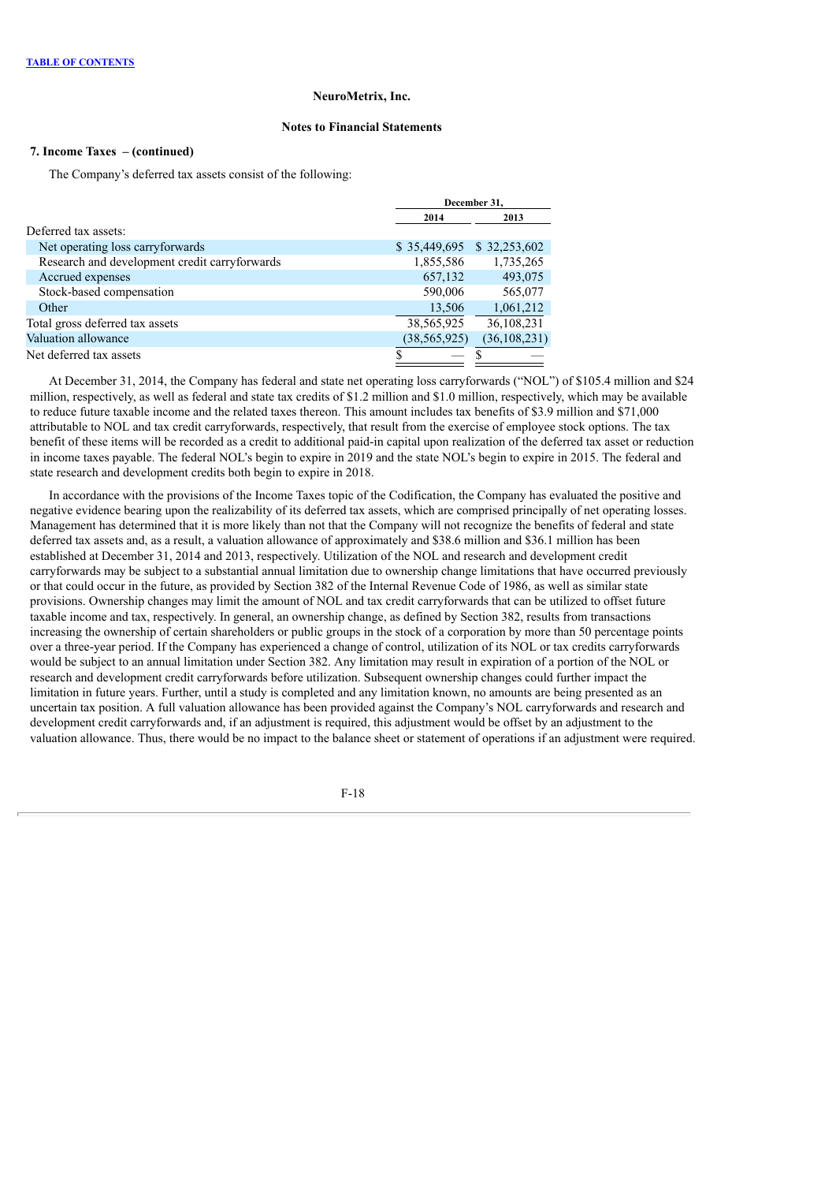NeuroMetrix, Inc.

Notes to Financial Statements

**7. Income Taxes – (continued)**

The Company's deferred tax assets consist of the following:

| | December 31, | |
|---|---|---|
| | 2014 | 2013 |
| Deferred tax assets: | | |
| Net operating loss carryforwards | $ 35,449,695 | $ 32,253,602 |
| Research and development credit carryforwards | 1,855,586 | 1,735,265 |
| Accrued expenses | 657,132 | 493,075 |
| Stock-based compensation | 590,006 | 565,077 |
| Other | 13,506 | 1,061,212 |
| Total gross deferred tax assets | 38,565,925 | 36,108,231 |
| Valuation allowance | (38,565,925) | (36,108,231) |
| Net deferred tax assets | $ — | $ — |

At December 31, 2014, the Company has federal and state net operating loss carryforwards ("NOL") of $105.4 million and $24 million, respectively, as well as federal and state tax credits of $1.2 million and $1.0 million, respectively, which may be available to reduce future taxable income and the related taxes thereon. This amount includes tax benefits of $3.9 million and $71,000 attributable to NOL and tax credit carryforwards, respectively, that result from the exercise of employee stock options. The tax benefit of these items will be recorded as a credit to additional paid-in capital upon realization of the deferred tax asset or reduction in income taxes payable. The federal NOL's begin to expire in 2019 and the state NOL's begin to expire in 2015. The federal and state research and development credits both begin to expire in 2018.

In accordance with the provisions of the Income Taxes topic of the Codification, the Company has evaluated the positive and negative evidence bearing upon the realizability of its deferred tax assets, which are comprised principally of net operating losses. Management has determined that it is more likely than not that the Company will not recognize the benefits of federal and state deferred tax assets and, as a result, a valuation allowance of approximately and $38.6 million and $36.1 million has been established at December 31, 2014 and 2013, respectively. Utilization of the NOL and research and development credit carryforwards may be subject to a substantial annual limitation due to ownership change limitations that have occurred previously or that could occur in the future, as provided by Section 382 of the Internal Revenue Code of 1986, as well as similar state provisions. Ownership changes may limit the amount of NOL and tax credit carryforwards that can be utilized to offset future taxable income and tax, respectively. In general, an ownership change, as defined by Section 382, results from transactions increasing the ownership of certain shareholders or public groups in the stock of a corporation by more than 50 percentage points over a three-year period. If the Company has experienced a change of control, utilization of its NOL or tax credits carryforwards would be subject to an annual limitation under Section 382. Any limitation may result in expiration of a portion of the NOL or research and development credit carryforwards before utilization. Subsequent ownership changes could further impact the limitation in future years. Further, until a study is completed and any limitation known, no amounts are being presented as an uncertain tax position. A full valuation allowance has been provided against the Company's NOL carryforwards and research and development credit carryforwards and, if an adjustment is required, this adjustment would be offset by an adjustment to the valuation allowance. Thus, there would be no impact to the balance sheet or statement of operations if an adjustment were required.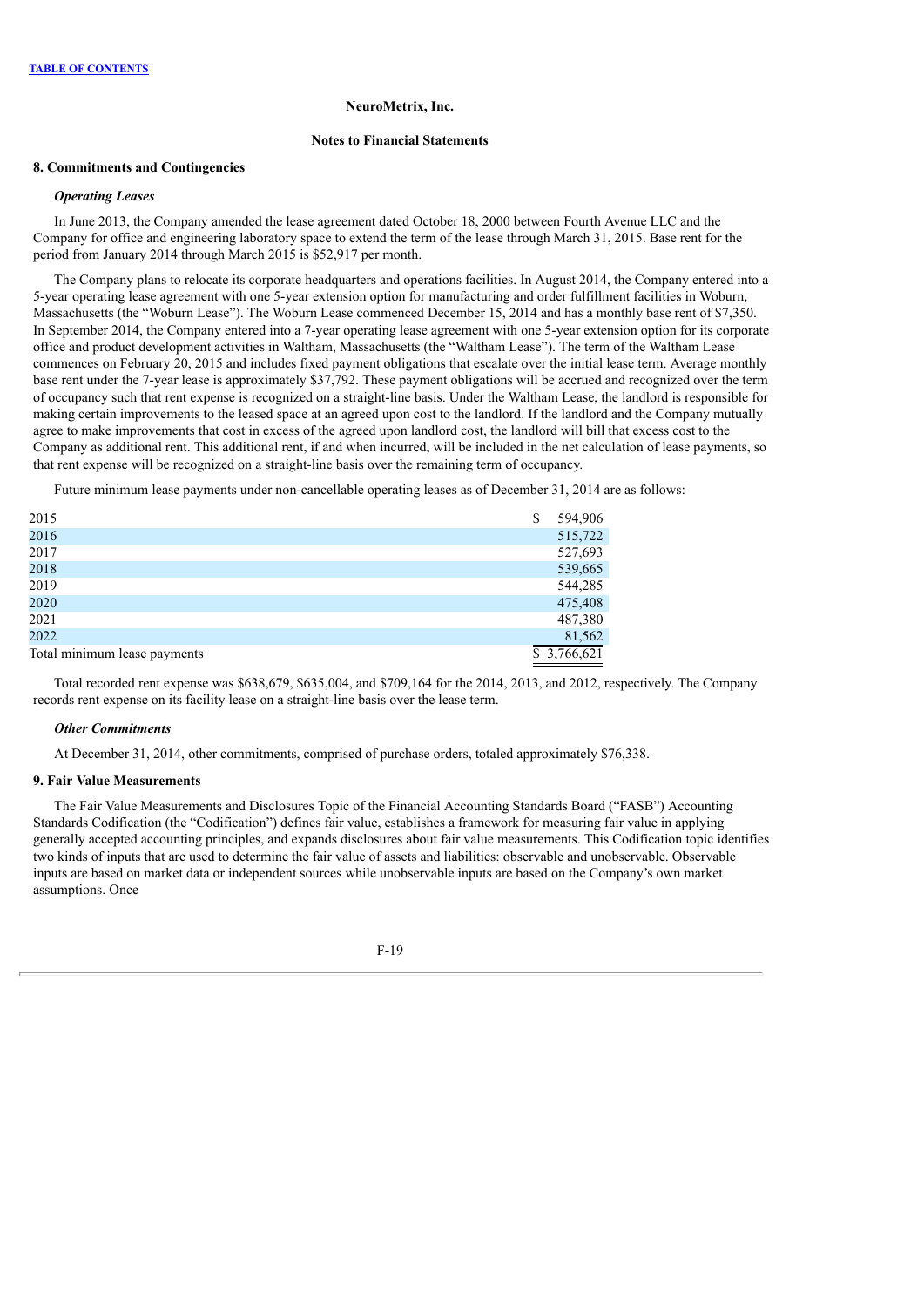**NeuroMetrix, Inc.**

**Notes to Financial Statements**

## 8. Commitments and Contingencies

### *Operating Leases*

In June 2013, the Company amended the lease agreement dated October 18, 2000 between Fourth Avenue LLC and the Company for office and engineering laboratory space to extend the term of the lease through March 31, 2015. Base rent for the period from January 2014 through March 2015 is $52,917 per month.

The Company plans to relocate its corporate headquarters and operations facilities. In August 2014, the Company entered into a 5-year operating lease agreement with one 5-year extension option for manufacturing and order fulfillment facilities in Woburn, Massachusetts (the "Woburn Lease"). The Woburn Lease commenced December 15, 2014 and has a monthly base rent of $7,350. In September 2014, the Company entered into a 7-year operating lease agreement with one 5-year extension option for its corporate office and product development activities in Waltham, Massachusetts (the "Waltham Lease"). The term of the Waltham Lease commences on February 20, 2015 and includes fixed payment obligations that escalate over the initial lease term. Average monthly base rent under the 7-year lease is approximately $37,792. These payment obligations will be accrued and recognized over the term of occupancy such that rent expense is recognized on a straight-line basis. Under the Waltham Lease, the landlord is responsible for making certain improvements to the leased space at an agreed upon cost to the landlord. If the landlord and the Company mutually agree to make improvements that cost in excess of the agreed upon landlord cost, the landlord will bill that excess cost to the Company as additional rent. This additional rent, if and when incurred, will be included in the net calculation of lease payments, so that rent expense will be recognized on a straight-line basis over the remaining term of occupancy.

Future minimum lease payments under non-cancellable operating leases as of December 31, 2014 are as follows:

| | |
|---|---|
| 2015 | $ 594,906 |
| 2016 | 515,722 |
| 2017 | 527,693 |
| 2018 | 539,665 |
| 2019 | 544,285 |
| 2020 | 475,408 |
| 2021 | 487,380 |
| 2022 | 81,562 |
| Total minimum lease payments | $ 3,766,621 |

Total recorded rent expense was $638,679, $635,004, and $709,164 for the 2014, 2013, and 2012, respectively. The Company records rent expense on its facility lease on a straight-line basis over the lease term.

### *Other Commitments*

At December 31, 2014, other commitments, comprised of purchase orders, totaled approximately $76,338.

## 9. Fair Value Measurements

The Fair Value Measurements and Disclosures Topic of the Financial Accounting Standards Board ("FASB") Accounting Standards Codification (the "Codification") defines fair value, establishes a framework for measuring fair value in applying generally accepted accounting principles, and expands disclosures about fair value measurements. This Codification topic identifies two kinds of inputs that are used to determine the fair value of assets and liabilities: observable and unobservable. Observable inputs are based on market data or independent sources while unobservable inputs are based on the Company's own market assumptions. Once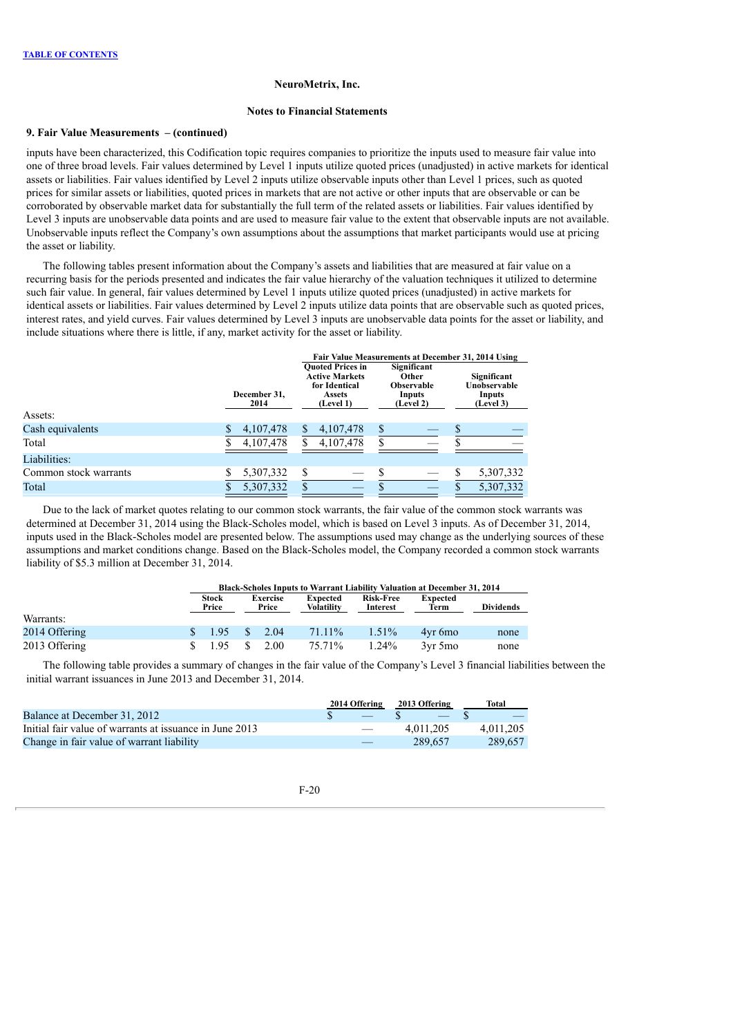**TABLE OF CONTENTS**

NeuroMetrix, Inc.

Notes to Financial Statements

### 9. Fair Value Measurements – (continued)

inputs have been characterized, this Codification topic requires companies to prioritize the inputs used to measure fair value into one of three broad levels. Fair values determined by Level 1 inputs utilize quoted prices (unadjusted) in active markets for identical assets or liabilities. Fair values identified by Level 2 inputs utilize observable inputs other than Level 1 prices, such as quoted prices for similar assets or liabilities, quoted prices in markets that are not active or other inputs that are observable or can be corroborated by observable market data for substantially the full term of the related assets or liabilities. Fair values identified by Level 3 inputs are unobservable data points and are used to measure fair value to the extent that observable inputs are not available. Unobservable inputs reflect the Company's own assumptions about the assumptions that market participants would use at pricing the asset or liability.

The following tables present information about the Company's assets and liabilities that are measured at fair value on a recurring basis for the periods presented and indicates the fair value hierarchy of the valuation techniques it utilized to determine such fair value. In general, fair values determined by Level 1 inputs utilize quoted prices (unadjusted) in active markets for identical assets or liabilities. Fair values determined by Level 2 inputs utilize data points that are observable such as quoted prices, interest rates, and yield curves. Fair values determined by Level 3 inputs are unobservable data points for the asset or liability, and include situations where there is little, if any, market activity for the asset or liability.

| | | Fair Value Measurements at December 31, 2014 Using | | |
|---|---|---|---|---|
| | December 31, 2014 | Quoted Prices in Active Markets for Identical Assets (Level 1) | Significant Other Observable Inputs (Level 2) | Significant Unobservable Inputs (Level 3) |
| Assets: | | | | |
| Cash equivalents | $ 4,107,478 | $ 4,107,478 | $ — | $ — |
| Total | $ 4,107,478 | $ 4,107,478 | $ — | $ — |
| Liabilities: | | | | |
| Common stock warrants | $ 5,307,332 | $ — | $ — | $ 5,307,332 |
| Total | $ 5,307,332 | $ — | $ — | $ 5,307,332 |

Due to the lack of market quotes relating to our common stock warrants, the fair value of the common stock warrants was determined at December 31, 2014 using the Black-Scholes model, which is based on Level 3 inputs. As of December 31, 2014, inputs used in the Black-Scholes model are presented below. The assumptions used may change as the underlying sources of these assumptions and market conditions change. Based on the Black-Scholes model, the Company recorded a common stock warrants liability of $5.3 million at December 31, 2014.

| | Black-Scholes Inputs to Warrant Liability Valuation at December 31, 2014 | | | | | |
|---|---|---|---|---|---|---|
| | Stock Price | Exercise Price | Expected Volatility | Risk-Free Interest | Expected Term | Dividends |
| Warrants: | | | | | | |
| 2014 Offering | $ 1.95 | $ 2.04 | 71.11% | 1.51% | 4yr 6mo | none |
| 2013 Offering | $ 1.95 | $ 2.00 | 75.71% | 1.24% | 3yr 5mo | none |

The following table provides a summary of changes in the fair value of the Company's Level 3 financial liabilities between the initial warrant issuances in June 2013 and December 31, 2014.

| | 2014 Offering | 2013 Offering | Total |
|---|---|---|---|
| Balance at December 31, 2012 | $ — | $ — | $ — |
| Initial fair value of warrants at issuance in June 2013 | — | 4,011,205 | 4,011,205 |
| Change in fair value of warrant liability | — | 289,657 | 289,657 |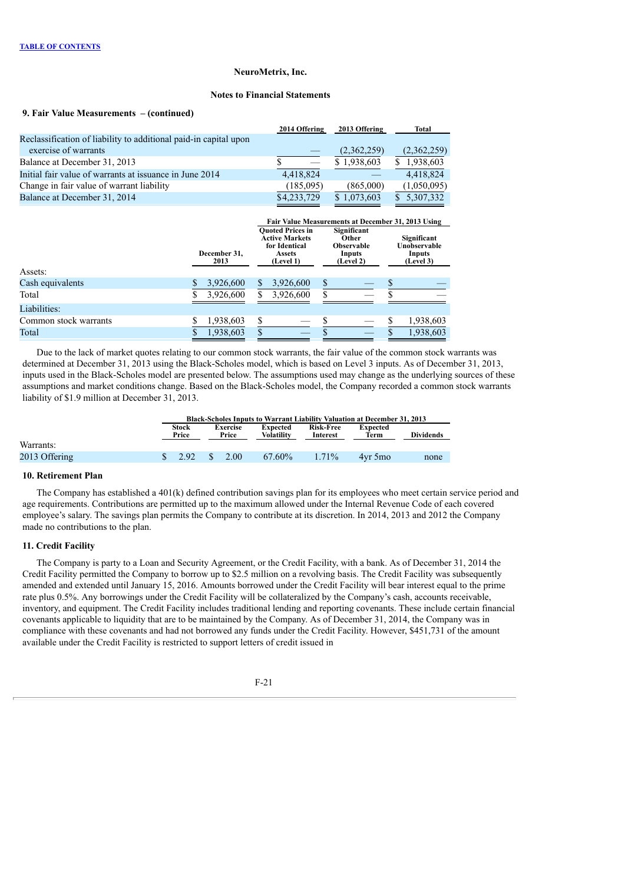NeuroMetrix, Inc.

Notes to Financial Statements

### 9. Fair Value Measurements – (continued)

| | 2014 Offering | 2013 Offering | Total |
|---|---|---|---|
| Reclassification of liability to additional paid-in capital upon exercise of warrants | — | (2,362,259) | (2,362,259) |
| Balance at December 31, 2013 | $ — | $ 1,938,603 | $ 1,938,603 |
| Initial fair value of warrants at issuance in June 2014 | 4,418,824 | — | 4,418,824 |
| Change in fair value of warrant liability | (185,095) | (865,000) | (1,050,095) |
| Balance at December 31, 2014 | $4,233,729 | $ 1,073,603 | $ 5,307,332 |

| | | Fair Value Measurements at December 31, 2013 Using | | |
|---|---|---|---|---|
| | December 31, 2013 | Quoted Prices in Active Markets for Identical Assets (Level 1) | Significant Other Observable Inputs (Level 2) | Significant Unobservable Inputs (Level 3) |
| Assets: | | | | |
| Cash equivalents | $ 3,926,600 | $ 3,926,600 | $ — | $ — |
| Total | $ 3,926,600 | $ 3,926,600 | $ — | $ — |
| Liabilities: | | | | |
| Common stock warrants | $ 1,938,603 | $ — | $ — | $ 1,938,603 |
| Total | $ 1,938,603 | $ — | $ — | $ 1,938,603 |

Due to the lack of market quotes relating to our common stock warrants, the fair value of the common stock warrants was determined at December 31, 2013 using the Black-Scholes model, which is based on Level 3 inputs. As of December 31, 2013, inputs used in the Black-Scholes model are presented below. The assumptions used may change as the underlying sources of these assumptions and market conditions change. Based on the Black-Scholes model, the Company recorded a common stock warrants liability of $1.9 million at December 31, 2013.

| | Black-Scholes Inputs to Warrant Liability Valuation at December 31, 2013 | | | | | |
|---|---|---|---|---|---|---|
| | Stock Price | Exercise Price | Expected Volatility | Risk-Free Interest | Expected Term | Dividends |
| Warrants: | | | | | | |
| 2013 Offering | $ 2.92 | $ 2.00 | 67.60% | 1.71% | 4yr 5mo | none |

### 10. Retirement Plan

The Company has established a 401(k) defined contribution savings plan for its employees who meet certain service period and age requirements. Contributions are permitted up to the maximum allowed under the Internal Revenue Code of each covered employee's salary. The savings plan permits the Company to contribute at its discretion. In 2014, 2013 and 2012 the Company made no contributions to the plan.

### 11. Credit Facility

The Company is party to a Loan and Security Agreement, or the Credit Facility, with a bank. As of December 31, 2014 the Credit Facility permitted the Company to borrow up to $2.5 million on a revolving basis. The Credit Facility was subsequently amended and extended until January 15, 2016. Amounts borrowed under the Credit Facility will bear interest equal to the prime rate plus 0.5%. Any borrowings under the Credit Facility will be collateralized by the Company's cash, accounts receivable, inventory, and equipment. The Credit Facility includes traditional lending and reporting covenants. These include certain financial covenants applicable to liquidity that are to be maintained by the Company. As of December 31, 2014, the Company was in compliance with these covenants and had not borrowed any funds under the Credit Facility. However, $451,731 of the amount available under the Credit Facility is restricted to support letters of credit issued in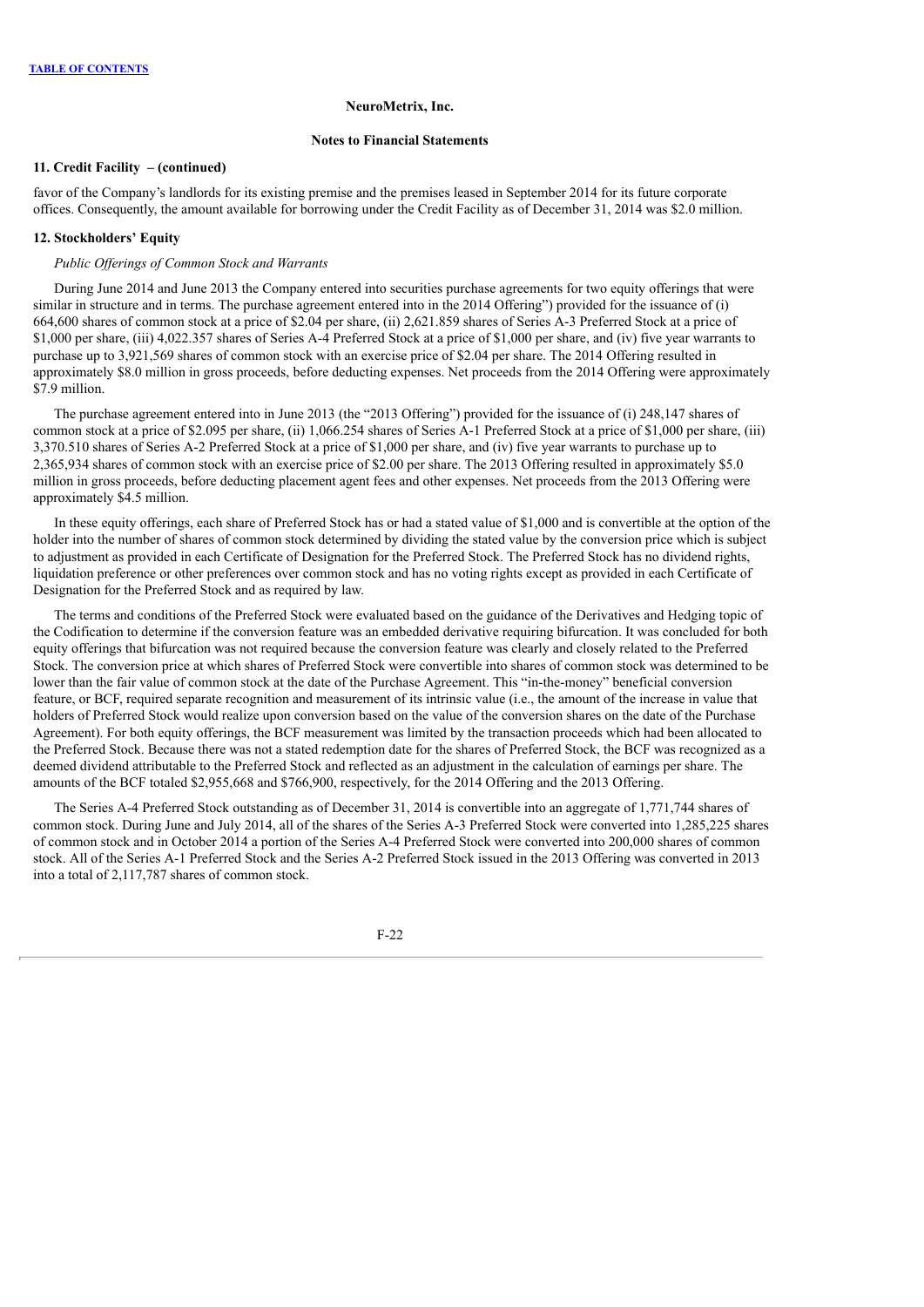**NeuroMetrix, Inc.**

**Notes to Financial Statements**

**11. Credit Facility – (continued)**

favor of the Company's landlords for its existing premise and the premises leased in September 2014 for its future corporate offices. Consequently, the amount available for borrowing under the Credit Facility as of December 31, 2014 was $2.0 million.

## 12. Stockholders' Equity

*Public Offerings of Common Stock and Warrants*

During June 2014 and June 2013 the Company entered into securities purchase agreements for two equity offerings that were similar in structure and in terms. The purchase agreement entered into in the 2014 Offering") provided for the issuance of (i) 664,600 shares of common stock at a price of $2.04 per share, (ii) 2,621.859 shares of Series A-3 Preferred Stock at a price of $1,000 per share, (iii) 4,022.357 shares of Series A-4 Preferred Stock at a price of $1,000 per share, and (iv) five year warrants to purchase up to 3,921,569 shares of common stock with an exercise price of $2.04 per share. The 2014 Offering resulted in approximately $8.0 million in gross proceeds, before deducting expenses. Net proceeds from the 2014 Offering were approximately $7.9 million.

The purchase agreement entered into in June 2013 (the "2013 Offering") provided for the issuance of (i) 248,147 shares of common stock at a price of $2.095 per share, (ii) 1,066.254 shares of Series A-1 Preferred Stock at a price of $1,000 per share, (iii) 3,370.510 shares of Series A-2 Preferred Stock at a price of $1,000 per share, and (iv) five year warrants to purchase up to 2,365,934 shares of common stock with an exercise price of $2.00 per share. The 2013 Offering resulted in approximately $5.0 million in gross proceeds, before deducting placement agent fees and other expenses. Net proceeds from the 2013 Offering were approximately $4.5 million.

In these equity offerings, each share of Preferred Stock has or had a stated value of $1,000 and is convertible at the option of the holder into the number of shares of common stock determined by dividing the stated value by the conversion price which is subject to adjustment as provided in each Certificate of Designation for the Preferred Stock. The Preferred Stock has no dividend rights, liquidation preference or other preferences over common stock and has no voting rights except as provided in each Certificate of Designation for the Preferred Stock and as required by law.

The terms and conditions of the Preferred Stock were evaluated based on the guidance of the Derivatives and Hedging topic of the Codification to determine if the conversion feature was an embedded derivative requiring bifurcation. It was concluded for both equity offerings that bifurcation was not required because the conversion feature was clearly and closely related to the Preferred Stock. The conversion price at which shares of Preferred Stock were convertible into shares of common stock was determined to be lower than the fair value of common stock at the date of the Purchase Agreement. This "in-the-money" beneficial conversion feature, or BCF, required separate recognition and measurement of its intrinsic value (i.e., the amount of the increase in value that holders of Preferred Stock would realize upon conversion based on the value of the conversion shares on the date of the Purchase Agreement). For both equity offerings, the BCF measurement was limited by the transaction proceeds which had been allocated to the Preferred Stock. Because there was not a stated redemption date for the shares of Preferred Stock, the BCF was recognized as a deemed dividend attributable to the Preferred Stock and reflected as an adjustment in the calculation of earnings per share. The amounts of the BCF totaled $2,955,668 and $766,900, respectively, for the 2014 Offering and the 2013 Offering.

The Series A-4 Preferred Stock outstanding as of December 31, 2014 is convertible into an aggregate of 1,771,744 shares of common stock. During June and July 2014, all of the shares of the Series A-3 Preferred Stock were converted into 1,285,225 shares of common stock and in October 2014 a portion of the Series A-4 Preferred Stock were converted into 200,000 shares of common stock. All of the Series A-1 Preferred Stock and the Series A-2 Preferred Stock issued in the 2013 Offering was converted in 2013 into a total of 2,117,787 shares of common stock.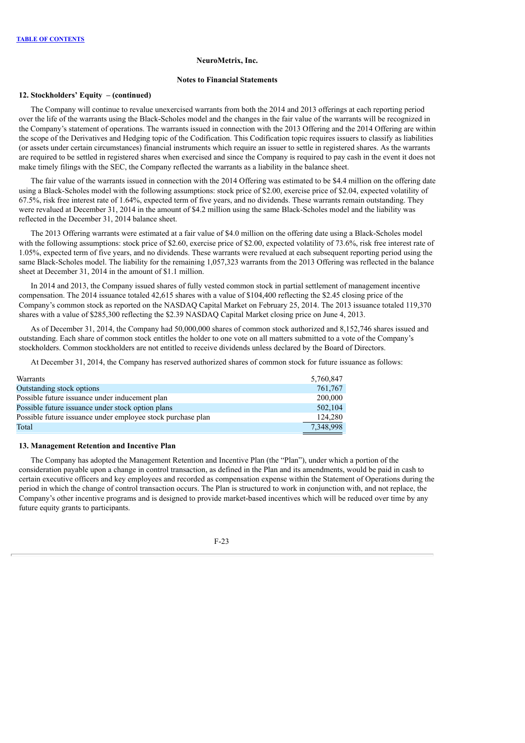**NeuroMetrix, Inc.**

**Notes to Financial Statements**

**12. Stockholders' Equity – (continued)**

The Company will continue to revalue unexercised warrants from both the 2014 and 2013 offerings at each reporting period over the life of the warrants using the Black-Scholes model and the changes in the fair value of the warrants will be recognized in the Company's statement of operations. The warrants issued in connection with the 2013 Offering and the 2014 Offering are within the scope of the Derivatives and Hedging topic of the Codification. This Codification topic requires issuers to classify as liabilities (or assets under certain circumstances) financial instruments which require an issuer to settle in registered shares. As the warrants are required to be settled in registered shares when exercised and since the Company is required to pay cash in the event it does not make timely filings with the SEC, the Company reflected the warrants as a liability in the balance sheet.

The fair value of the warrants issued in connection with the 2014 Offering was estimated to be $4.4 million on the offering date using a Black-Scholes model with the following assumptions: stock price of $2.00, exercise price of $2.04, expected volatility of 67.5%, risk free interest rate of 1.64%, expected term of five years, and no dividends. These warrants remain outstanding. They were revalued at December 31, 2014 in the amount of $4.2 million using the same Black-Scholes model and the liability was reflected in the December 31, 2014 balance sheet.

The 2013 Offering warrants were estimated at a fair value of $4.0 million on the offering date using a Black-Scholes model with the following assumptions: stock price of $2.60, exercise price of $2.00, expected volatility of 73.6%, risk free interest rate of 1.05%, expected term of five years, and no dividends. These warrants were revalued at each subsequent reporting period using the same Black-Scholes model. The liability for the remaining 1,057,323 warrants from the 2013 Offering was reflected in the balance sheet at December 31, 2014 in the amount of $1.1 million.

In 2014 and 2013, the Company issued shares of fully vested common stock in partial settlement of management incentive compensation. The 2014 issuance totaled 42,615 shares with a value of $104,400 reflecting the $2.45 closing price of the Company's common stock as reported on the NASDAQ Capital Market on February 25, 2014. The 2013 issuance totaled 119,370 shares with a value of $285,300 reflecting the $2.39 NASDAQ Capital Market closing price on June 4, 2013.

As of December 31, 2014, the Company had 50,000,000 shares of common stock authorized and 8,152,746 shares issued and outstanding. Each share of common stock entitles the holder to one vote on all matters submitted to a vote of the Company's stockholders. Common stockholders are not entitled to receive dividends unless declared by the Board of Directors.

At December 31, 2014, the Company has reserved authorized shares of common stock for future issuance as follows:

| | |
|---|---|
| Warrants | 5,760,847 |
| Outstanding stock options | 761,767 |
| Possible future issuance under inducement plan | 200,000 |
| Possible future issuance under stock option plans | 502,104 |
| Possible future issuance under employee stock purchase plan | 124,280 |
| Total | 7,348,998 |

**13. Management Retention and Incentive Plan**

The Company has adopted the Management Retention and Incentive Plan (the "Plan"), under which a portion of the consideration payable upon a change in control transaction, as defined in the Plan and its amendments, would be paid in cash to certain executive officers and key employees and recorded as compensation expense within the Statement of Operations during the period in which the change of control transaction occurs. The Plan is structured to work in conjunction with, and not replace, the Company's other incentive programs and is designed to provide market-based incentives which will be reduced over time by any future equity grants to participants.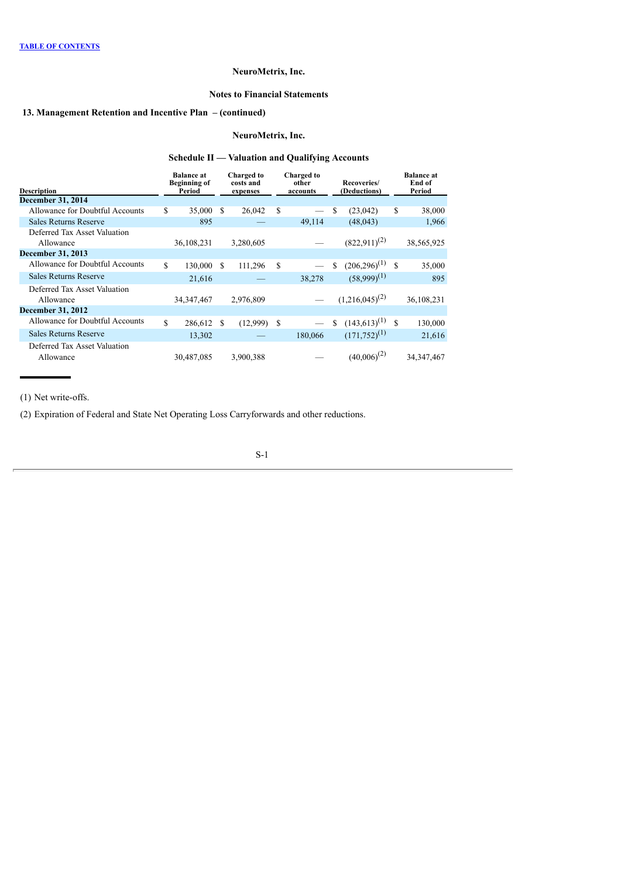TABLE OF CONTENTS

NeuroMetrix, Inc.

Notes to Financial Statements

### 13. Management Retention and Incentive Plan – (continued)

NeuroMetrix, Inc.

### Schedule II — Valuation and Qualifying Accounts

| Description | Balance at Beginning of Period | Charged to costs and expenses | Charged to other accounts | Recoveries/ (Deductions) | Balance at End of Period |
|---|---|---|---|---|---|
| **December 31, 2014** | | | | | |
| Allowance for Doubtful Accounts | $ 35,000 | $ 26,042 | $ — | $ (23,042) | $ 38,000 |
| Sales Returns Reserve | 895 | — | 49,114 | (48,043) | 1,966 |
| Deferred Tax Asset Valuation Allowance | 36,108,231 | 3,280,605 | — | (822,911)(2) | 38,565,925 |
| **December 31, 2013** | | | | | |
| Allowance for Doubtful Accounts | $ 130,000 | $ 111,296 | $ — | $ (206,296)(1) | $ 35,000 |
| Sales Returns Reserve | 21,616 | — | 38,278 | (58,999)(1) | 895 |
| Deferred Tax Asset Valuation Allowance | 34,347,467 | 2,976,809 | — | (1,216,045)(2) | 36,108,231 |
| **December 31, 2012** | | | | | |
| Allowance for Doubtful Accounts | $ 286,612 | $ (12,999) | $ — | $ (143,613)(1) | $ 130,000 |
| Sales Returns Reserve | 13,302 | — | 180,066 | (171,752)(1) | 21,616 |
| Deferred Tax Asset Valuation Allowance | 30,487,085 | 3,900,388 | — | (40,006)(2) | 34,347,467 |

(1) Net write-offs.

(2) Expiration of Federal and State Net Operating Loss Carryforwards and other reductions.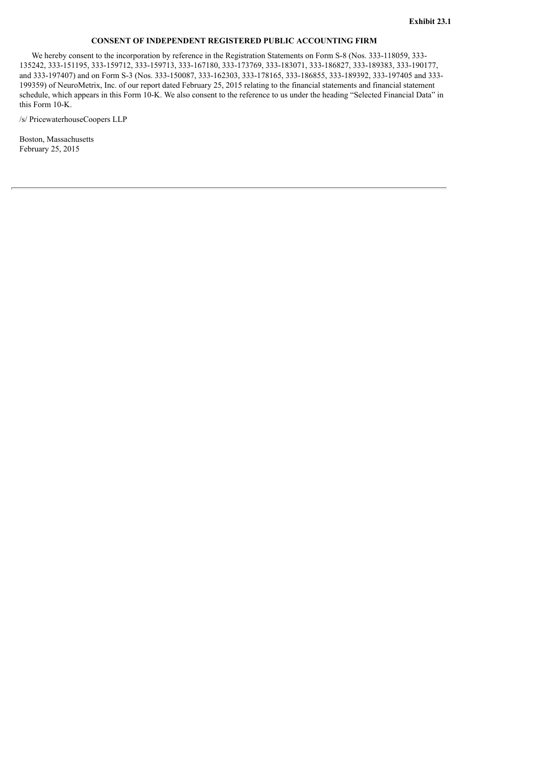**Exhibit 23.1**

**CONSENT OF INDEPENDENT REGISTERED PUBLIC ACCOUNTING FIRM**

We hereby consent to the incorporation by reference in the Registration Statements on Form S-8 (Nos. 333-118059, 333-135242, 333-151195, 333-159712, 333-159713, 333-167180, 333-173769, 333-183071, 333-186827, 333-189383, 333-190177, and 333-197407) and on Form S-3 (Nos. 333-150087, 333-162303, 333-178165, 333-186855, 333-189392, 333-197405 and 333-199359) of NeuroMetrix, Inc. of our report dated February 25, 2015 relating to the financial statements and financial statement schedule, which appears in this Form 10-K. We also consent to the reference to us under the heading "Selected Financial Data" in this Form 10-K.

/s/ PricewaterhouseCoopers LLP

Boston, Massachusetts
February 25, 2015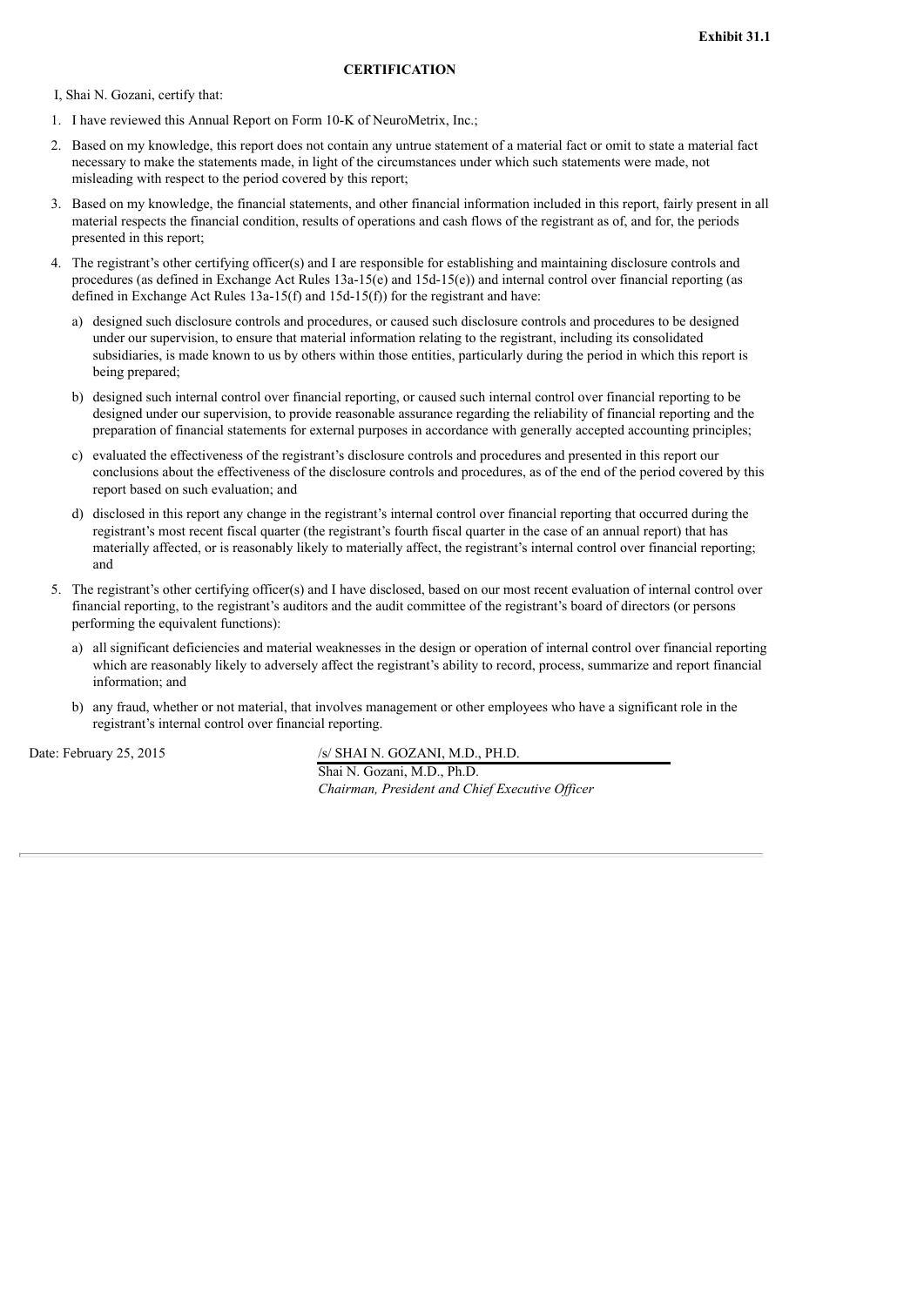**Exhibit 31.1**

**CERTIFICATION**

I, Shai N. Gozani, certify that:

1. I have reviewed this Annual Report on Form 10-K of NeuroMetrix, Inc.;
2. Based on my knowledge, this report does not contain any untrue statement of a material fact or omit to state a material fact necessary to make the statements made, in light of the circumstances under which such statements were made, not misleading with respect to the period covered by this report;
3. Based on my knowledge, the financial statements, and other financial information included in this report, fairly present in all material respects the financial condition, results of operations and cash flows of the registrant as of, and for, the periods presented in this report;
4. The registrant's other certifying officer(s) and I are responsible for establishing and maintaining disclosure controls and procedures (as defined in Exchange Act Rules 13a-15(e) and 15d-15(e)) and internal control over financial reporting (as defined in Exchange Act Rules 13a-15(f) and 15d-15(f)) for the registrant and have:
   a) designed such disclosure controls and procedures, or caused such disclosure controls and procedures to be designed under our supervision, to ensure that material information relating to the registrant, including its consolidated subsidiaries, is made known to us by others within those entities, particularly during the period in which this report is being prepared;
   b) designed such internal control over financial reporting, or caused such internal control over financial reporting to be designed under our supervision, to provide reasonable assurance regarding the reliability of financial reporting and the preparation of financial statements for external purposes in accordance with generally accepted accounting principles;
   c) evaluated the effectiveness of the registrant's disclosure controls and procedures and presented in this report our conclusions about the effectiveness of the disclosure controls and procedures, as of the end of the period covered by this report based on such evaluation; and
   d) disclosed in this report any change in the registrant's internal control over financial reporting that occurred during the registrant's most recent fiscal quarter (the registrant's fourth fiscal quarter in the case of an annual report) that has materially affected, or is reasonably likely to materially affect, the registrant's internal control over financial reporting; and
5. The registrant's other certifying officer(s) and I have disclosed, based on our most recent evaluation of internal control over financial reporting, to the registrant's auditors and the audit committee of the registrant's board of directors (or persons performing the equivalent functions):
   a) all significant deficiencies and material weaknesses in the design or operation of internal control over financial reporting which are reasonably likely to adversely affect the registrant's ability to record, process, summarize and report financial information; and
   b) any fraud, whether or not material, that involves management or other employees who have a significant role in the registrant's internal control over financial reporting.

Date: February 25, 2015

/s/ SHAI N. GOZANI, M.D., PH.D.
Shai N. Gozani, M.D., Ph.D.
*Chairman, President and Chief Executive Officer*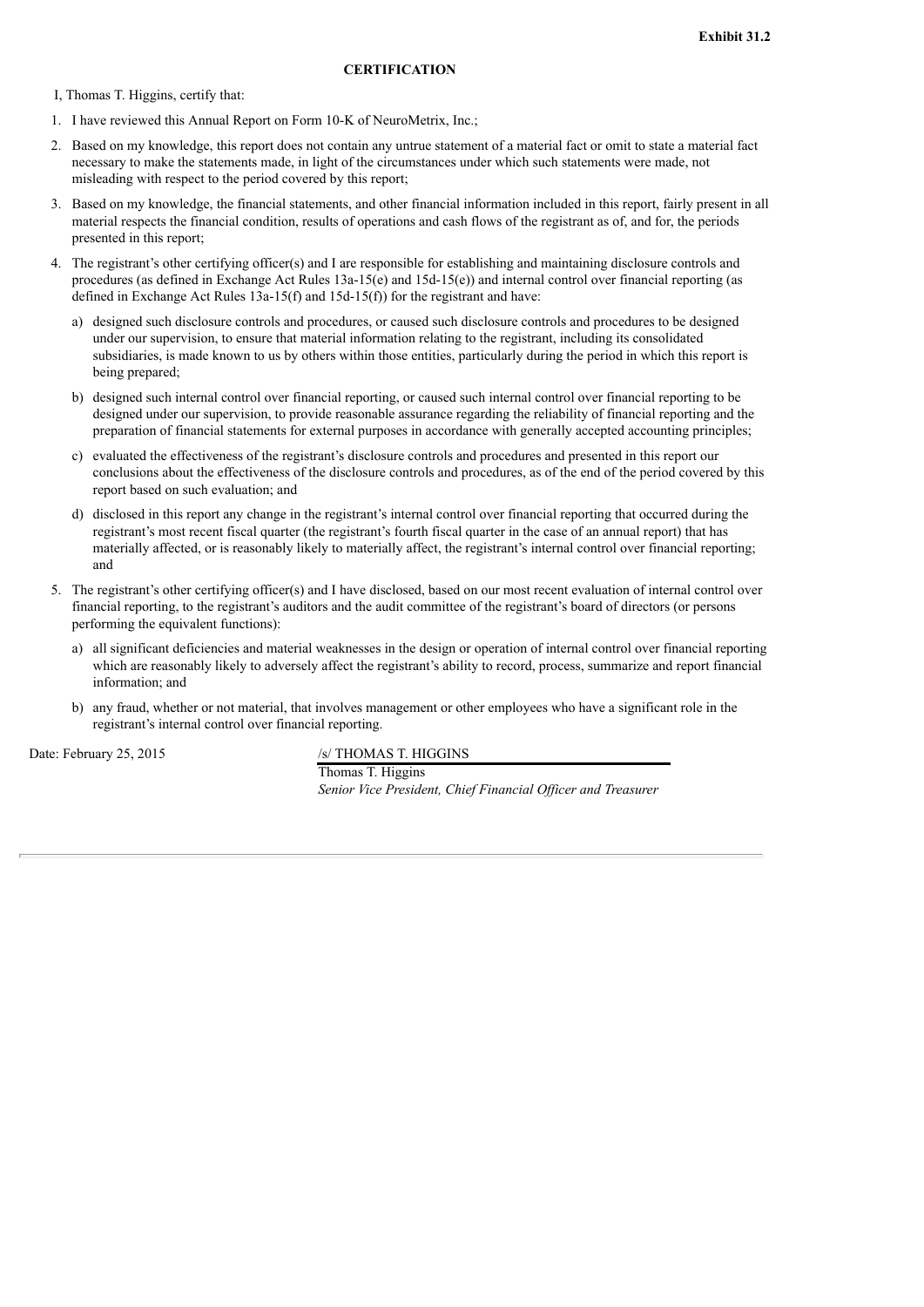**Exhibit 31.2**

# CERTIFICATION

I, Thomas T. Higgins, certify that:

1. I have reviewed this Annual Report on Form 10-K of NeuroMetrix, Inc.;
2. Based on my knowledge, this report does not contain any untrue statement of a material fact or omit to state a material fact necessary to make the statements made, in light of the circumstances under which such statements were made, not misleading with respect to the period covered by this report;
3. Based on my knowledge, the financial statements, and other financial information included in this report, fairly present in all material respects the financial condition, results of operations and cash flows of the registrant as of, and for, the periods presented in this report;
4. The registrant's other certifying officer(s) and I are responsible for establishing and maintaining disclosure controls and procedures (as defined in Exchange Act Rules 13a-15(e) and 15d-15(e)) and internal control over financial reporting (as defined in Exchange Act Rules 13a-15(f) and 15d-15(f)) for the registrant and have:
   a) designed such disclosure controls and procedures, or caused such disclosure controls and procedures to be designed under our supervision, to ensure that material information relating to the registrant, including its consolidated subsidiaries, is made known to us by others within those entities, particularly during the period in which this report is being prepared;
   b) designed such internal control over financial reporting, or caused such internal control over financial reporting to be designed under our supervision, to provide reasonable assurance regarding the reliability of financial reporting and the preparation of financial statements for external purposes in accordance with generally accepted accounting principles;
   c) evaluated the effectiveness of the registrant's disclosure controls and procedures and presented in this report our conclusions about the effectiveness of the disclosure controls and procedures, as of the end of the period covered by this report based on such evaluation; and
   d) disclosed in this report any change in the registrant's internal control over financial reporting that occurred during the registrant's most recent fiscal quarter (the registrant's fourth fiscal quarter in the case of an annual report) that has materially affected, or is reasonably likely to materially affect, the registrant's internal control over financial reporting; and
5. The registrant's other certifying officer(s) and I have disclosed, based on our most recent evaluation of internal control over financial reporting, to the registrant's auditors and the audit committee of the registrant's board of directors (or persons performing the equivalent functions):
   a) all significant deficiencies and material weaknesses in the design or operation of internal control over financial reporting which are reasonably likely to adversely affect the registrant's ability to record, process, summarize and report financial information; and
   b) any fraud, whether or not material, that involves management or other employees who have a significant role in the registrant's internal control over financial reporting.

Date: February 25, 2015

/s/ THOMAS T. HIGGINS

Thomas T. Higgins

*Senior Vice President, Chief Financial Officer and Treasurer*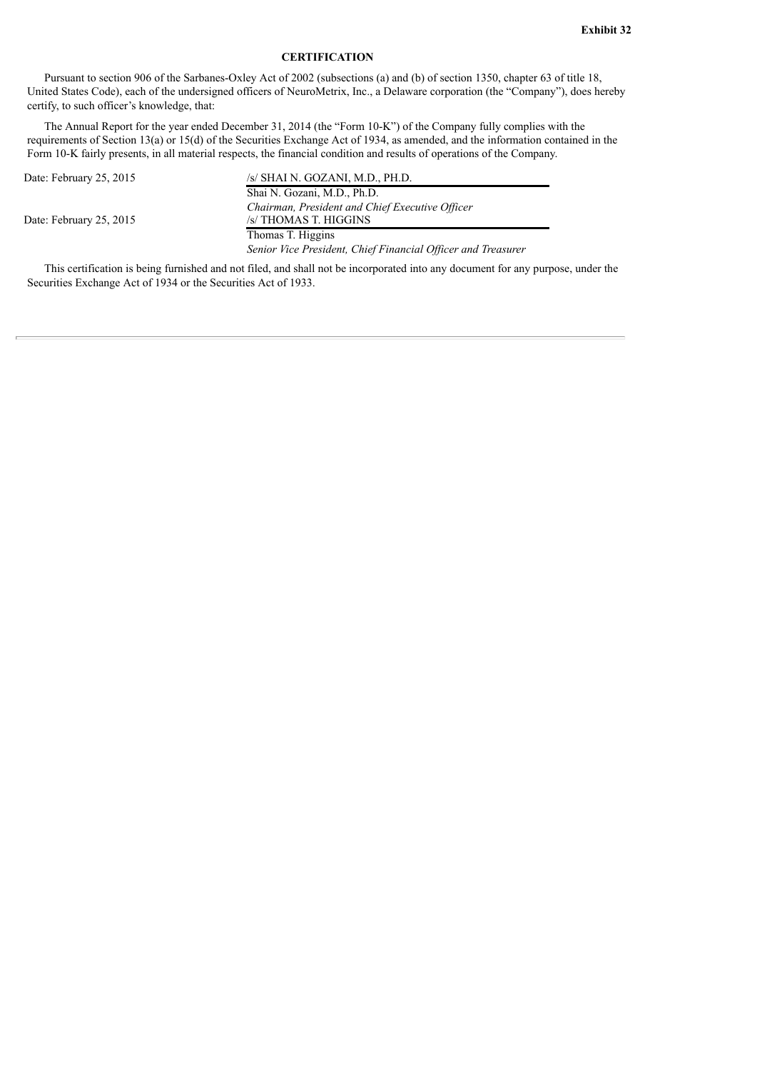**Exhibit 32**

**CERTIFICATION**

Pursuant to section 906 of the Sarbanes-Oxley Act of 2002 (subsections (a) and (b) of section 1350, chapter 63 of title 18, United States Code), each of the undersigned officers of NeuroMetrix, Inc., a Delaware corporation (the "Company"), does hereby certify, to such officer's knowledge, that:

The Annual Report for the year ended December 31, 2014 (the "Form 10-K") of the Company fully complies with the requirements of Section 13(a) or 15(d) of the Securities Exchange Act of 1934, as amended, and the information contained in the Form 10-K fairly presents, in all material respects, the financial condition and results of operations of the Company.

| | |
|---|---|
| Date: February 25, 2015 | /s/ SHAI N. GOZANI, M.D., PH.D. |
| | Shai N. Gozani, M.D., Ph.D. |
| | *Chairman, President and Chief Executive Officer* |
| Date: February 25, 2015 | /s/ THOMAS T. HIGGINS |
| | Thomas T. Higgins |
| | *Senior Vice President, Chief Financial Officer and Treasurer* |

This certification is being furnished and not filed, and shall not be incorporated into any document for any purpose, under the Securities Exchange Act of 1934 or the Securities Act of 1933.